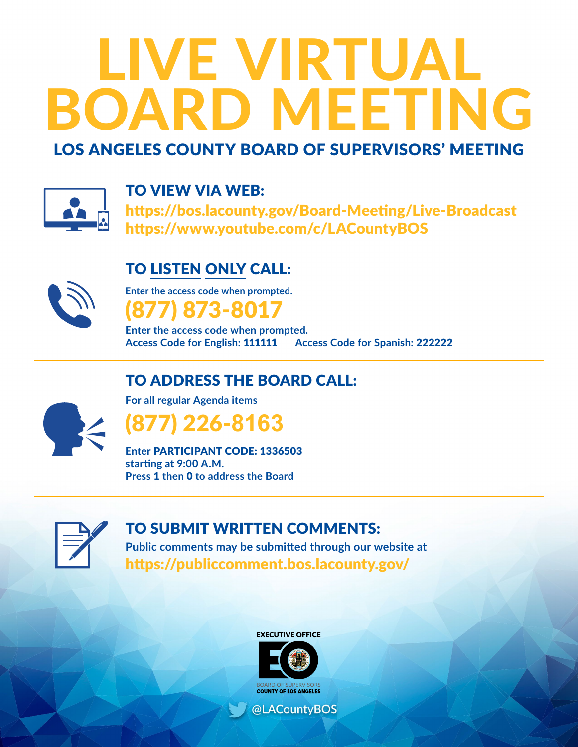# LIVE VIRTUAL BOARD MEETING

## LOS ANGELES COUNTY BOARD OF SUPERVISORS' MEETING

### TO VIEW VIA WEB:

https://bos.lacounty.gov/Board-Meeting/Live-Broadcast
https://www.youtube.com/c/LACountyBOS

### TO LISTEN ONLY CALL:

**Enter the access code when prompted.**

**(877) 873-8017**

**Enter the access code when prompted.**
**Access Code for English: 111111** **Access Code for Spanish: 222222**

### TO ADDRESS THE BOARD CALL:

**For all regular Agenda items**

**(877) 226-8163**

**Enter PARTICIPANT CODE: 1336503**
**starting at 9:00 A.M.**
**Press 1 then 0 to address the Board**

### TO SUBMIT WRITTEN COMMENTS:

**Public comments may be submitted through our website at**
https://publiccomment.bos.lacounty.gov/

EXECUTIVE OFFICE
BOARD OF SUPERVISORS
COUNTY OF LOS ANGELES

@LACountyBOS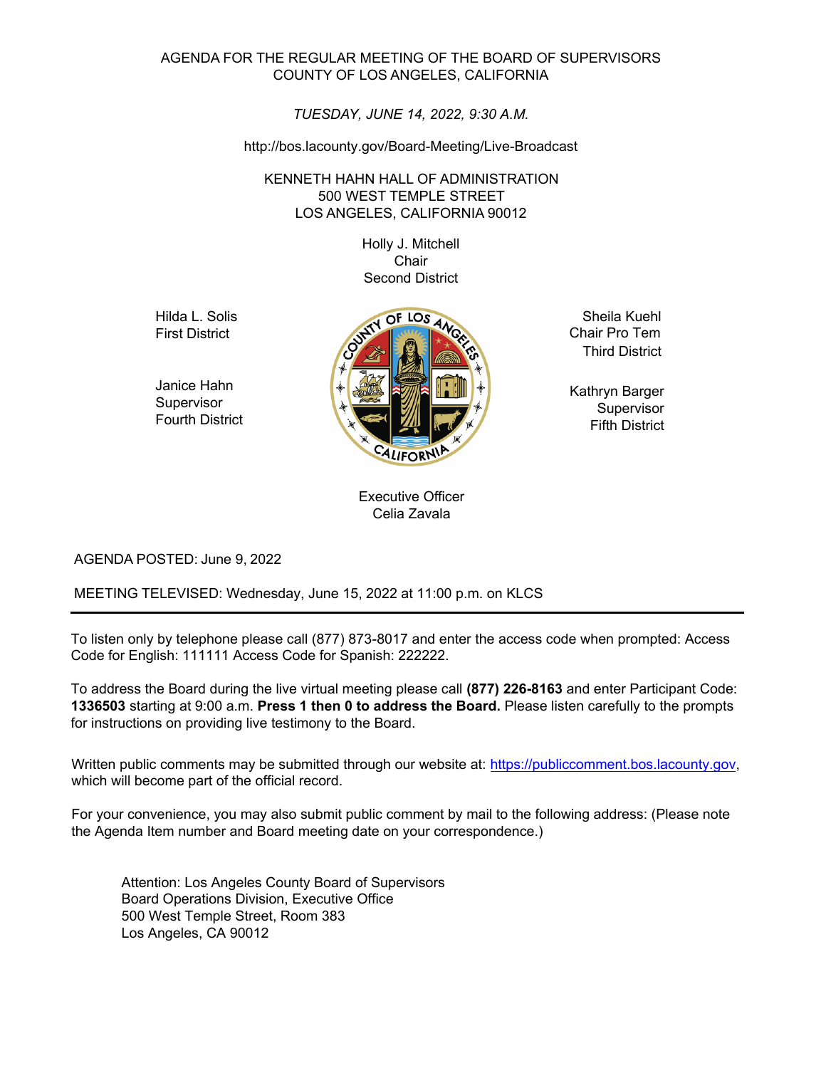AGENDA FOR THE REGULAR MEETING OF THE BOARD OF SUPERVISORS
COUNTY OF LOS ANGELES, CALIFORNIA

*TUESDAY, JUNE 14, 2022, 9:30 A.M.*

http://bos.lacounty.gov/Board-Meeting/Live-Broadcast

KENNETH HAHN HALL OF ADMINISTRATION
500 WEST TEMPLE STREET
LOS ANGELES, CALIFORNIA 90012

Holly J. Mitchell
Chair
Second District

Hilda L. Solis
First District

Sheila Kuehl
Chair Pro Tem
Third District

Janice Hahn
Supervisor
Fourth District

Kathryn Barger
Supervisor
Fifth District

Executive Officer
Celia Zavala

AGENDA POSTED: June 9, 2022

MEETING TELEVISED: Wednesday, June 15, 2022 at 11:00 p.m. on KLCS

---

To listen only by telephone please call (877) 873-8017 and enter the access code when prompted: Access Code for English: 111111 Access Code for Spanish: 222222.

To address the Board during the live virtual meeting please call **(877) 226-8163** and enter Participant Code: **1336503** starting at 9:00 a.m. **Press 1 then 0 to address the Board.** Please listen carefully to the prompts for instructions on providing live testimony to the Board.

Written public comments may be submitted through our website at: https://publiccomment.bos.lacounty.gov, which will become part of the official record.

For your convenience, you may also submit public comment by mail to the following address: (Please note the Agenda Item number and Board meeting date on your correspondence.)

Attention: Los Angeles County Board of Supervisors
Board Operations Division, Executive Office
500 West Temple Street, Room 383
Los Angeles, CA 90012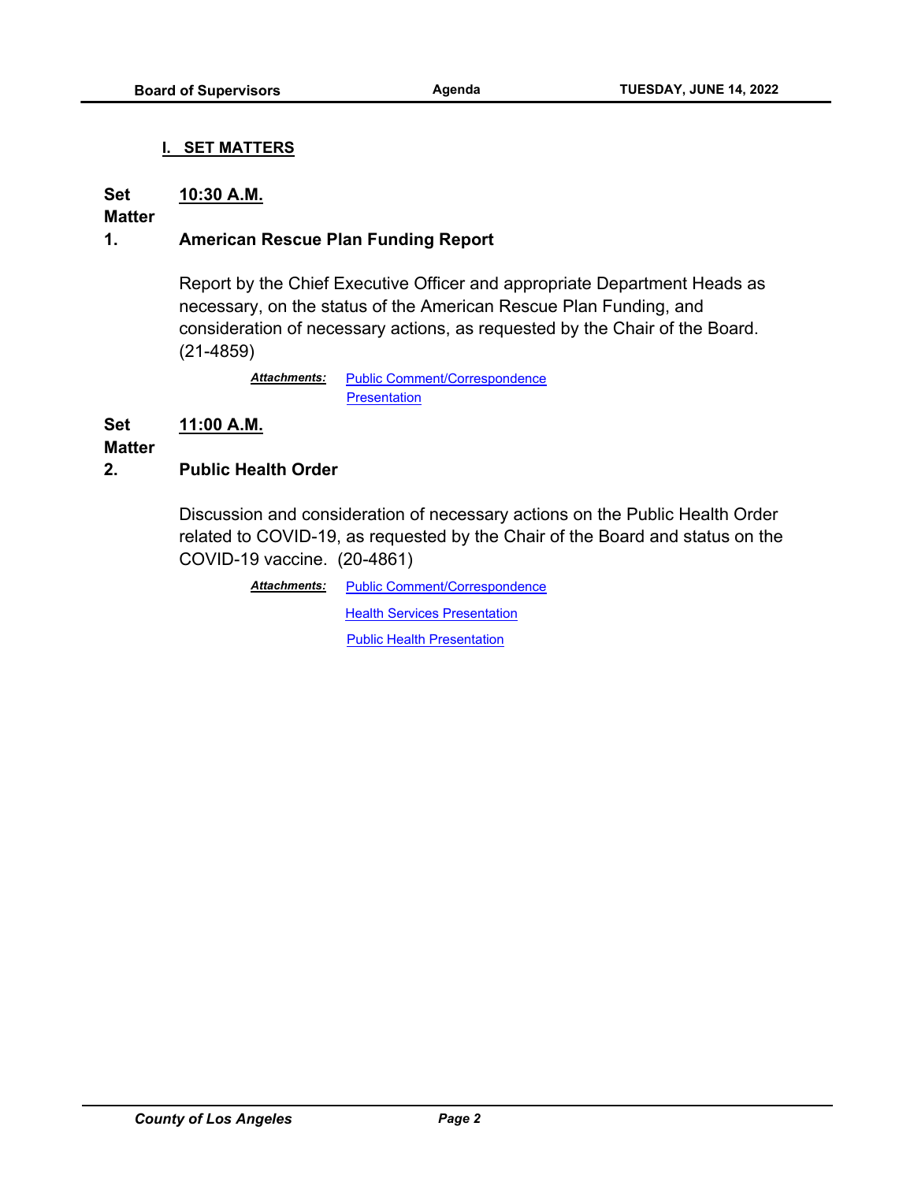## I. SET MATTERS

**Set Matter 1.** **10:30 A.M.**

### American Rescue Plan Funding Report

Report by the Chief Executive Officer and appropriate Department Heads as necessary, on the status of the American Rescue Plan Funding, and consideration of necessary actions, as requested by the Chair of the Board. (21-4859)

***Attachments:*** Public Comment/Correspondence
Presentation

**Set Matter 2.** **11:00 A.M.**

### Public Health Order

Discussion and consideration of necessary actions on the Public Health Order related to COVID-19, as requested by the Chair of the Board and status on the COVID-19 vaccine. (20-4861)

***Attachments:*** Public Comment/Correspondence
Health Services Presentation
Public Health Presentation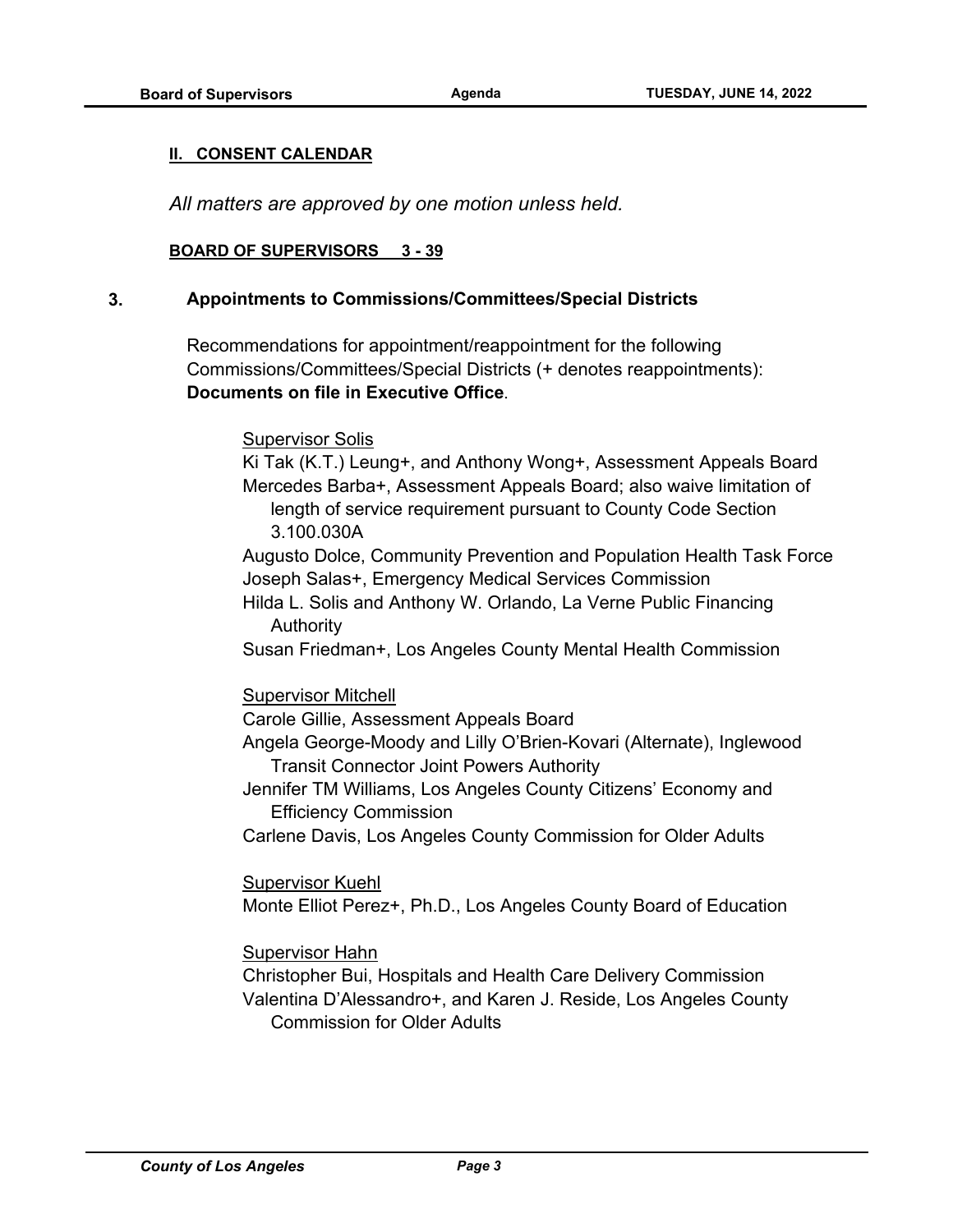## II. CONSENT CALENDAR

*All matters are approved by one motion unless held.*

**BOARD OF SUPERVISORS 3 - 39**

**3. Appointments to Commissions/Committees/Special Districts**

Recommendations for appointment/reappointment for the following Commissions/Committees/Special Districts (+ denotes reappointments): **Documents on file in Executive Office**.

Supervisor Solis

Ki Tak (K.T.) Leung+, and Anthony Wong+, Assessment Appeals Board
Mercedes Barba+, Assessment Appeals Board; also waive limitation of length of service requirement pursuant to County Code Section 3.100.030A
Augusto Dolce, Community Prevention and Population Health Task Force
Joseph Salas+, Emergency Medical Services Commission
Hilda L. Solis and Anthony W. Orlando, La Verne Public Financing Authority
Susan Friedman+, Los Angeles County Mental Health Commission

Supervisor Mitchell

Carole Gillie, Assessment Appeals Board
Angela George-Moody and Lilly O'Brien-Kovari (Alternate), Inglewood Transit Connector Joint Powers Authority
Jennifer TM Williams, Los Angeles County Citizens' Economy and Efficiency Commission
Carlene Davis, Los Angeles County Commission for Older Adults

Supervisor Kuehl

Monte Elliot Perez+, Ph.D., Los Angeles County Board of Education

Supervisor Hahn

Christopher Bui, Hospitals and Health Care Delivery Commission
Valentina D'Alessandro+, and Karen J. Reside, Los Angeles County Commission for Older Adults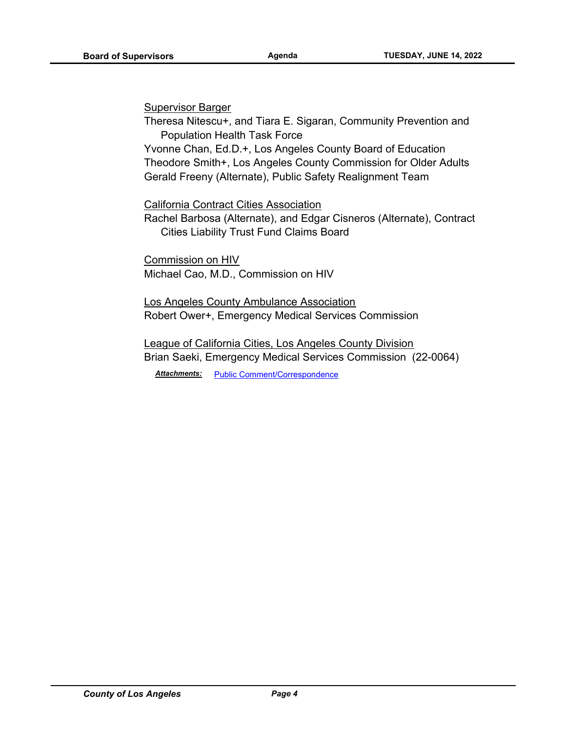<u>Supervisor Barger</u>

Theresa Nitescu+, and Tiara E. Sigaran, Community Prevention and Population Health Task Force
Yvonne Chan, Ed.D.+, Los Angeles County Board of Education
Theodore Smith+, Los Angeles County Commission for Older Adults
Gerald Freeny (Alternate), Public Safety Realignment Team

<u>California Contract Cities Association</u>

Rachel Barbosa (Alternate), and Edgar Cisneros (Alternate), Contract Cities Liability Trust Fund Claims Board

<u>Commission on HIV</u>

Michael Cao, M.D., Commission on HIV

<u>Los Angeles County Ambulance Association</u>

Robert Ower+, Emergency Medical Services Commission

<u>League of California Cities, Los Angeles County Division</u>

Brian Saeki, Emergency Medical Services Commission (22-0064)

***Attachments:*** Public Comment/Correspondence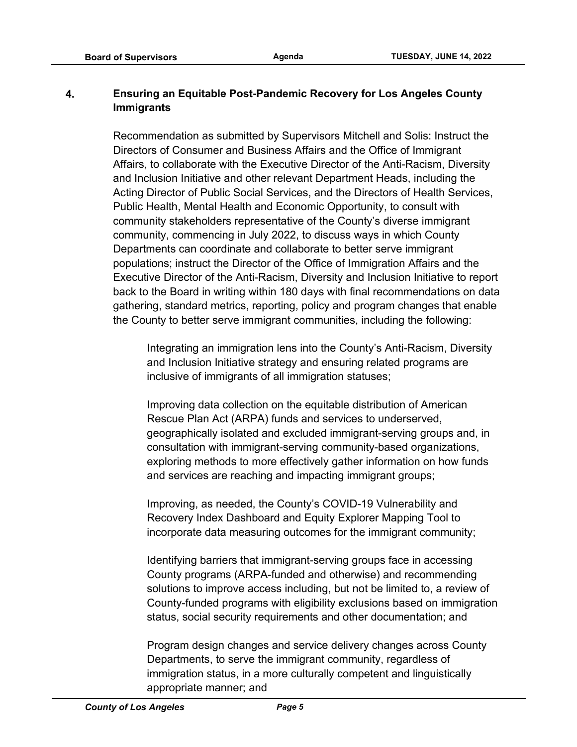**4. Ensuring an Equitable Post-Pandemic Recovery for Los Angeles County Immigrants**

Recommendation as submitted by Supervisors Mitchell and Solis: Instruct the Directors of Consumer and Business Affairs and the Office of Immigrant Affairs, to collaborate with the Executive Director of the Anti-Racism, Diversity and Inclusion Initiative and other relevant Department Heads, including the Acting Director of Public Social Services, and the Directors of Health Services, Public Health, Mental Health and Economic Opportunity, to consult with community stakeholders representative of the County's diverse immigrant community, commencing in July 2022, to discuss ways in which County Departments can coordinate and collaborate to better serve immigrant populations; instruct the Director of the Office of Immigration Affairs and the Executive Director of the Anti-Racism, Diversity and Inclusion Initiative to report back to the Board in writing within 180 days with final recommendations on data gathering, standard metrics, reporting, policy and program changes that enable the County to better serve immigrant communities, including the following:

> Integrating an immigration lens into the County's Anti-Racism, Diversity and Inclusion Initiative strategy and ensuring related programs are inclusive of immigrants of all immigration statuses;
>
> Improving data collection on the equitable distribution of American Rescue Plan Act (ARPA) funds and services to underserved, geographically isolated and excluded immigrant-serving groups and, in consultation with immigrant-serving community-based organizations, exploring methods to more effectively gather information on how funds and services are reaching and impacting immigrant groups;
>
> Improving, as needed, the County's COVID-19 Vulnerability and Recovery Index Dashboard and Equity Explorer Mapping Tool to incorporate data measuring outcomes for the immigrant community;
>
> Identifying barriers that immigrant-serving groups face in accessing County programs (ARPA-funded and otherwise) and recommending solutions to improve access including, but not be limited to, a review of County-funded programs with eligibility exclusions based on immigration status, social security requirements and other documentation; and
>
> Program design changes and service delivery changes across County Departments, to serve the immigrant community, regardless of immigration status, in a more culturally competent and linguistically appropriate manner; and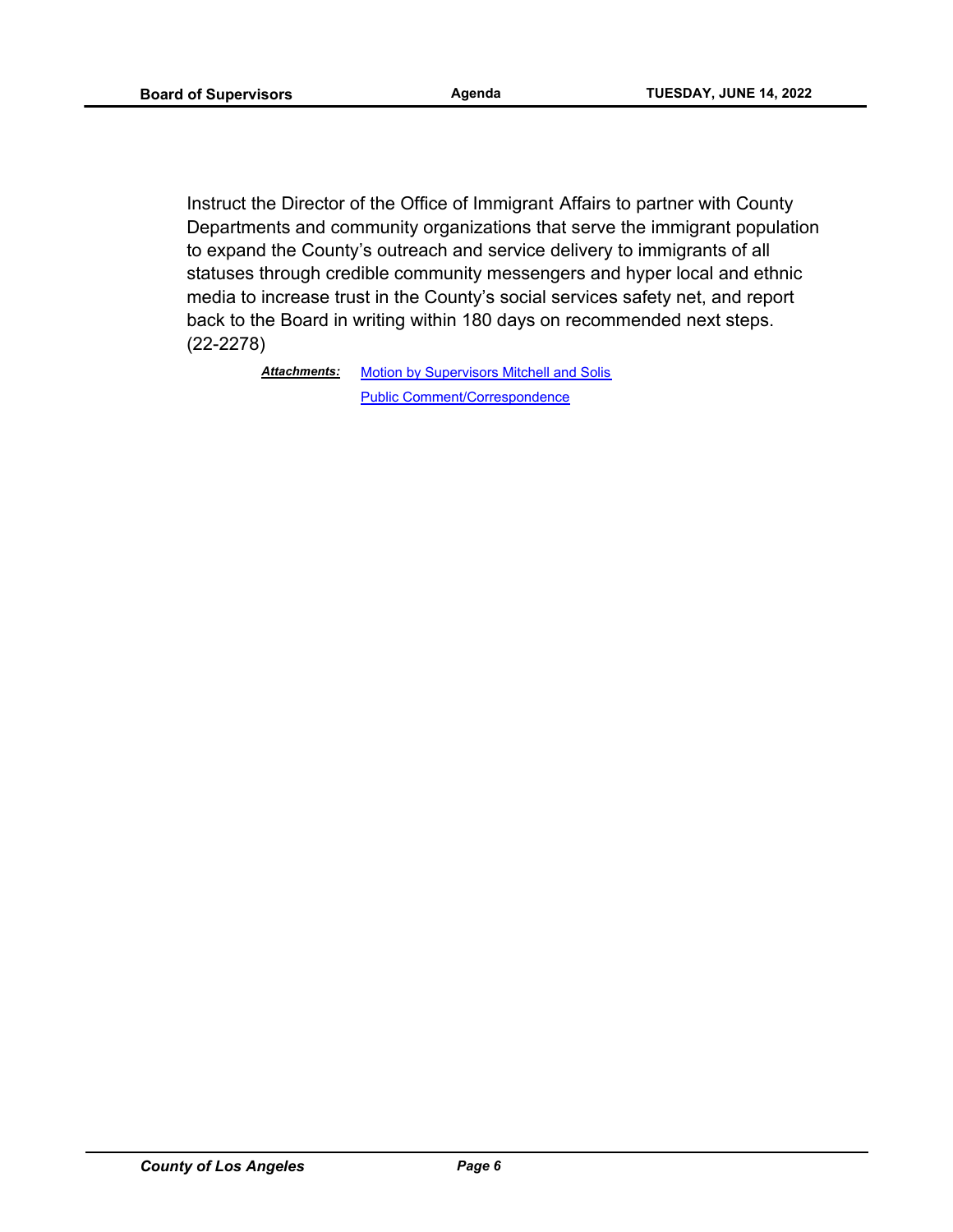Instruct the Director of the Office of Immigrant Affairs to partner with County Departments and community organizations that serve the immigrant population to expand the County's outreach and service delivery to immigrants of all statuses through credible community messengers and hyper local and ethnic media to increase trust in the County's social services safety net, and report back to the Board in writing within 180 days on recommended next steps. (22-2278)

***Attachments:*** Motion by Supervisors Mitchell and Solis
Public Comment/Correspondence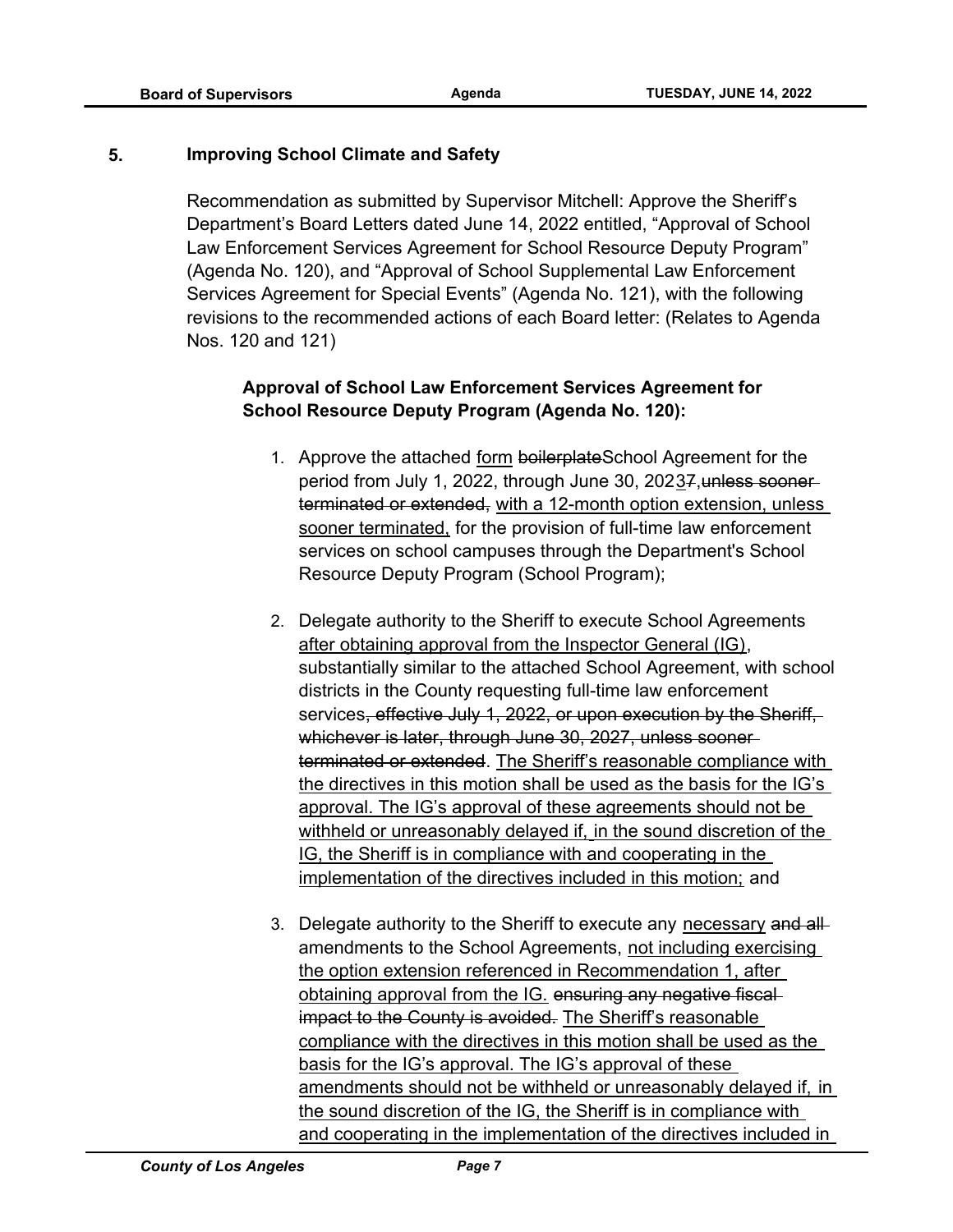## 5. Improving School Climate and Safety

Recommendation as submitted by Supervisor Mitchell: Approve the Sheriff's Department's Board Letters dated June 14, 2022 entitled, "Approval of School Law Enforcement Services Agreement for School Resource Deputy Program" (Agenda No. 120), and "Approval of School Supplemental Law Enforcement Services Agreement for Special Events" (Agenda No. 121), with the following revisions to the recommended actions of each Board letter: (Relates to Agenda Nos. 120 and 121)

**Approval of School Law Enforcement Services Agreement for School Resource Deputy Program (Agenda No. 120):**

1. Approve the attached <u>form</u> ~~boilerplate~~School Agreement for the period from July 1, 2022, through June 30, 202<u>3</u>~~7~~,~~unless sooner terminated or extended,~~ <u>with a 12-month option extension, unless sooner terminated,</u> for the provision of full-time law enforcement services on school campuses through the Department's School Resource Deputy Program (School Program);

2. Delegate authority to the Sheriff to execute School Agreements <u>after obtaining approval from the Inspector General (IG)</u>, substantially similar to the attached School Agreement, with school districts in the County requesting full-time law enforcement services~~, effective July 1, 2022, or upon execution by the Sheriff, whichever is later, through June 30, 2027, unless sooner terminated or extended~~. <u>The Sheriff's reasonable compliance with the directives in this motion shall be used as the basis for the IG's approval. The IG's approval of these agreements should not be withheld or unreasonably delayed if, in the sound discretion of the IG, the Sheriff is in compliance with and cooperating in the implementation of the directives included in this motion;</u> and

3. Delegate authority to the Sheriff to execute any <u>necessary</u> ~~and all~~ amendments to the School Agreements, <u>not including exercising the option extension referenced in Recommendation 1, after obtaining approval from the IG.</u> ~~ensuring any negative fiscal impact to the County is avoided.~~ <u>The Sheriff's reasonable compliance with the directives in this motion shall be used as the basis for the IG's approval. The IG's approval of these amendments should not be withheld or unreasonably delayed if, in the sound discretion of the IG, the Sheriff is in compliance with and cooperating in the implementation of the directives included in</u>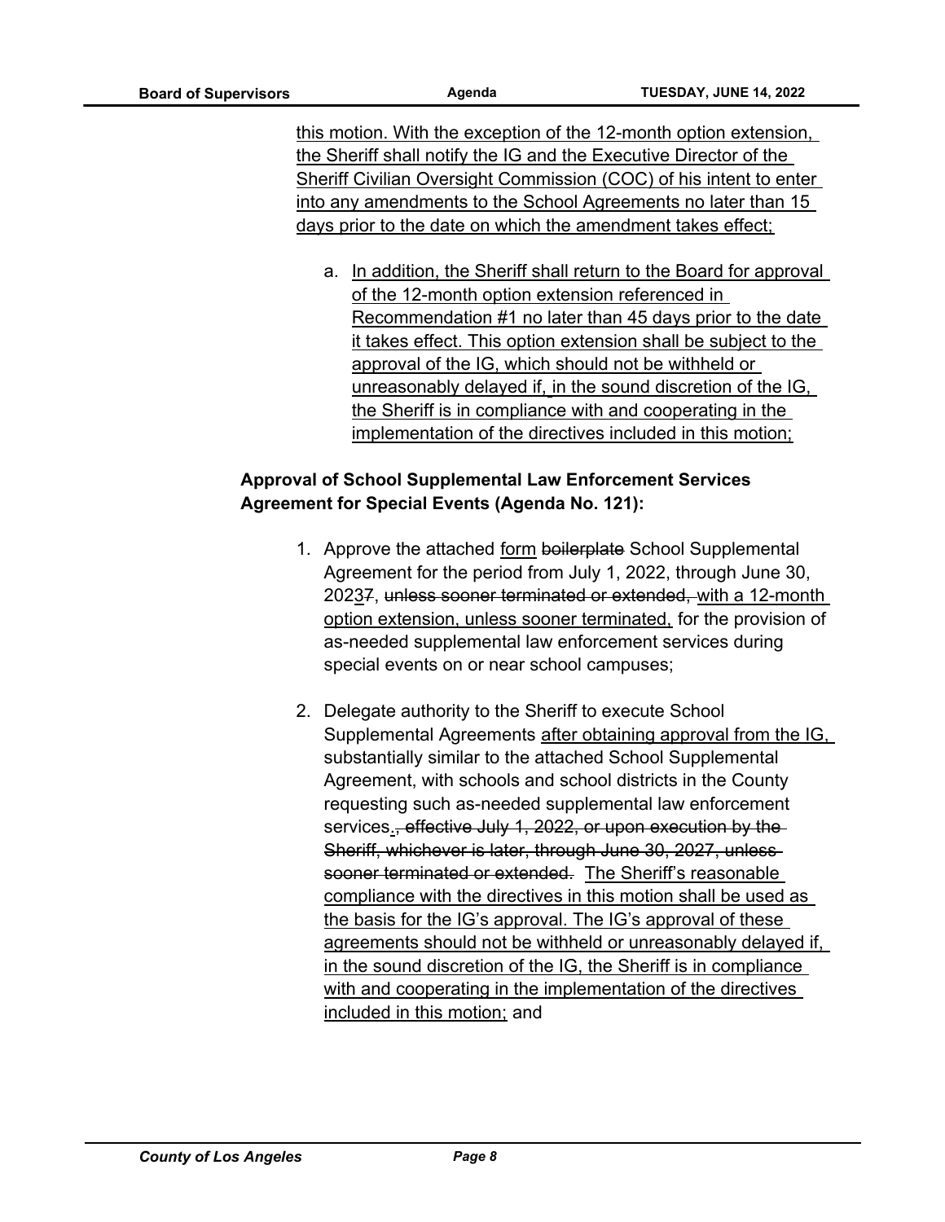this motion. With the exception of the 12-month option extension, the Sheriff shall notify the IG and the Executive Director of the Sheriff Civilian Oversight Commission (COC) of his intent to enter into any amendments to the School Agreements no later than 15 days prior to the date on which the amendment takes effect;

a. In addition, the Sheriff shall return to the Board for approval of the 12-month option extension referenced in Recommendation #1 no later than 45 days prior to the date it takes effect. This option extension shall be subject to the approval of the IG, which should not be withheld or unreasonably delayed if, in the sound discretion of the IG, the Sheriff is in compliance with and cooperating in the implementation of the directives included in this motion;

**Approval of School Supplemental Law Enforcement Services Agreement for Special Events (Agenda No. 121):**

1. Approve the attached form ~~boilerplate~~ School Supplemental Agreement for the period from July 1, 2022, through June 30, 2023~~7~~, ~~unless sooner terminated or extended,~~ with a 12-month option extension, unless sooner terminated, for the provision of as-needed supplemental law enforcement services during special events on or near school campuses;

2. Delegate authority to the Sheriff to execute School Supplemental Agreements after obtaining approval from the IG, substantially similar to the attached School Supplemental Agreement, with schools and school districts in the County requesting such as-needed supplemental law enforcement services.~~, effective July 1, 2022, or upon execution by the Sheriff, whichever is later, through June 30, 2027, unless sooner terminated or extended.~~ The Sheriff's reasonable compliance with the directives in this motion shall be used as the basis for the IG's approval. The IG's approval of these agreements should not be withheld or unreasonably delayed if, in the sound discretion of the IG, the Sheriff is in compliance with and cooperating in the implementation of the directives included in this motion; and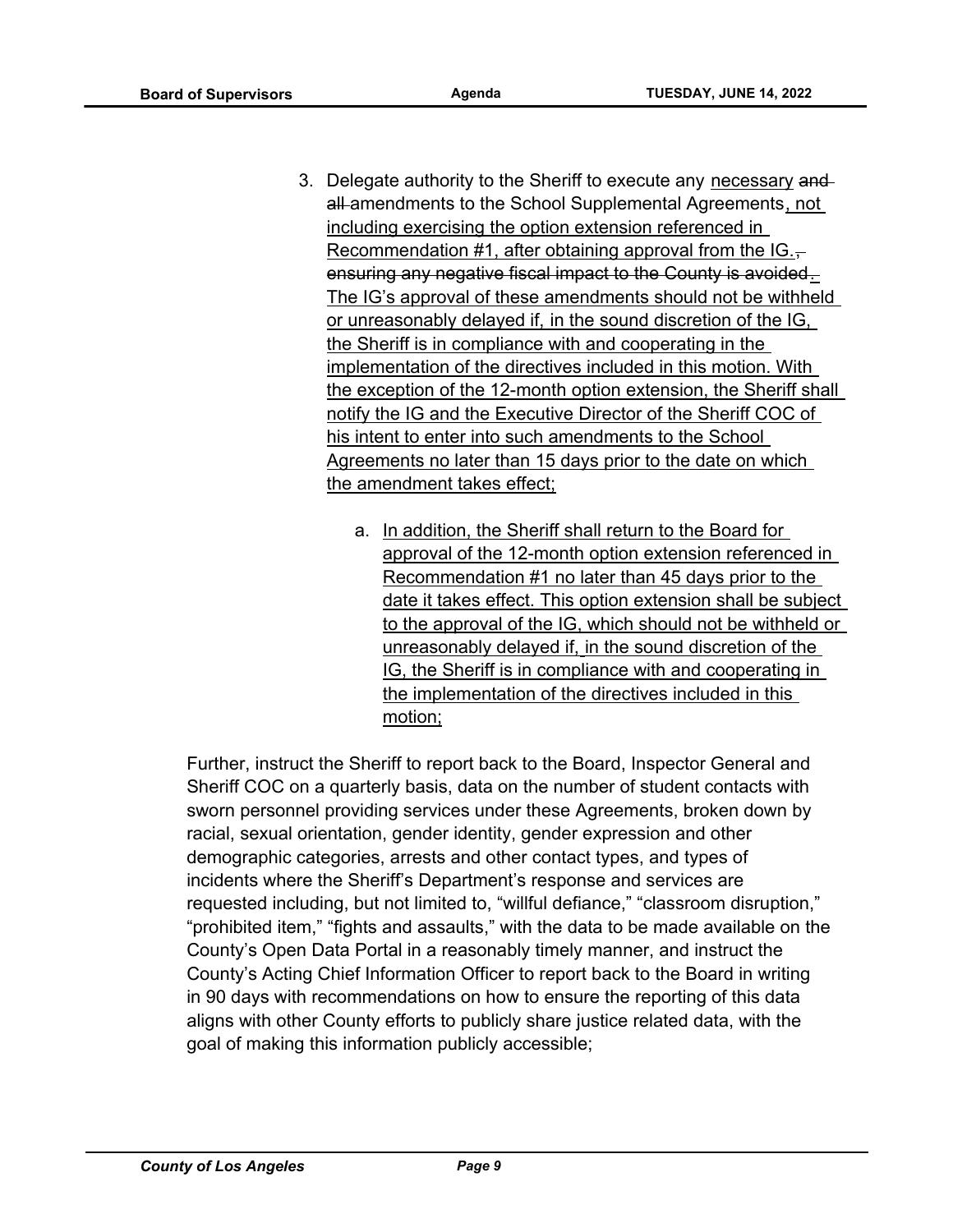3. Delegate authority to the Sheriff to execute any necessary ~~and all~~ amendments to the School Supplemental Agreements, not including exercising the option extension referenced in Recommendation #1, after obtaining approval from the IG.~~, ensuring any negative fiscal impact to the County is avoided~~. The IG's approval of these amendments should not be withheld or unreasonably delayed if, in the sound discretion of the IG, the Sheriff is in compliance with and cooperating in the implementation of the directives included in this motion. With the exception of the 12-month option extension, the Sheriff shall notify the IG and the Executive Director of the Sheriff COC of his intent to enter into such amendments to the School Agreements no later than 15 days prior to the date on which the amendment takes effect;

   a. In addition, the Sheriff shall return to the Board for approval of the 12-month option extension referenced in Recommendation #1 no later than 45 days prior to the date it takes effect. This option extension shall be subject to the approval of the IG, which should not be withheld or unreasonably delayed if, in the sound discretion of the IG, the Sheriff is in compliance with and cooperating in the implementation of the directives included in this motion;

Further, instruct the Sheriff to report back to the Board, Inspector General and Sheriff COC on a quarterly basis, data on the number of student contacts with sworn personnel providing services under these Agreements, broken down by racial, sexual orientation, gender identity, gender expression and other demographic categories, arrests and other contact types, and types of incidents where the Sheriff's Department's response and services are requested including, but not limited to, "willful defiance," "classroom disruption," "prohibited item," "fights and assaults," with the data to be made available on the County's Open Data Portal in a reasonably timely manner, and instruct the County's Acting Chief Information Officer to report back to the Board in writing in 90 days with recommendations on how to ensure the reporting of this data aligns with other County efforts to publicly share justice related data, with the goal of making this information publicly accessible;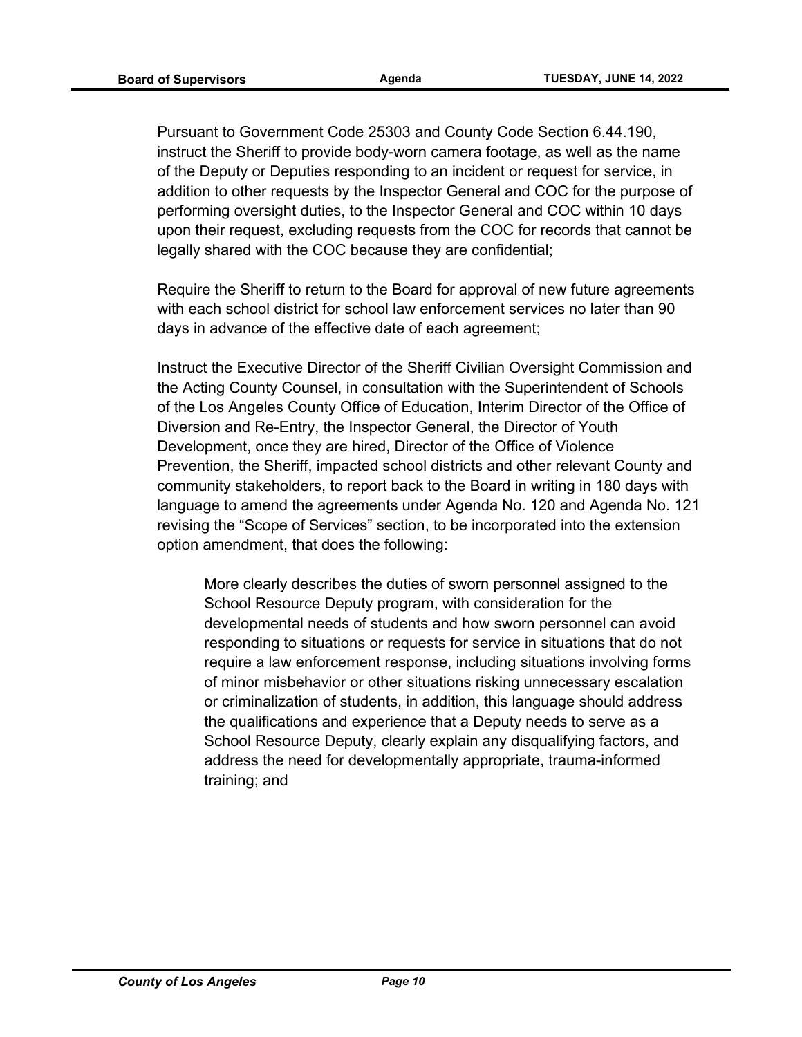Pursuant to Government Code 25303 and County Code Section 6.44.190, instruct the Sheriff to provide body-worn camera footage, as well as the name of the Deputy or Deputies responding to an incident or request for service, in addition to other requests by the Inspector General and COC for the purpose of performing oversight duties, to the Inspector General and COC within 10 days upon their request, excluding requests from the COC for records that cannot be legally shared with the COC because they are confidential;

Require the Sheriff to return to the Board for approval of new future agreements with each school district for school law enforcement services no later than 90 days in advance of the effective date of each agreement;

Instruct the Executive Director of the Sheriff Civilian Oversight Commission and the Acting County Counsel, in consultation with the Superintendent of Schools of the Los Angeles County Office of Education, Interim Director of the Office of Diversion and Re-Entry, the Inspector General, the Director of Youth Development, once they are hired, Director of the Office of Violence Prevention, the Sheriff, impacted school districts and other relevant County and community stakeholders, to report back to the Board in writing in 180 days with language to amend the agreements under Agenda No. 120 and Agenda No. 121 revising the "Scope of Services" section, to be incorporated into the extension option amendment, that does the following:

> More clearly describes the duties of sworn personnel assigned to the School Resource Deputy program, with consideration for the developmental needs of students and how sworn personnel can avoid responding to situations or requests for service in situations that do not require a law enforcement response, including situations involving forms of minor misbehavior or other situations risking unnecessary escalation or criminalization of students, in addition, this language should address the qualifications and experience that a Deputy needs to serve as a School Resource Deputy, clearly explain any disqualifying factors, and address the need for developmentally appropriate, trauma-informed training; and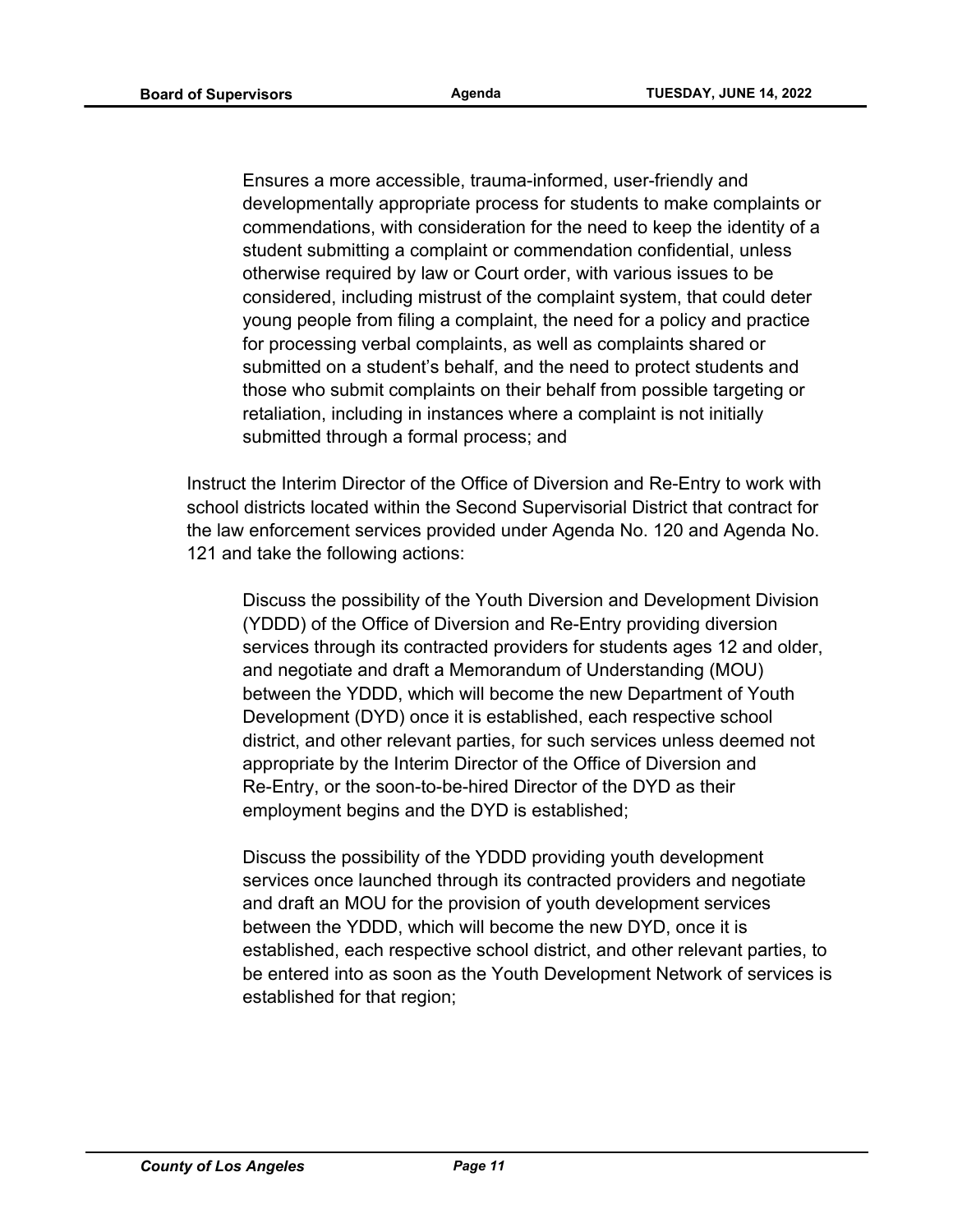Ensures a more accessible, trauma-informed, user-friendly and developmentally appropriate process for students to make complaints or commendations, with consideration for the need to keep the identity of a student submitting a complaint or commendation confidential, unless otherwise required by law or Court order, with various issues to be considered, including mistrust of the complaint system, that could deter young people from filing a complaint, the need for a policy and practice for processing verbal complaints, as well as complaints shared or submitted on a student's behalf, and the need to protect students and those who submit complaints on their behalf from possible targeting or retaliation, including in instances where a complaint is not initially submitted through a formal process; and

Instruct the Interim Director of the Office of Diversion and Re-Entry to work with school districts located within the Second Supervisorial District that contract for the law enforcement services provided under Agenda No. 120 and Agenda No. 121 and take the following actions:

Discuss the possibility of the Youth Diversion and Development Division (YDDD) of the Office of Diversion and Re-Entry providing diversion services through its contracted providers for students ages 12 and older, and negotiate and draft a Memorandum of Understanding (MOU) between the YDDD, which will become the new Department of Youth Development (DYD) once it is established, each respective school district, and other relevant parties, for such services unless deemed not appropriate by the Interim Director of the Office of Diversion and Re-Entry, or the soon-to-be-hired Director of the DYD as their employment begins and the DYD is established;

Discuss the possibility of the YDDD providing youth development services once launched through its contracted providers and negotiate and draft an MOU for the provision of youth development services between the YDDD, which will become the new DYD, once it is established, each respective school district, and other relevant parties, to be entered into as soon as the Youth Development Network of services is established for that region;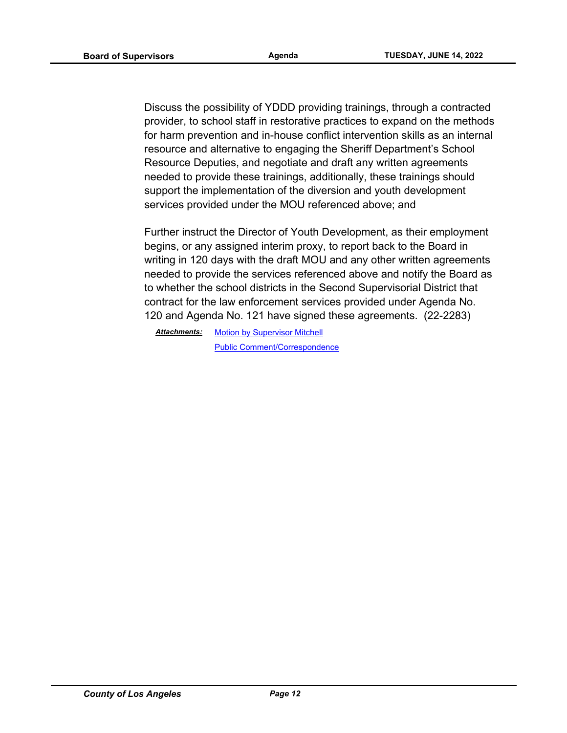Discuss the possibility of YDDD providing trainings, through a contracted provider, to school staff in restorative practices to expand on the methods for harm prevention and in-house conflict intervention skills as an internal resource and alternative to engaging the Sheriff Department's School Resource Deputies, and negotiate and draft any written agreements needed to provide these trainings, additionally, these trainings should support the implementation of the diversion and youth development services provided under the MOU referenced above; and

Further instruct the Director of Youth Development, as their employment begins, or any assigned interim proxy, to report back to the Board in writing in 120 days with the draft MOU and any other written agreements needed to provide the services referenced above and notify the Board as to whether the school districts in the Second Supervisorial District that contract for the law enforcement services provided under Agenda No. 120 and Agenda No. 121 have signed these agreements. (22-2283)

***Attachments:*** Motion by Supervisor Mitchell
Public Comment/Correspondence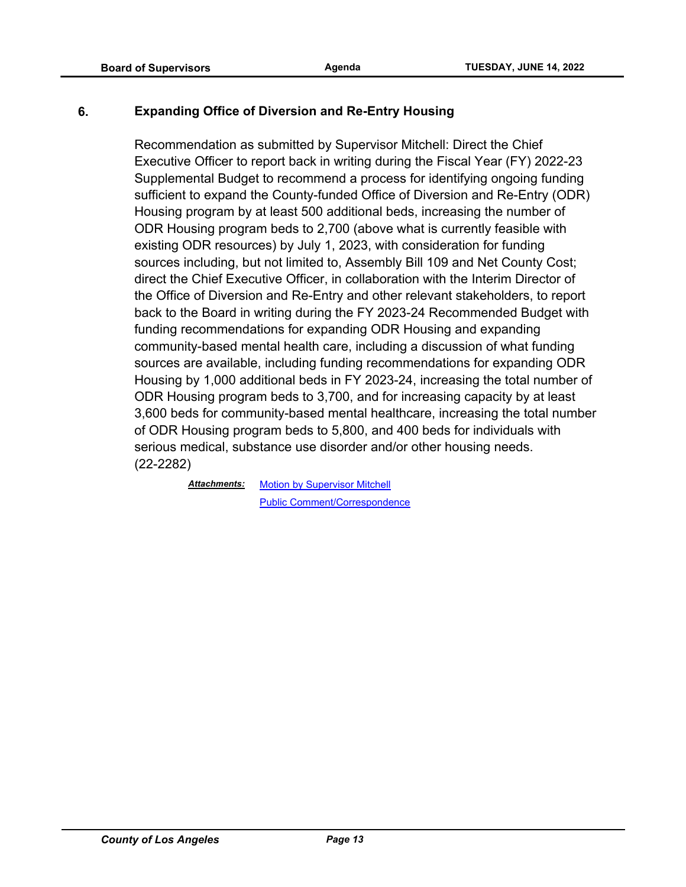**6. Expanding Office of Diversion and Re-Entry Housing**

Recommendation as submitted by Supervisor Mitchell: Direct the Chief Executive Officer to report back in writing during the Fiscal Year (FY) 2022-23 Supplemental Budget to recommend a process for identifying ongoing funding sufficient to expand the County-funded Office of Diversion and Re-Entry (ODR) Housing program by at least 500 additional beds, increasing the number of ODR Housing program beds to 2,700 (above what is currently feasible with existing ODR resources) by July 1, 2023, with consideration for funding sources including, but not limited to, Assembly Bill 109 and Net County Cost; direct the Chief Executive Officer, in collaboration with the Interim Director of the Office of Diversion and Re-Entry and other relevant stakeholders, to report back to the Board in writing during the FY 2023-24 Recommended Budget with funding recommendations for expanding ODR Housing and expanding community-based mental health care, including a discussion of what funding sources are available, including funding recommendations for expanding ODR Housing by 1,000 additional beds in FY 2023-24, increasing the total number of ODR Housing program beds to 3,700, and for increasing capacity by at least 3,600 beds for community-based mental healthcare, increasing the total number of ODR Housing program beds to 5,800, and 400 beds for individuals with serious medical, substance use disorder and/or other housing needs. (22-2282)

***Attachments:*** Motion by Supervisor Mitchell
Public Comment/Correspondence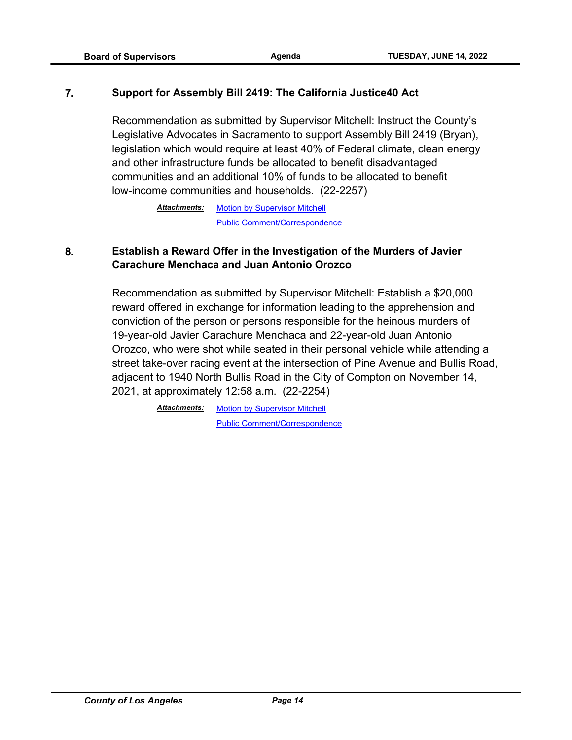**7. Support for Assembly Bill 2419: The California Justice40 Act**

Recommendation as submitted by Supervisor Mitchell: Instruct the County's Legislative Advocates in Sacramento to support Assembly Bill 2419 (Bryan), legislation which would require at least 40% of Federal climate, clean energy and other infrastructure funds be allocated to benefit disadvantaged communities and an additional 10% of funds to be allocated to benefit low-income communities and households. (22-2257)

***Attachments:*** Motion by Supervisor Mitchell
Public Comment/Correspondence

**8. Establish a Reward Offer in the Investigation of the Murders of Javier Carachure Menchaca and Juan Antonio Orozco**

Recommendation as submitted by Supervisor Mitchell: Establish a $20,000 reward offered in exchange for information leading to the apprehension and conviction of the person or persons responsible for the heinous murders of 19-year-old Javier Carachure Menchaca and 22-year-old Juan Antonio Orozco, who were shot while seated in their personal vehicle while attending a street take-over racing event at the intersection of Pine Avenue and Bullis Road, adjacent to 1940 North Bullis Road in the City of Compton on November 14, 2021, at approximately 12:58 a.m. (22-2254)

***Attachments:*** Motion by Supervisor Mitchell
Public Comment/Correspondence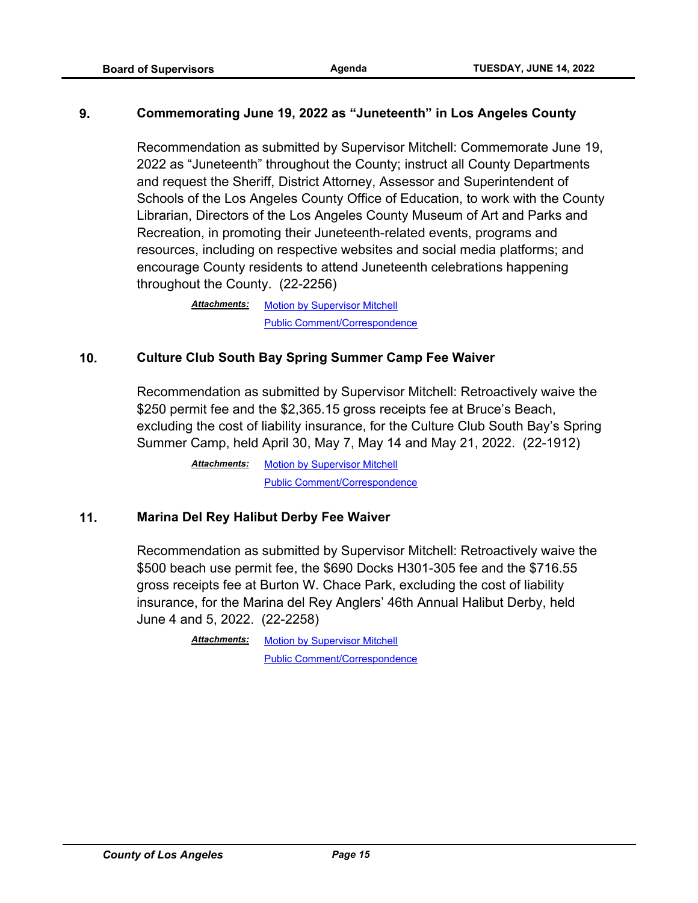**9. Commemorating June 19, 2022 as "Juneteenth" in Los Angeles County**

Recommendation as submitted by Supervisor Mitchell: Commemorate June 19, 2022 as "Juneteenth" throughout the County; instruct all County Departments and request the Sheriff, District Attorney, Assessor and Superintendent of Schools of the Los Angeles County Office of Education, to work with the County Librarian, Directors of the Los Angeles County Museum of Art and Parks and Recreation, in promoting their Juneteenth-related events, programs and resources, including on respective websites and social media platforms; and encourage County residents to attend Juneteenth celebrations happening throughout the County. (22-2256)

***Attachments:*** Motion by Supervisor Mitchell
Public Comment/Correspondence

**10. Culture Club South Bay Spring Summer Camp Fee Waiver**

Recommendation as submitted by Supervisor Mitchell: Retroactively waive the $250 permit fee and the $2,365.15 gross receipts fee at Bruce's Beach, excluding the cost of liability insurance, for the Culture Club South Bay's Spring Summer Camp, held April 30, May 7, May 14 and May 21, 2022. (22-1912)

***Attachments:*** Motion by Supervisor Mitchell
Public Comment/Correspondence

**11. Marina Del Rey Halibut Derby Fee Waiver**

Recommendation as submitted by Supervisor Mitchell: Retroactively waive the $500 beach use permit fee, the $690 Docks H301-305 fee and the $716.55 gross receipts fee at Burton W. Chace Park, excluding the cost of liability insurance, for the Marina del Rey Anglers' 46th Annual Halibut Derby, held June 4 and 5, 2022. (22-2258)

***Attachments:*** Motion by Supervisor Mitchell
Public Comment/Correspondence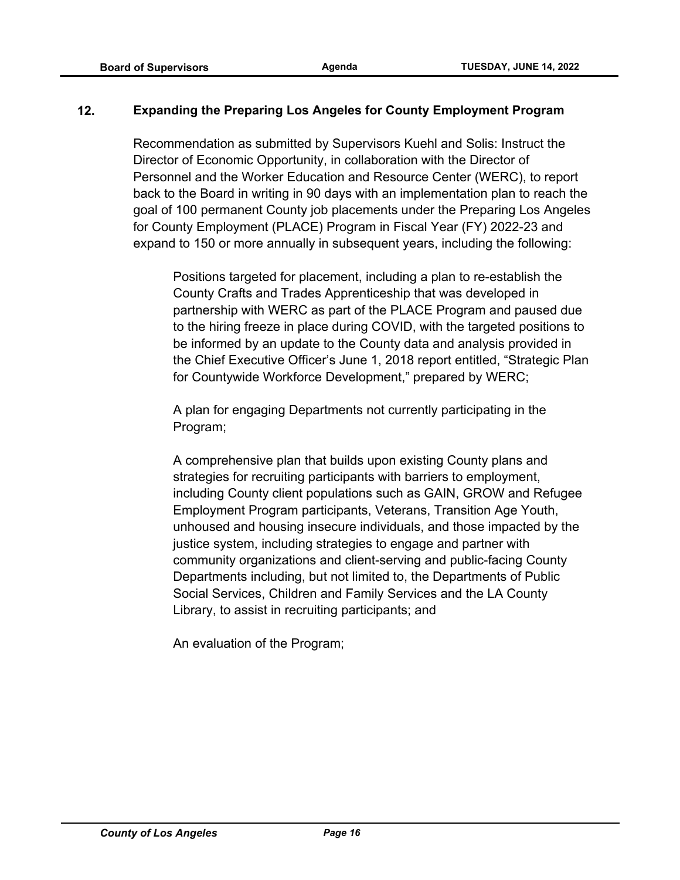**12. Expanding the Preparing Los Angeles for County Employment Program**

Recommendation as submitted by Supervisors Kuehl and Solis: Instruct the Director of Economic Opportunity, in collaboration with the Director of Personnel and the Worker Education and Resource Center (WERC), to report back to the Board in writing in 90 days with an implementation plan to reach the goal of 100 permanent County job placements under the Preparing Los Angeles for County Employment (PLACE) Program in Fiscal Year (FY) 2022-23 and expand to 150 or more annually in subsequent years, including the following:

> Positions targeted for placement, including a plan to re-establish the County Crafts and Trades Apprenticeship that was developed in partnership with WERC as part of the PLACE Program and paused due to the hiring freeze in place during COVID, with the targeted positions to be informed by an update to the County data and analysis provided in the Chief Executive Officer's June 1, 2018 report entitled, "Strategic Plan for Countywide Workforce Development," prepared by WERC;
>
> A plan for engaging Departments not currently participating in the Program;
>
> A comprehensive plan that builds upon existing County plans and strategies for recruiting participants with barriers to employment, including County client populations such as GAIN, GROW and Refugee Employment Program participants, Veterans, Transition Age Youth, unhoused and housing insecure individuals, and those impacted by the justice system, including strategies to engage and partner with community organizations and client-serving and public-facing County Departments including, but not limited to, the Departments of Public Social Services, Children and Family Services and the LA County Library, to assist in recruiting participants; and
>
> An evaluation of the Program;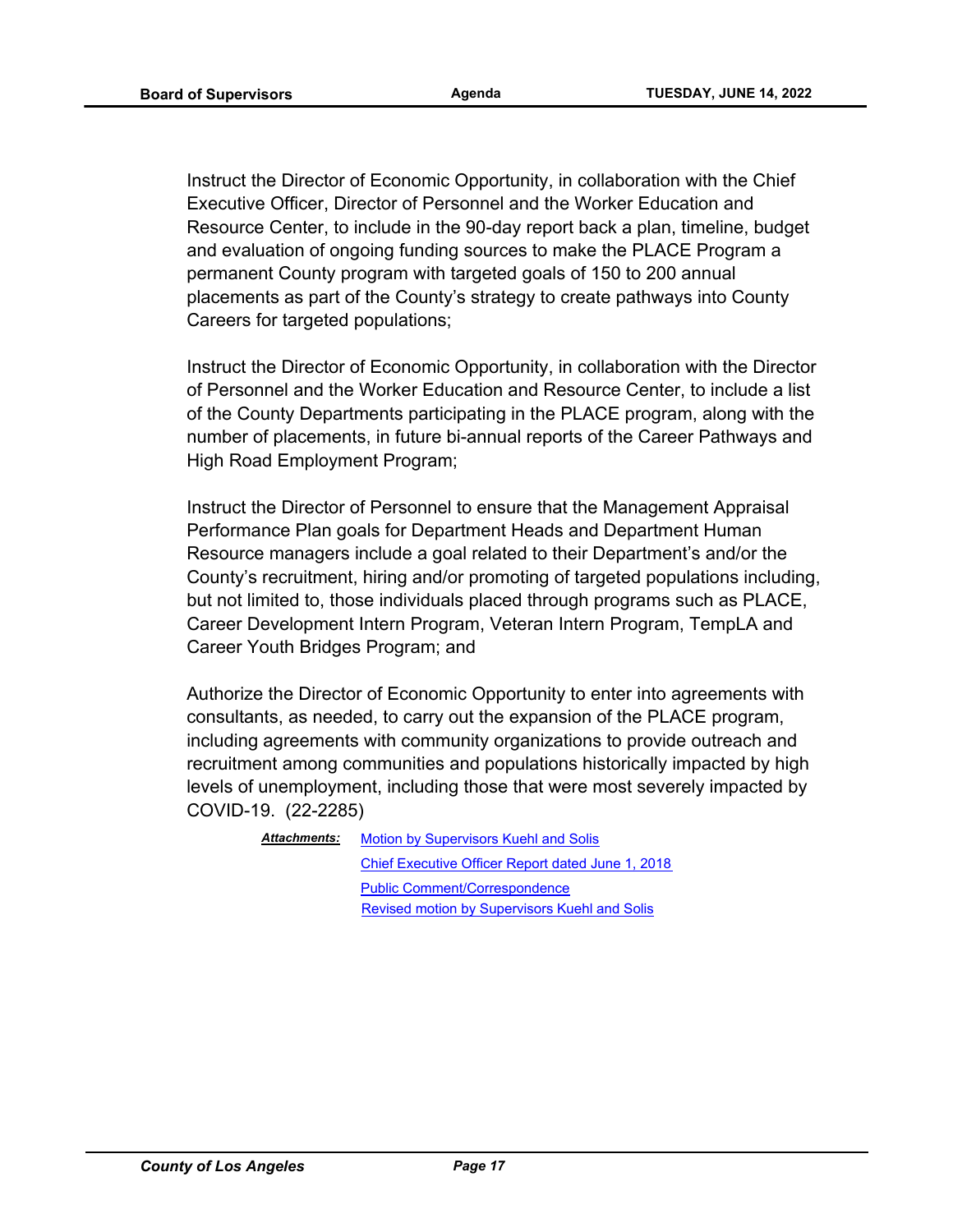Instruct the Director of Economic Opportunity, in collaboration with the Chief Executive Officer, Director of Personnel and the Worker Education and Resource Center, to include in the 90-day report back a plan, timeline, budget and evaluation of ongoing funding sources to make the PLACE Program a permanent County program with targeted goals of 150 to 200 annual placements as part of the County's strategy to create pathways into County Careers for targeted populations;

Instruct the Director of Economic Opportunity, in collaboration with the Director of Personnel and the Worker Education and Resource Center, to include a list of the County Departments participating in the PLACE program, along with the number of placements, in future bi-annual reports of the Career Pathways and High Road Employment Program;

Instruct the Director of Personnel to ensure that the Management Appraisal Performance Plan goals for Department Heads and Department Human Resource managers include a goal related to their Department's and/or the County's recruitment, hiring and/or promoting of targeted populations including, but not limited to, those individuals placed through programs such as PLACE, Career Development Intern Program, Veteran Intern Program, TempLA and Career Youth Bridges Program; and

Authorize the Director of Economic Opportunity to enter into agreements with consultants, as needed, to carry out the expansion of the PLACE program, including agreements with community organizations to provide outreach and recruitment among communities and populations historically impacted by high levels of unemployment, including those that were most severely impacted by COVID-19. (22-2285)

***Attachments:*** Motion by Supervisors Kuehl and Solis
Chief Executive Officer Report dated June 1, 2018
Public Comment/Correspondence
Revised motion by Supervisors Kuehl and Solis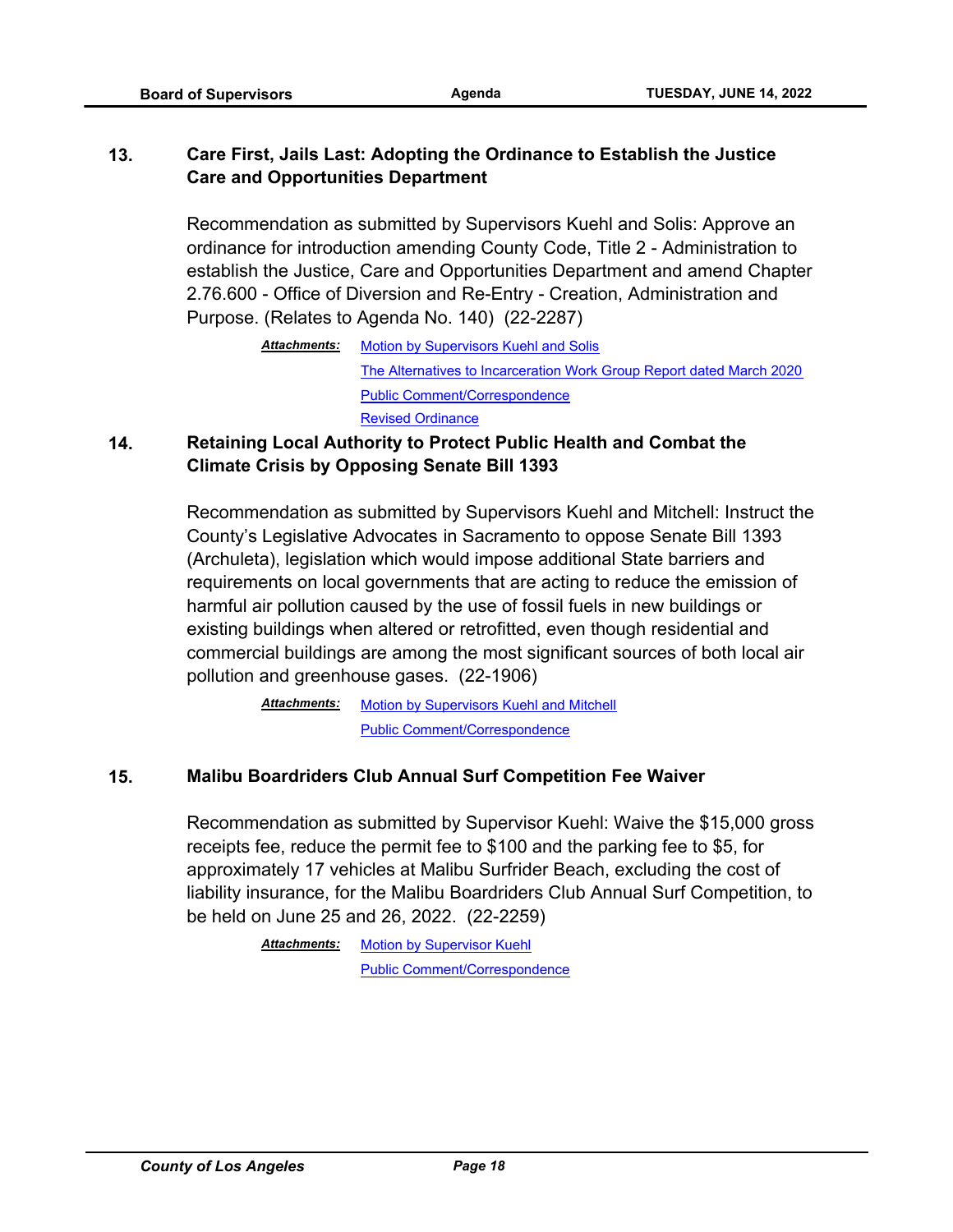## 13. Care First, Jails Last: Adopting the Ordinance to Establish the Justice Care and Opportunities Department

Recommendation as submitted by Supervisors Kuehl and Solis: Approve an ordinance for introduction amending County Code, Title 2 - Administration to establish the Justice, Care and Opportunities Department and amend Chapter 2.76.600 - Office of Diversion and Re-Entry - Creation, Administration and Purpose. (Relates to Agenda No. 140) (22-2287)

***Attachments:*** Motion by Supervisors Kuehl and Solis
The Alternatives to Incarceration Work Group Report dated March 2020
Public Comment/Correspondence
Revised Ordinance

## 14. Retaining Local Authority to Protect Public Health and Combat the Climate Crisis by Opposing Senate Bill 1393

Recommendation as submitted by Supervisors Kuehl and Mitchell: Instruct the County's Legislative Advocates in Sacramento to oppose Senate Bill 1393 (Archuleta), legislation which would impose additional State barriers and requirements on local governments that are acting to reduce the emission of harmful air pollution caused by the use of fossil fuels in new buildings or existing buildings when altered or retrofitted, even though residential and commercial buildings are among the most significant sources of both local air pollution and greenhouse gases. (22-1906)

***Attachments:*** Motion by Supervisors Kuehl and Mitchell
Public Comment/Correspondence

## 15. Malibu Boardriders Club Annual Surf Competition Fee Waiver

Recommendation as submitted by Supervisor Kuehl: Waive the $15,000 gross receipts fee, reduce the permit fee to $100 and the parking fee to $5, for approximately 17 vehicles at Malibu Surfrider Beach, excluding the cost of liability insurance, for the Malibu Boardriders Club Annual Surf Competition, to be held on June 25 and 26, 2022. (22-2259)

***Attachments:*** Motion by Supervisor Kuehl
Public Comment/Correspondence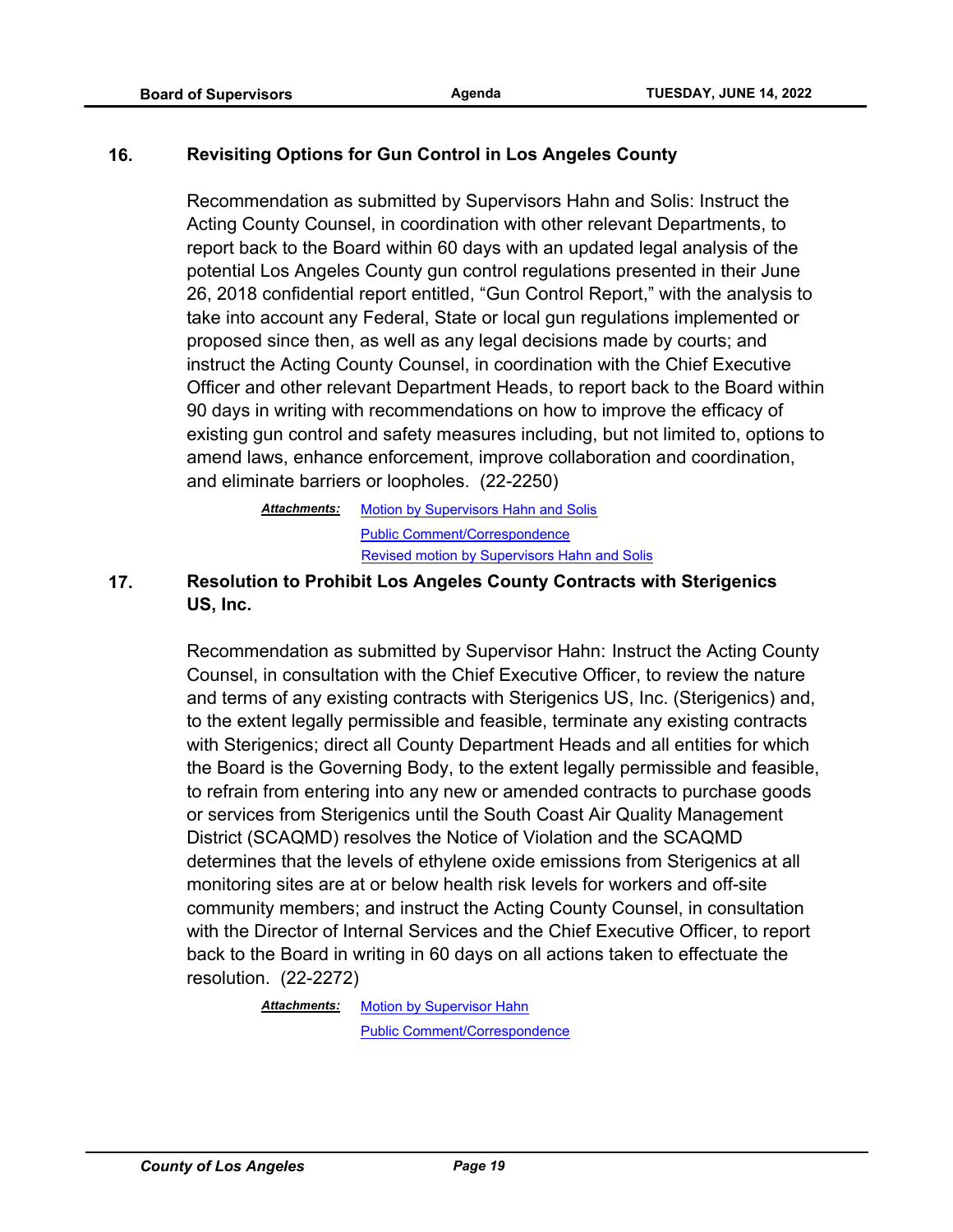## 16. Revisiting Options for Gun Control in Los Angeles County

Recommendation as submitted by Supervisors Hahn and Solis: Instruct the Acting County Counsel, in coordination with other relevant Departments, to report back to the Board within 60 days with an updated legal analysis of the potential Los Angeles County gun control regulations presented in their June 26, 2018 confidential report entitled, "Gun Control Report," with the analysis to take into account any Federal, State or local gun regulations implemented or proposed since then, as well as any legal decisions made by courts; and instruct the Acting County Counsel, in coordination with the Chief Executive Officer and other relevant Department Heads, to report back to the Board within 90 days in writing with recommendations on how to improve the efficacy of existing gun control and safety measures including, but not limited to, options to amend laws, enhance enforcement, improve collaboration and coordination, and eliminate barriers or loopholes. (22-2250)

***Attachments:*** Motion by Supervisors Hahn and Solis
Public Comment/Correspondence
Revised motion by Supervisors Hahn and Solis

## 17. Resolution to Prohibit Los Angeles County Contracts with Sterigenics US, Inc.

Recommendation as submitted by Supervisor Hahn: Instruct the Acting County Counsel, in consultation with the Chief Executive Officer, to review the nature and terms of any existing contracts with Sterigenics US, Inc. (Sterigenics) and, to the extent legally permissible and feasible, terminate any existing contracts with Sterigenics; direct all County Department Heads and all entities for which the Board is the Governing Body, to the extent legally permissible and feasible, to refrain from entering into any new or amended contracts to purchase goods or services from Sterigenics until the South Coast Air Quality Management District (SCAQMD) resolves the Notice of Violation and the SCAQMD determines that the levels of ethylene oxide emissions from Sterigenics at all monitoring sites are at or below health risk levels for workers and off-site community members; and instruct the Acting County Counsel, in consultation with the Director of Internal Services and the Chief Executive Officer, to report back to the Board in writing in 60 days on all actions taken to effectuate the resolution. (22-2272)

***Attachments:*** Motion by Supervisor Hahn
Public Comment/Correspondence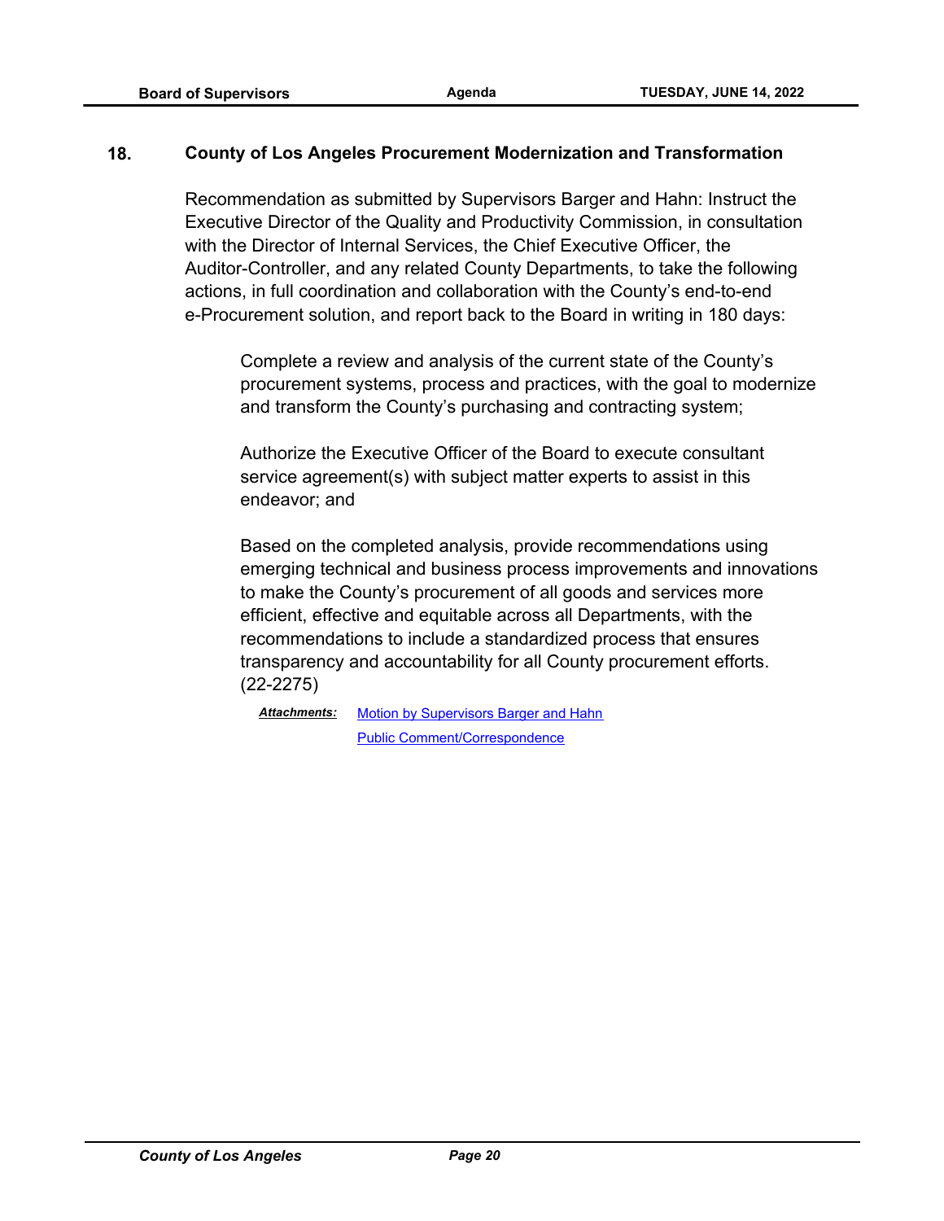**18. County of Los Angeles Procurement Modernization and Transformation**

Recommendation as submitted by Supervisors Barger and Hahn: Instruct the Executive Director of the Quality and Productivity Commission, in consultation with the Director of Internal Services, the Chief Executive Officer, the Auditor-Controller, and any related County Departments, to take the following actions, in full coordination and collaboration with the County's end-to-end e-Procurement solution, and report back to the Board in writing in 180 days:

> Complete a review and analysis of the current state of the County's procurement systems, process and practices, with the goal to modernize and transform the County's purchasing and contracting system;
>
> Authorize the Executive Officer of the Board to execute consultant service agreement(s) with subject matter experts to assist in this endeavor; and
>
> Based on the completed analysis, provide recommendations using emerging technical and business process improvements and innovations to make the County's procurement of all goods and services more efficient, effective and equitable across all Departments, with the recommendations to include a standardized process that ensures transparency and accountability for all County procurement efforts. (22-2275)

***Attachments:*** Motion by Supervisors Barger and Hahn
Public Comment/Correspondence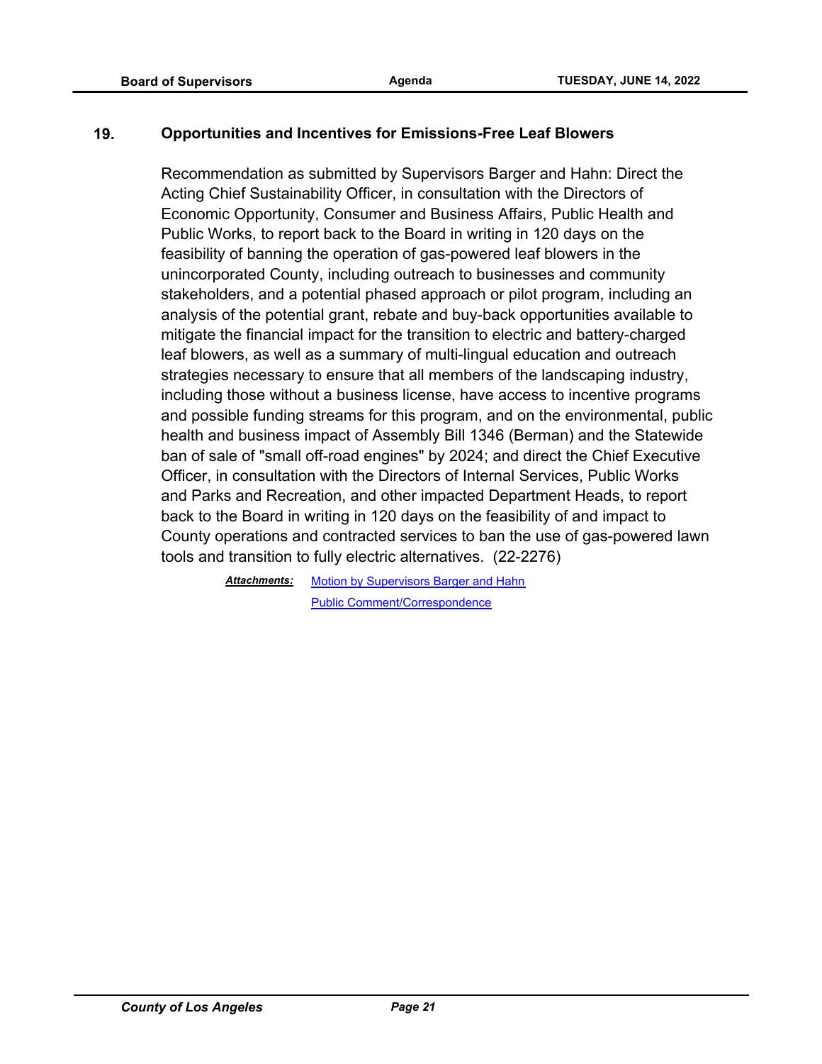## 19. Opportunities and Incentives for Emissions-Free Leaf Blowers

Recommendation as submitted by Supervisors Barger and Hahn: Direct the Acting Chief Sustainability Officer, in consultation with the Directors of Economic Opportunity, Consumer and Business Affairs, Public Health and Public Works, to report back to the Board in writing in 120 days on the feasibility of banning the operation of gas-powered leaf blowers in the unincorporated County, including outreach to businesses and community stakeholders, and a potential phased approach or pilot program, including an analysis of the potential grant, rebate and buy-back opportunities available to mitigate the financial impact for the transition to electric and battery-charged leaf blowers, as well as a summary of multi-lingual education and outreach strategies necessary to ensure that all members of the landscaping industry, including those without a business license, have access to incentive programs and possible funding streams for this program, and on the environmental, public health and business impact of Assembly Bill 1346 (Berman) and the Statewide ban of sale of "small off-road engines" by 2024; and direct the Chief Executive Officer, in consultation with the Directors of Internal Services, Public Works and Parks and Recreation, and other impacted Department Heads, to report back to the Board in writing in 120 days on the feasibility of and impact to County operations and contracted services to ban the use of gas-powered lawn tools and transition to fully electric alternatives. (22-2276)

***Attachments:*** Motion by Supervisors Barger and Hahn
Public Comment/Correspondence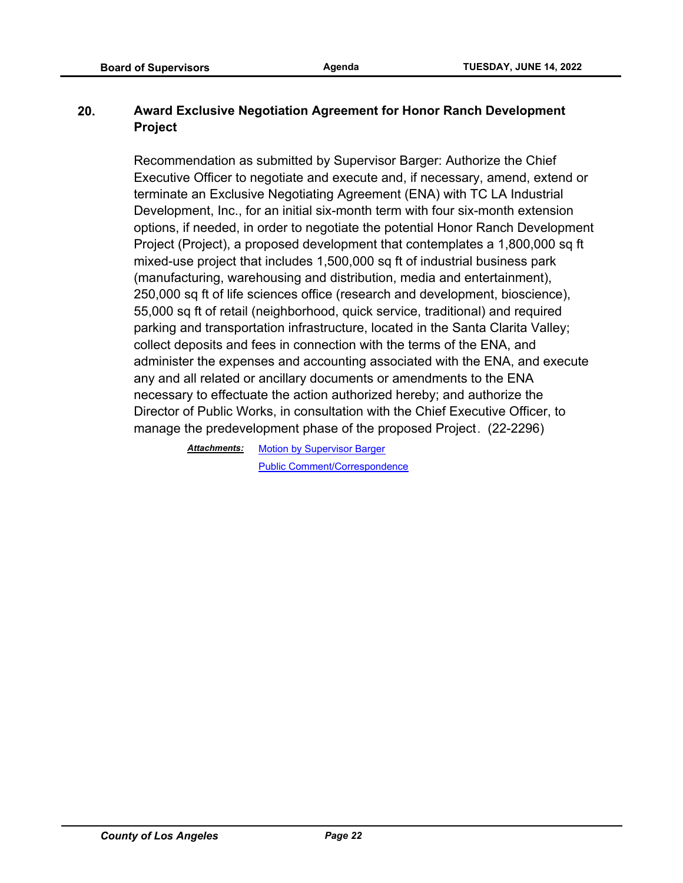**20. Award Exclusive Negotiation Agreement for Honor Ranch Development Project**

Recommendation as submitted by Supervisor Barger: Authorize the Chief Executive Officer to negotiate and execute and, if necessary, amend, extend or terminate an Exclusive Negotiating Agreement (ENA) with TC LA Industrial Development, Inc., for an initial six-month term with four six-month extension options, if needed, in order to negotiate the potential Honor Ranch Development Project (Project), a proposed development that contemplates a 1,800,000 sq ft mixed-use project that includes 1,500,000 sq ft of industrial business park (manufacturing, warehousing and distribution, media and entertainment), 250,000 sq ft of life sciences office (research and development, bioscience), 55,000 sq ft of retail (neighborhood, quick service, traditional) and required parking and transportation infrastructure, located in the Santa Clarita Valley; collect deposits and fees in connection with the terms of the ENA, and administer the expenses and accounting associated with the ENA, and execute any and all related or ancillary documents or amendments to the ENA necessary to effectuate the action authorized hereby; and authorize the Director of Public Works, in consultation with the Chief Executive Officer, to manage the predevelopment phase of the proposed Project. (22-2296)

***Attachments:*** Motion by Supervisor Barger
Public Comment/Correspondence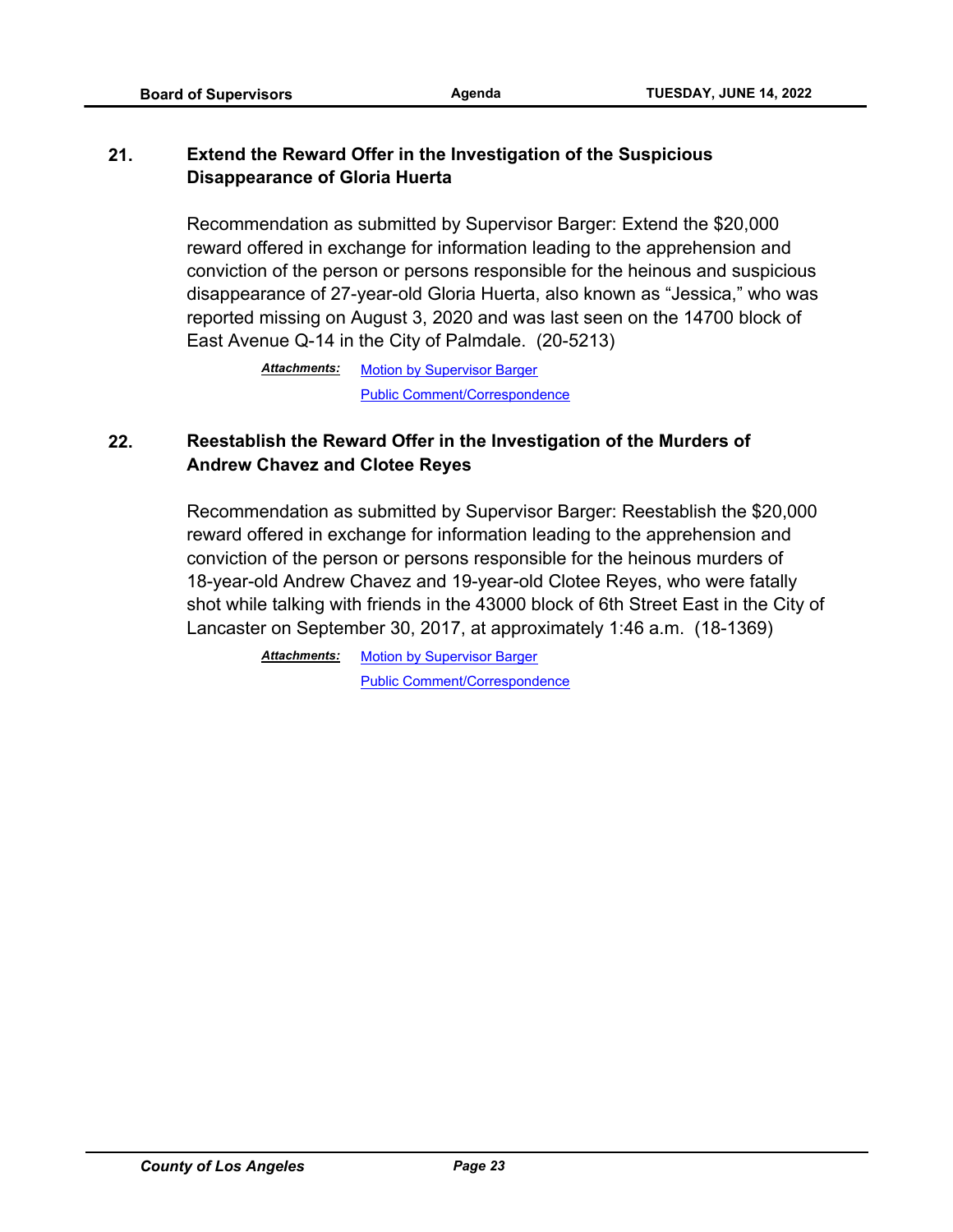**21. Extend the Reward Offer in the Investigation of the Suspicious Disappearance of Gloria Huerta**

Recommendation as submitted by Supervisor Barger: Extend the $20,000 reward offered in exchange for information leading to the apprehension and conviction of the person or persons responsible for the heinous and suspicious disappearance of 27-year-old Gloria Huerta, also known as “Jessica,” who was reported missing on August 3, 2020 and was last seen on the 14700 block of East Avenue Q-14 in the City of Palmdale. (20-5213)

***Attachments:*** Motion by Supervisor Barger
Public Comment/Correspondence

**22. Reestablish the Reward Offer in the Investigation of the Murders of Andrew Chavez and Clotee Reyes**

Recommendation as submitted by Supervisor Barger: Reestablish the $20,000 reward offered in exchange for information leading to the apprehension and conviction of the person or persons responsible for the heinous murders of 18-year-old Andrew Chavez and 19-year-old Clotee Reyes, who were fatally shot while talking with friends in the 43000 block of 6th Street East in the City of Lancaster on September 30, 2017, at approximately 1:46 a.m. (18-1369)

***Attachments:*** Motion by Supervisor Barger
Public Comment/Correspondence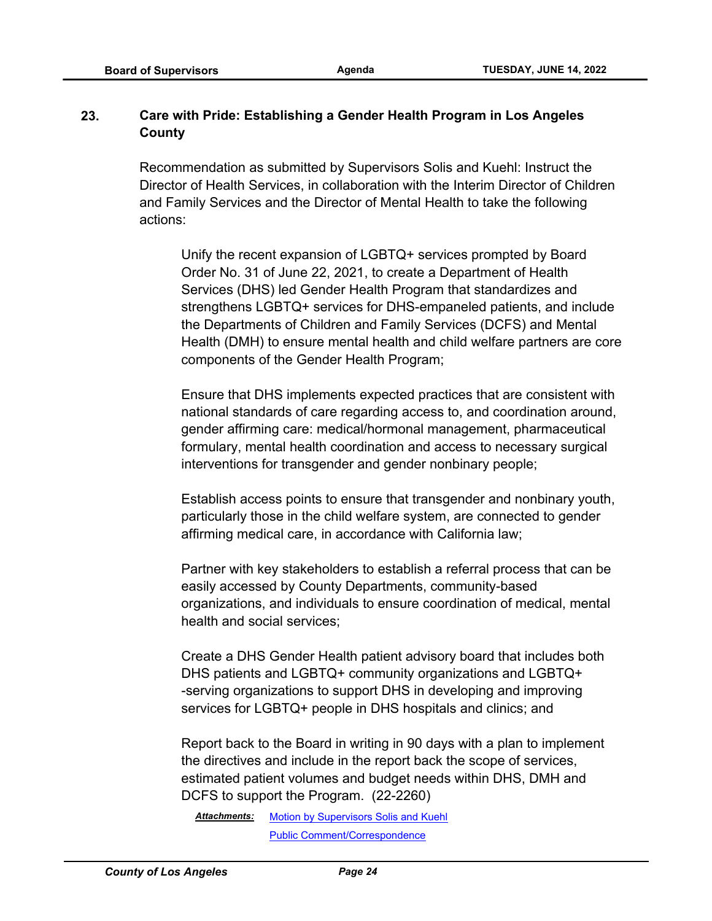**23. Care with Pride: Establishing a Gender Health Program in Los Angeles County**

Recommendation as submitted by Supervisors Solis and Kuehl: Instruct the Director of Health Services, in collaboration with the Interim Director of Children and Family Services and the Director of Mental Health to take the following actions:

> Unify the recent expansion of LGBTQ+ services prompted by Board Order No. 31 of June 22, 2021, to create a Department of Health Services (DHS) led Gender Health Program that standardizes and strengthens LGBTQ+ services for DHS-empaneled patients, and include the Departments of Children and Family Services (DCFS) and Mental Health (DMH) to ensure mental health and child welfare partners are core components of the Gender Health Program;
>
> Ensure that DHS implements expected practices that are consistent with national standards of care regarding access to, and coordination around, gender affirming care: medical/hormonal management, pharmaceutical formulary, mental health coordination and access to necessary surgical interventions for transgender and gender nonbinary people;
>
> Establish access points to ensure that transgender and nonbinary youth, particularly those in the child welfare system, are connected to gender affirming medical care, in accordance with California law;
>
> Partner with key stakeholders to establish a referral process that can be easily accessed by County Departments, community-based organizations, and individuals to ensure coordination of medical, mental health and social services;
>
> Create a DHS Gender Health patient advisory board that includes both DHS patients and LGBTQ+ community organizations and LGBTQ+ -serving organizations to support DHS in developing and improving services for LGBTQ+ people in DHS hospitals and clinics; and
>
> Report back to the Board in writing in 90 days with a plan to implement the directives and include in the report back the scope of services, estimated patient volumes and budget needs within DHS, DMH and DCFS to support the Program. (22-2260)

***Attachments:*** Motion by Supervisors Solis and Kuehl
Public Comment/Correspondence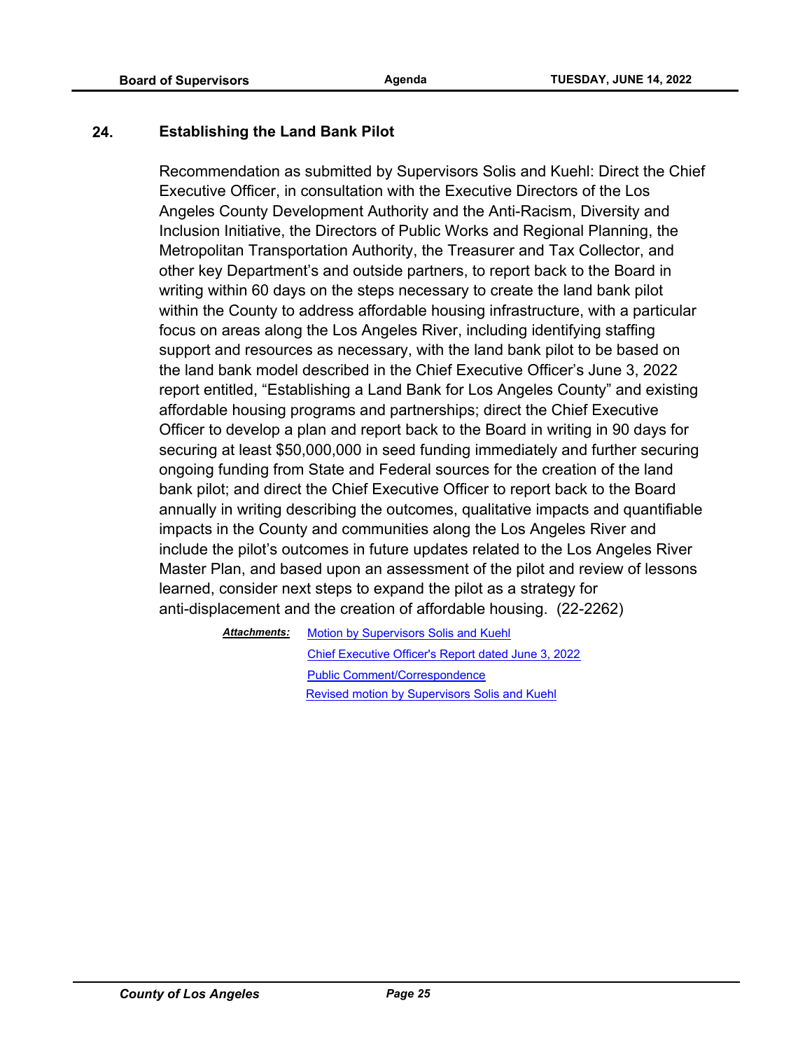## 24. Establishing the Land Bank Pilot

Recommendation as submitted by Supervisors Solis and Kuehl: Direct the Chief Executive Officer, in consultation with the Executive Directors of the Los Angeles County Development Authority and the Anti-Racism, Diversity and Inclusion Initiative, the Directors of Public Works and Regional Planning, the Metropolitan Transportation Authority, the Treasurer and Tax Collector, and other key Department's and outside partners, to report back to the Board in writing within 60 days on the steps necessary to create the land bank pilot within the County to address affordable housing infrastructure, with a particular focus on areas along the Los Angeles River, including identifying staffing support and resources as necessary, with the land bank pilot to be based on the land bank model described in the Chief Executive Officer's June 3, 2022 report entitled, "Establishing a Land Bank for Los Angeles County" and existing affordable housing programs and partnerships; direct the Chief Executive Officer to develop a plan and report back to the Board in writing in 90 days for securing at least $50,000,000 in seed funding immediately and further securing ongoing funding from State and Federal sources for the creation of the land bank pilot; and direct the Chief Executive Officer to report back to the Board annually in writing describing the outcomes, qualitative impacts and quantifiable impacts in the County and communities along the Los Angeles River and include the pilot's outcomes in future updates related to the Los Angeles River Master Plan, and based upon an assessment of the pilot and review of lessons learned, consider next steps to expand the pilot as a strategy for anti-displacement and the creation of affordable housing. (22-2262)

***Attachments:*** Motion by Supervisors Solis and Kuehl
Chief Executive Officer's Report dated June 3, 2022
Public Comment/Correspondence
Revised motion by Supervisors Solis and Kuehl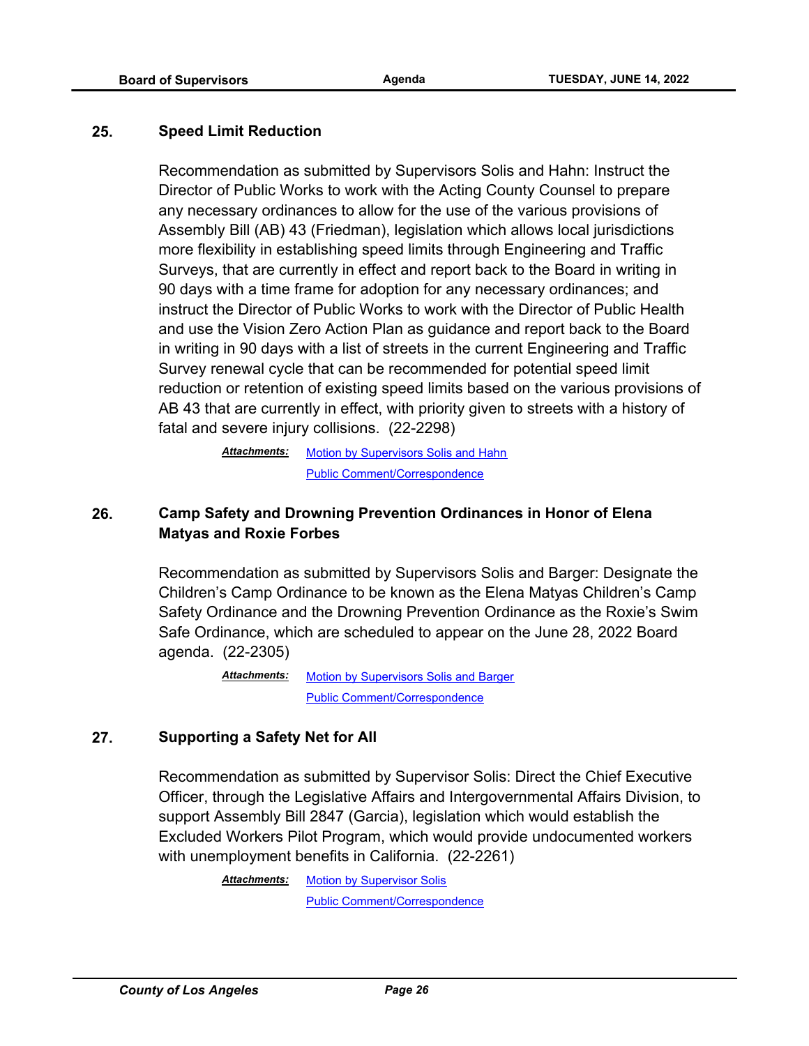## 25. Speed Limit Reduction

Recommendation as submitted by Supervisors Solis and Hahn: Instruct the Director of Public Works to work with the Acting County Counsel to prepare any necessary ordinances to allow for the use of the various provisions of Assembly Bill (AB) 43 (Friedman), legislation which allows local jurisdictions more flexibility in establishing speed limits through Engineering and Traffic Surveys, that are currently in effect and report back to the Board in writing in 90 days with a time frame for adoption for any necessary ordinances; and instruct the Director of Public Works to work with the Director of Public Health and use the Vision Zero Action Plan as guidance and report back to the Board in writing in 90 days with a list of streets in the current Engineering and Traffic Survey renewal cycle that can be recommended for potential speed limit reduction or retention of existing speed limits based on the various provisions of AB 43 that are currently in effect, with priority given to streets with a history of fatal and severe injury collisions. (22-2298)

***Attachments:*** Motion by Supervisors Solis and Hahn
Public Comment/Correspondence

## 26. Camp Safety and Drowning Prevention Ordinances in Honor of Elena Matyas and Roxie Forbes

Recommendation as submitted by Supervisors Solis and Barger: Designate the Children's Camp Ordinance to be known as the Elena Matyas Children's Camp Safety Ordinance and the Drowning Prevention Ordinance as the Roxie's Swim Safe Ordinance, which are scheduled to appear on the June 28, 2022 Board agenda. (22-2305)

***Attachments:*** Motion by Supervisors Solis and Barger
Public Comment/Correspondence

## 27. Supporting a Safety Net for All

Recommendation as submitted by Supervisor Solis: Direct the Chief Executive Officer, through the Legislative Affairs and Intergovernmental Affairs Division, to support Assembly Bill 2847 (Garcia), legislation which would establish the Excluded Workers Pilot Program, which would provide undocumented workers with unemployment benefits in California. (22-2261)

***Attachments:*** Motion by Supervisor Solis
Public Comment/Correspondence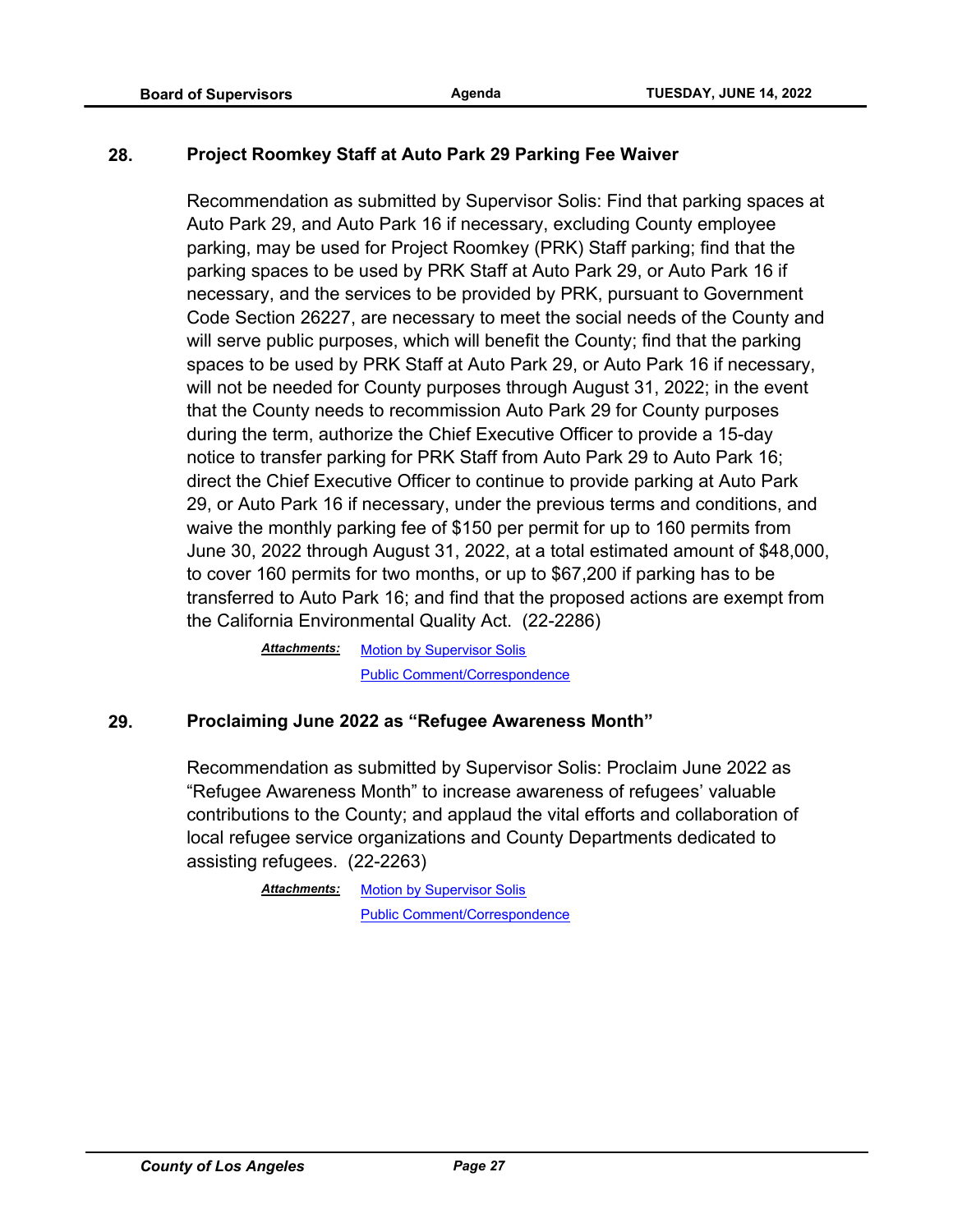## 28. Project Roomkey Staff at Auto Park 29 Parking Fee Waiver

Recommendation as submitted by Supervisor Solis: Find that parking spaces at Auto Park 29, and Auto Park 16 if necessary, excluding County employee parking, may be used for Project Roomkey (PRK) Staff parking; find that the parking spaces to be used by PRK Staff at Auto Park 29, or Auto Park 16 if necessary, and the services to be provided by PRK, pursuant to Government Code Section 26227, are necessary to meet the social needs of the County and will serve public purposes, which will benefit the County; find that the parking spaces to be used by PRK Staff at Auto Park 29, or Auto Park 16 if necessary, will not be needed for County purposes through August 31, 2022; in the event that the County needs to recommission Auto Park 29 for County purposes during the term, authorize the Chief Executive Officer to provide a 15-day notice to transfer parking for PRK Staff from Auto Park 29 to Auto Park 16; direct the Chief Executive Officer to continue to provide parking at Auto Park 29, or Auto Park 16 if necessary, under the previous terms and conditions, and waive the monthly parking fee of $150 per permit for up to 160 permits from June 30, 2022 through August 31, 2022, at a total estimated amount of $48,000, to cover 160 permits for two months, or up to $67,200 if parking has to be transferred to Auto Park 16; and find that the proposed actions are exempt from the California Environmental Quality Act. (22-2286)

***Attachments:*** Motion by Supervisor Solis
Public Comment/Correspondence

## 29. Proclaiming June 2022 as "Refugee Awareness Month"

Recommendation as submitted by Supervisor Solis: Proclaim June 2022 as "Refugee Awareness Month" to increase awareness of refugees' valuable contributions to the County; and applaud the vital efforts and collaboration of local refugee service organizations and County Departments dedicated to assisting refugees. (22-2263)

***Attachments:*** Motion by Supervisor Solis
Public Comment/Correspondence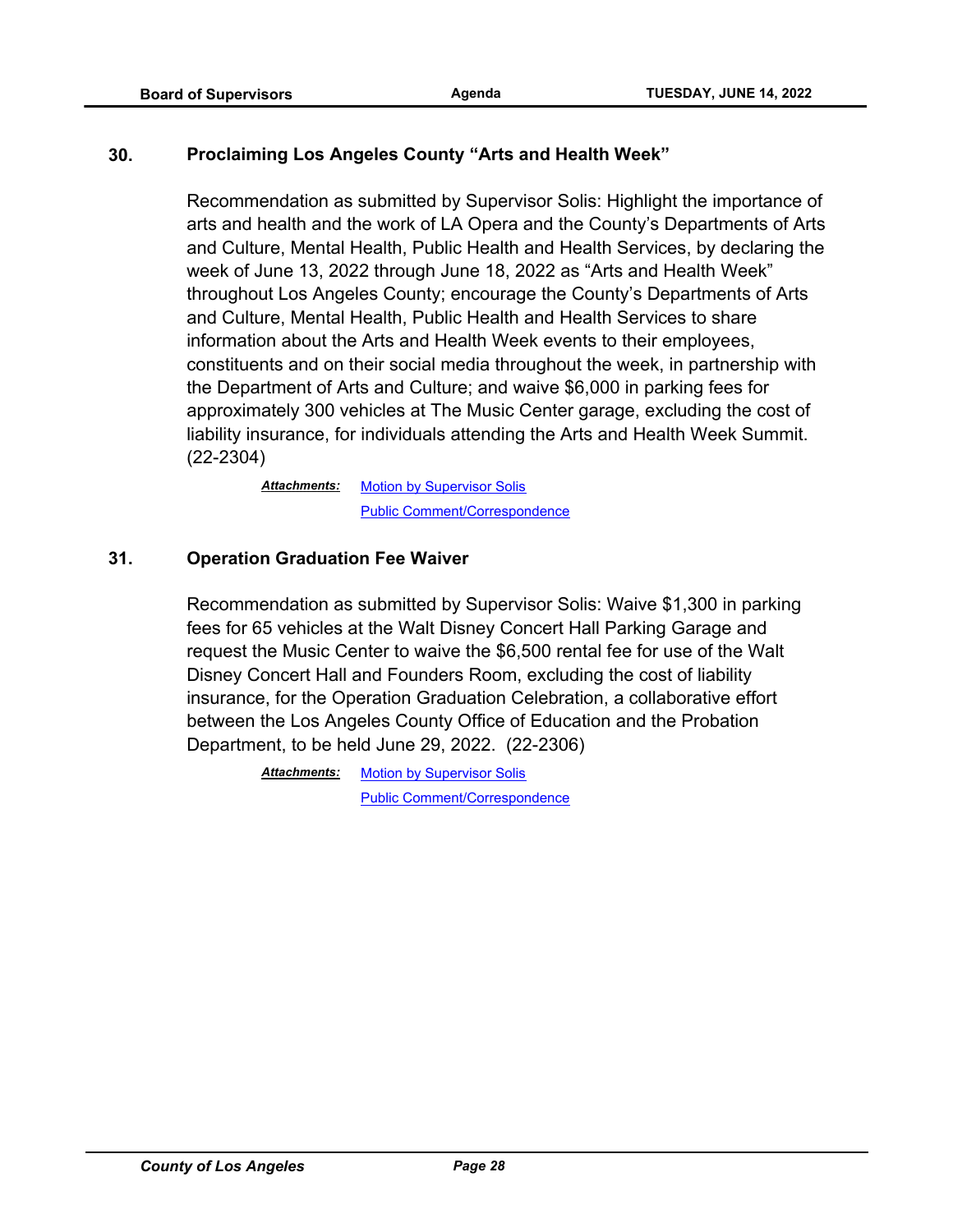## 30. Proclaiming Los Angeles County "Arts and Health Week"

Recommendation as submitted by Supervisor Solis: Highlight the importance of arts and health and the work of LA Opera and the County's Departments of Arts and Culture, Mental Health, Public Health and Health Services, by declaring the week of June 13, 2022 through June 18, 2022 as "Arts and Health Week" throughout Los Angeles County; encourage the County's Departments of Arts and Culture, Mental Health, Public Health and Health Services to share information about the Arts and Health Week events to their employees, constituents and on their social media throughout the week, in partnership with the Department of Arts and Culture; and waive $6,000 in parking fees for approximately 300 vehicles at The Music Center garage, excluding the cost of liability insurance, for individuals attending the Arts and Health Week Summit. (22-2304)

***Attachments:*** Motion by Supervisor Solis
Public Comment/Correspondence

## 31. Operation Graduation Fee Waiver

Recommendation as submitted by Supervisor Solis: Waive $1,300 in parking fees for 65 vehicles at the Walt Disney Concert Hall Parking Garage and request the Music Center to waive the $6,500 rental fee for use of the Walt Disney Concert Hall and Founders Room, excluding the cost of liability insurance, for the Operation Graduation Celebration, a collaborative effort between the Los Angeles County Office of Education and the Probation Department, to be held June 29, 2022. (22-2306)

***Attachments:*** Motion by Supervisor Solis
Public Comment/Correspondence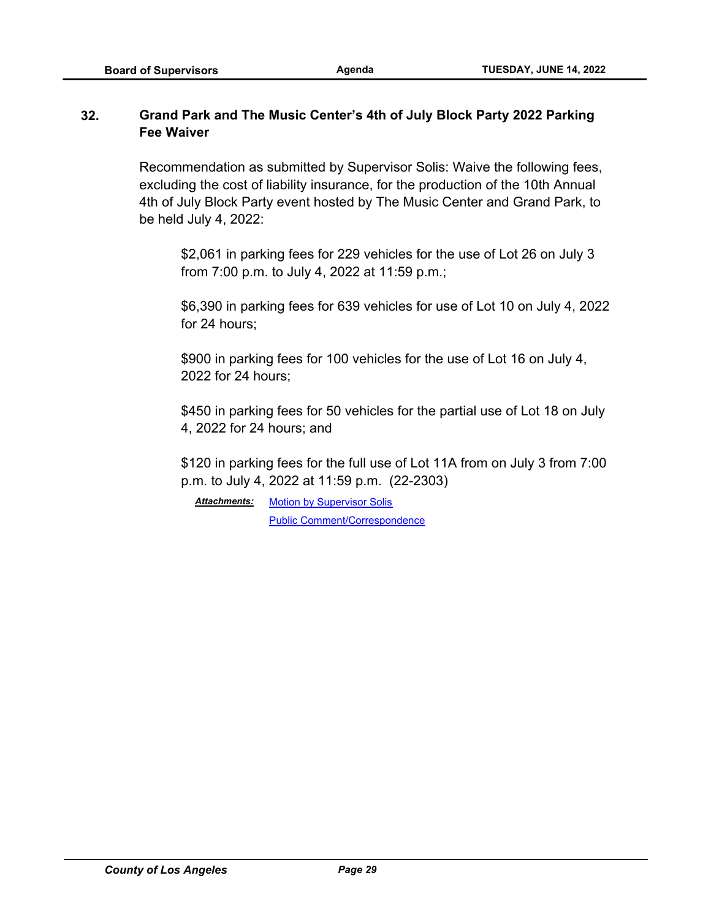**32. Grand Park and The Music Center's 4th of July Block Party 2022 Parking Fee Waiver**

Recommendation as submitted by Supervisor Solis: Waive the following fees, excluding the cost of liability insurance, for the production of the 10th Annual 4th of July Block Party event hosted by The Music Center and Grand Park, to be held July 4, 2022:

$2,061 in parking fees for 229 vehicles for the use of Lot 26 on July 3 from 7:00 p.m. to July 4, 2022 at 11:59 p.m.;

$6,390 in parking fees for 639 vehicles for use of Lot 10 on July 4, 2022 for 24 hours;

$900 in parking fees for 100 vehicles for the use of Lot 16 on July 4, 2022 for 24 hours;

$450 in parking fees for 50 vehicles for the partial use of Lot 18 on July 4, 2022 for 24 hours; and

$120 in parking fees for the full use of Lot 11A from on July 3 from 7:00 p.m. to July 4, 2022 at 11:59 p.m. (22-2303)

***Attachments:*** Motion by Supervisor Solis
Public Comment/Correspondence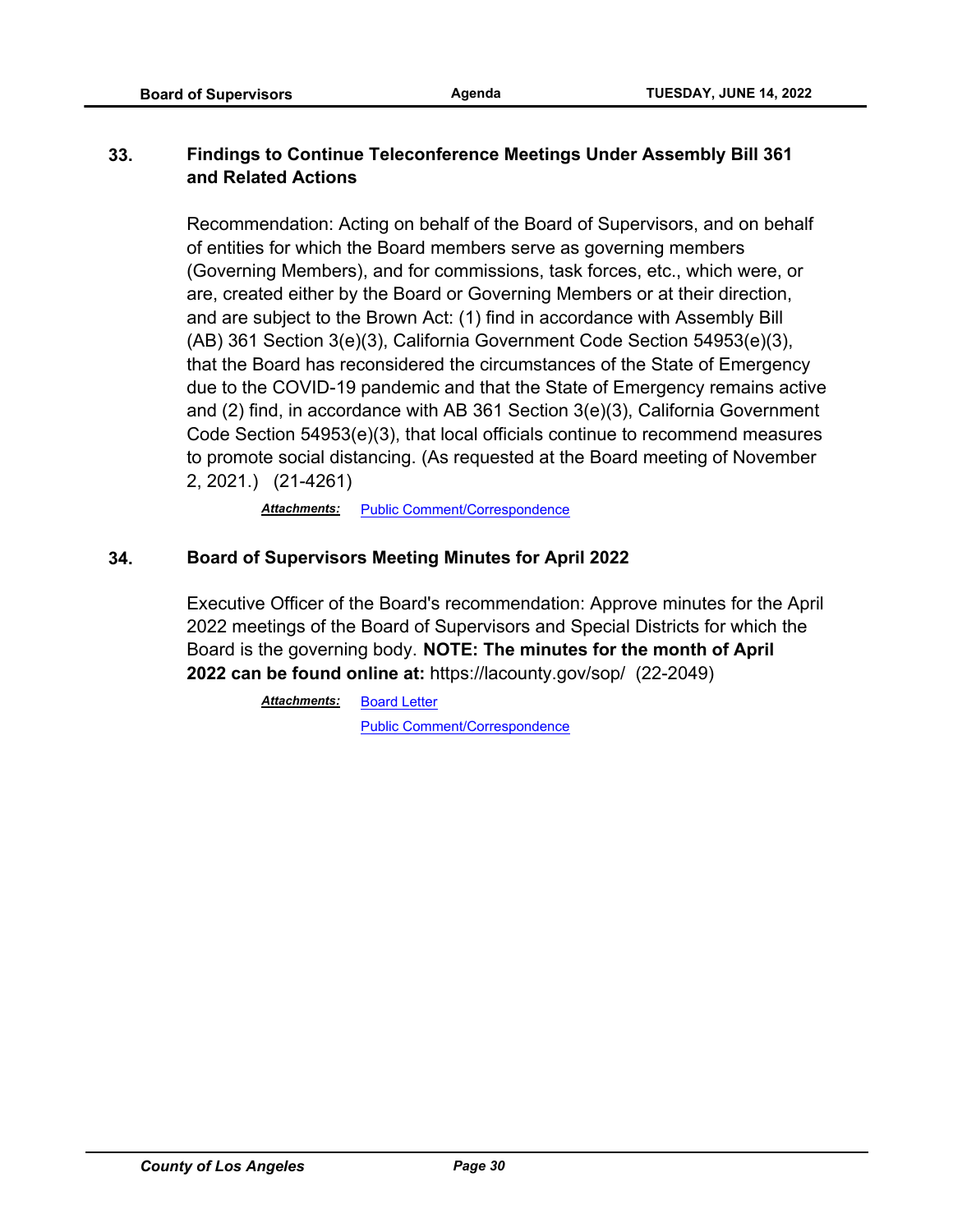**33. Findings to Continue Teleconference Meetings Under Assembly Bill 361 and Related Actions**

Recommendation: Acting on behalf of the Board of Supervisors, and on behalf of entities for which the Board members serve as governing members (Governing Members), and for commissions, task forces, etc., which were, or are, created either by the Board or Governing Members or at their direction, and are subject to the Brown Act: (1) find in accordance with Assembly Bill (AB) 361 Section 3(e)(3), California Government Code Section 54953(e)(3), that the Board has reconsidered the circumstances of the State of Emergency due to the COVID-19 pandemic and that the State of Emergency remains active and (2) find, in accordance with AB 361 Section 3(e)(3), California Government Code Section 54953(e)(3), that local officials continue to recommend measures to promote social distancing. (As requested at the Board meeting of November 2, 2021.) (21-4261)

***Attachments:*** Public Comment/Correspondence

**34. Board of Supervisors Meeting Minutes for April 2022**

Executive Officer of the Board's recommendation: Approve minutes for the April 2022 meetings of the Board of Supervisors and Special Districts for which the Board is the governing body. **NOTE: The minutes for the month of April 2022 can be found online at:** https://lacounty.gov/sop/ (22-2049)

***Attachments:*** Board Letter
Public Comment/Correspondence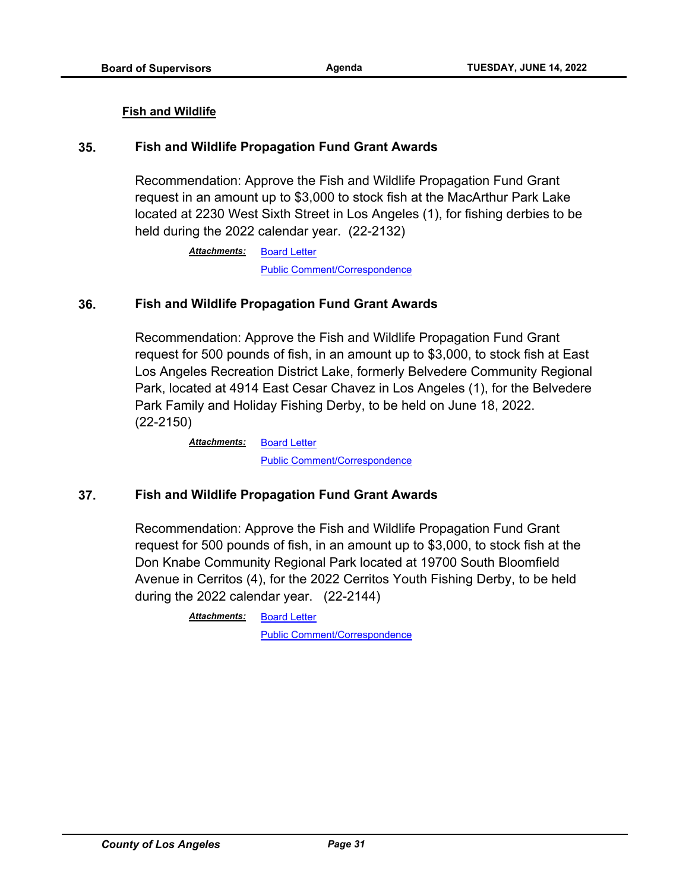**Fish and Wildlife**

### 35. Fish and Wildlife Propagation Fund Grant Awards

Recommendation: Approve the Fish and Wildlife Propagation Fund Grant request in an amount up to $3,000 to stock fish at the MacArthur Park Lake located at 2230 West Sixth Street in Los Angeles (1), for fishing derbies to be held during the 2022 calendar year. (22-2132)

***Attachments:*** Board Letter
Public Comment/Correspondence

### 36. Fish and Wildlife Propagation Fund Grant Awards

Recommendation: Approve the Fish and Wildlife Propagation Fund Grant request for 500 pounds of fish, in an amount up to $3,000, to stock fish at East Los Angeles Recreation District Lake, formerly Belvedere Community Regional Park, located at 4914 East Cesar Chavez in Los Angeles (1), for the Belvedere Park Family and Holiday Fishing Derby, to be held on June 18, 2022. (22-2150)

***Attachments:*** Board Letter
Public Comment/Correspondence

### 37. Fish and Wildlife Propagation Fund Grant Awards

Recommendation: Approve the Fish and Wildlife Propagation Fund Grant request for 500 pounds of fish, in an amount up to $3,000, to stock fish at the Don Knabe Community Regional Park located at 19700 South Bloomfield Avenue in Cerritos (4), for the 2022 Cerritos Youth Fishing Derby, to be held during the 2022 calendar year. (22-2144)

***Attachments:*** Board Letter
Public Comment/Correspondence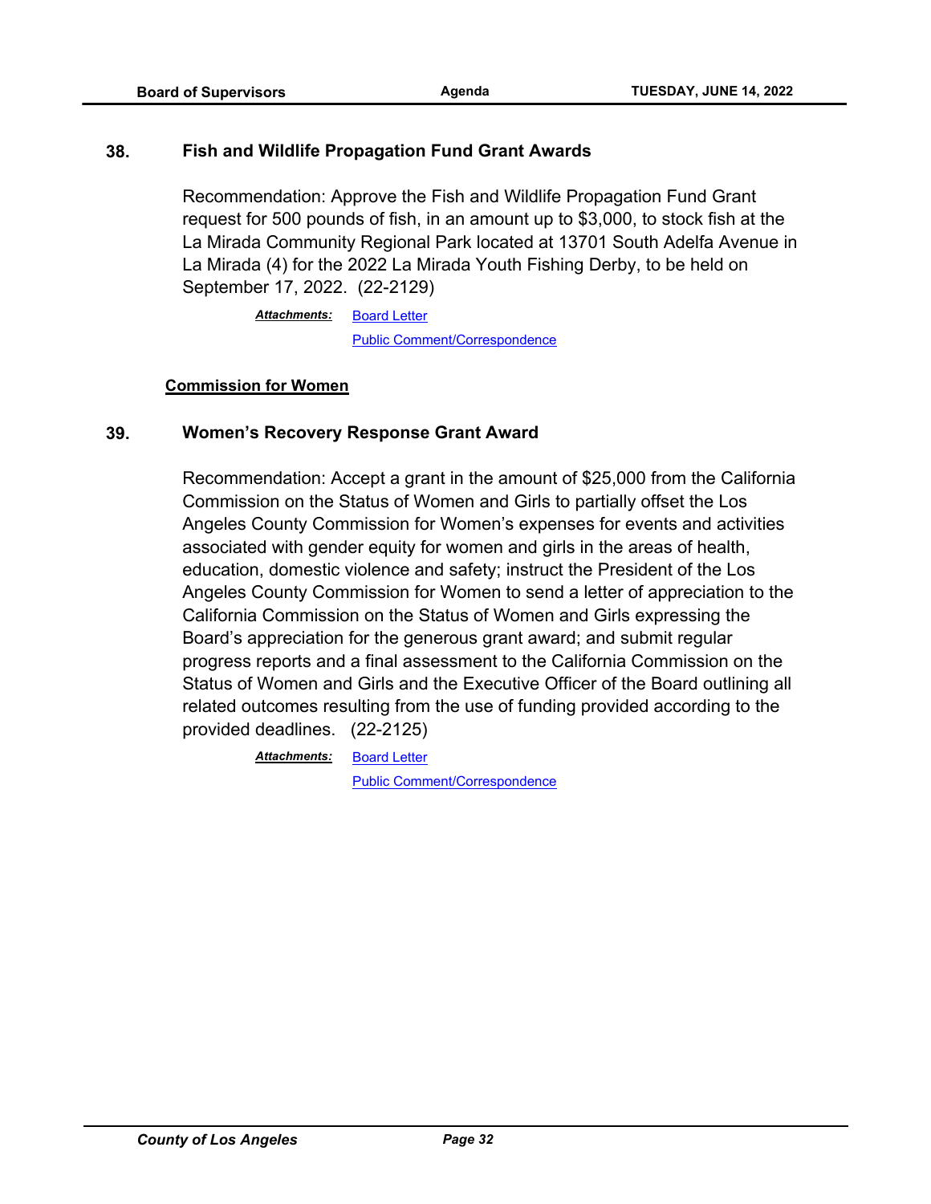**38. Fish and Wildlife Propagation Fund Grant Awards**

Recommendation: Approve the Fish and Wildlife Propagation Fund Grant request for 500 pounds of fish, in an amount up to $3,000, to stock fish at the La Mirada Community Regional Park located at 13701 South Adelfa Avenue in La Mirada (4) for the 2022 La Mirada Youth Fishing Derby, to be held on September 17, 2022. (22-2129)

***Attachments:*** Board Letter
Public Comment/Correspondence

**Commission for Women**

**39. Women's Recovery Response Grant Award**

Recommendation: Accept a grant in the amount of $25,000 from the California Commission on the Status of Women and Girls to partially offset the Los Angeles County Commission for Women's expenses for events and activities associated with gender equity for women and girls in the areas of health, education, domestic violence and safety; instruct the President of the Los Angeles County Commission for Women to send a letter of appreciation to the California Commission on the Status of Women and Girls expressing the Board's appreciation for the generous grant award; and submit regular progress reports and a final assessment to the California Commission on the Status of Women and Girls and the Executive Officer of the Board outlining all related outcomes resulting from the use of funding provided according to the provided deadlines. (22-2125)

***Attachments:*** Board Letter
Public Comment/Correspondence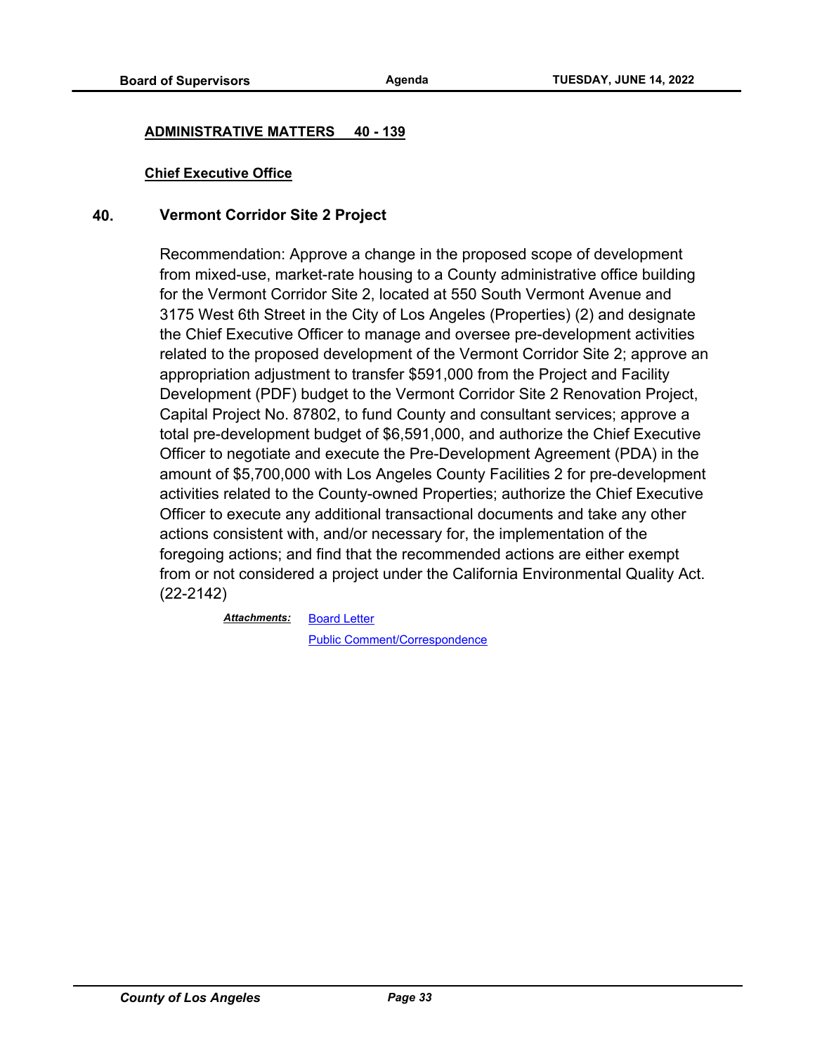## ADMINISTRATIVE MATTERS 40 - 139

### Chief Executive Office

**40. Vermont Corridor Site 2 Project**

Recommendation: Approve a change in the proposed scope of development from mixed-use, market-rate housing to a County administrative office building for the Vermont Corridor Site 2, located at 550 South Vermont Avenue and 3175 West 6th Street in the City of Los Angeles (Properties) (2) and designate the Chief Executive Officer to manage and oversee pre-development activities related to the proposed development of the Vermont Corridor Site 2; approve an appropriation adjustment to transfer $591,000 from the Project and Facility Development (PDF) budget to the Vermont Corridor Site 2 Renovation Project, Capital Project No. 87802, to fund County and consultant services; approve a total pre-development budget of $6,591,000, and authorize the Chief Executive Officer to negotiate and execute the Pre-Development Agreement (PDA) in the amount of $5,700,000 with Los Angeles County Facilities 2 for pre-development activities related to the County-owned Properties; authorize the Chief Executive Officer to execute any additional transactional documents and take any other actions consistent with, and/or necessary for, the implementation of the foregoing actions; and find that the recommended actions are either exempt from or not considered a project under the California Environmental Quality Act. (22-2142)

***Attachments:*** Board Letter
Public Comment/Correspondence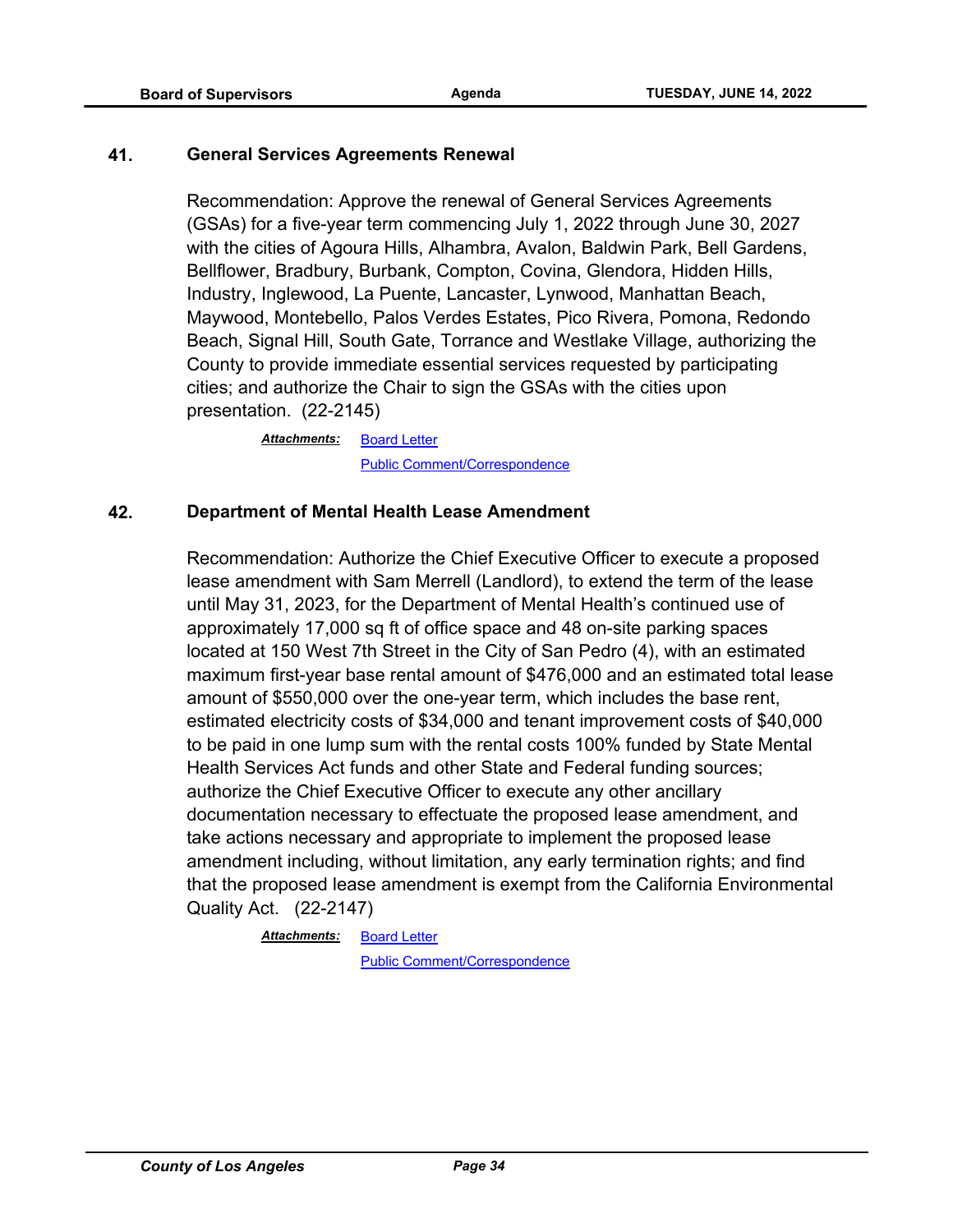**41. General Services Agreements Renewal**

Recommendation: Approve the renewal of General Services Agreements (GSAs) for a five-year term commencing July 1, 2022 through June 30, 2027 with the cities of Agoura Hills, Alhambra, Avalon, Baldwin Park, Bell Gardens, Bellflower, Bradbury, Burbank, Compton, Covina, Glendora, Hidden Hills, Industry, Inglewood, La Puente, Lancaster, Lynwood, Manhattan Beach, Maywood, Montebello, Palos Verdes Estates, Pico Rivera, Pomona, Redondo Beach, Signal Hill, South Gate, Torrance and Westlake Village, authorizing the County to provide immediate essential services requested by participating cities; and authorize the Chair to sign the GSAs with the cities upon presentation. (22-2145)

***Attachments:*** Board Letter
Public Comment/Correspondence

**42. Department of Mental Health Lease Amendment**

Recommendation: Authorize the Chief Executive Officer to execute a proposed lease amendment with Sam Merrell (Landlord), to extend the term of the lease until May 31, 2023, for the Department of Mental Health's continued use of approximately 17,000 sq ft of office space and 48 on-site parking spaces located at 150 West 7th Street in the City of San Pedro (4), with an estimated maximum first-year base rental amount of $476,000 and an estimated total lease amount of $550,000 over the one-year term, which includes the base rent, estimated electricity costs of $34,000 and tenant improvement costs of $40,000 to be paid in one lump sum with the rental costs 100% funded by State Mental Health Services Act funds and other State and Federal funding sources; authorize the Chief Executive Officer to execute any other ancillary documentation necessary to effectuate the proposed lease amendment, and take actions necessary and appropriate to implement the proposed lease amendment including, without limitation, any early termination rights; and find that the proposed lease amendment is exempt from the California Environmental Quality Act. (22-2147)

***Attachments:*** Board Letter
Public Comment/Correspondence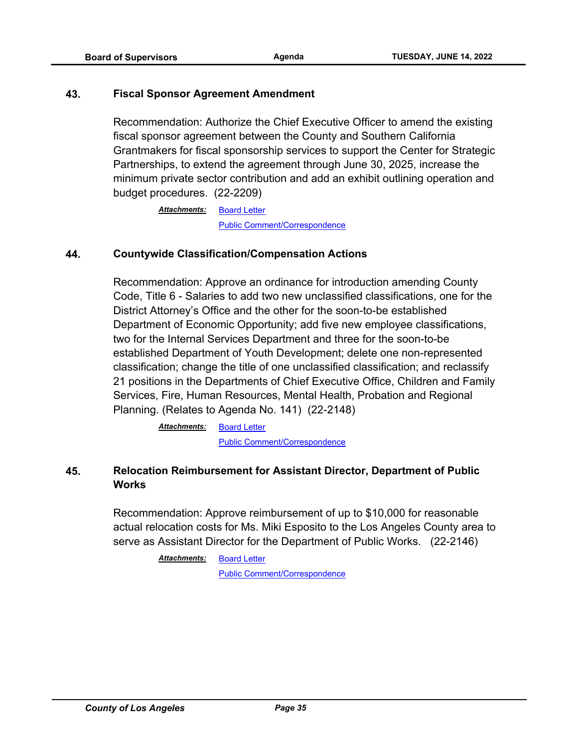### 43. Fiscal Sponsor Agreement Amendment

Recommendation: Authorize the Chief Executive Officer to amend the existing fiscal sponsor agreement between the County and Southern California Grantmakers for fiscal sponsorship services to support the Center for Strategic Partnerships, to extend the agreement through June 30, 2025, increase the minimum private sector contribution and add an exhibit outlining operation and budget procedures. (22-2209)

***Attachments:*** Board Letter
Public Comment/Correspondence

### 44. Countywide Classification/Compensation Actions

Recommendation: Approve an ordinance for introduction amending County Code, Title 6 - Salaries to add two new unclassified classifications, one for the District Attorney's Office and the other for the soon-to-be established Department of Economic Opportunity; add five new employee classifications, two for the Internal Services Department and three for the soon-to-be established Department of Youth Development; delete one non-represented classification; change the title of one unclassified classification; and reclassify 21 positions in the Departments of Chief Executive Office, Children and Family Services, Fire, Human Resources, Mental Health, Probation and Regional Planning. (Relates to Agenda No. 141) (22-2148)

***Attachments:*** Board Letter
Public Comment/Correspondence

### 45. Relocation Reimbursement for Assistant Director, Department of Public Works

Recommendation: Approve reimbursement of up to $10,000 for reasonable actual relocation costs for Ms. Miki Esposito to the Los Angeles County area to serve as Assistant Director for the Department of Public Works. (22-2146)

***Attachments:*** Board Letter
Public Comment/Correspondence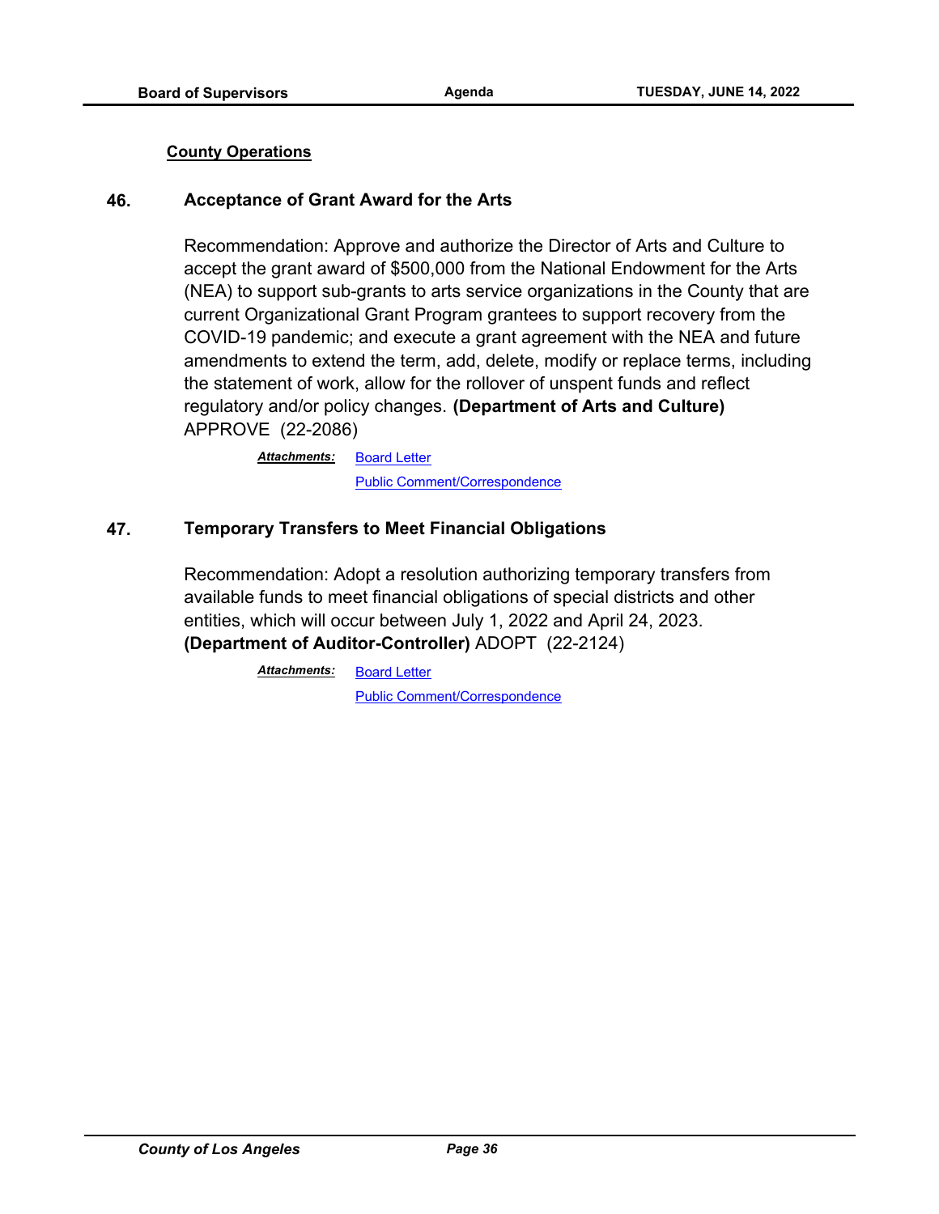**County Operations**

### 46. Acceptance of Grant Award for the Arts

Recommendation: Approve and authorize the Director of Arts and Culture to accept the grant award of $500,000 from the National Endowment for the Arts (NEA) to support sub-grants to arts service organizations in the County that are current Organizational Grant Program grantees to support recovery from the COVID-19 pandemic; and execute a grant agreement with the NEA and future amendments to extend the term, add, delete, modify or replace terms, including the statement of work, allow for the rollover of unspent funds and reflect regulatory and/or policy changes. **(Department of Arts and Culture)** APPROVE (22-2086)

***Attachments:*** Board Letter
Public Comment/Correspondence

### 47. Temporary Transfers to Meet Financial Obligations

Recommendation: Adopt a resolution authorizing temporary transfers from available funds to meet financial obligations of special districts and other entities, which will occur between July 1, 2022 and April 24, 2023. **(Department of Auditor-Controller)** ADOPT (22-2124)

***Attachments:*** Board Letter
Public Comment/Correspondence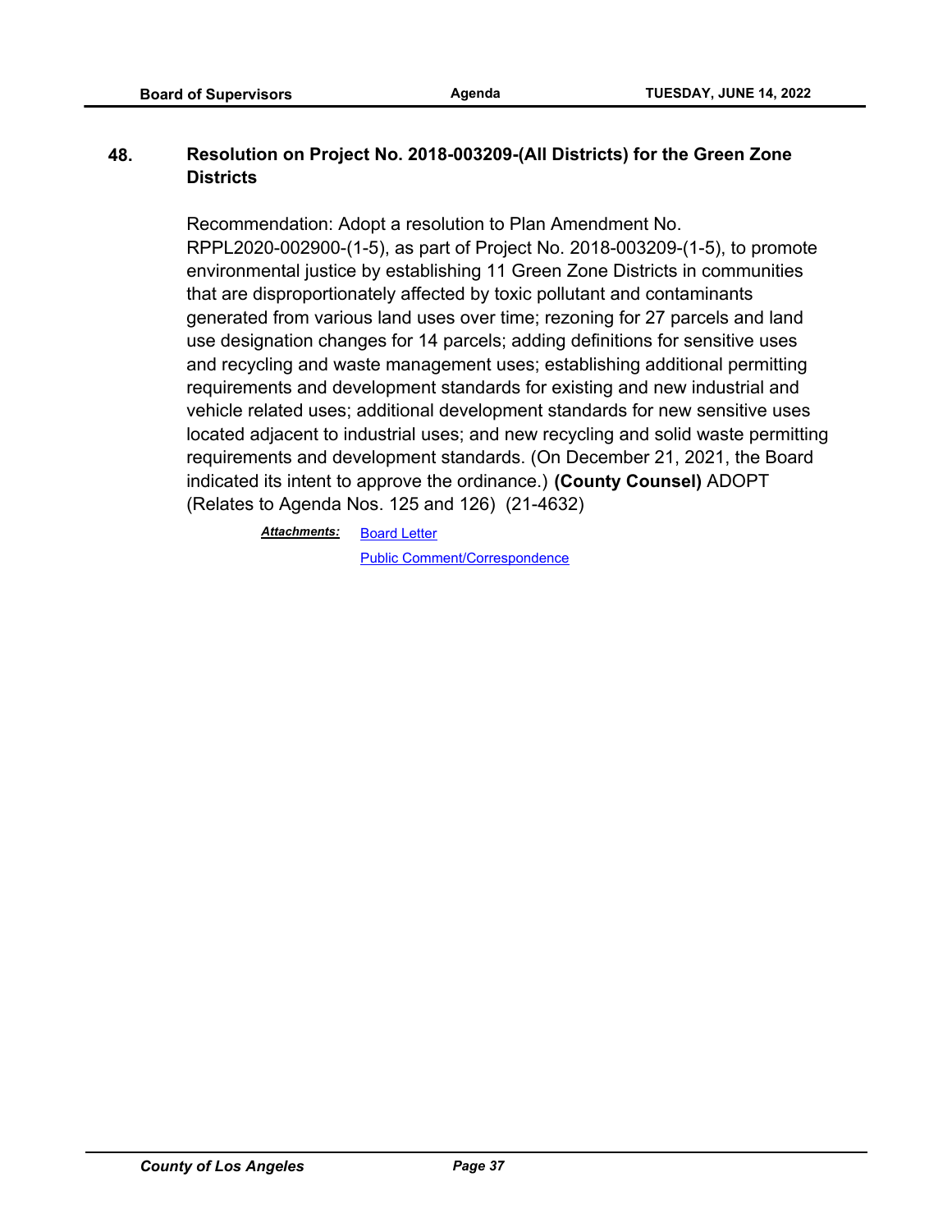**48. Resolution on Project No. 2018-003209-(All Districts) for the Green Zone Districts**

Recommendation: Adopt a resolution to Plan Amendment No. RPPL2020-002900-(1-5), as part of Project No. 2018-003209-(1-5), to promote environmental justice by establishing 11 Green Zone Districts in communities that are disproportionately affected by toxic pollutant and contaminants generated from various land uses over time; rezoning for 27 parcels and land use designation changes for 14 parcels; adding definitions for sensitive uses and recycling and waste management uses; establishing additional permitting requirements and development standards for existing and new industrial and vehicle related uses; additional development standards for new sensitive uses located adjacent to industrial uses; and new recycling and solid waste permitting requirements and development standards. (On December 21, 2021, the Board indicated its intent to approve the ordinance.) **(County Counsel)** ADOPT (Relates to Agenda Nos. 125 and 126) (21-4632)

***Attachments:*** Board Letter

Public Comment/Correspondence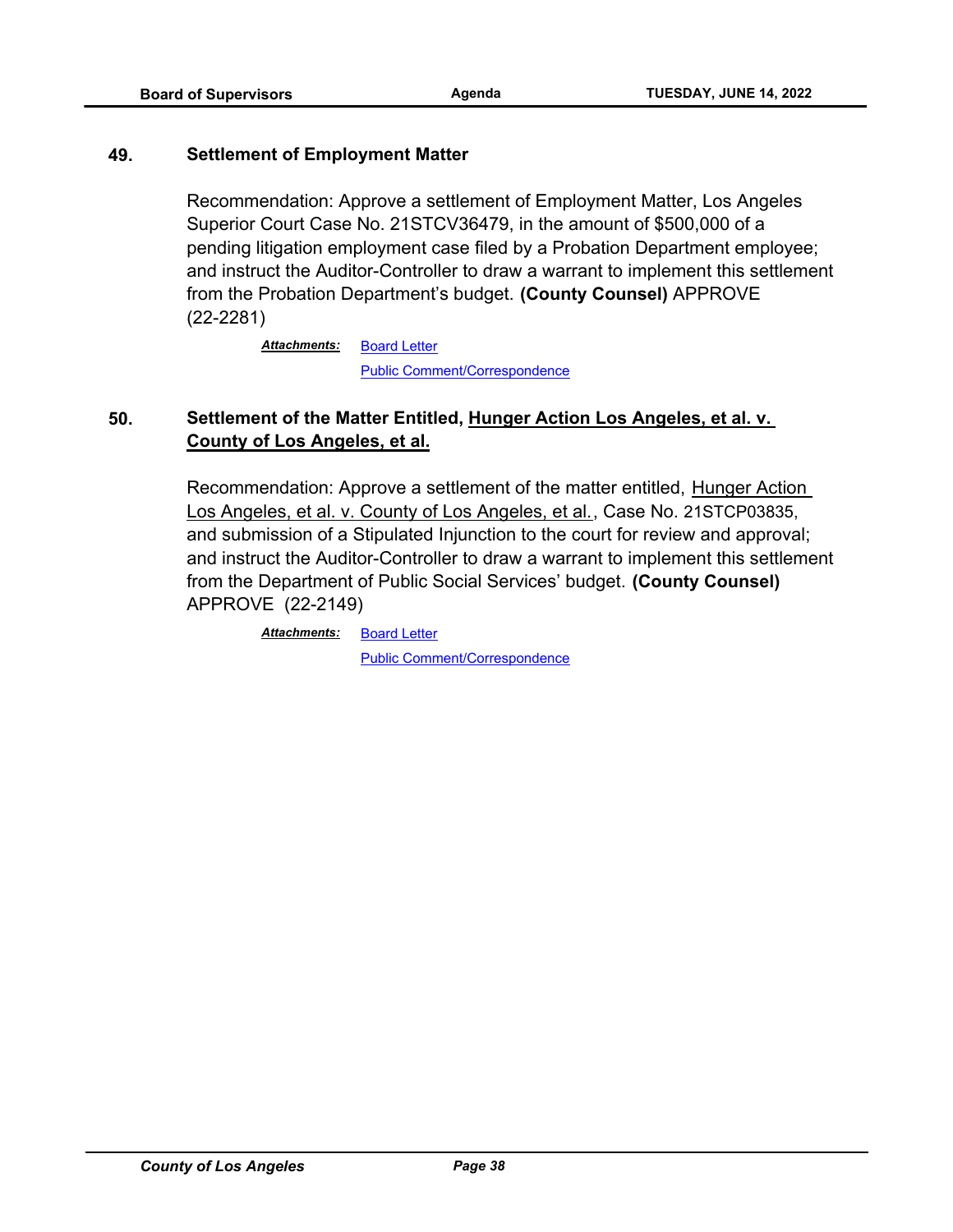**49. Settlement of Employment Matter**

Recommendation: Approve a settlement of Employment Matter, Los Angeles Superior Court Case No. 21STCV36479, in the amount of $500,000 of a pending litigation employment case filed by a Probation Department employee; and instruct the Auditor-Controller to draw a warrant to implement this settlement from the Probation Department's budget. **(County Counsel)** APPROVE (22-2281)

***Attachments:*** Board Letter
Public Comment/Correspondence

**50. Settlement of the Matter Entitled, Hunger Action Los Angeles, et al. v. County of Los Angeles, et al.**

Recommendation: Approve a settlement of the matter entitled, Hunger Action Los Angeles, et al. v. County of Los Angeles, et al., Case No. 21STCP03835, and submission of a Stipulated Injunction to the court for review and approval; and instruct the Auditor-Controller to draw a warrant to implement this settlement from the Department of Public Social Services' budget. **(County Counsel)** APPROVE (22-2149)

***Attachments:*** Board Letter
Public Comment/Correspondence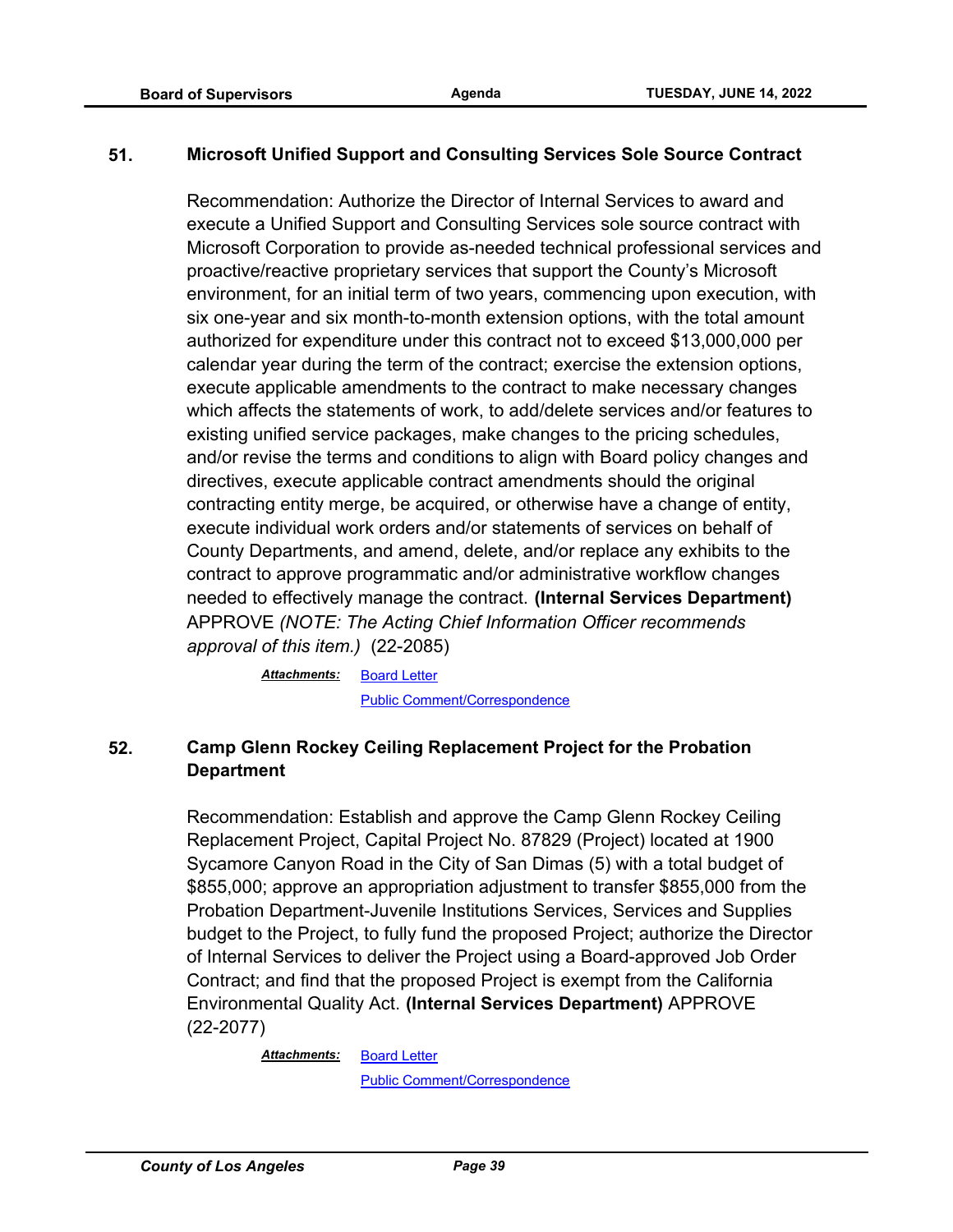**51. Microsoft Unified Support and Consulting Services Sole Source Contract**

Recommendation: Authorize the Director of Internal Services to award and execute a Unified Support and Consulting Services sole source contract with Microsoft Corporation to provide as-needed technical professional services and proactive/reactive proprietary services that support the County's Microsoft environment, for an initial term of two years, commencing upon execution, with six one-year and six month-to-month extension options, with the total amount authorized for expenditure under this contract not to exceed $13,000,000 per calendar year during the term of the contract; exercise the extension options, execute applicable amendments to the contract to make necessary changes which affects the statements of work, to add/delete services and/or features to existing unified service packages, make changes to the pricing schedules, and/or revise the terms and conditions to align with Board policy changes and directives, execute applicable contract amendments should the original contracting entity merge, be acquired, or otherwise have a change of entity, execute individual work orders and/or statements of services on behalf of County Departments, and amend, delete, and/or replace any exhibits to the contract to approve programmatic and/or administrative workflow changes needed to effectively manage the contract. **(Internal Services Department)** APPROVE *(NOTE: The Acting Chief Information Officer recommends approval of this item.)* (22-2085)

***Attachments:*** Board Letter
Public Comment/Correspondence

**52. Camp Glenn Rockey Ceiling Replacement Project for the Probation Department**

Recommendation: Establish and approve the Camp Glenn Rockey Ceiling Replacement Project, Capital Project No. 87829 (Project) located at 1900 Sycamore Canyon Road in the City of San Dimas (5) with a total budget of $855,000; approve an appropriation adjustment to transfer $855,000 from the Probation Department-Juvenile Institutions Services, Services and Supplies budget to the Project, to fully fund the proposed Project; authorize the Director of Internal Services to deliver the Project using a Board-approved Job Order Contract; and find that the proposed Project is exempt from the California Environmental Quality Act. **(Internal Services Department)** APPROVE (22-2077)

***Attachments:*** Board Letter
Public Comment/Correspondence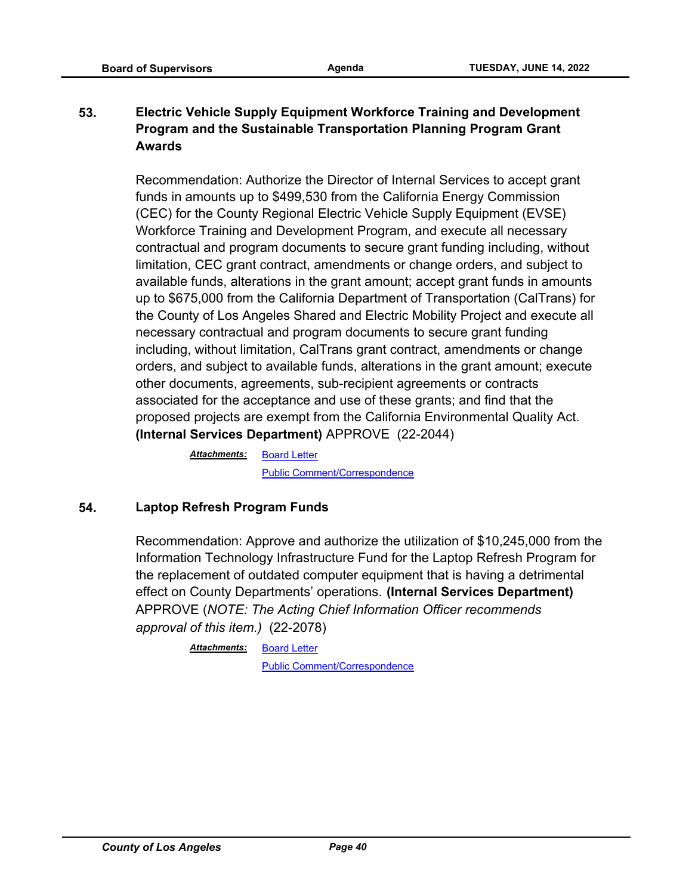**53. Electric Vehicle Supply Equipment Workforce Training and Development Program and the Sustainable Transportation Planning Program Grant Awards**

Recommendation: Authorize the Director of Internal Services to accept grant funds in amounts up to $499,530 from the California Energy Commission (CEC) for the County Regional Electric Vehicle Supply Equipment (EVSE) Workforce Training and Development Program, and execute all necessary contractual and program documents to secure grant funding including, without limitation, CEC grant contract, amendments or change orders, and subject to available funds, alterations in the grant amount; accept grant funds in amounts up to $675,000 from the California Department of Transportation (CalTrans) for the County of Los Angeles Shared and Electric Mobility Project and execute all necessary contractual and program documents to secure grant funding including, without limitation, CalTrans grant contract, amendments or change orders, and subject to available funds, alterations in the grant amount; execute other documents, agreements, sub-recipient agreements or contracts associated for the acceptance and use of these grants; and find that the proposed projects are exempt from the California Environmental Quality Act. **(Internal Services Department)** APPROVE (22-2044)

***Attachments:*** Board Letter
Public Comment/Correspondence

**54. Laptop Refresh Program Funds**

Recommendation: Approve and authorize the utilization of $10,245,000 from the Information Technology Infrastructure Fund for the Laptop Refresh Program for the replacement of outdated computer equipment that is having a detrimental effect on County Departments' operations. **(Internal Services Department)** APPROVE (*NOTE: The Acting Chief Information Officer recommends approval of this item.)* (22-2078)

***Attachments:*** Board Letter
Public Comment/Correspondence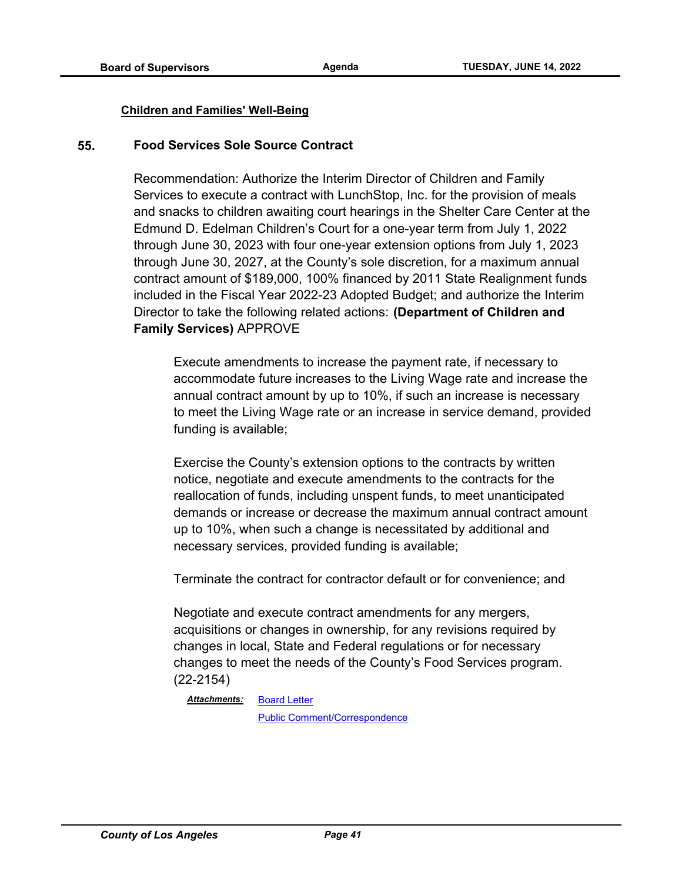**Children and Families' Well-Being**

**55. Food Services Sole Source Contract**

Recommendation: Authorize the Interim Director of Children and Family Services to execute a contract with LunchStop, Inc. for the provision of meals and snacks to children awaiting court hearings in the Shelter Care Center at the Edmund D. Edelman Children's Court for a one-year term from July 1, 2022 through June 30, 2023 with four one-year extension options from July 1, 2023 through June 30, 2027, at the County's sole discretion, for a maximum annual contract amount of $189,000, 100% financed by 2011 State Realignment funds included in the Fiscal Year 2022-23 Adopted Budget; and authorize the Interim Director to take the following related actions: **(Department of Children and Family Services)** APPROVE

Execute amendments to increase the payment rate, if necessary to accommodate future increases to the Living Wage rate and increase the annual contract amount by up to 10%, if such an increase is necessary to meet the Living Wage rate or an increase in service demand, provided funding is available;

Exercise the County's extension options to the contracts by written notice, negotiate and execute amendments to the contracts for the reallocation of funds, including unspent funds, to meet unanticipated demands or increase or decrease the maximum annual contract amount up to 10%, when such a change is necessitated by additional and necessary services, provided funding is available;

Terminate the contract for contractor default or for convenience; and

Negotiate and execute contract amendments for any mergers, acquisitions or changes in ownership, for any revisions required by changes in local, State and Federal regulations or for necessary changes to meet the needs of the County's Food Services program. (22-2154)

***Attachments:*** Board Letter
Public Comment/Correspondence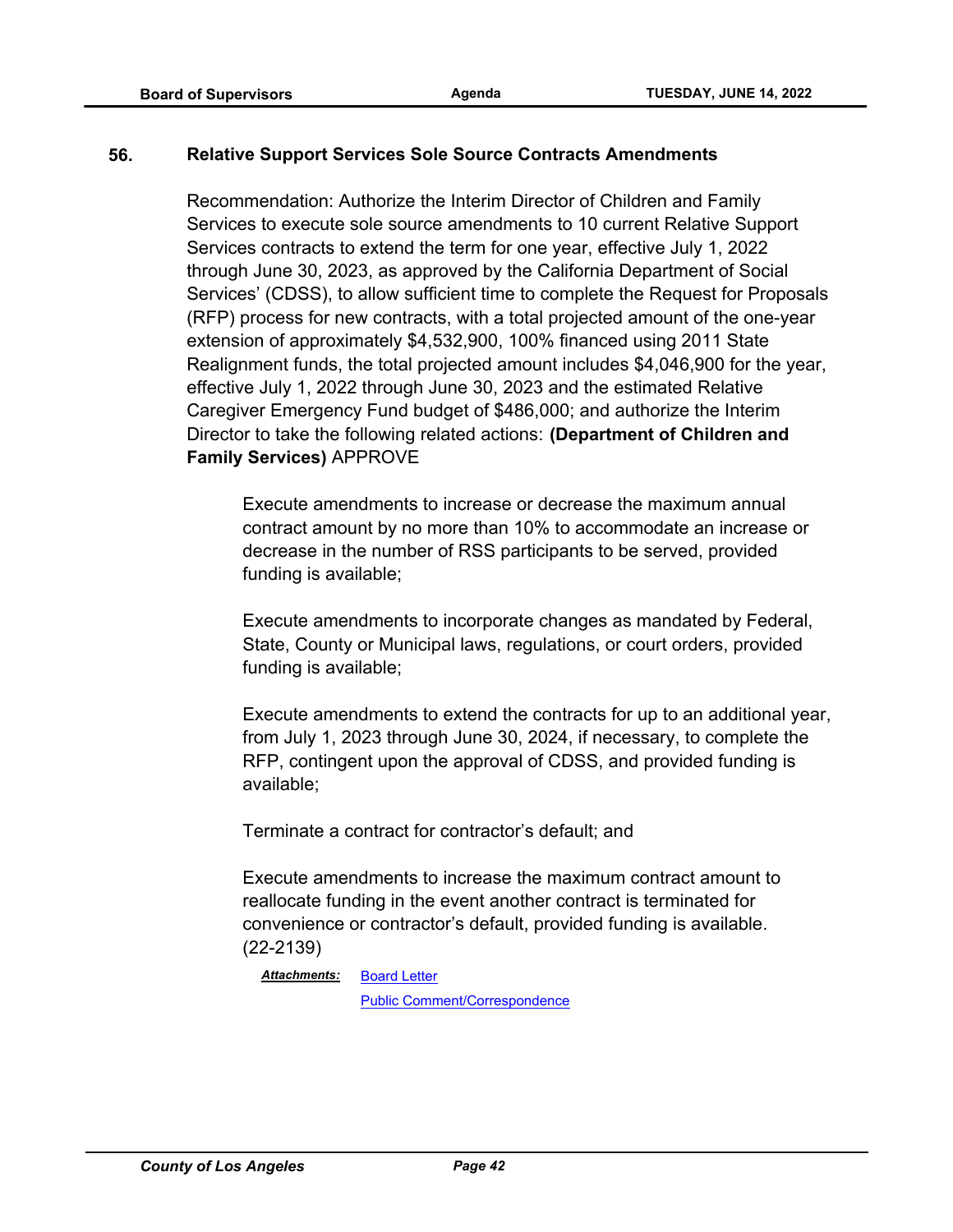**56.** **Relative Support Services Sole Source Contracts Amendments**

Recommendation: Authorize the Interim Director of Children and Family Services to execute sole source amendments to 10 current Relative Support Services contracts to extend the term for one year, effective July 1, 2022 through June 30, 2023, as approved by the California Department of Social Services' (CDSS), to allow sufficient time to complete the Request for Proposals (RFP) process for new contracts, with a total projected amount of the one-year extension of approximately $4,532,900, 100% financed using 2011 State Realignment funds, the total projected amount includes $4,046,900 for the year, effective July 1, 2022 through June 30, 2023 and the estimated Relative Caregiver Emergency Fund budget of $486,000; and authorize the Interim Director to take the following related actions: **(Department of Children and Family Services)** APPROVE

> Execute amendments to increase or decrease the maximum annual contract amount by no more than 10% to accommodate an increase or decrease in the number of RSS participants to be served, provided funding is available;
>
> Execute amendments to incorporate changes as mandated by Federal, State, County or Municipal laws, regulations, or court orders, provided funding is available;
>
> Execute amendments to extend the contracts for up to an additional year, from July 1, 2023 through June 30, 2024, if necessary, to complete the RFP, contingent upon the approval of CDSS, and provided funding is available;
>
> Terminate a contract for contractor's default; and
>
> Execute amendments to increase the maximum contract amount to reallocate funding in the event another contract is terminated for convenience or contractor's default, provided funding is available. (22-2139)

***Attachments:*** Board Letter
Public Comment/Correspondence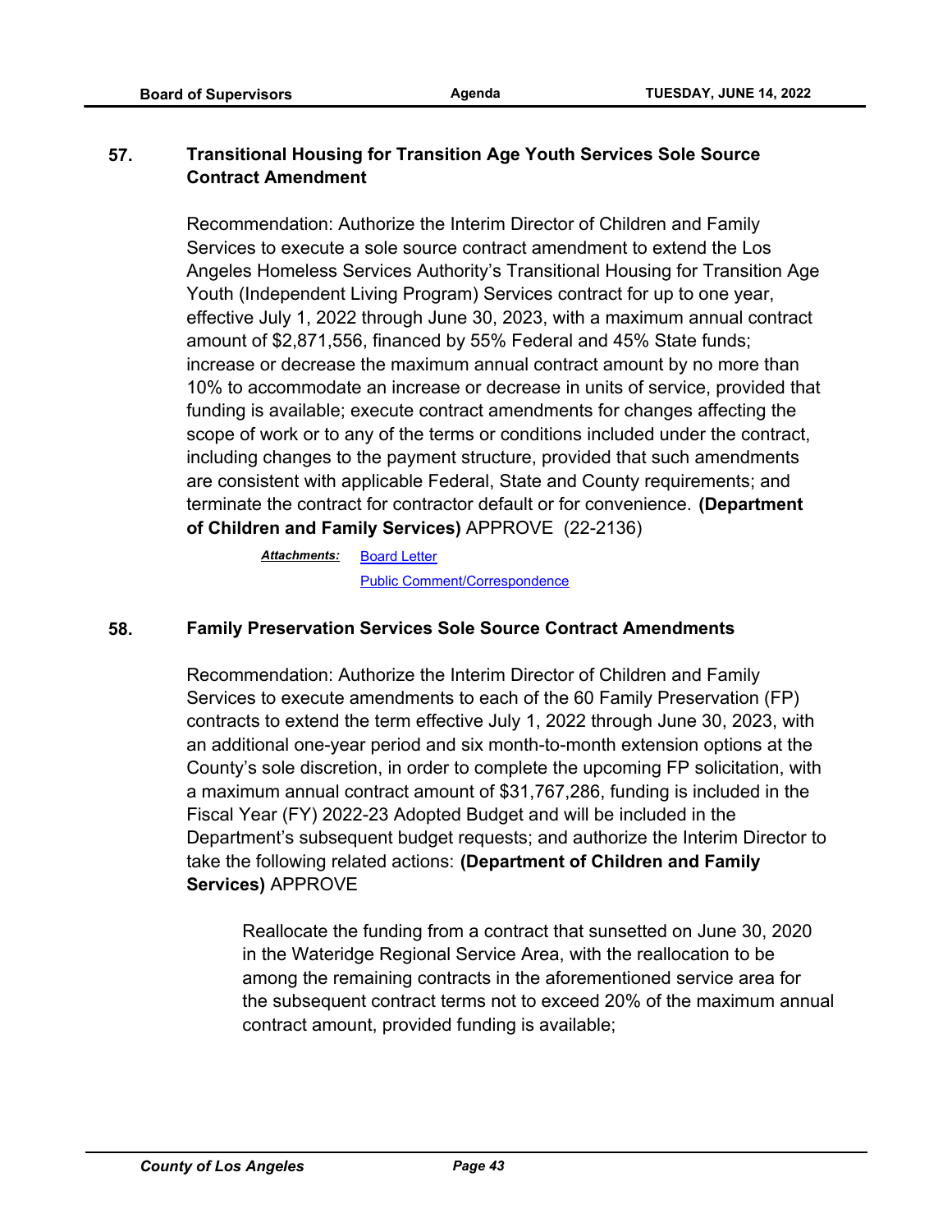## 57. Transitional Housing for Transition Age Youth Services Sole Source Contract Amendment

Recommendation: Authorize the Interim Director of Children and Family Services to execute a sole source contract amendment to extend the Los Angeles Homeless Services Authority's Transitional Housing for Transition Age Youth (Independent Living Program) Services contract for up to one year, effective July 1, 2022 through June 30, 2023, with a maximum annual contract amount of $2,871,556, financed by 55% Federal and 45% State funds; increase or decrease the maximum annual contract amount by no more than 10% to accommodate an increase or decrease in units of service, provided that funding is available; execute contract amendments for changes affecting the scope of work or to any of the terms or conditions included under the contract, including changes to the payment structure, provided that such amendments are consistent with applicable Federal, State and County requirements; and terminate the contract for contractor default or for convenience. **(Department of Children and Family Services)** APPROVE (22-2136)

***Attachments:*** Board Letter
Public Comment/Correspondence

## 58. Family Preservation Services Sole Source Contract Amendments

Recommendation: Authorize the Interim Director of Children and Family Services to execute amendments to each of the 60 Family Preservation (FP) contracts to extend the term effective July 1, 2022 through June 30, 2023, with an additional one-year period and six month-to-month extension options at the County's sole discretion, in order to complete the upcoming FP solicitation, with a maximum annual contract amount of $31,767,286, funding is included in the Fiscal Year (FY) 2022-23 Adopted Budget and will be included in the Department's subsequent budget requests; and authorize the Interim Director to take the following related actions: **(Department of Children and Family Services)** APPROVE

> Reallocate the funding from a contract that sunsetted on June 30, 2020 in the Wateridge Regional Service Area, with the reallocation to be among the remaining contracts in the aforementioned service area for the subsequent contract terms not to exceed 20% of the maximum annual contract amount, provided funding is available;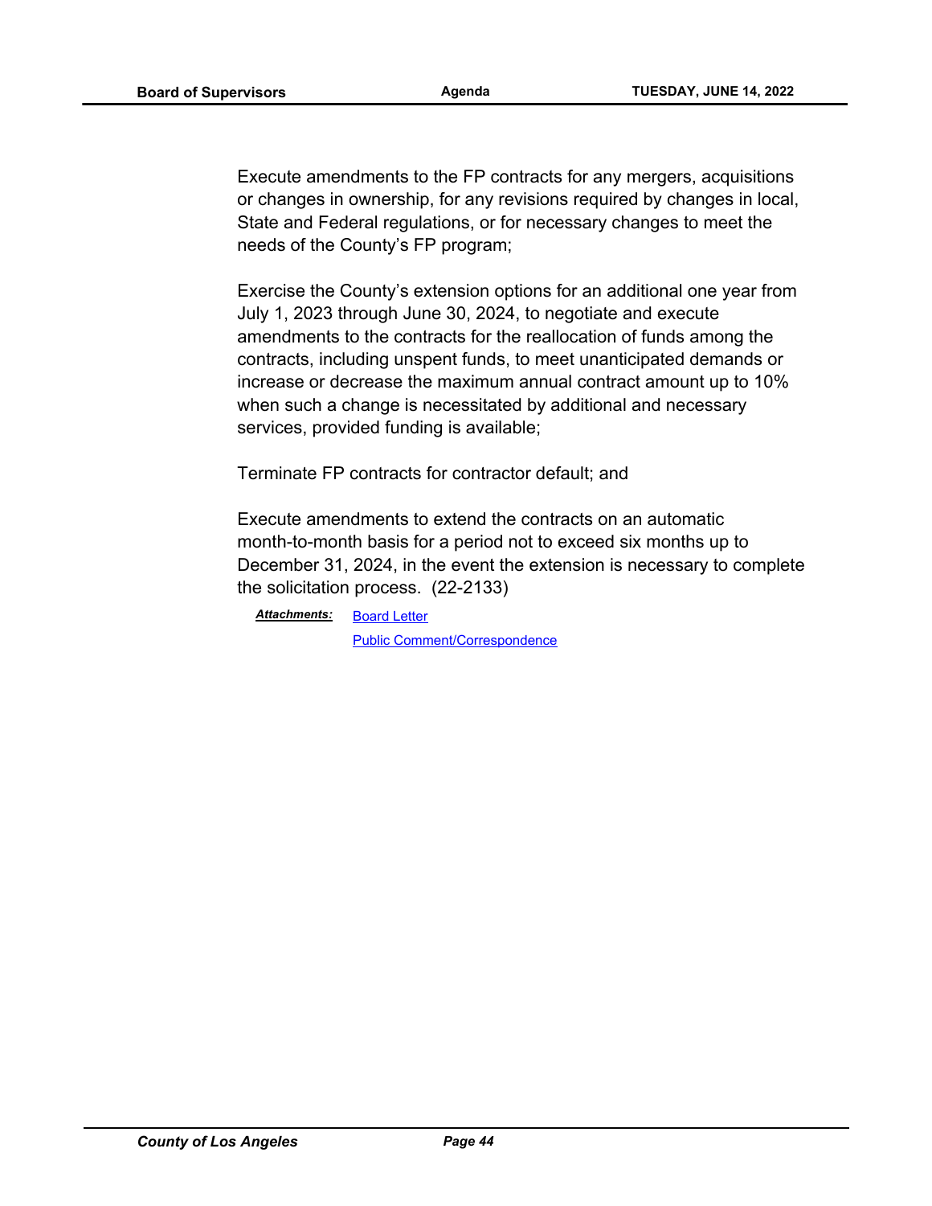Execute amendments to the FP contracts for any mergers, acquisitions or changes in ownership, for any revisions required by changes in local, State and Federal regulations, or for necessary changes to meet the needs of the County's FP program;

Exercise the County's extension options for an additional one year from July 1, 2023 through June 30, 2024, to negotiate and execute amendments to the contracts for the reallocation of funds among the contracts, including unspent funds, to meet unanticipated demands or increase or decrease the maximum annual contract amount up to 10% when such a change is necessitated by additional and necessary services, provided funding is available;

Terminate FP contracts for contractor default; and

Execute amendments to extend the contracts on an automatic month-to-month basis for a period not to exceed six months up to December 31, 2024, in the event the extension is necessary to complete the solicitation process. (22-2133)

***Attachments:*** Board Letter
Public Comment/Correspondence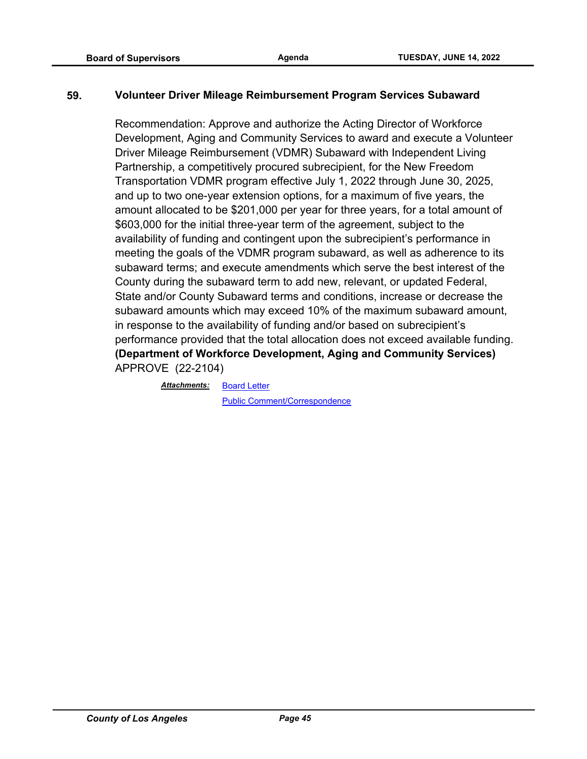**59. Volunteer Driver Mileage Reimbursement Program Services Subaward**

Recommendation: Approve and authorize the Acting Director of Workforce Development, Aging and Community Services to award and execute a Volunteer Driver Mileage Reimbursement (VDMR) Subaward with Independent Living Partnership, a competitively procured subrecipient, for the New Freedom Transportation VDMR program effective July 1, 2022 through June 30, 2025, and up to two one-year extension options, for a maximum of five years, the amount allocated to be $201,000 per year for three years, for a total amount of $603,000 for the initial three-year term of the agreement, subject to the availability of funding and contingent upon the subrecipient's performance in meeting the goals of the VDMR program subaward, as well as adherence to its subaward terms; and execute amendments which serve the best interest of the County during the subaward term to add new, relevant, or updated Federal, State and/or County Subaward terms and conditions, increase or decrease the subaward amounts which may exceed 10% of the maximum subaward amount, in response to the availability of funding and/or based on subrecipient's performance provided that the total allocation does not exceed available funding. **(Department of Workforce Development, Aging and Community Services)** APPROVE (22-2104)

***Attachments:*** Board Letter
Public Comment/Correspondence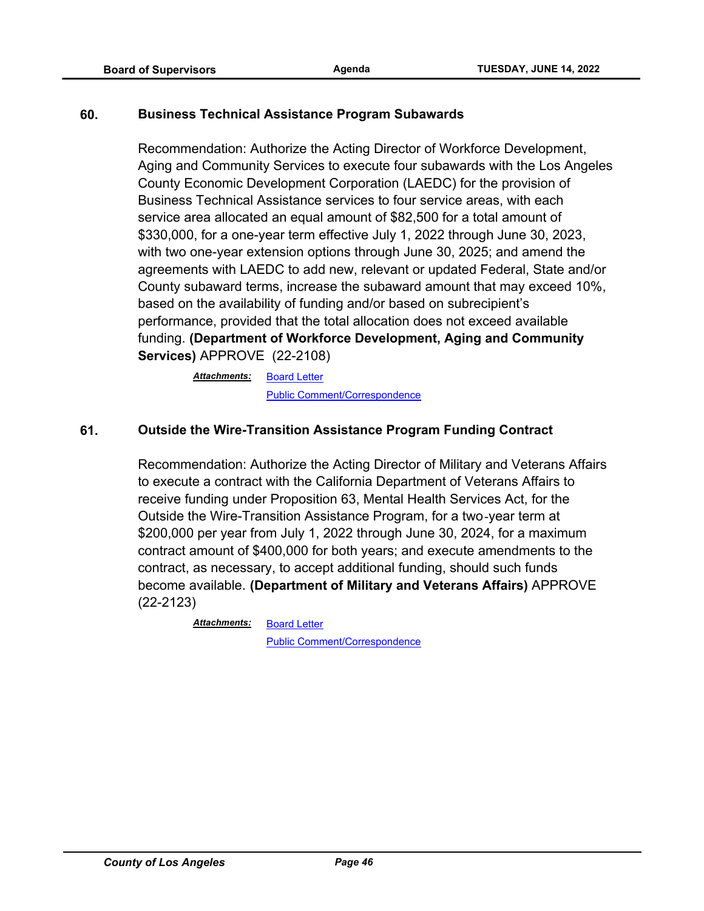## 60. Business Technical Assistance Program Subawards

Recommendation: Authorize the Acting Director of Workforce Development, Aging and Community Services to execute four subawards with the Los Angeles County Economic Development Corporation (LAEDC) for the provision of Business Technical Assistance services to four service areas, with each service area allocated an equal amount of $82,500 for a total amount of $330,000, for a one-year term effective July 1, 2022 through June 30, 2023, with two one-year extension options through June 30, 2025; and amend the agreements with LAEDC to add new, relevant or updated Federal, State and/or County subaward terms, increase the subaward amount that may exceed 10%, based on the availability of funding and/or based on subrecipient's performance, provided that the total allocation does not exceed available funding. **(Department of Workforce Development, Aging and Community Services)** APPROVE (22-2108)

***Attachments:*** Board Letter
Public Comment/Correspondence

## 61. Outside the Wire-Transition Assistance Program Funding Contract

Recommendation: Authorize the Acting Director of Military and Veterans Affairs to execute a contract with the California Department of Veterans Affairs to receive funding under Proposition 63, Mental Health Services Act, for the Outside the Wire-Transition Assistance Program, for a two-year term at $200,000 per year from July 1, 2022 through June 30, 2024, for a maximum contract amount of $400,000 for both years; and execute amendments to the contract, as necessary, to accept additional funding, should such funds become available. **(Department of Military and Veterans Affairs)** APPROVE (22-2123)

***Attachments:*** Board Letter
Public Comment/Correspondence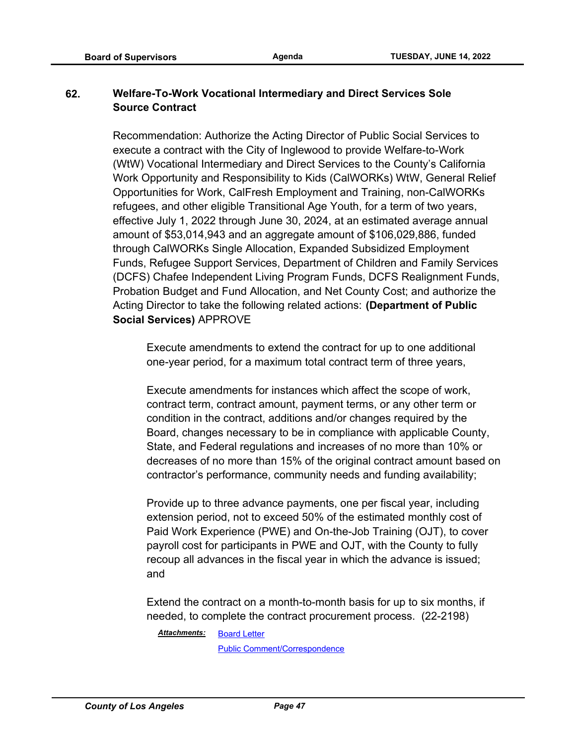**62. Welfare-To-Work Vocational Intermediary and Direct Services Sole Source Contract**

Recommendation: Authorize the Acting Director of Public Social Services to execute a contract with the City of Inglewood to provide Welfare-to-Work (WtW) Vocational Intermediary and Direct Services to the County's California Work Opportunity and Responsibility to Kids (CalWORKs) WtW, General Relief Opportunities for Work, CalFresh Employment and Training, non-CalWORKs refugees, and other eligible Transitional Age Youth, for a term of two years, effective July 1, 2022 through June 30, 2024, at an estimated average annual amount of $53,014,943 and an aggregate amount of $106,029,886, funded through CalWORKs Single Allocation, Expanded Subsidized Employment Funds, Refugee Support Services, Department of Children and Family Services (DCFS) Chafee Independent Living Program Funds, DCFS Realignment Funds, Probation Budget and Fund Allocation, and Net County Cost; and authorize the Acting Director to take the following related actions: **(Department of Public Social Services)** APPROVE

Execute amendments to extend the contract for up to one additional one-year period, for a maximum total contract term of three years,

Execute amendments for instances which affect the scope of work, contract term, contract amount, payment terms, or any other term or condition in the contract, additions and/or changes required by the Board, changes necessary to be in compliance with applicable County, State, and Federal regulations and increases of no more than 10% or decreases of no more than 15% of the original contract amount based on contractor's performance, community needs and funding availability;

Provide up to three advance payments, one per fiscal year, including extension period, not to exceed 50% of the estimated monthly cost of Paid Work Experience (PWE) and On-the-Job Training (OJT), to cover payroll cost for participants in PWE and OJT, with the County to fully recoup all advances in the fiscal year in which the advance is issued; and

Extend the contract on a month-to-month basis for up to six months, if needed, to complete the contract procurement process. (22-2198)

***Attachments:*** Board Letter
Public Comment/Correspondence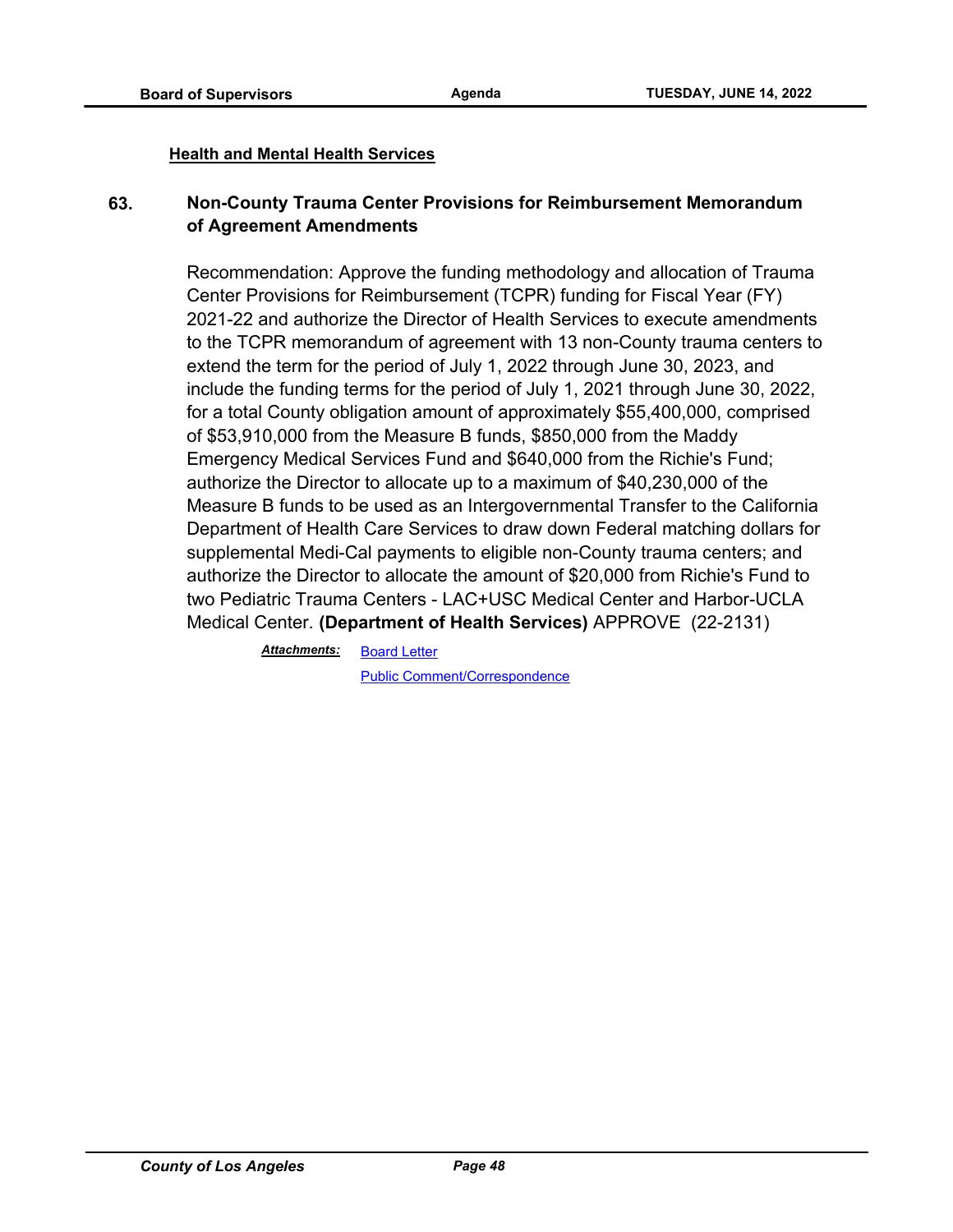**Health and Mental Health Services**

**63. Non-County Trauma Center Provisions for Reimbursement Memorandum of Agreement Amendments**

Recommendation: Approve the funding methodology and allocation of Trauma Center Provisions for Reimbursement (TCPR) funding for Fiscal Year (FY) 2021-22 and authorize the Director of Health Services to execute amendments to the TCPR memorandum of agreement with 13 non-County trauma centers to extend the term for the period of July 1, 2022 through June 30, 2023, and include the funding terms for the period of July 1, 2021 through June 30, 2022, for a total County obligation amount of approximately $55,400,000, comprised of $53,910,000 from the Measure B funds, $850,000 from the Maddy Emergency Medical Services Fund and $640,000 from the Richie's Fund; authorize the Director to allocate up to a maximum of $40,230,000 of the Measure B funds to be used as an Intergovernmental Transfer to the California Department of Health Care Services to draw down Federal matching dollars for supplemental Medi-Cal payments to eligible non-County trauma centers; and authorize the Director to allocate the amount of $20,000 from Richie's Fund to two Pediatric Trauma Centers - LAC+USC Medical Center and Harbor-UCLA Medical Center. **(Department of Health Services)** APPROVE (22-2131)

***Attachments:*** Board Letter
Public Comment/Correspondence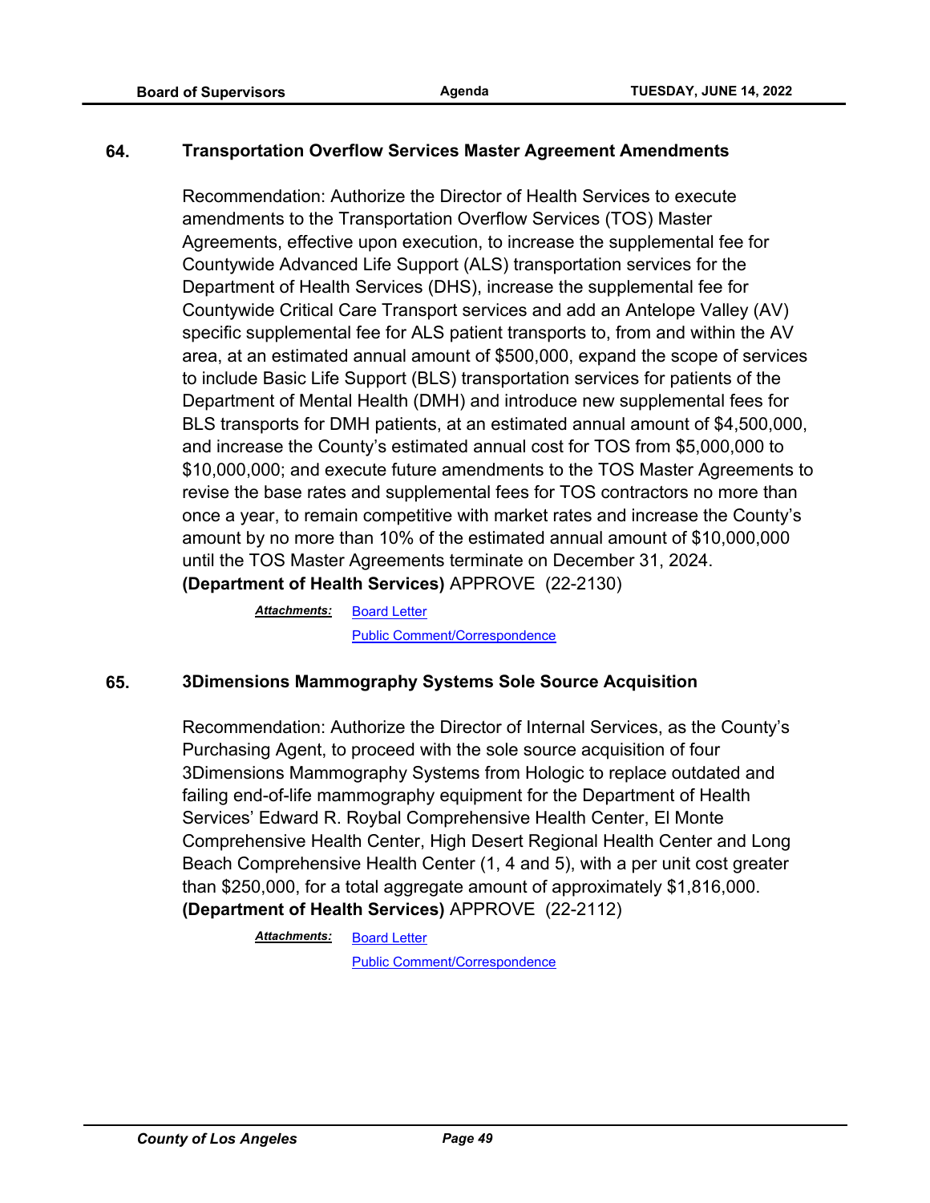### 64. Transportation Overflow Services Master Agreement Amendments

Recommendation: Authorize the Director of Health Services to execute amendments to the Transportation Overflow Services (TOS) Master Agreements, effective upon execution, to increase the supplemental fee for Countywide Advanced Life Support (ALS) transportation services for the Department of Health Services (DHS), increase the supplemental fee for Countywide Critical Care Transport services and add an Antelope Valley (AV) specific supplemental fee for ALS patient transports to, from and within the AV area, at an estimated annual amount of $500,000, expand the scope of services to include Basic Life Support (BLS) transportation services for patients of the Department of Mental Health (DMH) and introduce new supplemental fees for BLS transports for DMH patients, at an estimated annual amount of $4,500,000, and increase the County's estimated annual cost for TOS from $5,000,000 to $10,000,000; and execute future amendments to the TOS Master Agreements to revise the base rates and supplemental fees for TOS contractors no more than once a year, to remain competitive with market rates and increase the County's amount by no more than 10% of the estimated annual amount of $10,000,000 until the TOS Master Agreements terminate on December 31, 2024. **(Department of Health Services)** APPROVE (22-2130)

***Attachments:*** Board Letter
Public Comment/Correspondence

### 65. 3Dimensions Mammography Systems Sole Source Acquisition

Recommendation: Authorize the Director of Internal Services, as the County's Purchasing Agent, to proceed with the sole source acquisition of four 3Dimensions Mammography Systems from Hologic to replace outdated and failing end-of-life mammography equipment for the Department of Health Services' Edward R. Roybal Comprehensive Health Center, El Monte Comprehensive Health Center, High Desert Regional Health Center and Long Beach Comprehensive Health Center (1, 4 and 5), with a per unit cost greater than $250,000, for a total aggregate amount of approximately $1,816,000. **(Department of Health Services)** APPROVE (22-2112)

***Attachments:*** Board Letter
Public Comment/Correspondence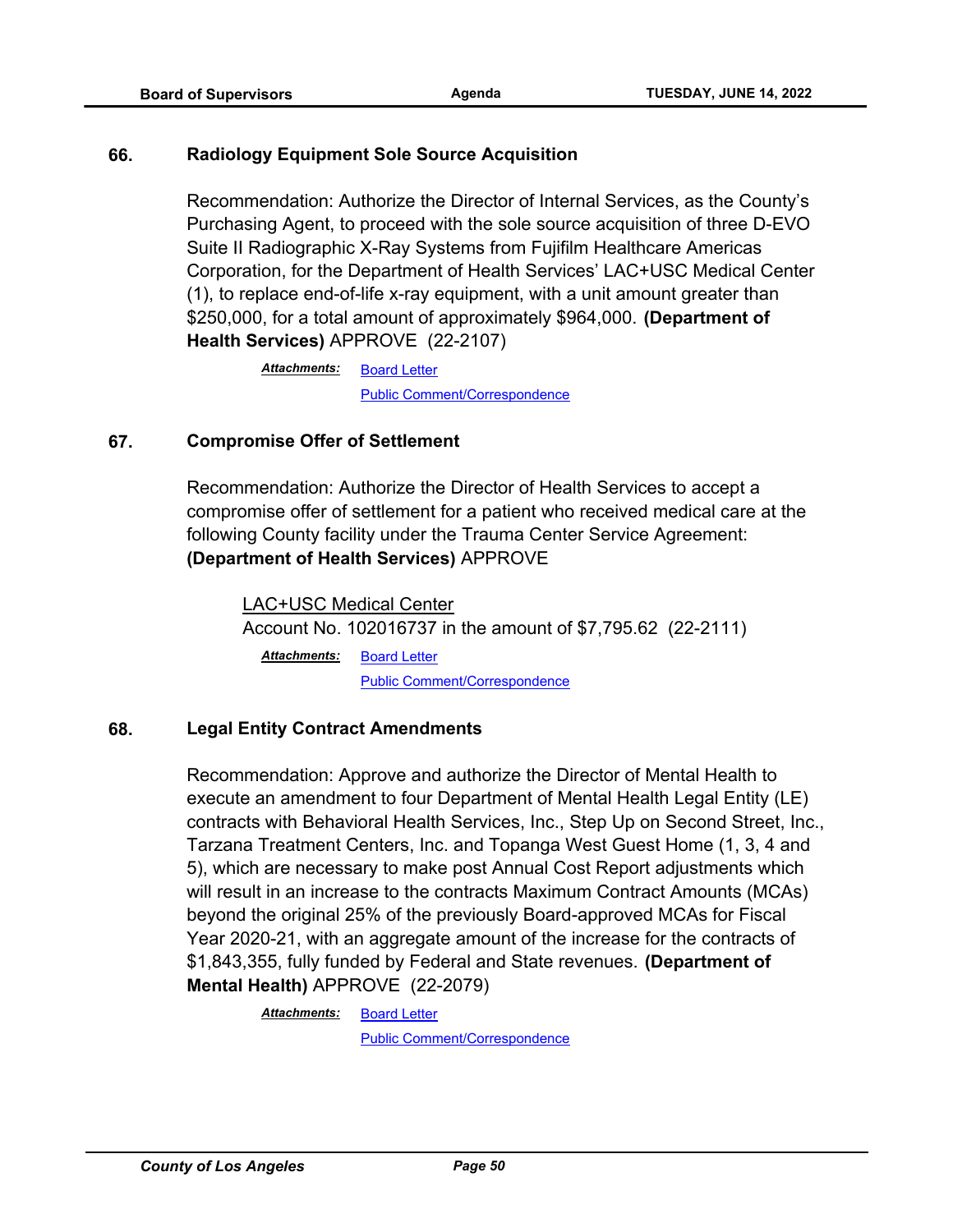## 66. Radiology Equipment Sole Source Acquisition

Recommendation: Authorize the Director of Internal Services, as the County's Purchasing Agent, to proceed with the sole source acquisition of three D-EVO Suite II Radiographic X-Ray Systems from Fujifilm Healthcare Americas Corporation, for the Department of Health Services' LAC+USC Medical Center (1), to replace end-of-life x-ray equipment, with a unit amount greater than $250,000, for a total amount of approximately $964,000. **(Department of Health Services)** APPROVE (22-2107)

***Attachments:*** Board Letter
Public Comment/Correspondence

## 67. Compromise Offer of Settlement

Recommendation: Authorize the Director of Health Services to accept a compromise offer of settlement for a patient who received medical care at the following County facility under the Trauma Center Service Agreement: **(Department of Health Services)** APPROVE

LAC+USC Medical Center
Account No. 102016737 in the amount of $7,795.62 (22-2111)

***Attachments:*** Board Letter
Public Comment/Correspondence

## 68. Legal Entity Contract Amendments

Recommendation: Approve and authorize the Director of Mental Health to execute an amendment to four Department of Mental Health Legal Entity (LE) contracts with Behavioral Health Services, Inc., Step Up on Second Street, Inc., Tarzana Treatment Centers, Inc. and Topanga West Guest Home (1, 3, 4 and 5), which are necessary to make post Annual Cost Report adjustments which will result in an increase to the contracts Maximum Contract Amounts (MCAs) beyond the original 25% of the previously Board-approved MCAs for Fiscal Year 2020-21, with an aggregate amount of the increase for the contracts of $1,843,355, fully funded by Federal and State revenues. **(Department of Mental Health)** APPROVE (22-2079)

***Attachments:*** Board Letter
Public Comment/Correspondence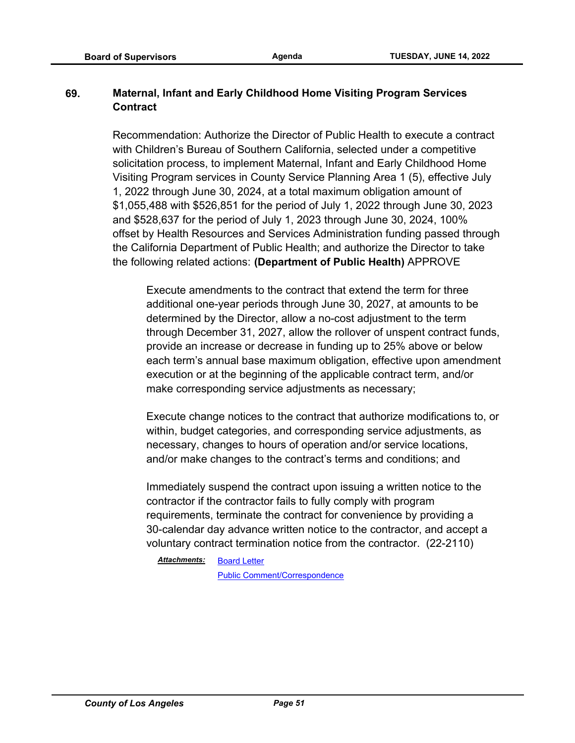**69. Maternal, Infant and Early Childhood Home Visiting Program Services Contract**

Recommendation: Authorize the Director of Public Health to execute a contract with Children's Bureau of Southern California, selected under a competitive solicitation process, to implement Maternal, Infant and Early Childhood Home Visiting Program services in County Service Planning Area 1 (5), effective July 1, 2022 through June 30, 2024, at a total maximum obligation amount of $1,055,488 with $526,851 for the period of July 1, 2022 through June 30, 2023 and $528,637 for the period of July 1, 2023 through June 30, 2024, 100% offset by Health Resources and Services Administration funding passed through the California Department of Public Health; and authorize the Director to take the following related actions: **(Department of Public Health)** APPROVE

> Execute amendments to the contract that extend the term for three additional one-year periods through June 30, 2027, at amounts to be determined by the Director, allow a no-cost adjustment to the term through December 31, 2027, allow the rollover of unspent contract funds, provide an increase or decrease in funding up to 25% above or below each term's annual base maximum obligation, effective upon amendment execution or at the beginning of the applicable contract term, and/or make corresponding service adjustments as necessary;
>
> Execute change notices to the contract that authorize modifications to, or within, budget categories, and corresponding service adjustments, as necessary, changes to hours of operation and/or service locations, and/or make changes to the contract's terms and conditions; and
>
> Immediately suspend the contract upon issuing a written notice to the contractor if the contractor fails to fully comply with program requirements, terminate the contract for convenience by providing a 30-calendar day advance written notice to the contractor, and accept a voluntary contract termination notice from the contractor. (22-2110)

***Attachments:*** Board Letter
Public Comment/Correspondence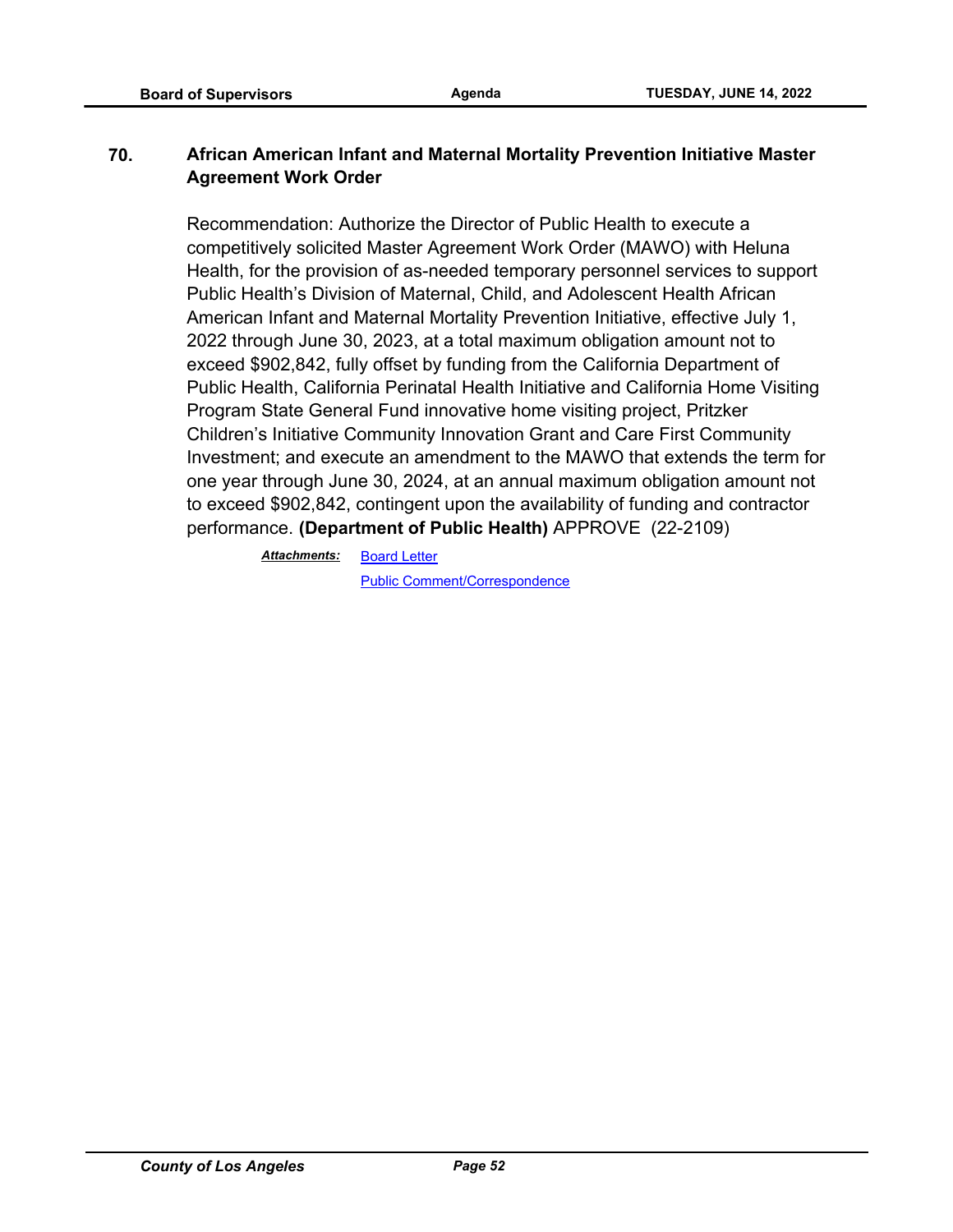**70. African American Infant and Maternal Mortality Prevention Initiative Master Agreement Work Order**

Recommendation: Authorize the Director of Public Health to execute a competitively solicited Master Agreement Work Order (MAWO) with Heluna Health, for the provision of as-needed temporary personnel services to support Public Health’s Division of Maternal, Child, and Adolescent Health African American Infant and Maternal Mortality Prevention Initiative, effective July 1, 2022 through June 30, 2023, at a total maximum obligation amount not to exceed $902,842, fully offset by funding from the California Department of Public Health, California Perinatal Health Initiative and California Home Visiting Program State General Fund innovative home visiting project, Pritzker Children’s Initiative Community Innovation Grant and Care First Community Investment; and execute an amendment to the MAWO that extends the term for one year through June 30, 2024, at an annual maximum obligation amount not to exceed $902,842, contingent upon the availability of funding and contractor performance. **(Department of Public Health)** APPROVE (22-2109)

***Attachments:*** Board Letter
Public Comment/Correspondence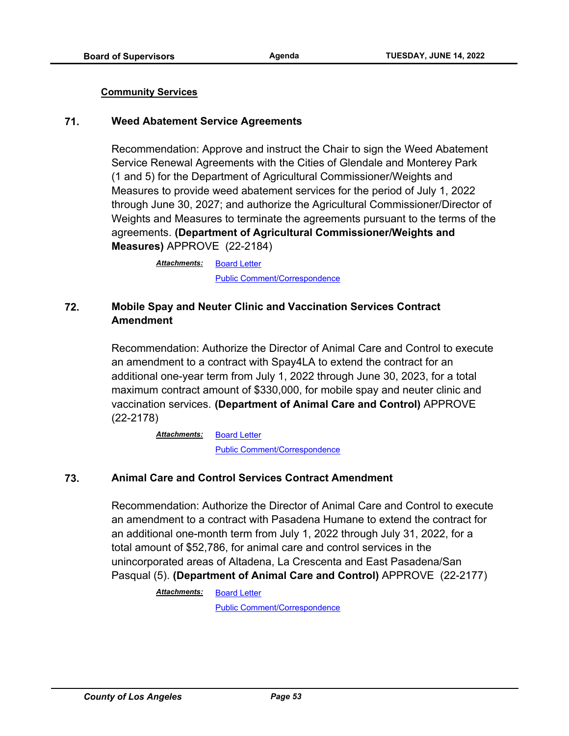**Community Services**

### 71. Weed Abatement Service Agreements

Recommendation: Approve and instruct the Chair to sign the Weed Abatement Service Renewal Agreements with the Cities of Glendale and Monterey Park (1 and 5) for the Department of Agricultural Commissioner/Weights and Measures to provide weed abatement services for the period of July 1, 2022 through June 30, 2027; and authorize the Agricultural Commissioner/Director of Weights and Measures to terminate the agreements pursuant to the terms of the agreements. **(Department of Agricultural Commissioner/Weights and Measures)** APPROVE (22-2184)

***Attachments:*** Board Letter
Public Comment/Correspondence

### 72. Mobile Spay and Neuter Clinic and Vaccination Services Contract Amendment

Recommendation: Authorize the Director of Animal Care and Control to execute an amendment to a contract with Spay4LA to extend the contract for an additional one-year term from July 1, 2022 through June 30, 2023, for a total maximum contract amount of $330,000, for mobile spay and neuter clinic and vaccination services. **(Department of Animal Care and Control)** APPROVE (22-2178)

***Attachments:*** Board Letter
Public Comment/Correspondence

### 73. Animal Care and Control Services Contract Amendment

Recommendation: Authorize the Director of Animal Care and Control to execute an amendment to a contract with Pasadena Humane to extend the contract for an additional one-month term from July 1, 2022 through July 31, 2022, for a total amount of $52,786, for animal care and control services in the unincorporated areas of Altadena, La Crescenta and East Pasadena/San Pasqual (5). **(Department of Animal Care and Control)** APPROVE (22-2177)

***Attachments:*** Board Letter
Public Comment/Correspondence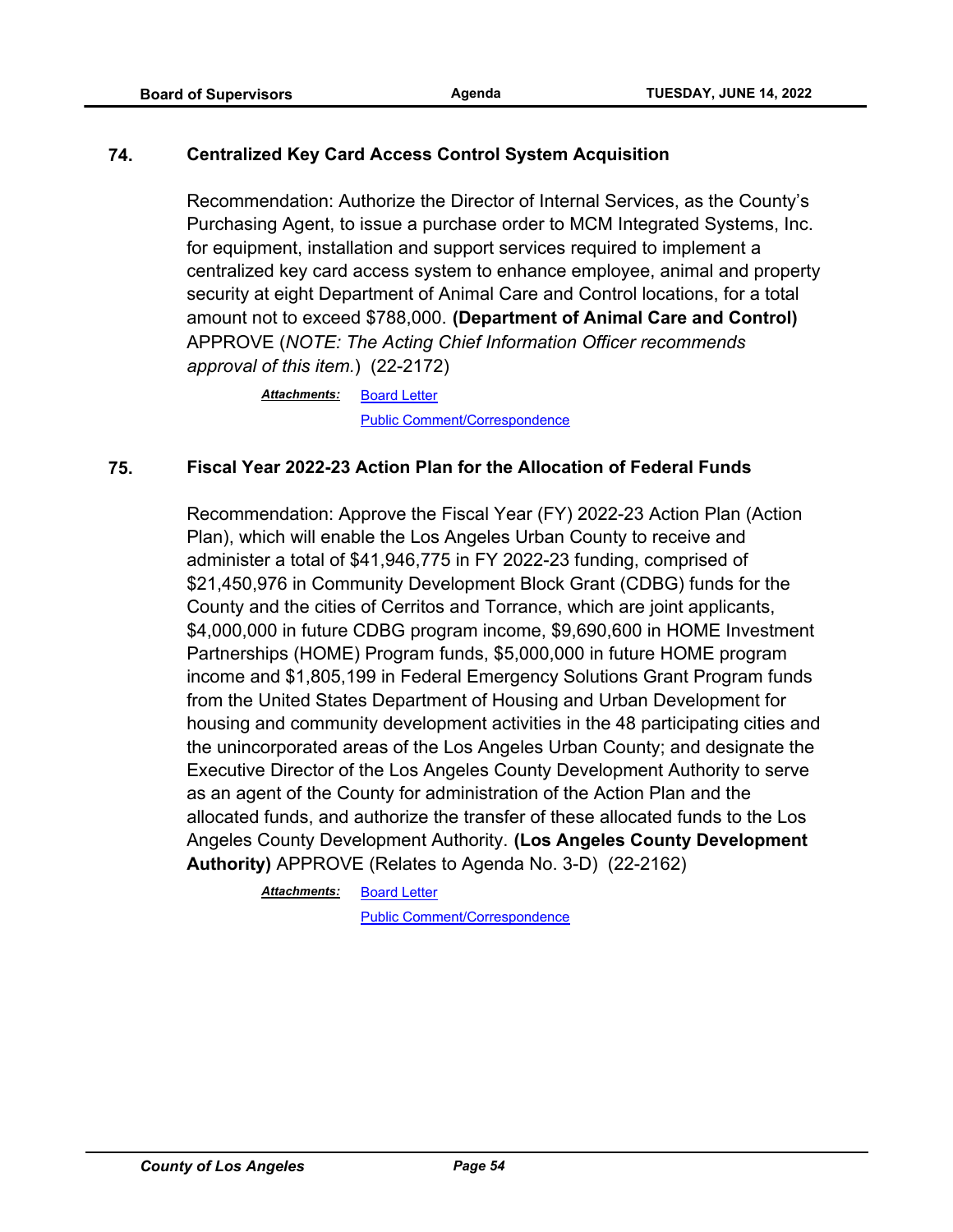### 74. Centralized Key Card Access Control System Acquisition

Recommendation: Authorize the Director of Internal Services, as the County's Purchasing Agent, to issue a purchase order to MCM Integrated Systems, Inc. for equipment, installation and support services required to implement a centralized key card access system to enhance employee, animal and property security at eight Department of Animal Care and Control locations, for a total amount not to exceed $788,000. **(Department of Animal Care and Control)** APPROVE (*NOTE: The Acting Chief Information Officer recommends approval of this item.*) (22-2172)

***Attachments:*** Board Letter
Public Comment/Correspondence

### 75. Fiscal Year 2022-23 Action Plan for the Allocation of Federal Funds

Recommendation: Approve the Fiscal Year (FY) 2022-23 Action Plan (Action Plan), which will enable the Los Angeles Urban County to receive and administer a total of $41,946,775 in FY 2022-23 funding, comprised of $21,450,976 in Community Development Block Grant (CDBG) funds for the County and the cities of Cerritos and Torrance, which are joint applicants, $4,000,000 in future CDBG program income, $9,690,600 in HOME Investment Partnerships (HOME) Program funds, $5,000,000 in future HOME program income and $1,805,199 in Federal Emergency Solutions Grant Program funds from the United States Department of Housing and Urban Development for housing and community development activities in the 48 participating cities and the unincorporated areas of the Los Angeles Urban County; and designate the Executive Director of the Los Angeles County Development Authority to serve as an agent of the County for administration of the Action Plan and the allocated funds, and authorize the transfer of these allocated funds to the Los Angeles County Development Authority. **(Los Angeles County Development Authority)** APPROVE (Relates to Agenda No. 3-D) (22-2162)

***Attachments:*** Board Letter
Public Comment/Correspondence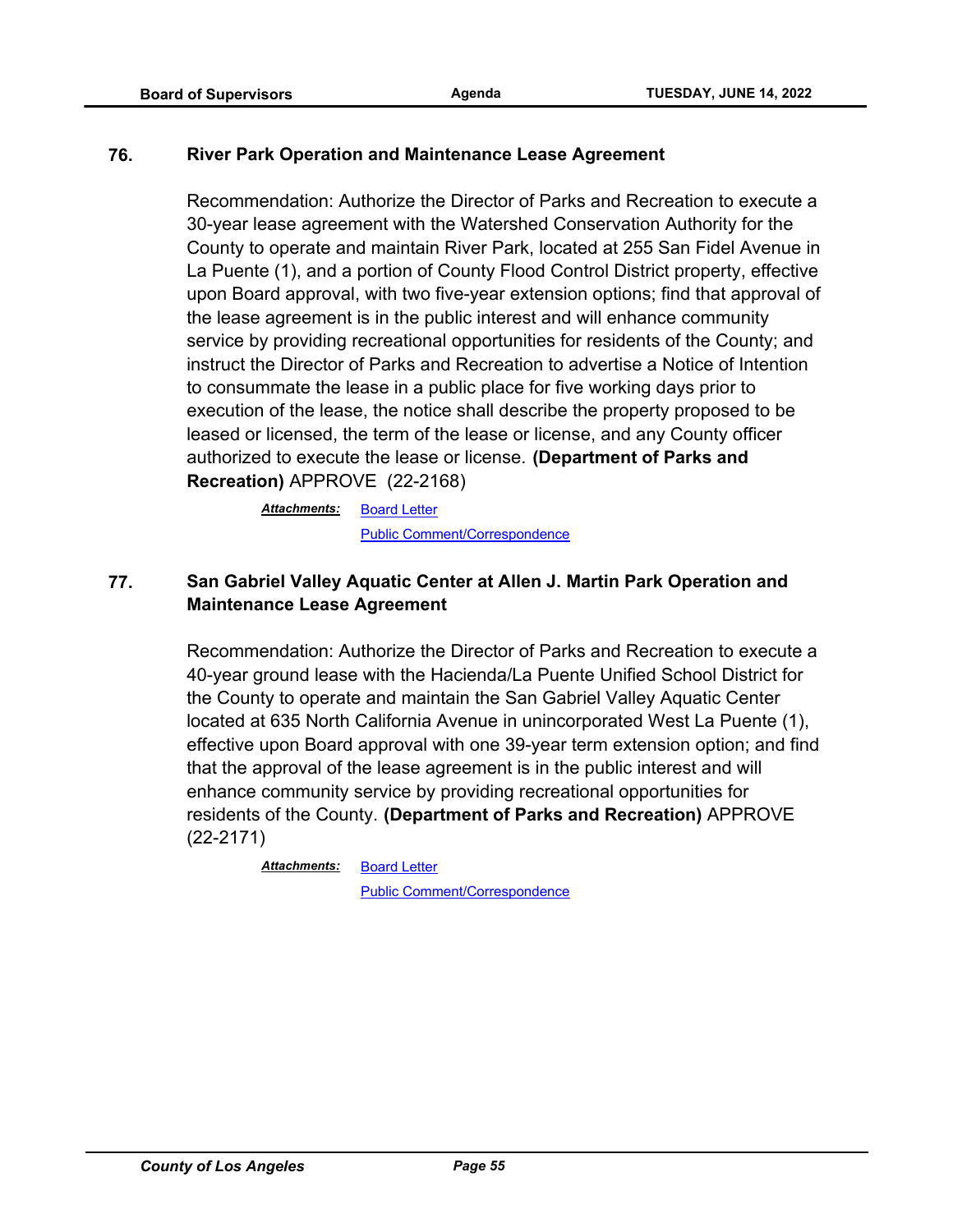## 76. River Park Operation and Maintenance Lease Agreement

Recommendation: Authorize the Director of Parks and Recreation to execute a 30-year lease agreement with the Watershed Conservation Authority for the County to operate and maintain River Park, located at 255 San Fidel Avenue in La Puente (1), and a portion of County Flood Control District property, effective upon Board approval, with two five-year extension options; find that approval of the lease agreement is in the public interest and will enhance community service by providing recreational opportunities for residents of the County; and instruct the Director of Parks and Recreation to advertise a Notice of Intention to consummate the lease in a public place for five working days prior to execution of the lease, the notice shall describe the property proposed to be leased or licensed, the term of the lease or license, and any County officer authorized to execute the lease or license. **(Department of Parks and Recreation)** APPROVE (22-2168)

***Attachments:*** Board Letter
Public Comment/Correspondence

## 77. San Gabriel Valley Aquatic Center at Allen J. Martin Park Operation and Maintenance Lease Agreement

Recommendation: Authorize the Director of Parks and Recreation to execute a 40-year ground lease with the Hacienda/La Puente Unified School District for the County to operate and maintain the San Gabriel Valley Aquatic Center located at 635 North California Avenue in unincorporated West La Puente (1), effective upon Board approval with one 39-year term extension option; and find that the approval of the lease agreement is in the public interest and will enhance community service by providing recreational opportunities for residents of the County. **(Department of Parks and Recreation)** APPROVE (22-2171)

***Attachments:*** Board Letter
Public Comment/Correspondence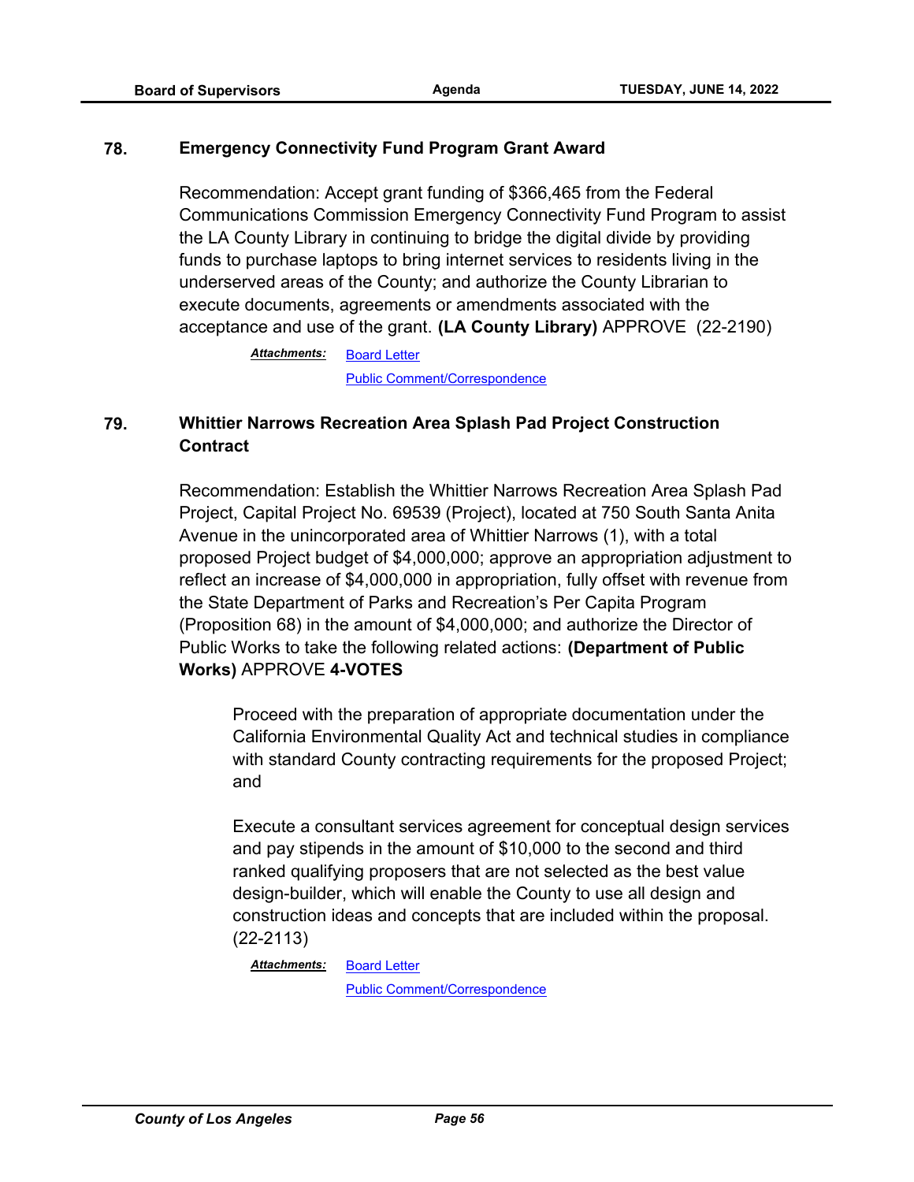## 78. Emergency Connectivity Fund Program Grant Award

Recommendation: Accept grant funding of $366,465 from the Federal Communications Commission Emergency Connectivity Fund Program to assist the LA County Library in continuing to bridge the digital divide by providing funds to purchase laptops to bring internet services to residents living in the underserved areas of the County; and authorize the County Librarian to execute documents, agreements or amendments associated with the acceptance and use of the grant. **(LA County Library)** APPROVE (22-2190)

***Attachments:*** Board Letter
Public Comment/Correspondence

## 79. Whittier Narrows Recreation Area Splash Pad Project Construction Contract

Recommendation: Establish the Whittier Narrows Recreation Area Splash Pad Project, Capital Project No. 69539 (Project), located at 750 South Santa Anita Avenue in the unincorporated area of Whittier Narrows (1), with a total proposed Project budget of $4,000,000; approve an appropriation adjustment to reflect an increase of $4,000,000 in appropriation, fully offset with revenue from the State Department of Parks and Recreation's Per Capita Program (Proposition 68) in the amount of $4,000,000; and authorize the Director of Public Works to take the following related actions: **(Department of Public Works)** APPROVE **4-VOTES**

Proceed with the preparation of appropriate documentation under the California Environmental Quality Act and technical studies in compliance with standard County contracting requirements for the proposed Project; and

Execute a consultant services agreement for conceptual design services and pay stipends in the amount of $10,000 to the second and third ranked qualifying proposers that are not selected as the best value design-builder, which will enable the County to use all design and construction ideas and concepts that are included within the proposal. (22-2113)

***Attachments:*** Board Letter
Public Comment/Correspondence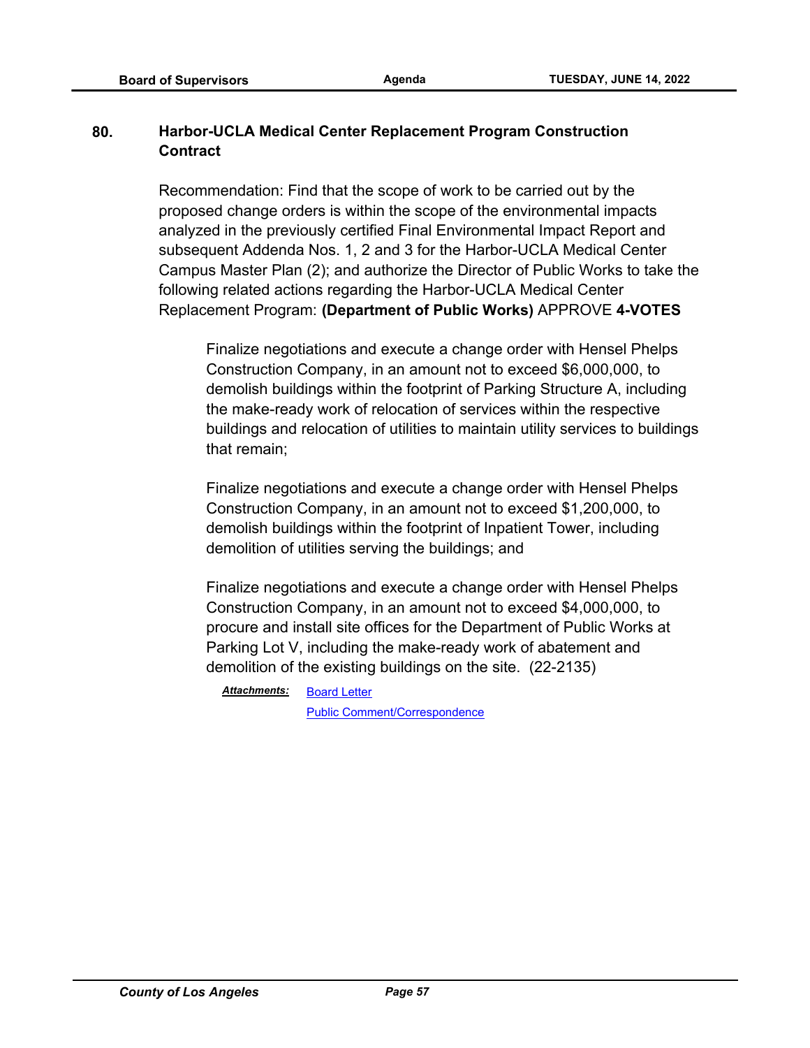**80. Harbor-UCLA Medical Center Replacement Program Construction Contract**

Recommendation: Find that the scope of work to be carried out by the proposed change orders is within the scope of the environmental impacts analyzed in the previously certified Final Environmental Impact Report and subsequent Addenda Nos. 1, 2 and 3 for the Harbor-UCLA Medical Center Campus Master Plan (2); and authorize the Director of Public Works to take the following related actions regarding the Harbor-UCLA Medical Center Replacement Program: **(Department of Public Works)** APPROVE **4-VOTES**

Finalize negotiations and execute a change order with Hensel Phelps Construction Company, in an amount not to exceed $6,000,000, to demolish buildings within the footprint of Parking Structure A, including the make-ready work of relocation of services within the respective buildings and relocation of utilities to maintain utility services to buildings that remain;

Finalize negotiations and execute a change order with Hensel Phelps Construction Company, in an amount not to exceed $1,200,000, to demolish buildings within the footprint of Inpatient Tower, including demolition of utilities serving the buildings; and

Finalize negotiations and execute a change order with Hensel Phelps Construction Company, in an amount not to exceed $4,000,000, to procure and install site offices for the Department of Public Works at Parking Lot V, including the make-ready work of abatement and demolition of the existing buildings on the site. (22-2135)

***Attachments:*** Board Letter
Public Comment/Correspondence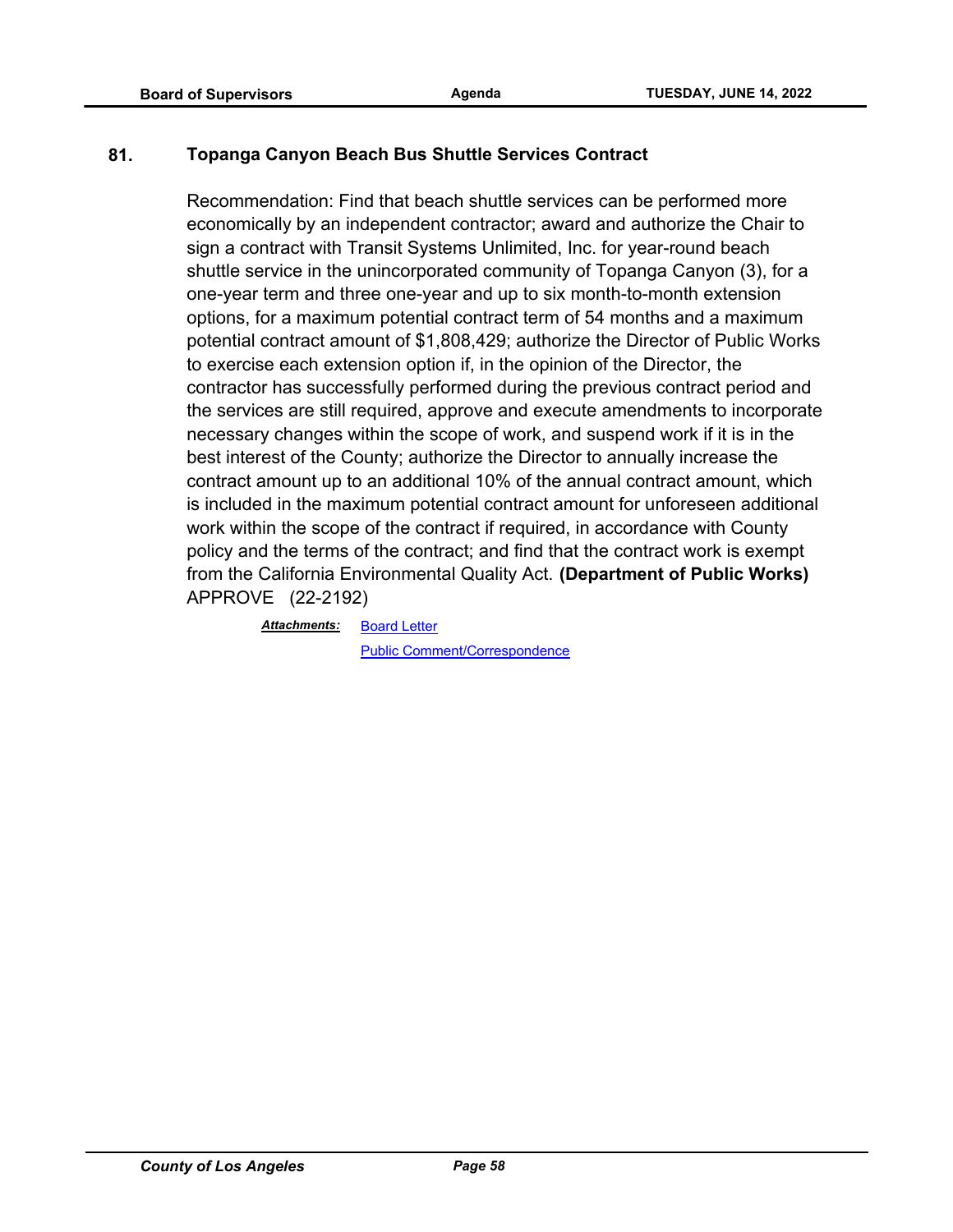## 81. Topanga Canyon Beach Bus Shuttle Services Contract

Recommendation: Find that beach shuttle services can be performed more economically by an independent contractor; award and authorize the Chair to sign a contract with Transit Systems Unlimited, Inc. for year-round beach shuttle service in the unincorporated community of Topanga Canyon (3), for a one-year term and three one-year and up to six month-to-month extension options, for a maximum potential contract term of 54 months and a maximum potential contract amount of $1,808,429; authorize the Director of Public Works to exercise each extension option if, in the opinion of the Director, the contractor has successfully performed during the previous contract period and the services are still required, approve and execute amendments to incorporate necessary changes within the scope of work, and suspend work if it is in the best interest of the County; authorize the Director to annually increase the contract amount up to an additional 10% of the annual contract amount, which is included in the maximum potential contract amount for unforeseen additional work within the scope of the contract if required, in accordance with County policy and the terms of the contract; and find that the contract work is exempt from the California Environmental Quality Act. **(Department of Public Works)** APPROVE (22-2192)

***Attachments:*** Board Letter
Public Comment/Correspondence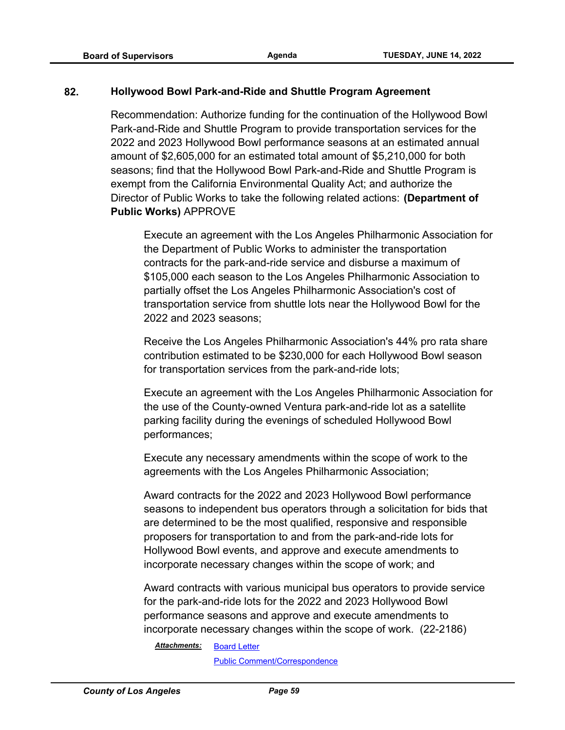**82. Hollywood Bowl Park-and-Ride and Shuttle Program Agreement**

Recommendation: Authorize funding for the continuation of the Hollywood Bowl Park-and-Ride and Shuttle Program to provide transportation services for the 2022 and 2023 Hollywood Bowl performance seasons at an estimated annual amount of $2,605,000 for an estimated total amount of $5,210,000 for both seasons; find that the Hollywood Bowl Park-and-Ride and Shuttle Program is exempt from the California Environmental Quality Act; and authorize the Director of Public Works to take the following related actions: **(Department of Public Works)** APPROVE

> Execute an agreement with the Los Angeles Philharmonic Association for the Department of Public Works to administer the transportation contracts for the park-and-ride service and disburse a maximum of $105,000 each season to the Los Angeles Philharmonic Association to partially offset the Los Angeles Philharmonic Association's cost of transportation service from shuttle lots near the Hollywood Bowl for the 2022 and 2023 seasons;
>
> Receive the Los Angeles Philharmonic Association's 44% pro rata share contribution estimated to be $230,000 for each Hollywood Bowl season for transportation services from the park-and-ride lots;
>
> Execute an agreement with the Los Angeles Philharmonic Association for the use of the County-owned Ventura park-and-ride lot as a satellite parking facility during the evenings of scheduled Hollywood Bowl performances;
>
> Execute any necessary amendments within the scope of work to the agreements with the Los Angeles Philharmonic Association;
>
> Award contracts for the 2022 and 2023 Hollywood Bowl performance seasons to independent bus operators through a solicitation for bids that are determined to be the most qualified, responsive and responsible proposers for transportation to and from the park-and-ride lots for Hollywood Bowl events, and approve and execute amendments to incorporate necessary changes within the scope of work; and
>
> Award contracts with various municipal bus operators to provide service for the park-and-ride lots for the 2022 and 2023 Hollywood Bowl performance seasons and approve and execute amendments to incorporate necessary changes within the scope of work. (22-2186)

***Attachments:*** Board Letter
Public Comment/Correspondence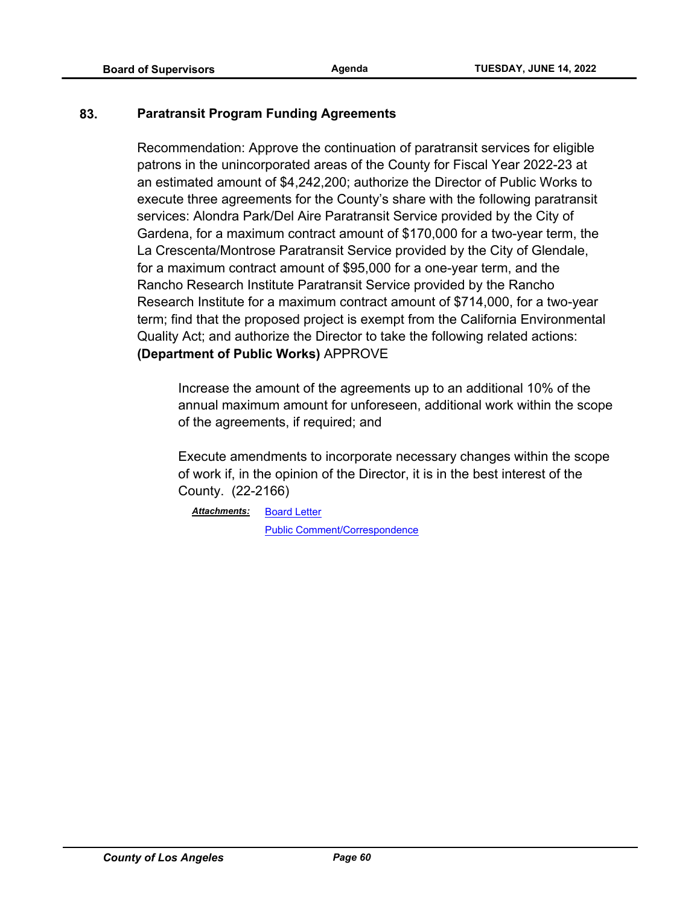**83. Paratransit Program Funding Agreements**

Recommendation: Approve the continuation of paratransit services for eligible patrons in the unincorporated areas of the County for Fiscal Year 2022-23 at an estimated amount of $4,242,200; authorize the Director of Public Works to execute three agreements for the County's share with the following paratransit services: Alondra Park/Del Aire Paratransit Service provided by the City of Gardena, for a maximum contract amount of $170,000 for a two-year term, the La Crescenta/Montrose Paratransit Service provided by the City of Glendale, for a maximum contract amount of $95,000 for a one-year term, and the Rancho Research Institute Paratransit Service provided by the Rancho Research Institute for a maximum contract amount of $714,000, for a two-year term; find that the proposed project is exempt from the California Environmental Quality Act; and authorize the Director to take the following related actions: **(Department of Public Works)** APPROVE

> Increase the amount of the agreements up to an additional 10% of the annual maximum amount for unforeseen, additional work within the scope of the agreements, if required; and
>
> Execute amendments to incorporate necessary changes within the scope of work if, in the opinion of the Director, it is in the best interest of the County. (22-2166)

***Attachments:*** Board Letter
Public Comment/Correspondence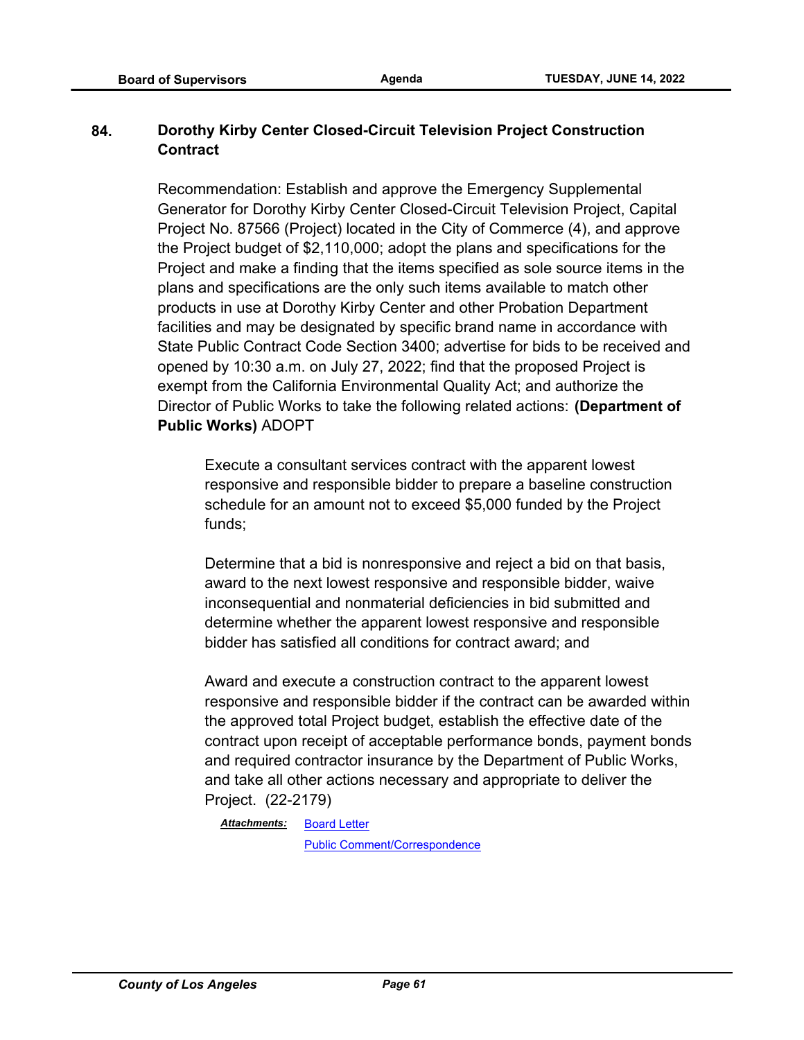## 84. Dorothy Kirby Center Closed-Circuit Television Project Construction Contract

Recommendation: Establish and approve the Emergency Supplemental Generator for Dorothy Kirby Center Closed-Circuit Television Project, Capital Project No. 87566 (Project) located in the City of Commerce (4), and approve the Project budget of $2,110,000; adopt the plans and specifications for the Project and make a finding that the items specified as sole source items in the plans and specifications are the only such items available to match other products in use at Dorothy Kirby Center and other Probation Department facilities and may be designated by specific brand name in accordance with State Public Contract Code Section 3400; advertise for bids to be received and opened by 10:30 a.m. on July 27, 2022; find that the proposed Project is exempt from the California Environmental Quality Act; and authorize the Director of Public Works to take the following related actions: **(Department of Public Works)** ADOPT

> Execute a consultant services contract with the apparent lowest responsive and responsible bidder to prepare a baseline construction schedule for an amount not to exceed $5,000 funded by the Project funds;
>
> Determine that a bid is nonresponsive and reject a bid on that basis, award to the next lowest responsive and responsible bidder, waive inconsequential and nonmaterial deficiencies in bid submitted and determine whether the apparent lowest responsive and responsible bidder has satisfied all conditions for contract award; and
>
> Award and execute a construction contract to the apparent lowest responsive and responsible bidder if the contract can be awarded within the approved total Project budget, establish the effective date of the contract upon receipt of acceptable performance bonds, payment bonds and required contractor insurance by the Department of Public Works, and take all other actions necessary and appropriate to deliver the Project. (22-2179)

***Attachments:*** Board Letter
Public Comment/Correspondence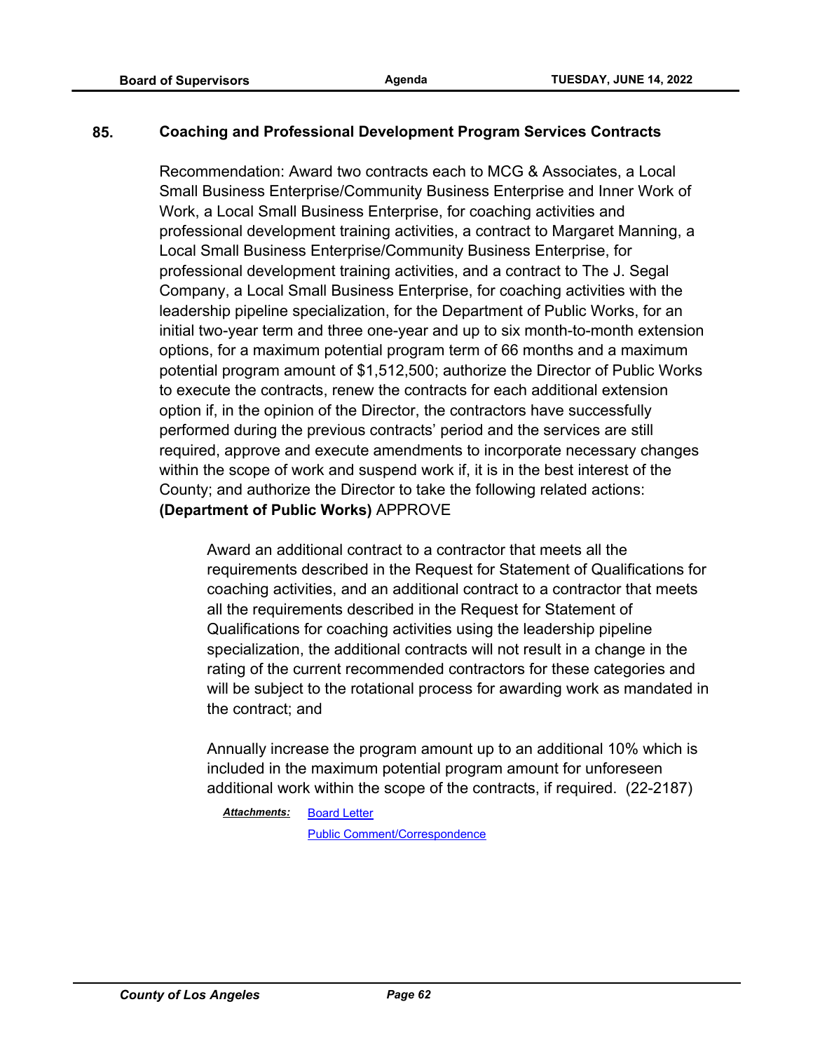**85. Coaching and Professional Development Program Services Contracts**

Recommendation: Award two contracts each to MCG & Associates, a Local Small Business Enterprise/Community Business Enterprise and Inner Work of Work, a Local Small Business Enterprise, for coaching activities and professional development training activities, a contract to Margaret Manning, a Local Small Business Enterprise/Community Business Enterprise, for professional development training activities, and a contract to The J. Segal Company, a Local Small Business Enterprise, for coaching activities with the leadership pipeline specialization, for the Department of Public Works, for an initial two-year term and three one-year and up to six month-to-month extension options, for a maximum potential program term of 66 months and a maximum potential program amount of $1,512,500; authorize the Director of Public Works to execute the contracts, renew the contracts for each additional extension option if, in the opinion of the Director, the contractors have successfully performed during the previous contracts' period and the services are still required, approve and execute amendments to incorporate necessary changes within the scope of work and suspend work if, it is in the best interest of the County; and authorize the Director to take the following related actions: **(Department of Public Works)** APPROVE

> Award an additional contract to a contractor that meets all the requirements described in the Request for Statement of Qualifications for coaching activities, and an additional contract to a contractor that meets all the requirements described in the Request for Statement of Qualifications for coaching activities using the leadership pipeline specialization, the additional contracts will not result in a change in the rating of the current recommended contractors for these categories and will be subject to the rotational process for awarding work as mandated in the contract; and
>
> Annually increase the program amount up to an additional 10% which is included in the maximum potential program amount for unforeseen additional work within the scope of the contracts, if required. (22-2187)

***Attachments:*** Board Letter
Public Comment/Correspondence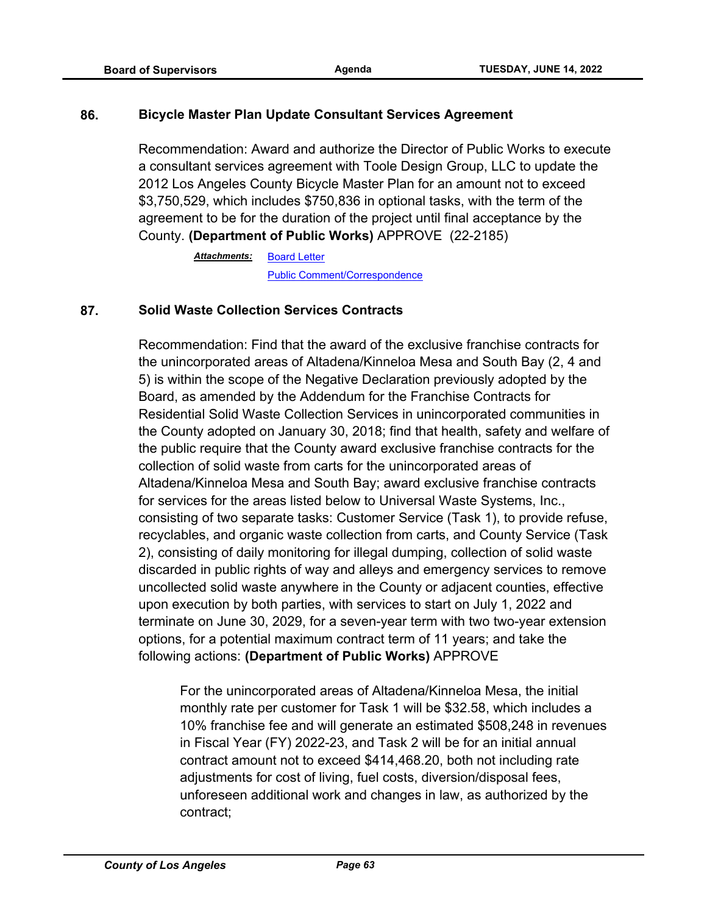**86. Bicycle Master Plan Update Consultant Services Agreement**

Recommendation: Award and authorize the Director of Public Works to execute a consultant services agreement with Toole Design Group, LLC to update the 2012 Los Angeles County Bicycle Master Plan for an amount not to exceed $3,750,529, which includes $750,836 in optional tasks, with the term of the agreement to be for the duration of the project until final acceptance by the County. **(Department of Public Works)** APPROVE (22-2185)

***Attachments:*** Board Letter
Public Comment/Correspondence

**87. Solid Waste Collection Services Contracts**

Recommendation: Find that the award of the exclusive franchise contracts for the unincorporated areas of Altadena/Kinneloa Mesa and South Bay (2, 4 and 5) is within the scope of the Negative Declaration previously adopted by the Board, as amended by the Addendum for the Franchise Contracts for Residential Solid Waste Collection Services in unincorporated communities in the County adopted on January 30, 2018; find that health, safety and welfare of the public require that the County award exclusive franchise contracts for the collection of solid waste from carts for the unincorporated areas of Altadena/Kinneloa Mesa and South Bay; award exclusive franchise contracts for services for the areas listed below to Universal Waste Systems, Inc., consisting of two separate tasks: Customer Service (Task 1), to provide refuse, recyclables, and organic waste collection from carts, and County Service (Task 2), consisting of daily monitoring for illegal dumping, collection of solid waste discarded in public rights of way and alleys and emergency services to remove uncollected solid waste anywhere in the County or adjacent counties, effective upon execution by both parties, with services to start on July 1, 2022 and terminate on June 30, 2029, for a seven-year term with two two-year extension options, for a potential maximum contract term of 11 years; and take the following actions: **(Department of Public Works)** APPROVE

> For the unincorporated areas of Altadena/Kinneloa Mesa, the initial monthly rate per customer for Task 1 will be $32.58, which includes a 10% franchise fee and will generate an estimated $508,248 in revenues in Fiscal Year (FY) 2022-23, and Task 2 will be for an initial annual contract amount not to exceed $414,468.20, both not including rate adjustments for cost of living, fuel costs, diversion/disposal fees, unforeseen additional work and changes in law, as authorized by the contract;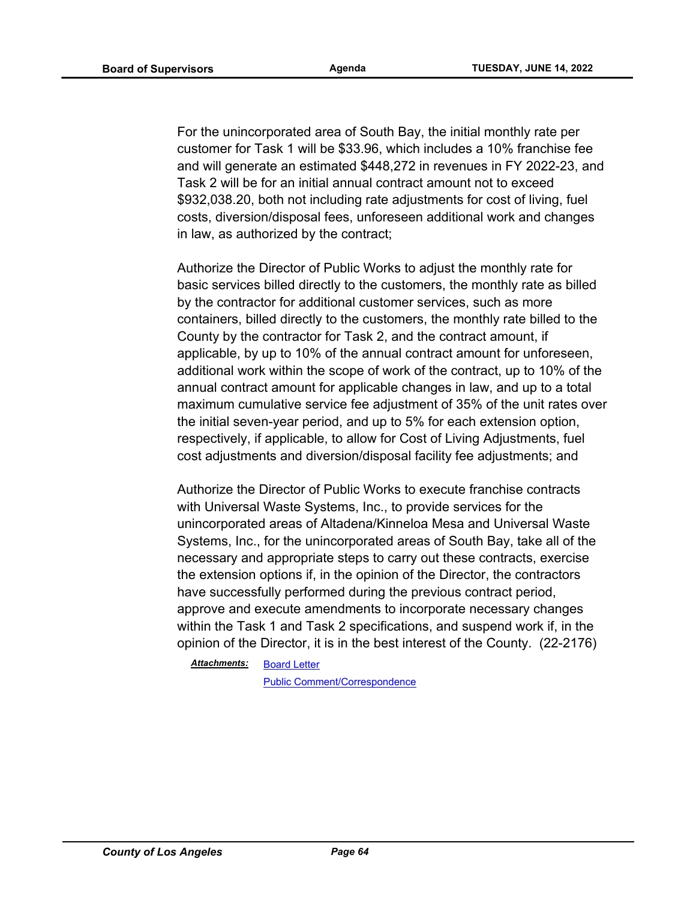For the unincorporated area of South Bay, the initial monthly rate per customer for Task 1 will be $33.96, which includes a 10% franchise fee and will generate an estimated $448,272 in revenues in FY 2022-23, and Task 2 will be for an initial annual contract amount not to exceed $932,038.20, both not including rate adjustments for cost of living, fuel costs, diversion/disposal fees, unforeseen additional work and changes in law, as authorized by the contract;

Authorize the Director of Public Works to adjust the monthly rate for basic services billed directly to the customers, the monthly rate as billed by the contractor for additional customer services, such as more containers, billed directly to the customers, the monthly rate billed to the County by the contractor for Task 2, and the contract amount, if applicable, by up to 10% of the annual contract amount for unforeseen, additional work within the scope of work of the contract, up to 10% of the annual contract amount for applicable changes in law, and up to a total maximum cumulative service fee adjustment of 35% of the unit rates over the initial seven-year period, and up to 5% for each extension option, respectively, if applicable, to allow for Cost of Living Adjustments, fuel cost adjustments and diversion/disposal facility fee adjustments; and

Authorize the Director of Public Works to execute franchise contracts with Universal Waste Systems, Inc., to provide services for the unincorporated areas of Altadena/Kinneloa Mesa and Universal Waste Systems, Inc., for the unincorporated areas of South Bay, take all of the necessary and appropriate steps to carry out these contracts, exercise the extension options if, in the opinion of the Director, the contractors have successfully performed during the previous contract period, approve and execute amendments to incorporate necessary changes within the Task 1 and Task 2 specifications, and suspend work if, in the opinion of the Director, it is in the best interest of the County. (22-2176)

***Attachments:*** Board Letter
Public Comment/Correspondence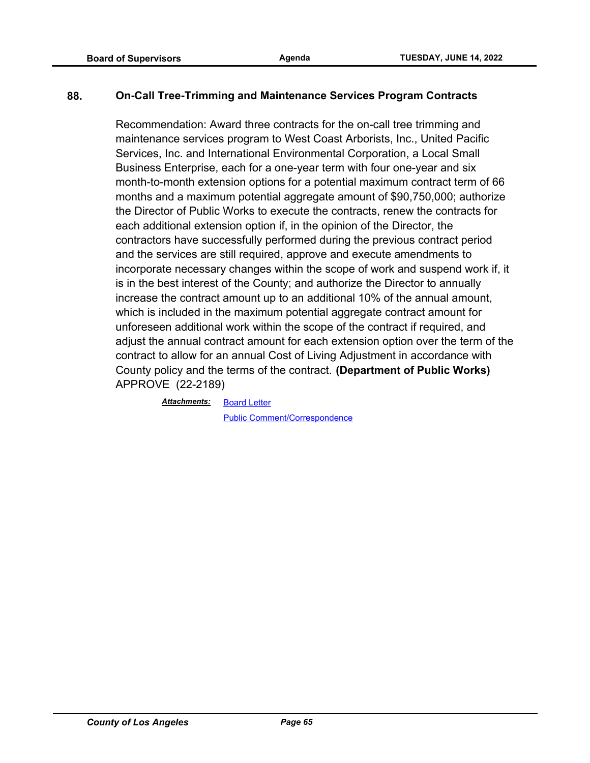**88. On-Call Tree-Trimming and Maintenance Services Program Contracts**

Recommendation: Award three contracts for the on-call tree trimming and maintenance services program to West Coast Arborists, Inc., United Pacific Services, Inc. and International Environmental Corporation, a Local Small Business Enterprise, each for a one-year term with four one-year and six month-to-month extension options for a potential maximum contract term of 66 months and a maximum potential aggregate amount of $90,750,000; authorize the Director of Public Works to execute the contracts, renew the contracts for each additional extension option if, in the opinion of the Director, the contractors have successfully performed during the previous contract period and the services are still required, approve and execute amendments to incorporate necessary changes within the scope of work and suspend work if, it is in the best interest of the County; and authorize the Director to annually increase the contract amount up to an additional 10% of the annual amount, which is included in the maximum potential aggregate contract amount for unforeseen additional work within the scope of the contract if required, and adjust the annual contract amount for each extension option over the term of the contract to allow for an annual Cost of Living Adjustment in accordance with County policy and the terms of the contract. **(Department of Public Works)** APPROVE (22-2189)

***Attachments:*** Board Letter

Public Comment/Correspondence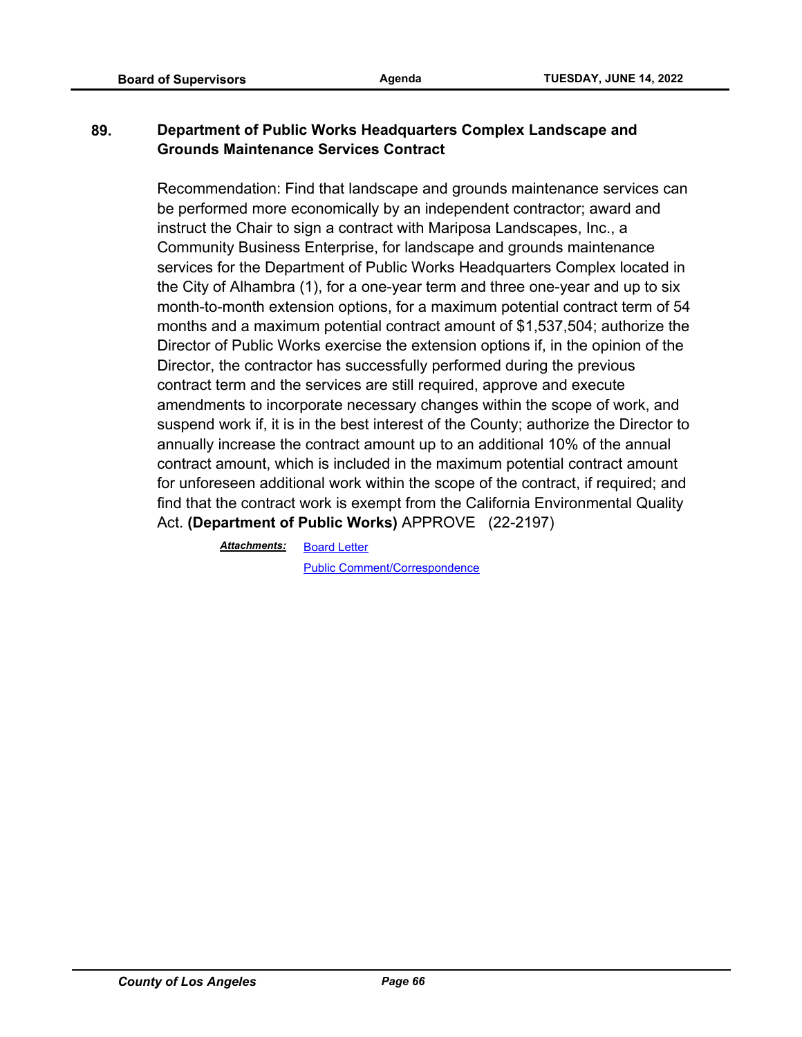## 89. Department of Public Works Headquarters Complex Landscape and Grounds Maintenance Services Contract

Recommendation: Find that landscape and grounds maintenance services can be performed more economically by an independent contractor; award and instruct the Chair to sign a contract with Mariposa Landscapes, Inc., a Community Business Enterprise, for landscape and grounds maintenance services for the Department of Public Works Headquarters Complex located in the City of Alhambra (1), for a one-year term and three one-year and up to six month-to-month extension options, for a maximum potential contract term of 54 months and a maximum potential contract amount of $1,537,504; authorize the Director of Public Works exercise the extension options if, in the opinion of the Director, the contractor has successfully performed during the previous contract term and the services are still required, approve and execute amendments to incorporate necessary changes within the scope of work, and suspend work if, it is in the best interest of the County; authorize the Director to annually increase the contract amount up to an additional 10% of the annual contract amount, which is included in the maximum potential contract amount for unforeseen additional work within the scope of the contract, if required; and find that the contract work is exempt from the California Environmental Quality Act. **(Department of Public Works)** APPROVE (22-2197)

***Attachments:*** Board Letter
Public Comment/Correspondence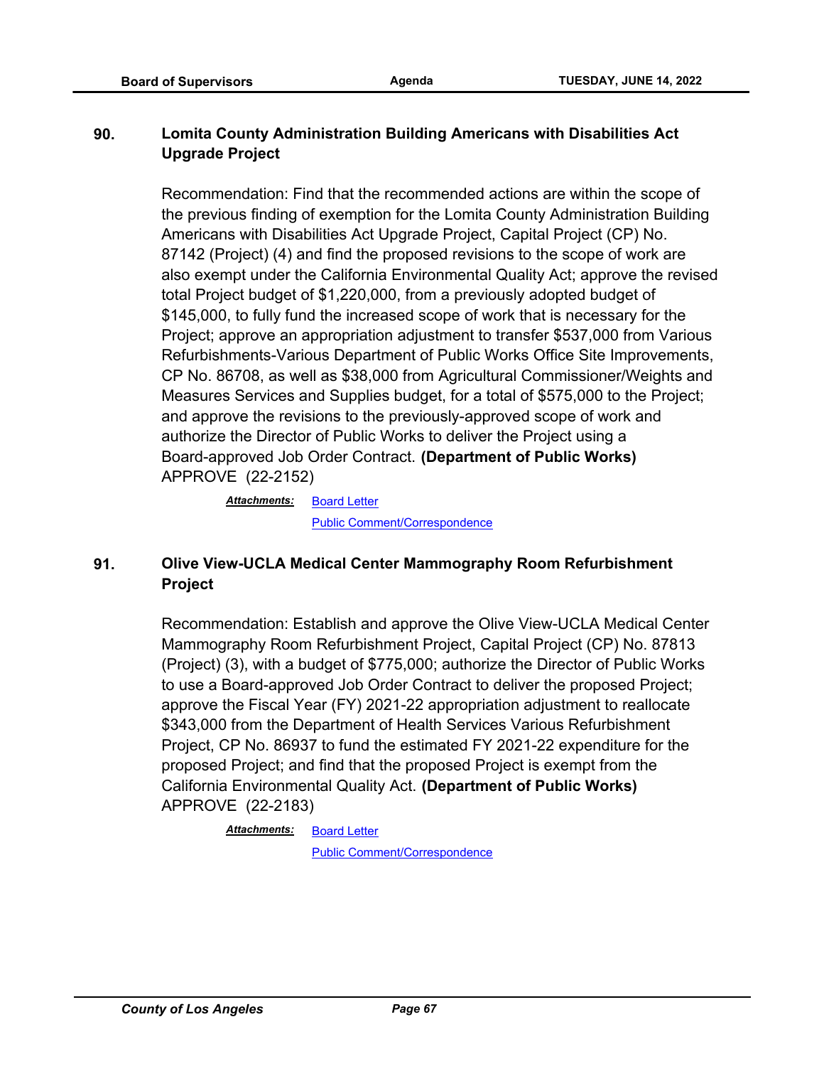**90. Lomita County Administration Building Americans with Disabilities Act Upgrade Project**

Recommendation: Find that the recommended actions are within the scope of the previous finding of exemption for the Lomita County Administration Building Americans with Disabilities Act Upgrade Project, Capital Project (CP) No. 87142 (Project) (4) and find the proposed revisions to the scope of work are also exempt under the California Environmental Quality Act; approve the revised total Project budget of $1,220,000, from a previously adopted budget of $145,000, to fully fund the increased scope of work that is necessary for the Project; approve an appropriation adjustment to transfer $537,000 from Various Refurbishments-Various Department of Public Works Office Site Improvements, CP No. 86708, as well as $38,000 from Agricultural Commissioner/Weights and Measures Services and Supplies budget, for a total of $575,000 to the Project; and approve the revisions to the previously-approved scope of work and authorize the Director of Public Works to deliver the Project using a Board-approved Job Order Contract. **(Department of Public Works)** APPROVE (22-2152)

***Attachments:*** Board Letter
Public Comment/Correspondence

**91. Olive View-UCLA Medical Center Mammography Room Refurbishment Project**

Recommendation: Establish and approve the Olive View-UCLA Medical Center Mammography Room Refurbishment Project, Capital Project (CP) No. 87813 (Project) (3), with a budget of $775,000; authorize the Director of Public Works to use a Board-approved Job Order Contract to deliver the proposed Project; approve the Fiscal Year (FY) 2021-22 appropriation adjustment to reallocate $343,000 from the Department of Health Services Various Refurbishment Project, CP No. 86937 to fund the estimated FY 2021-22 expenditure for the proposed Project; and find that the proposed Project is exempt from the California Environmental Quality Act. **(Department of Public Works)** APPROVE (22-2183)

***Attachments:*** Board Letter
Public Comment/Correspondence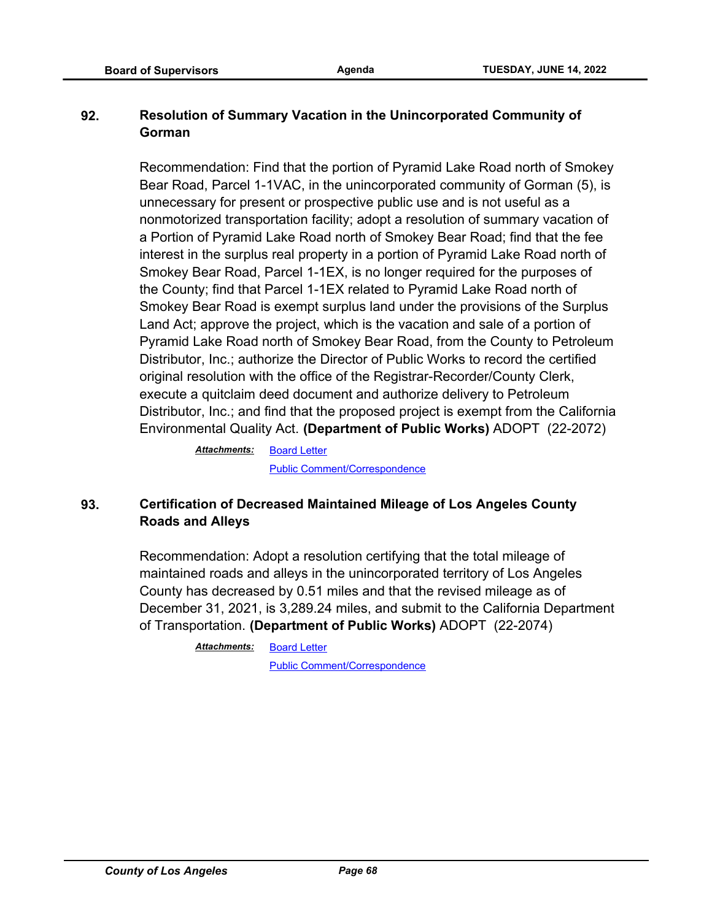## 92. Resolution of Summary Vacation in the Unincorporated Community of Gorman

Recommendation: Find that the portion of Pyramid Lake Road north of Smokey Bear Road, Parcel 1-1VAC, in the unincorporated community of Gorman (5), is unnecessary for present or prospective public use and is not useful as a nonmotorized transportation facility; adopt a resolution of summary vacation of a Portion of Pyramid Lake Road north of Smokey Bear Road; find that the fee interest in the surplus real property in a portion of Pyramid Lake Road north of Smokey Bear Road, Parcel 1-1EX, is no longer required for the purposes of the County; find that Parcel 1-1EX related to Pyramid Lake Road north of Smokey Bear Road is exempt surplus land under the provisions of the Surplus Land Act; approve the project, which is the vacation and sale of a portion of Pyramid Lake Road north of Smokey Bear Road, from the County to Petroleum Distributor, Inc.; authorize the Director of Public Works to record the certified original resolution with the office of the Registrar-Recorder/County Clerk, execute a quitclaim deed document and authorize delivery to Petroleum Distributor, Inc.; and find that the proposed project is exempt from the California Environmental Quality Act. **(Department of Public Works)** ADOPT (22-2072)

***Attachments:*** Board Letter
Public Comment/Correspondence

## 93. Certification of Decreased Maintained Mileage of Los Angeles County Roads and Alleys

Recommendation: Adopt a resolution certifying that the total mileage of maintained roads and alleys in the unincorporated territory of Los Angeles County has decreased by 0.51 miles and that the revised mileage as of December 31, 2021, is 3,289.24 miles, and submit to the California Department of Transportation. **(Department of Public Works)** ADOPT (22-2074)

***Attachments:*** Board Letter
Public Comment/Correspondence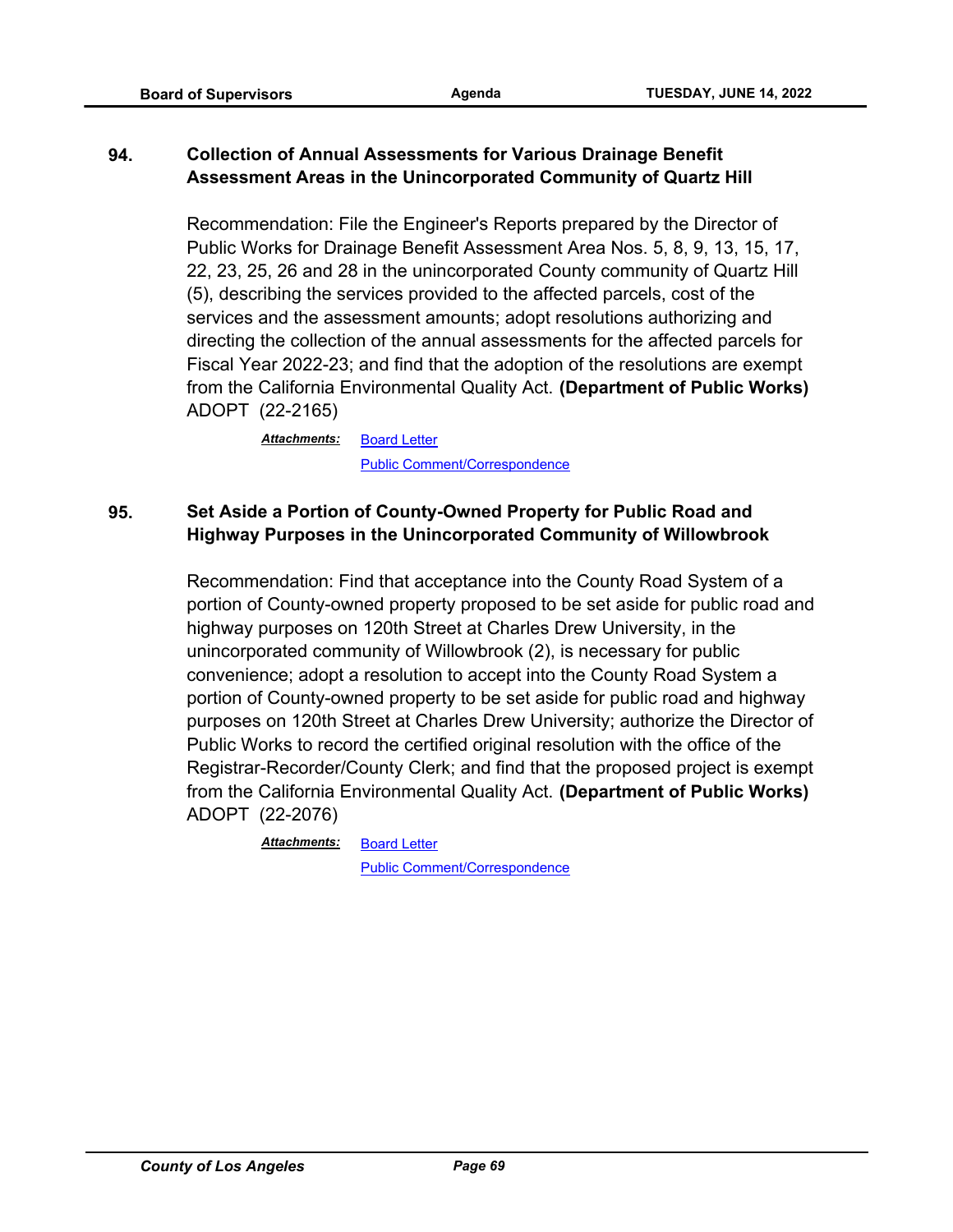**94. Collection of Annual Assessments for Various Drainage Benefit Assessment Areas in the Unincorporated Community of Quartz Hill**

Recommendation: File the Engineer's Reports prepared by the Director of Public Works for Drainage Benefit Assessment Area Nos. 5, 8, 9, 13, 15, 17, 22, 23, 25, 26 and 28 in the unincorporated County community of Quartz Hill (5), describing the services provided to the affected parcels, cost of the services and the assessment amounts; adopt resolutions authorizing and directing the collection of the annual assessments for the affected parcels for Fiscal Year 2022-23; and find that the adoption of the resolutions are exempt from the California Environmental Quality Act. **(Department of Public Works)** ADOPT (22-2165)

***Attachments:*** Board Letter
Public Comment/Correspondence

**95. Set Aside a Portion of County-Owned Property for Public Road and Highway Purposes in the Unincorporated Community of Willowbrook**

Recommendation: Find that acceptance into the County Road System of a portion of County-owned property proposed to be set aside for public road and highway purposes on 120th Street at Charles Drew University, in the unincorporated community of Willowbrook (2), is necessary for public convenience; adopt a resolution to accept into the County Road System a portion of County-owned property to be set aside for public road and highway purposes on 120th Street at Charles Drew University; authorize the Director of Public Works to record the certified original resolution with the office of the Registrar-Recorder/County Clerk; and find that the proposed project is exempt from the California Environmental Quality Act. **(Department of Public Works)** ADOPT (22-2076)

***Attachments:*** Board Letter
Public Comment/Correspondence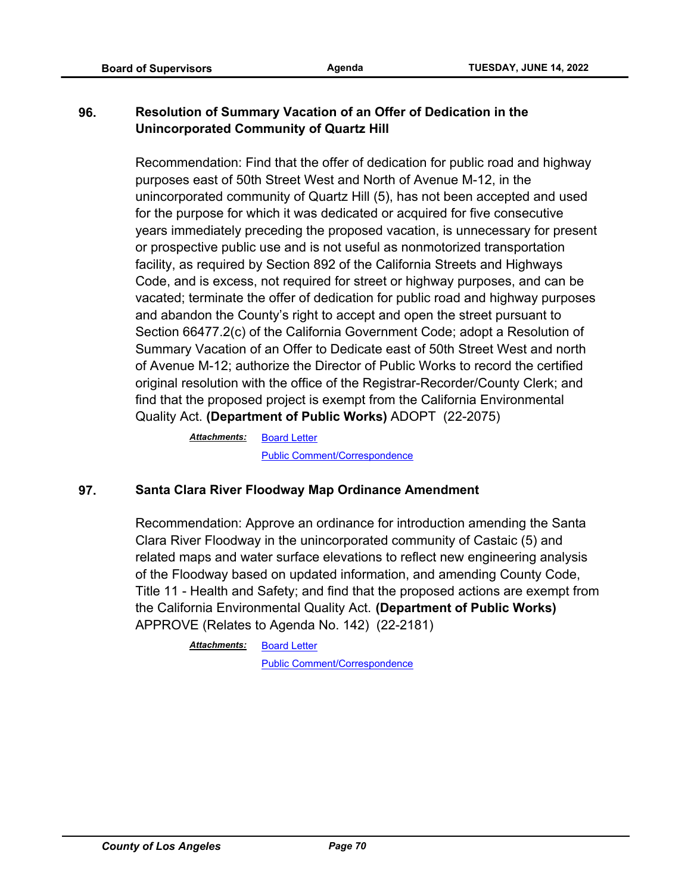**96. Resolution of Summary Vacation of an Offer of Dedication in the Unincorporated Community of Quartz Hill**

Recommendation: Find that the offer of dedication for public road and highway purposes east of 50th Street West and North of Avenue M-12, in the unincorporated community of Quartz Hill (5), has not been accepted and used for the purpose for which it was dedicated or acquired for five consecutive years immediately preceding the proposed vacation, is unnecessary for present or prospective public use and is not useful as nonmotorized transportation facility, as required by Section 892 of the California Streets and Highways Code, and is excess, not required for street or highway purposes, and can be vacated; terminate the offer of dedication for public road and highway purposes and abandon the County's right to accept and open the street pursuant to Section 66477.2(c) of the California Government Code; adopt a Resolution of Summary Vacation of an Offer to Dedicate east of 50th Street West and north of Avenue M-12; authorize the Director of Public Works to record the certified original resolution with the office of the Registrar-Recorder/County Clerk; and find that the proposed project is exempt from the California Environmental Quality Act. **(Department of Public Works)** ADOPT (22-2075)

***Attachments:*** Board Letter
Public Comment/Correspondence

**97. Santa Clara River Floodway Map Ordinance Amendment**

Recommendation: Approve an ordinance for introduction amending the Santa Clara River Floodway in the unincorporated community of Castaic (5) and related maps and water surface elevations to reflect new engineering analysis of the Floodway based on updated information, and amending County Code, Title 11 - Health and Safety; and find that the proposed actions are exempt from the California Environmental Quality Act. **(Department of Public Works)** APPROVE (Relates to Agenda No. 142) (22-2181)

***Attachments:*** Board Letter
Public Comment/Correspondence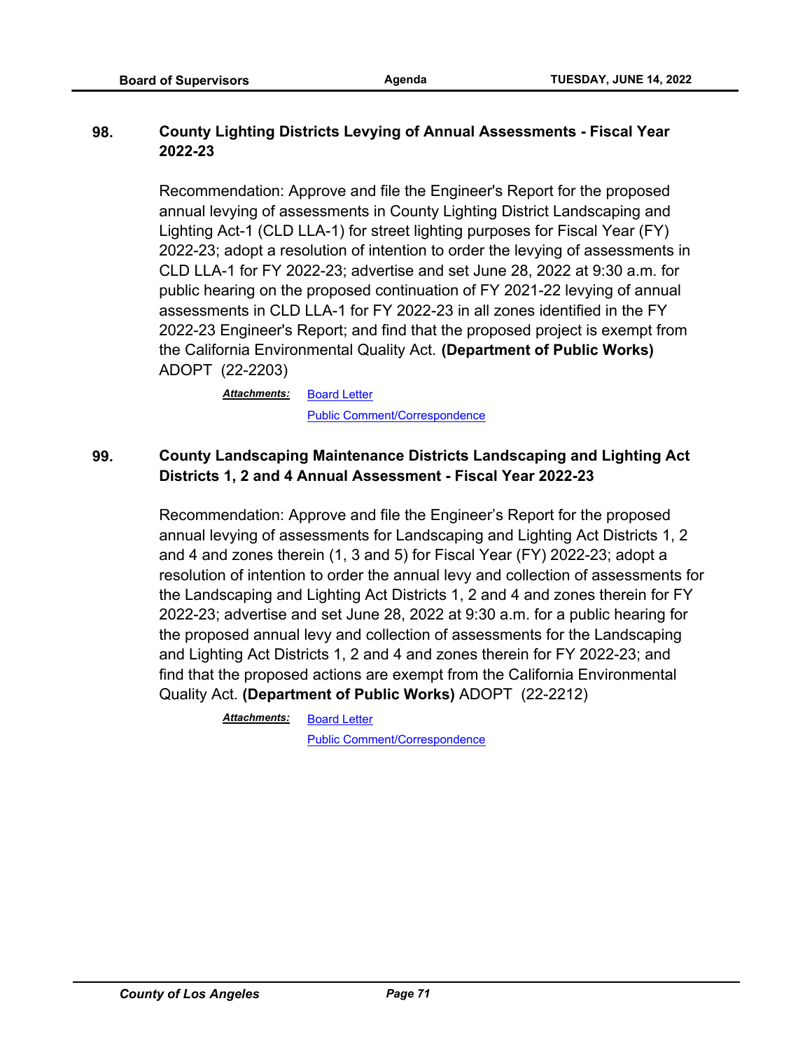**98. County Lighting Districts Levying of Annual Assessments - Fiscal Year 2022-23**

Recommendation: Approve and file the Engineer's Report for the proposed annual levying of assessments in County Lighting District Landscaping and Lighting Act-1 (CLD LLA-1) for street lighting purposes for Fiscal Year (FY) 2022-23; adopt a resolution of intention to order the levying of assessments in CLD LLA-1 for FY 2022-23; advertise and set June 28, 2022 at 9:30 a.m. for public hearing on the proposed continuation of FY 2021-22 levying of annual assessments in CLD LLA-1 for FY 2022-23 in all zones identified in the FY 2022-23 Engineer's Report; and find that the proposed project is exempt from the California Environmental Quality Act. **(Department of Public Works)** ADOPT (22-2203)

***Attachments:*** Board Letter
Public Comment/Correspondence

**99. County Landscaping Maintenance Districts Landscaping and Lighting Act Districts 1, 2 and 4 Annual Assessment - Fiscal Year 2022-23**

Recommendation: Approve and file the Engineer's Report for the proposed annual levying of assessments for Landscaping and Lighting Act Districts 1, 2 and 4 and zones therein (1, 3 and 5) for Fiscal Year (FY) 2022-23; adopt a resolution of intention to order the annual levy and collection of assessments for the Landscaping and Lighting Act Districts 1, 2 and 4 and zones therein for FY 2022-23; advertise and set June 28, 2022 at 9:30 a.m. for a public hearing for the proposed annual levy and collection of assessments for the Landscaping and Lighting Act Districts 1, 2 and 4 and zones therein for FY 2022-23; and find that the proposed actions are exempt from the California Environmental Quality Act. **(Department of Public Works)** ADOPT (22-2212)

***Attachments:*** Board Letter
Public Comment/Correspondence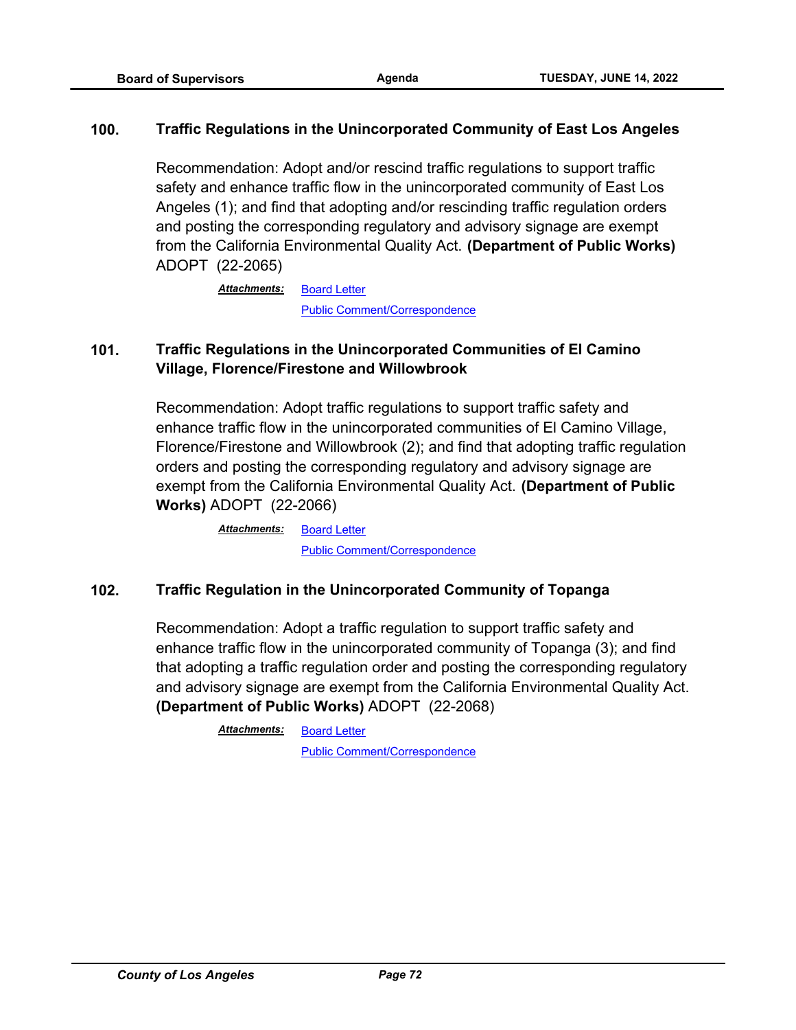### 100. Traffic Regulations in the Unincorporated Community of East Los Angeles

Recommendation: Adopt and/or rescind traffic regulations to support traffic safety and enhance traffic flow in the unincorporated community of East Los Angeles (1); and find that adopting and/or rescinding traffic regulation orders and posting the corresponding regulatory and advisory signage are exempt from the California Environmental Quality Act. **(Department of Public Works)** ADOPT (22-2065)

***Attachments:*** Board Letter
Public Comment/Correspondence

### 101. Traffic Regulations in the Unincorporated Communities of El Camino Village, Florence/Firestone and Willowbrook

Recommendation: Adopt traffic regulations to support traffic safety and enhance traffic flow in the unincorporated communities of El Camino Village, Florence/Firestone and Willowbrook (2); and find that adopting traffic regulation orders and posting the corresponding regulatory and advisory signage are exempt from the California Environmental Quality Act. **(Department of Public Works)** ADOPT (22-2066)

***Attachments:*** Board Letter
Public Comment/Correspondence

### 102. Traffic Regulation in the Unincorporated Community of Topanga

Recommendation: Adopt a traffic regulation to support traffic safety and enhance traffic flow in the unincorporated community of Topanga (3); and find that adopting a traffic regulation order and posting the corresponding regulatory and advisory signage are exempt from the California Environmental Quality Act. **(Department of Public Works)** ADOPT (22-2068)

***Attachments:*** Board Letter
Public Comment/Correspondence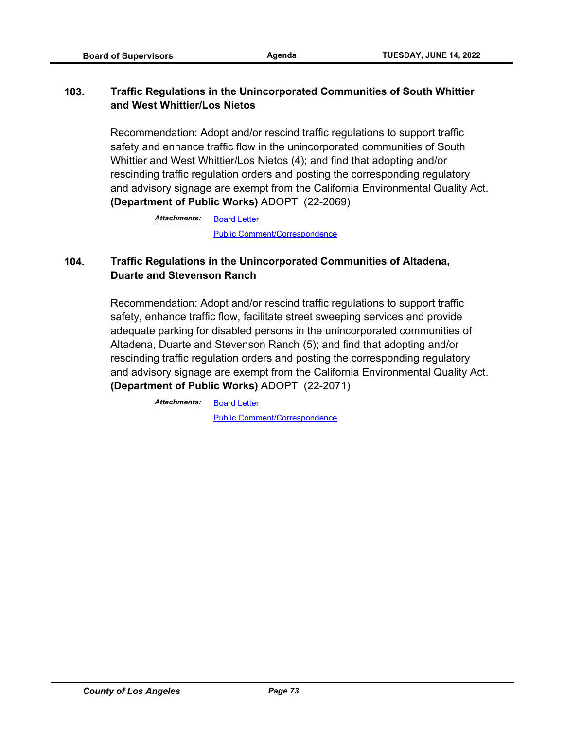### 103. Traffic Regulations in the Unincorporated Communities of South Whittier and West Whittier/Los Nietos

Recommendation: Adopt and/or rescind traffic regulations to support traffic safety and enhance traffic flow in the unincorporated communities of South Whittier and West Whittier/Los Nietos (4); and find that adopting and/or rescinding traffic regulation orders and posting the corresponding regulatory and advisory signage are exempt from the California Environmental Quality Act. **(Department of Public Works)** ADOPT (22-2069)

***Attachments:*** Board Letter
Public Comment/Correspondence

### 104. Traffic Regulations in the Unincorporated Communities of Altadena, Duarte and Stevenson Ranch

Recommendation: Adopt and/or rescind traffic regulations to support traffic safety, enhance traffic flow, facilitate street sweeping services and provide adequate parking for disabled persons in the unincorporated communities of Altadena, Duarte and Stevenson Ranch (5); and find that adopting and/or rescinding traffic regulation orders and posting the corresponding regulatory and advisory signage are exempt from the California Environmental Quality Act. **(Department of Public Works)** ADOPT (22-2071)

***Attachments:*** Board Letter
Public Comment/Correspondence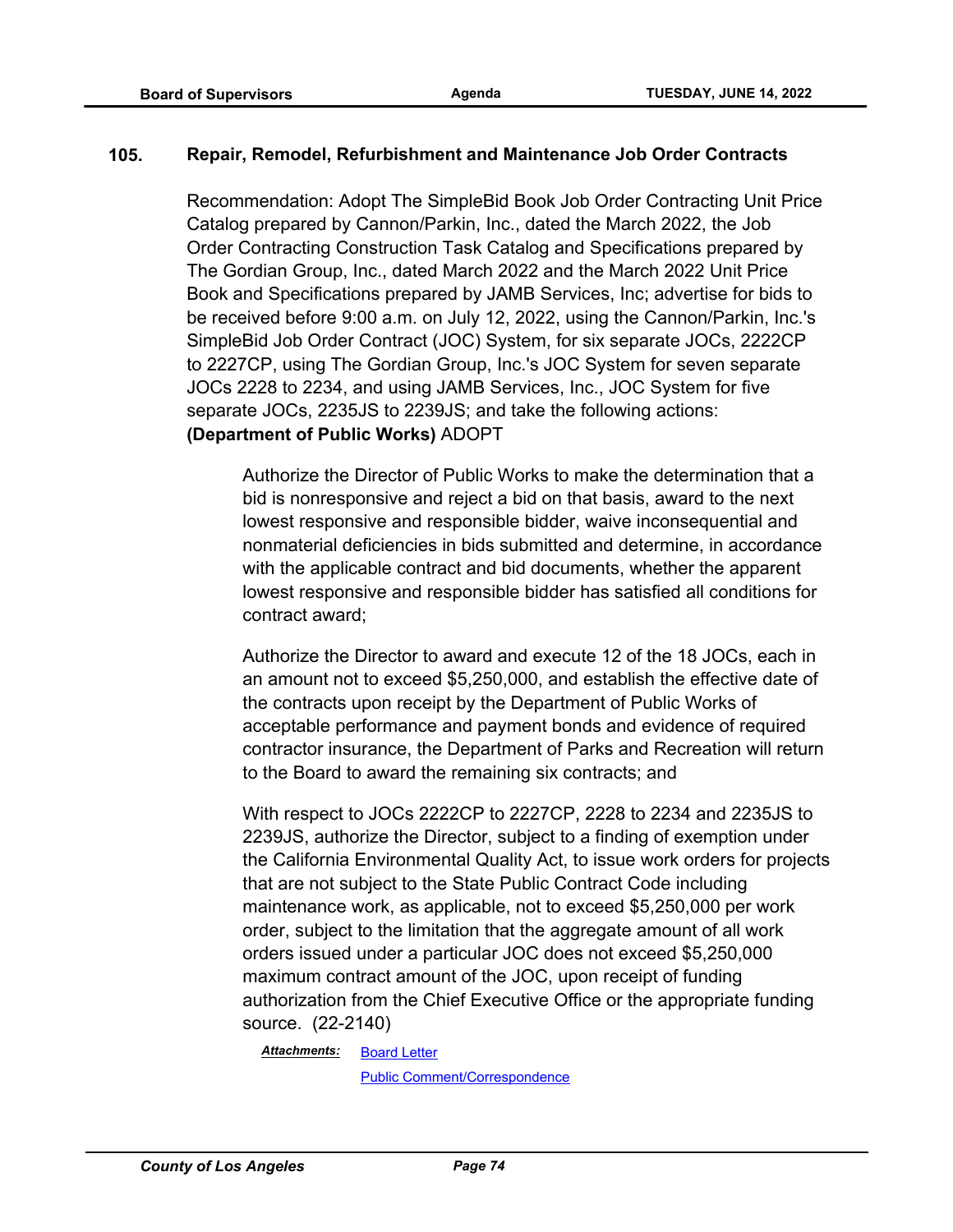## 105. Repair, Remodel, Refurbishment and Maintenance Job Order Contracts

Recommendation: Adopt The SimpleBid Book Job Order Contracting Unit Price Catalog prepared by Cannon/Parkin, Inc., dated the March 2022, the Job Order Contracting Construction Task Catalog and Specifications prepared by The Gordian Group, Inc., dated March 2022 and the March 2022 Unit Price Book and Specifications prepared by JAMB Services, Inc; advertise for bids to be received before 9:00 a.m. on July 12, 2022, using the Cannon/Parkin, Inc.'s SimpleBid Job Order Contract (JOC) System, for six separate JOCs, 2222CP to 2227CP, using The Gordian Group, Inc.'s JOC System for seven separate JOCs 2228 to 2234, and using JAMB Services, Inc., JOC System for five separate JOCs, 2235JS to 2239JS; and take the following actions: **(Department of Public Works)** ADOPT

> Authorize the Director of Public Works to make the determination that a bid is nonresponsive and reject a bid on that basis, award to the next lowest responsive and responsible bidder, waive inconsequential and nonmaterial deficiencies in bids submitted and determine, in accordance with the applicable contract and bid documents, whether the apparent lowest responsive and responsible bidder has satisfied all conditions for contract award;
>
> Authorize the Director to award and execute 12 of the 18 JOCs, each in an amount not to exceed $5,250,000, and establish the effective date of the contracts upon receipt by the Department of Public Works of acceptable performance and payment bonds and evidence of required contractor insurance, the Department of Parks and Recreation will return to the Board to award the remaining six contracts; and
>
> With respect to JOCs 2222CP to 2227CP, 2228 to 2234 and 2235JS to 2239JS, authorize the Director, subject to a finding of exemption under the California Environmental Quality Act, to issue work orders for projects that are not subject to the State Public Contract Code including maintenance work, as applicable, not to exceed $5,250,000 per work order, subject to the limitation that the aggregate amount of all work orders issued under a particular JOC does not exceed $5,250,000 maximum contract amount of the JOC, upon receipt of funding authorization from the Chief Executive Office or the appropriate funding source. (22-2140)

***Attachments:*** Board Letter
Public Comment/Correspondence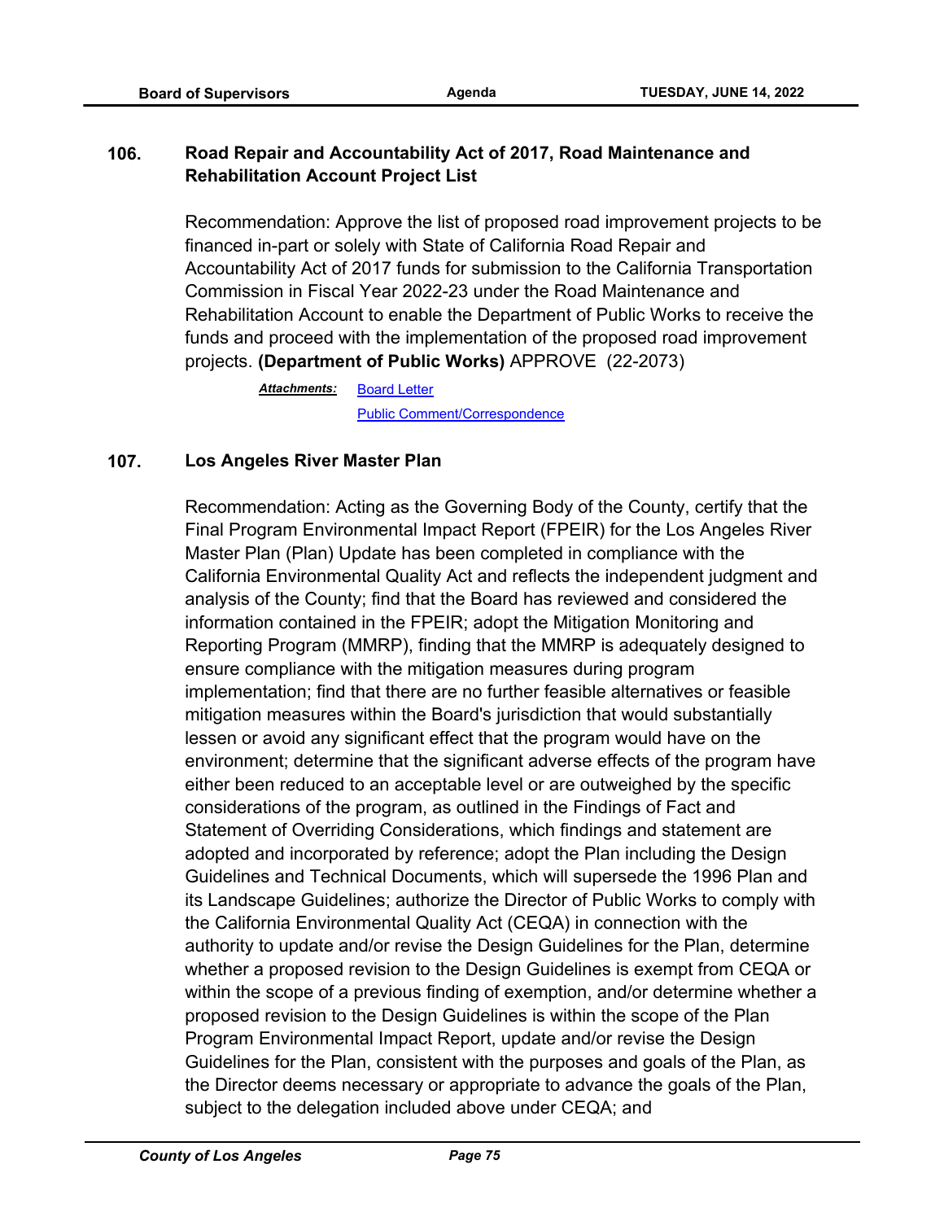## 106. Road Repair and Accountability Act of 2017, Road Maintenance and Rehabilitation Account Project List

Recommendation: Approve the list of proposed road improvement projects to be financed in-part or solely with State of California Road Repair and Accountability Act of 2017 funds for submission to the California Transportation Commission in Fiscal Year 2022-23 under the Road Maintenance and Rehabilitation Account to enable the Department of Public Works to receive the funds and proceed with the implementation of the proposed road improvement projects. **(Department of Public Works)** APPROVE (22-2073)

***Attachments:*** Board Letter
Public Comment/Correspondence

## 107. Los Angeles River Master Plan

Recommendation: Acting as the Governing Body of the County, certify that the Final Program Environmental Impact Report (FPEIR) for the Los Angeles River Master Plan (Plan) Update has been completed in compliance with the California Environmental Quality Act and reflects the independent judgment and analysis of the County; find that the Board has reviewed and considered the information contained in the FPEIR; adopt the Mitigation Monitoring and Reporting Program (MMRP), finding that the MMRP is adequately designed to ensure compliance with the mitigation measures during program implementation; find that there are no further feasible alternatives or feasible mitigation measures within the Board's jurisdiction that would substantially lessen or avoid any significant effect that the program would have on the environment; determine that the significant adverse effects of the program have either been reduced to an acceptable level or are outweighed by the specific considerations of the program, as outlined in the Findings of Fact and Statement of Overriding Considerations, which findings and statement are adopted and incorporated by reference; adopt the Plan including the Design Guidelines and Technical Documents, which will supersede the 1996 Plan and its Landscape Guidelines; authorize the Director of Public Works to comply with the California Environmental Quality Act (CEQA) in connection with the authority to update and/or revise the Design Guidelines for the Plan, determine whether a proposed revision to the Design Guidelines is exempt from CEQA or within the scope of a previous finding of exemption, and/or determine whether a proposed revision to the Design Guidelines is within the scope of the Plan Program Environmental Impact Report, update and/or revise the Design Guidelines for the Plan, consistent with the purposes and goals of the Plan, as the Director deems necessary or appropriate to advance the goals of the Plan, subject to the delegation included above under CEQA; and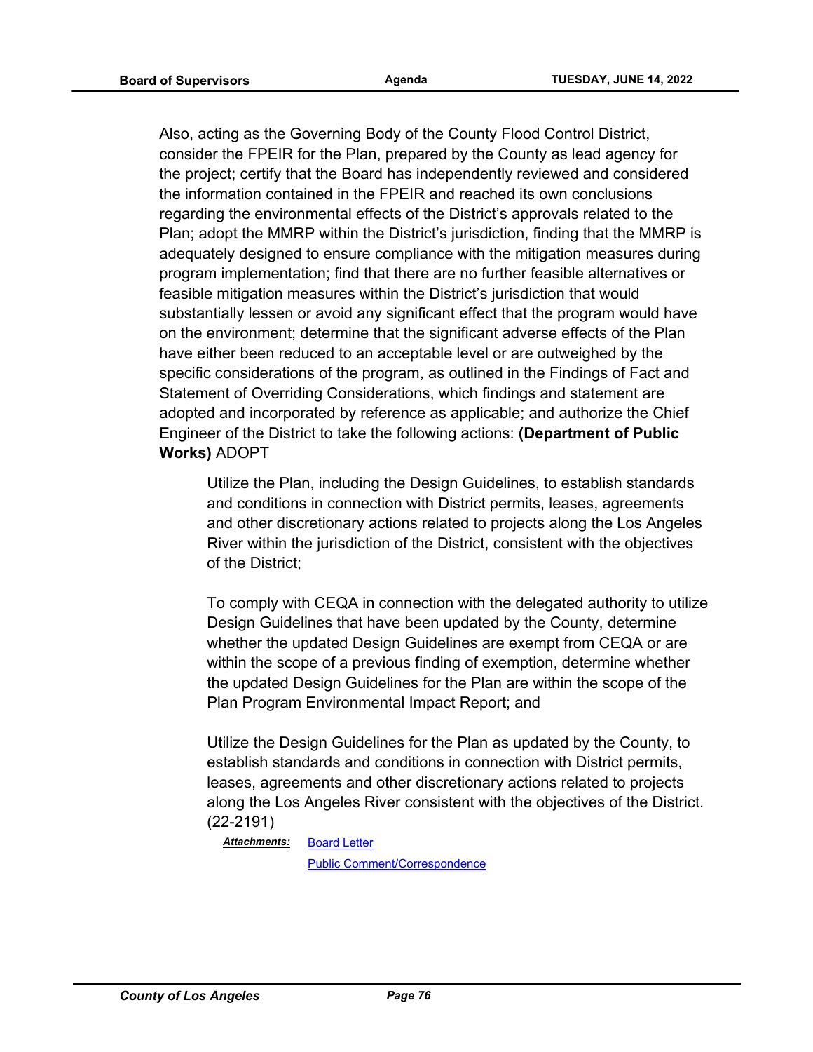Also, acting as the Governing Body of the County Flood Control District, consider the FPEIR for the Plan, prepared by the County as lead agency for the project; certify that the Board has independently reviewed and considered the information contained in the FPEIR and reached its own conclusions regarding the environmental effects of the District's approvals related to the Plan; adopt the MMRP within the District's jurisdiction, finding that the MMRP is adequately designed to ensure compliance with the mitigation measures during program implementation; find that there are no further feasible alternatives or feasible mitigation measures within the District's jurisdiction that would substantially lessen or avoid any significant effect that the program would have on the environment; determine that the significant adverse effects of the Plan have either been reduced to an acceptable level or are outweighed by the specific considerations of the program, as outlined in the Findings of Fact and Statement of Overriding Considerations, which findings and statement are adopted and incorporated by reference as applicable; and authorize the Chief Engineer of the District to take the following actions: **(Department of Public Works)** ADOPT

> Utilize the Plan, including the Design Guidelines, to establish standards and conditions in connection with District permits, leases, agreements and other discretionary actions related to projects along the Los Angeles River within the jurisdiction of the District, consistent with the objectives of the District;
>
> To comply with CEQA in connection with the delegated authority to utilize Design Guidelines that have been updated by the County, determine whether the updated Design Guidelines are exempt from CEQA or are within the scope of a previous finding of exemption, determine whether the updated Design Guidelines for the Plan are within the scope of the Plan Program Environmental Impact Report; and
>
> Utilize the Design Guidelines for the Plan as updated by the County, to establish standards and conditions in connection with District permits, leases, agreements and other discretionary actions related to projects along the Los Angeles River consistent with the objectives of the District. (22-2191)

***Attachments:*** Board Letter
Public Comment/Correspondence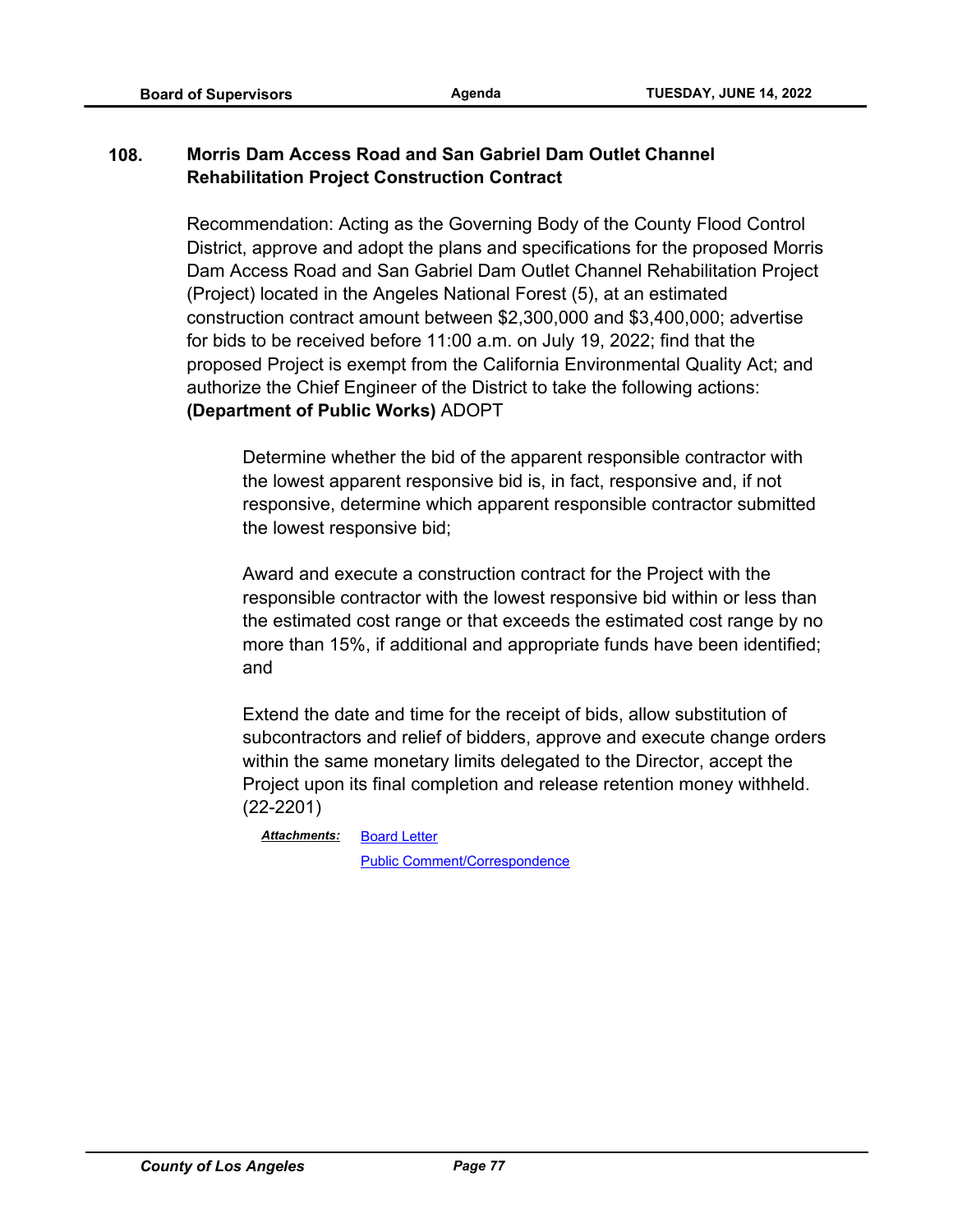**108. Morris Dam Access Road and San Gabriel Dam Outlet Channel Rehabilitation Project Construction Contract**

Recommendation: Acting as the Governing Body of the County Flood Control District, approve and adopt the plans and specifications for the proposed Morris Dam Access Road and San Gabriel Dam Outlet Channel Rehabilitation Project (Project) located in the Angeles National Forest (5), at an estimated construction contract amount between $2,300,000 and $3,400,000; advertise for bids to be received before 11:00 a.m. on July 19, 2022; find that the proposed Project is exempt from the California Environmental Quality Act; and authorize the Chief Engineer of the District to take the following actions: **(Department of Public Works)** ADOPT

Determine whether the bid of the apparent responsible contractor with the lowest apparent responsive bid is, in fact, responsive and, if not responsive, determine which apparent responsible contractor submitted the lowest responsive bid;

Award and execute a construction contract for the Project with the responsible contractor with the lowest responsive bid within or less than the estimated cost range or that exceeds the estimated cost range by no more than 15%, if additional and appropriate funds have been identified; and

Extend the date and time for the receipt of bids, allow substitution of subcontractors and relief of bidders, approve and execute change orders within the same monetary limits delegated to the Director, accept the Project upon its final completion and release retention money withheld. (22-2201)

***Attachments:*** Board Letter
Public Comment/Correspondence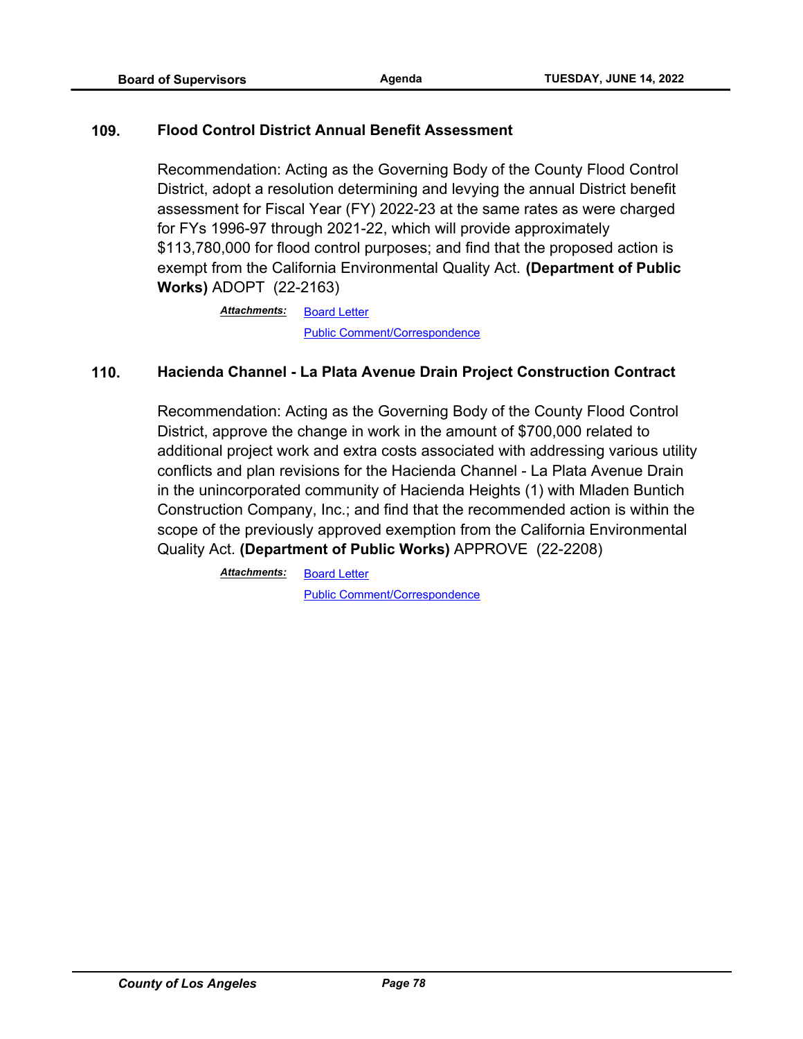### 109. Flood Control District Annual Benefit Assessment

Recommendation: Acting as the Governing Body of the County Flood Control District, adopt a resolution determining and levying the annual District benefit assessment for Fiscal Year (FY) 2022-23 at the same rates as were charged for FYs 1996-97 through 2021-22, which will provide approximately $113,780,000 for flood control purposes; and find that the proposed action is exempt from the California Environmental Quality Act. **(Department of Public Works)** ADOPT (22-2163)

***Attachments:*** Board Letter
Public Comment/Correspondence

### 110. Hacienda Channel - La Plata Avenue Drain Project Construction Contract

Recommendation: Acting as the Governing Body of the County Flood Control District, approve the change in work in the amount of $700,000 related to additional project work and extra costs associated with addressing various utility conflicts and plan revisions for the Hacienda Channel - La Plata Avenue Drain in the unincorporated community of Hacienda Heights (1) with Mladen Buntich Construction Company, Inc.; and find that the recommended action is within the scope of the previously approved exemption from the California Environmental Quality Act. **(Department of Public Works)** APPROVE (22-2208)

***Attachments:*** Board Letter
Public Comment/Correspondence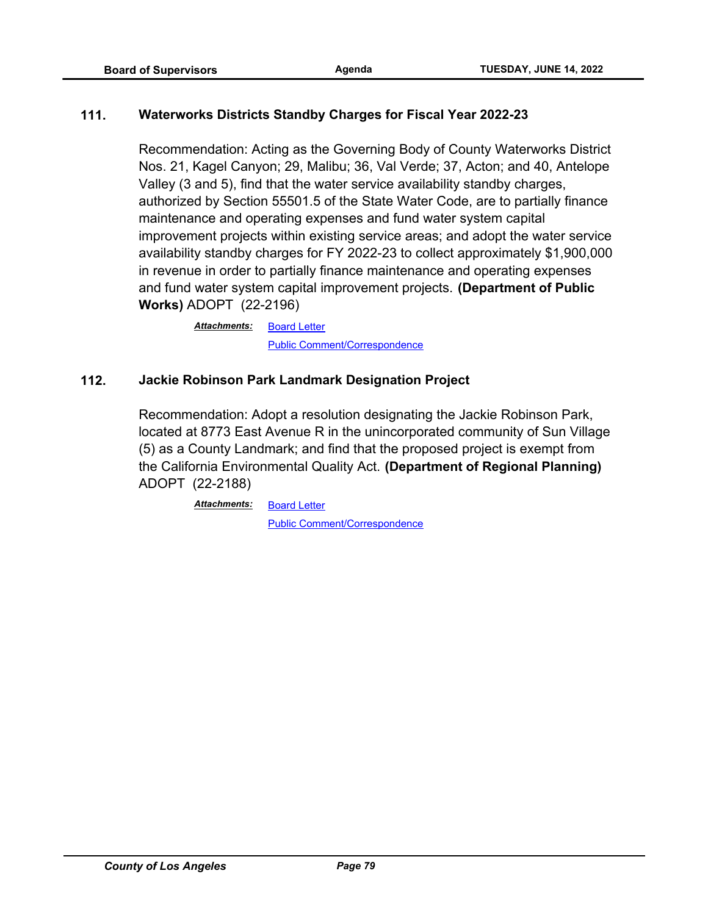### 111. Waterworks Districts Standby Charges for Fiscal Year 2022-23

Recommendation: Acting as the Governing Body of County Waterworks District Nos. 21, Kagel Canyon; 29, Malibu; 36, Val Verde; 37, Acton; and 40, Antelope Valley (3 and 5), find that the water service availability standby charges, authorized by Section 55501.5 of the State Water Code, are to partially finance maintenance and operating expenses and fund water system capital improvement projects within existing service areas; and adopt the water service availability standby charges for FY 2022-23 to collect approximately $1,900,000 in revenue in order to partially finance maintenance and operating expenses and fund water system capital improvement projects. **(Department of Public Works)** ADOPT (22-2196)

***Attachments:*** Board Letter
Public Comment/Correspondence

### 112. Jackie Robinson Park Landmark Designation Project

Recommendation: Adopt a resolution designating the Jackie Robinson Park, located at 8773 East Avenue R in the unincorporated community of Sun Village (5) as a County Landmark; and find that the proposed project is exempt from the California Environmental Quality Act. **(Department of Regional Planning)** ADOPT (22-2188)

***Attachments:*** Board Letter
Public Comment/Correspondence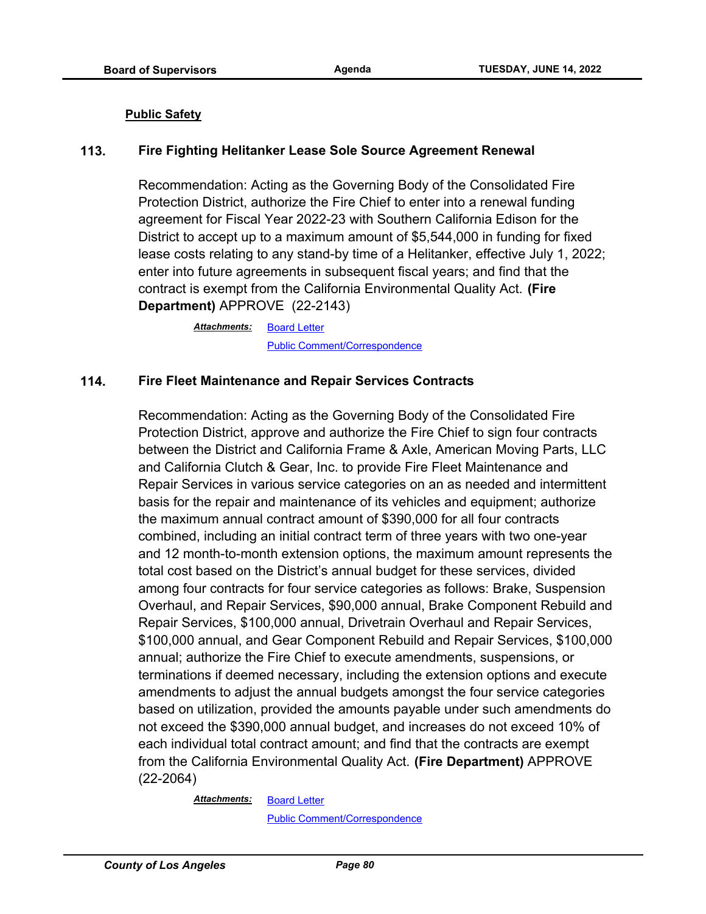**Public Safety**

**113. Fire Fighting Helitanker Lease Sole Source Agreement Renewal**

Recommendation: Acting as the Governing Body of the Consolidated Fire Protection District, authorize the Fire Chief to enter into a renewal funding agreement for Fiscal Year 2022-23 with Southern California Edison for the District to accept up to a maximum amount of $5,544,000 in funding for fixed lease costs relating to any stand-by time of a Helitanker, effective July 1, 2022; enter into future agreements in subsequent fiscal years; and find that the contract is exempt from the California Environmental Quality Act. **(Fire Department)** APPROVE (22-2143)

***Attachments:*** Board Letter
Public Comment/Correspondence

**114. Fire Fleet Maintenance and Repair Services Contracts**

Recommendation: Acting as the Governing Body of the Consolidated Fire Protection District, approve and authorize the Fire Chief to sign four contracts between the District and California Frame & Axle, American Moving Parts, LLC and California Clutch & Gear, Inc. to provide Fire Fleet Maintenance and Repair Services in various service categories on an as needed and intermittent basis for the repair and maintenance of its vehicles and equipment; authorize the maximum annual contract amount of $390,000 for all four contracts combined, including an initial contract term of three years with two one-year and 12 month-to-month extension options, the maximum amount represents the total cost based on the District's annual budget for these services, divided among four contracts for four service categories as follows: Brake, Suspension Overhaul, and Repair Services, $90,000 annual, Brake Component Rebuild and Repair Services, $100,000 annual, Drivetrain Overhaul and Repair Services, $100,000 annual, and Gear Component Rebuild and Repair Services, $100,000 annual; authorize the Fire Chief to execute amendments, suspensions, or terminations if deemed necessary, including the extension options and execute amendments to adjust the annual budgets amongst the four service categories based on utilization, provided the amounts payable under such amendments do not exceed the $390,000 annual budget, and increases do not exceed 10% of each individual total contract amount; and find that the contracts are exempt from the California Environmental Quality Act. **(Fire Department)** APPROVE (22-2064)

***Attachments:*** Board Letter
Public Comment/Correspondence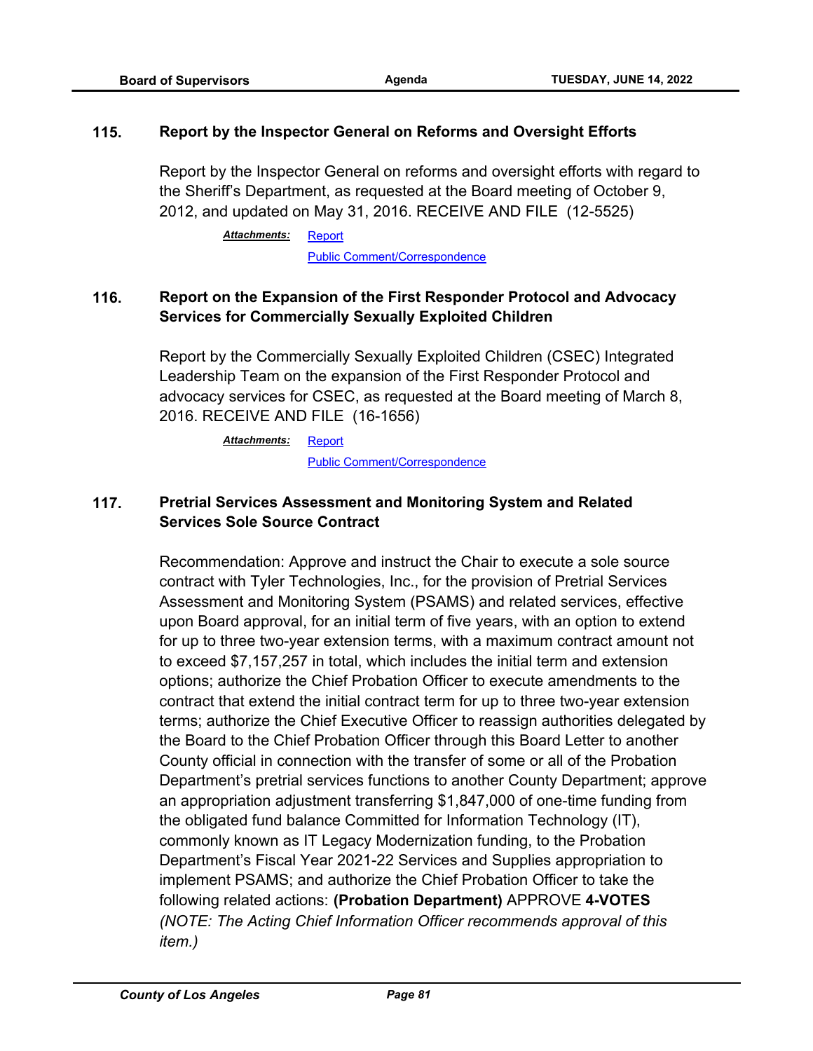### 115. Report by the Inspector General on Reforms and Oversight Efforts

Report by the Inspector General on reforms and oversight efforts with regard to the Sheriff's Department, as requested at the Board meeting of October 9, 2012, and updated on May 31, 2016. RECEIVE AND FILE (12-5525)

***Attachments:*** Report
Public Comment/Correspondence

### 116. Report on the Expansion of the First Responder Protocol and Advocacy Services for Commercially Sexually Exploited Children

Report by the Commercially Sexually Exploited Children (CSEC) Integrated Leadership Team on the expansion of the First Responder Protocol and advocacy services for CSEC, as requested at the Board meeting of March 8, 2016. RECEIVE AND FILE (16-1656)

***Attachments:*** Report
Public Comment/Correspondence

### 117. Pretrial Services Assessment and Monitoring System and Related Services Sole Source Contract

Recommendation: Approve and instruct the Chair to execute a sole source contract with Tyler Technologies, Inc., for the provision of Pretrial Services Assessment and Monitoring System (PSAMS) and related services, effective upon Board approval, for an initial term of five years, with an option to extend for up to three two-year extension terms, with a maximum contract amount not to exceed $7,157,257 in total, which includes the initial term and extension options; authorize the Chief Probation Officer to execute amendments to the contract that extend the initial contract term for up to three two-year extension terms; authorize the Chief Executive Officer to reassign authorities delegated by the Board to the Chief Probation Officer through this Board Letter to another County official in connection with the transfer of some or all of the Probation Department's pretrial services functions to another County Department; approve an appropriation adjustment transferring $1,847,000 of one-time funding from the obligated fund balance Committed for Information Technology (IT), commonly known as IT Legacy Modernization funding, to the Probation Department's Fiscal Year 2021-22 Services and Supplies appropriation to implement PSAMS; and authorize the Chief Probation Officer to take the following related actions: **(Probation Department)** APPROVE **4-VOTES** *(NOTE: The Acting Chief Information Officer recommends approval of this item.)*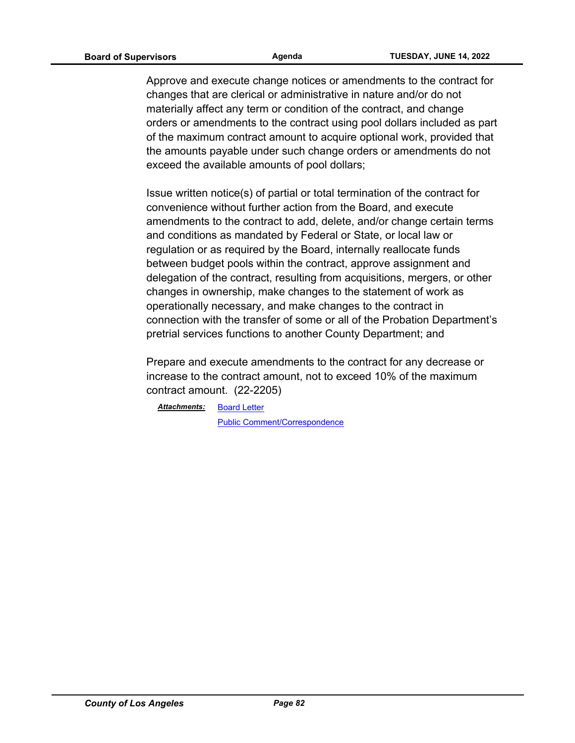Approve and execute change notices or amendments to the contract for changes that are clerical or administrative in nature and/or do not materially affect any term or condition of the contract, and change orders or amendments to the contract using pool dollars included as part of the maximum contract amount to acquire optional work, provided that the amounts payable under such change orders or amendments do not exceed the available amounts of pool dollars;

Issue written notice(s) of partial or total termination of the contract for convenience without further action from the Board, and execute amendments to the contract to add, delete, and/or change certain terms and conditions as mandated by Federal or State, or local law or regulation or as required by the Board, internally reallocate funds between budget pools within the contract, approve assignment and delegation of the contract, resulting from acquisitions, mergers, or other changes in ownership, make changes to the statement of work as operationally necessary, and make changes to the contract in connection with the transfer of some or all of the Probation Department's pretrial services functions to another County Department; and

Prepare and execute amendments to the contract for any decrease or increase to the contract amount, not to exceed 10% of the maximum contract amount. (22-2205)

***Attachments:*** Board Letter
Public Comment/Correspondence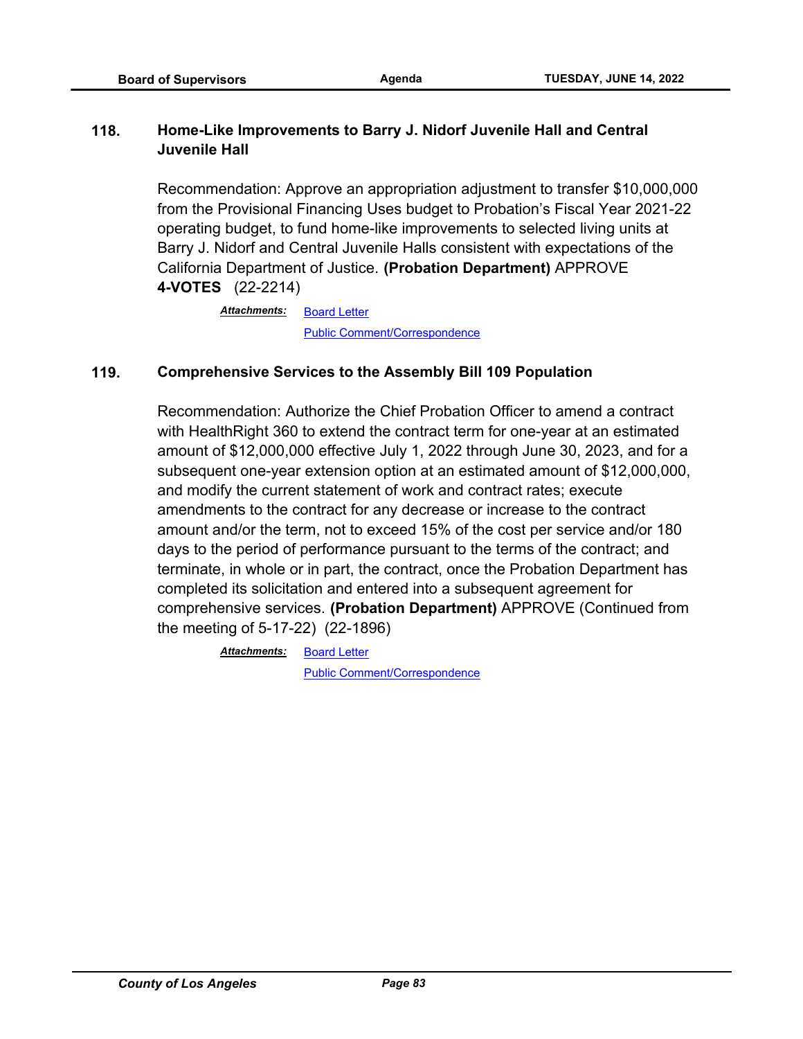### 118. Home-Like Improvements to Barry J. Nidorf Juvenile Hall and Central Juvenile Hall

Recommendation: Approve an appropriation adjustment to transfer $10,000,000 from the Provisional Financing Uses budget to Probation's Fiscal Year 2021-22 operating budget, to fund home-like improvements to selected living units at Barry J. Nidorf and Central Juvenile Halls consistent with expectations of the California Department of Justice. **(Probation Department)** APPROVE **4-VOTES** (22-2214)

***Attachments:*** Board Letter
Public Comment/Correspondence

### 119. Comprehensive Services to the Assembly Bill 109 Population

Recommendation: Authorize the Chief Probation Officer to amend a contract with HealthRight 360 to extend the contract term for one-year at an estimated amount of $12,000,000 effective July 1, 2022 through June 30, 2023, and for a subsequent one-year extension option at an estimated amount of $12,000,000, and modify the current statement of work and contract rates; execute amendments to the contract for any decrease or increase to the contract amount and/or the term, not to exceed 15% of the cost per service and/or 180 days to the period of performance pursuant to the terms of the contract; and terminate, in whole or in part, the contract, once the Probation Department has completed its solicitation and entered into a subsequent agreement for comprehensive services. **(Probation Department)** APPROVE (Continued from the meeting of 5-17-22) (22-1896)

***Attachments:*** Board Letter
Public Comment/Correspondence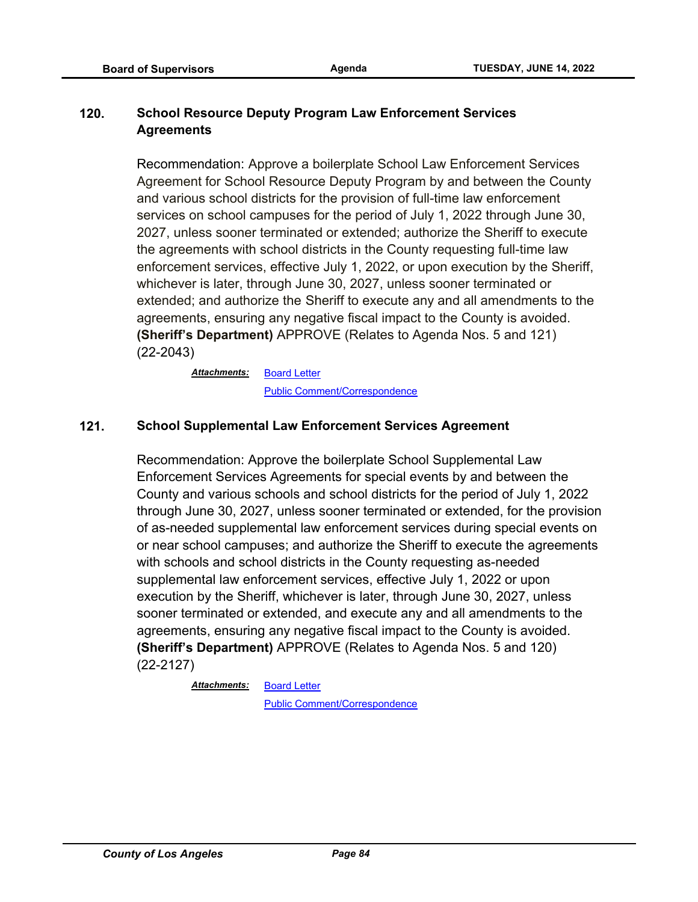## 120. School Resource Deputy Program Law Enforcement Services Agreements

Recommendation: Approve a boilerplate School Law Enforcement Services Agreement for School Resource Deputy Program by and between the County and various school districts for the provision of full-time law enforcement services on school campuses for the period of July 1, 2022 through June 30, 2027, unless sooner terminated or extended; authorize the Sheriff to execute the agreements with school districts in the County requesting full-time law enforcement services, effective July 1, 2022, or upon execution by the Sheriff, whichever is later, through June 30, 2027, unless sooner terminated or extended; and authorize the Sheriff to execute any and all amendments to the agreements, ensuring any negative fiscal impact to the County is avoided. **(Sheriff's Department)** APPROVE (Relates to Agenda Nos. 5 and 121) (22-2043)

***Attachments:*** Board Letter
Public Comment/Correspondence

## 121. School Supplemental Law Enforcement Services Agreement

Recommendation: Approve the boilerplate School Supplemental Law Enforcement Services Agreements for special events by and between the County and various schools and school districts for the period of July 1, 2022 through June 30, 2027, unless sooner terminated or extended, for the provision of as-needed supplemental law enforcement services during special events on or near school campuses; and authorize the Sheriff to execute the agreements with schools and school districts in the County requesting as-needed supplemental law enforcement services, effective July 1, 2022 or upon execution by the Sheriff, whichever is later, through June 30, 2027, unless sooner terminated or extended, and execute any and all amendments to the agreements, ensuring any negative fiscal impact to the County is avoided. **(Sheriff's Department)** APPROVE (Relates to Agenda Nos. 5 and 120) (22-2127)

***Attachments:*** Board Letter
Public Comment/Correspondence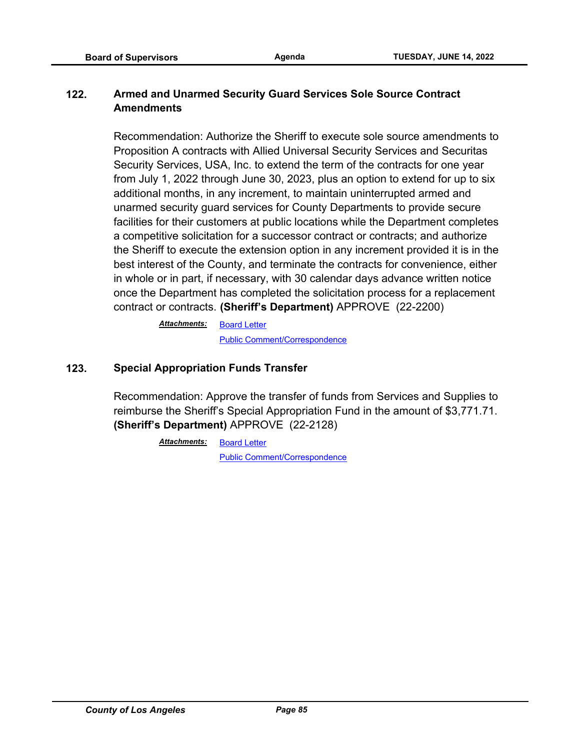## 122. Armed and Unarmed Security Guard Services Sole Source Contract Amendments

Recommendation: Authorize the Sheriff to execute sole source amendments to Proposition A contracts with Allied Universal Security Services and Securitas Security Services, USA, Inc. to extend the term of the contracts for one year from July 1, 2022 through June 30, 2023, plus an option to extend for up to six additional months, in any increment, to maintain uninterrupted armed and unarmed security guard services for County Departments to provide secure facilities for their customers at public locations while the Department completes a competitive solicitation for a successor contract or contracts; and authorize the Sheriff to execute the extension option in any increment provided it is in the best interest of the County, and terminate the contracts for convenience, either in whole or in part, if necessary, with 30 calendar days advance written notice once the Department has completed the solicitation process for a replacement contract or contracts. **(Sheriff's Department)** APPROVE (22-2200)

***Attachments:*** Board Letter
Public Comment/Correspondence

## 123. Special Appropriation Funds Transfer

Recommendation: Approve the transfer of funds from Services and Supplies to reimburse the Sheriff's Special Appropriation Fund in the amount of $3,771.71. **(Sheriff's Department)** APPROVE (22-2128)

***Attachments:*** Board Letter
Public Comment/Correspondence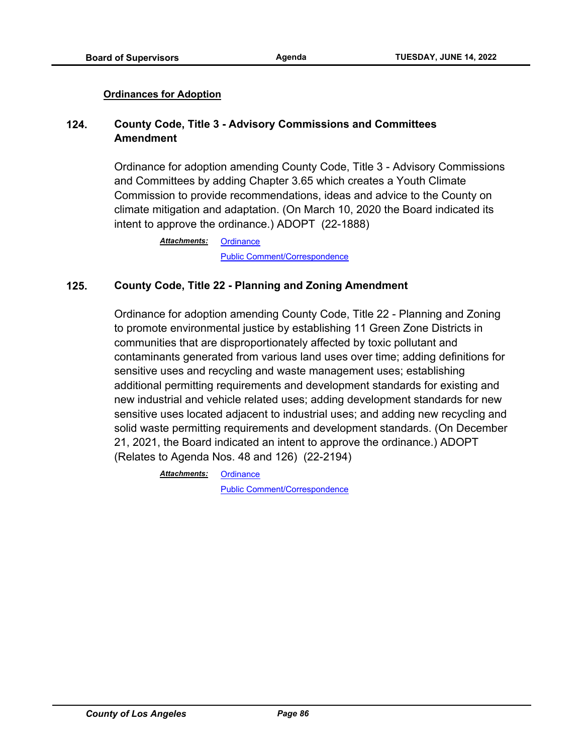**Ordinances for Adoption**

### 124. County Code, Title 3 - Advisory Commissions and Committees Amendment

Ordinance for adoption amending County Code, Title 3 - Advisory Commissions and Committees by adding Chapter 3.65 which creates a Youth Climate Commission to provide recommendations, ideas and advice to the County on climate mitigation and adaptation. (On March 10, 2020 the Board indicated its intent to approve the ordinance.) ADOPT (22-1888)

***Attachments:*** Ordinance
Public Comment/Correspondence

### 125. County Code, Title 22 - Planning and Zoning Amendment

Ordinance for adoption amending County Code, Title 22 - Planning and Zoning to promote environmental justice by establishing 11 Green Zone Districts in communities that are disproportionately affected by toxic pollutant and contaminants generated from various land uses over time; adding definitions for sensitive uses and recycling and waste management uses; establishing additional permitting requirements and development standards for existing and new industrial and vehicle related uses; adding development standards for new sensitive uses located adjacent to industrial uses; and adding new recycling and solid waste permitting requirements and development standards. (On December 21, 2021, the Board indicated an intent to approve the ordinance.) ADOPT (Relates to Agenda Nos. 48 and 126) (22-2194)

***Attachments:*** Ordinance
Public Comment/Correspondence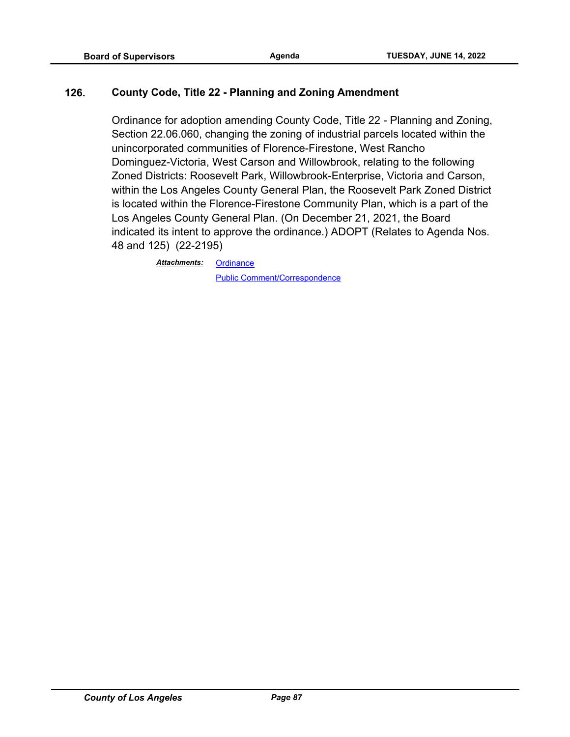### 126. County Code, Title 22 - Planning and Zoning Amendment

Ordinance for adoption amending County Code, Title 22 - Planning and Zoning, Section 22.06.060, changing the zoning of industrial parcels located within the unincorporated communities of Florence-Firestone, West Rancho Dominguez-Victoria, West Carson and Willowbrook, relating to the following Zoned Districts: Roosevelt Park, Willowbrook-Enterprise, Victoria and Carson, within the Los Angeles County General Plan, the Roosevelt Park Zoned District is located within the Florence-Firestone Community Plan, which is a part of the Los Angeles County General Plan. (On December 21, 2021, the Board indicated its intent to approve the ordinance.) ADOPT (Relates to Agenda Nos. 48 and 125) (22-2195)

***Attachments:*** Ordinance
Public Comment/Correspondence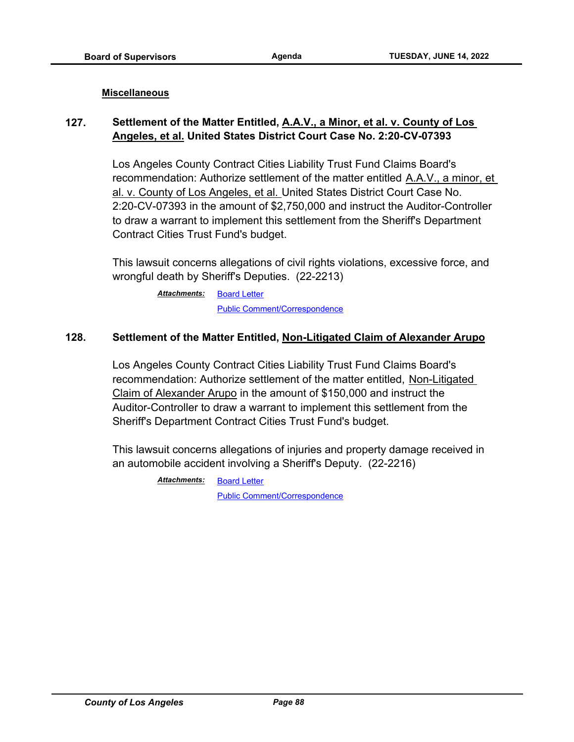**Miscellaneous**

**127. Settlement of the Matter Entitled, A.A.V., a Minor, et al. v. County of Los Angeles, et al. United States District Court Case No. 2:20-CV-07393**

Los Angeles County Contract Cities Liability Trust Fund Claims Board's recommendation: Authorize settlement of the matter entitled A.A.V., a minor, et al. v. County of Los Angeles, et al. United States District Court Case No. 2:20-CV-07393 in the amount of $2,750,000 and instruct the Auditor-Controller to draw a warrant to implement this settlement from the Sheriff's Department Contract Cities Trust Fund's budget.

This lawsuit concerns allegations of civil rights violations, excessive force, and wrongful death by Sheriff's Deputies. (22-2213)

*Attachments:* Board Letter
Public Comment/Correspondence

**128. Settlement of the Matter Entitled, Non-Litigated Claim of Alexander Arupo**

Los Angeles County Contract Cities Liability Trust Fund Claims Board's recommendation: Authorize settlement of the matter entitled, Non-Litigated Claim of Alexander Arupo in the amount of $150,000 and instruct the Auditor-Controller to draw a warrant to implement this settlement from the Sheriff's Department Contract Cities Trust Fund's budget.

This lawsuit concerns allegations of injuries and property damage received in an automobile accident involving a Sheriff's Deputy. (22-2216)

*Attachments:* Board Letter
Public Comment/Correspondence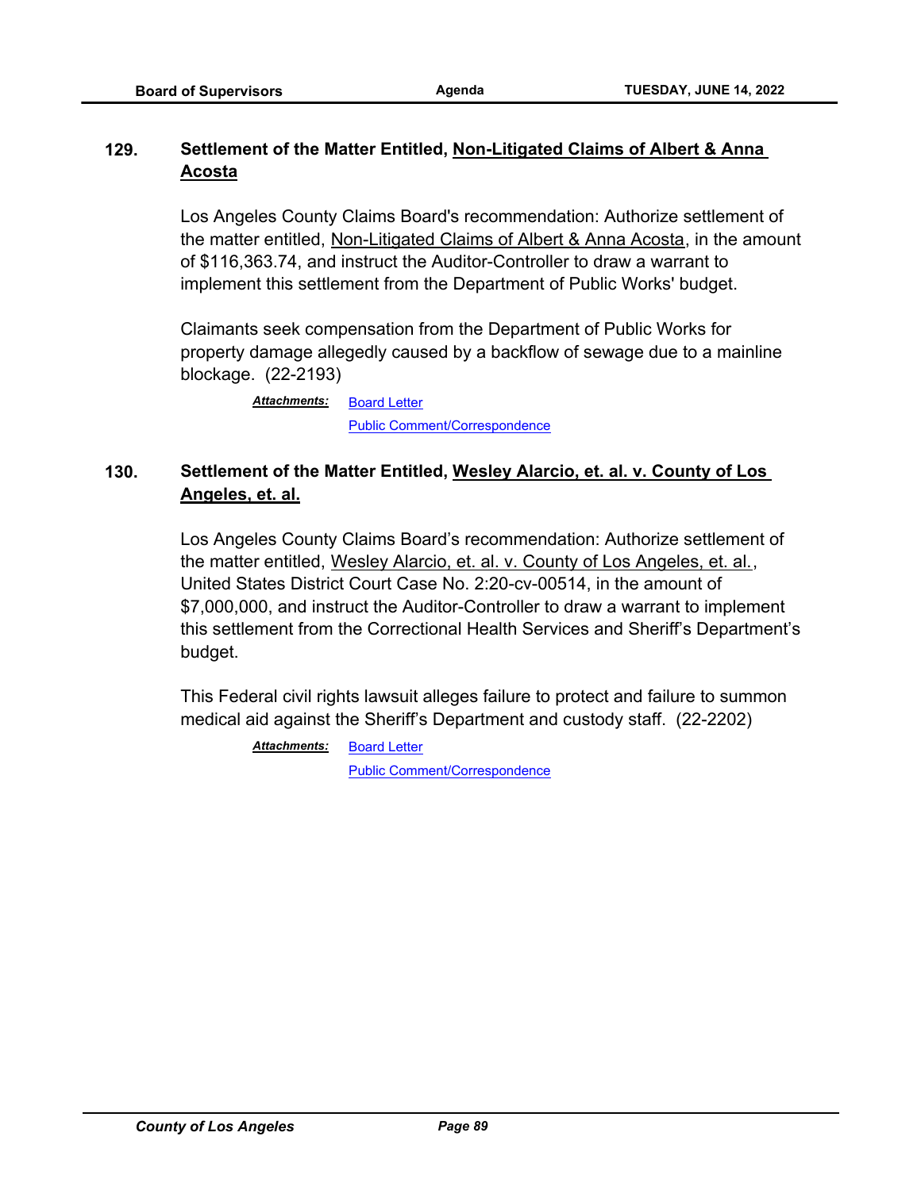**129. Settlement of the Matter Entitled, Non-Litigated Claims of Albert & Anna Acosta**

Los Angeles County Claims Board's recommendation: Authorize settlement of the matter entitled, Non-Litigated Claims of Albert & Anna Acosta, in the amount of $116,363.74, and instruct the Auditor-Controller to draw a warrant to implement this settlement from the Department of Public Works' budget.

Claimants seek compensation from the Department of Public Works for property damage allegedly caused by a backflow of sewage due to a mainline blockage. (22-2193)

***Attachments:*** Board Letter
Public Comment/Correspondence

**130. Settlement of the Matter Entitled, Wesley Alarcio, et. al. v. County of Los Angeles, et. al.**

Los Angeles County Claims Board's recommendation: Authorize settlement of the matter entitled, Wesley Alarcio, et. al. v. County of Los Angeles, et. al., United States District Court Case No. 2:20-cv-00514, in the amount of $7,000,000, and instruct the Auditor-Controller to draw a warrant to implement this settlement from the Correctional Health Services and Sheriff's Department's budget.

This Federal civil rights lawsuit alleges failure to protect and failure to summon medical aid against the Sheriff's Department and custody staff. (22-2202)

***Attachments:*** Board Letter
Public Comment/Correspondence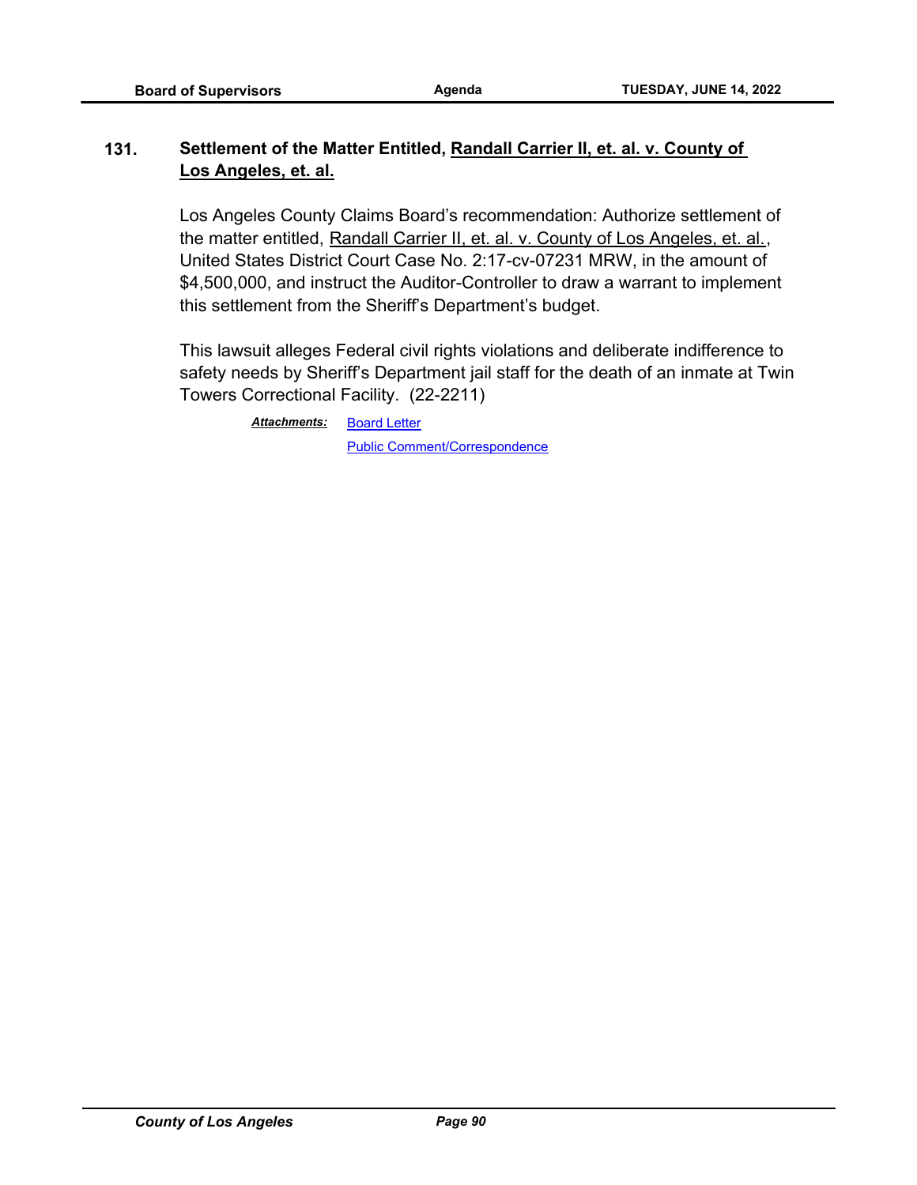**131. Settlement of the Matter Entitled, Randall Carrier II, et. al. v. County of Los Angeles, et. al.**

Los Angeles County Claims Board's recommendation: Authorize settlement of the matter entitled, Randall Carrier II, et. al. v. County of Los Angeles, et. al., United States District Court Case No. 2:17-cv-07231 MRW, in the amount of $4,500,000, and instruct the Auditor-Controller to draw a warrant to implement this settlement from the Sheriff's Department's budget.

This lawsuit alleges Federal civil rights violations and deliberate indifference to safety needs by Sheriff's Department jail staff for the death of an inmate at Twin Towers Correctional Facility. (22-2211)

***Attachments:*** Board Letter
Public Comment/Correspondence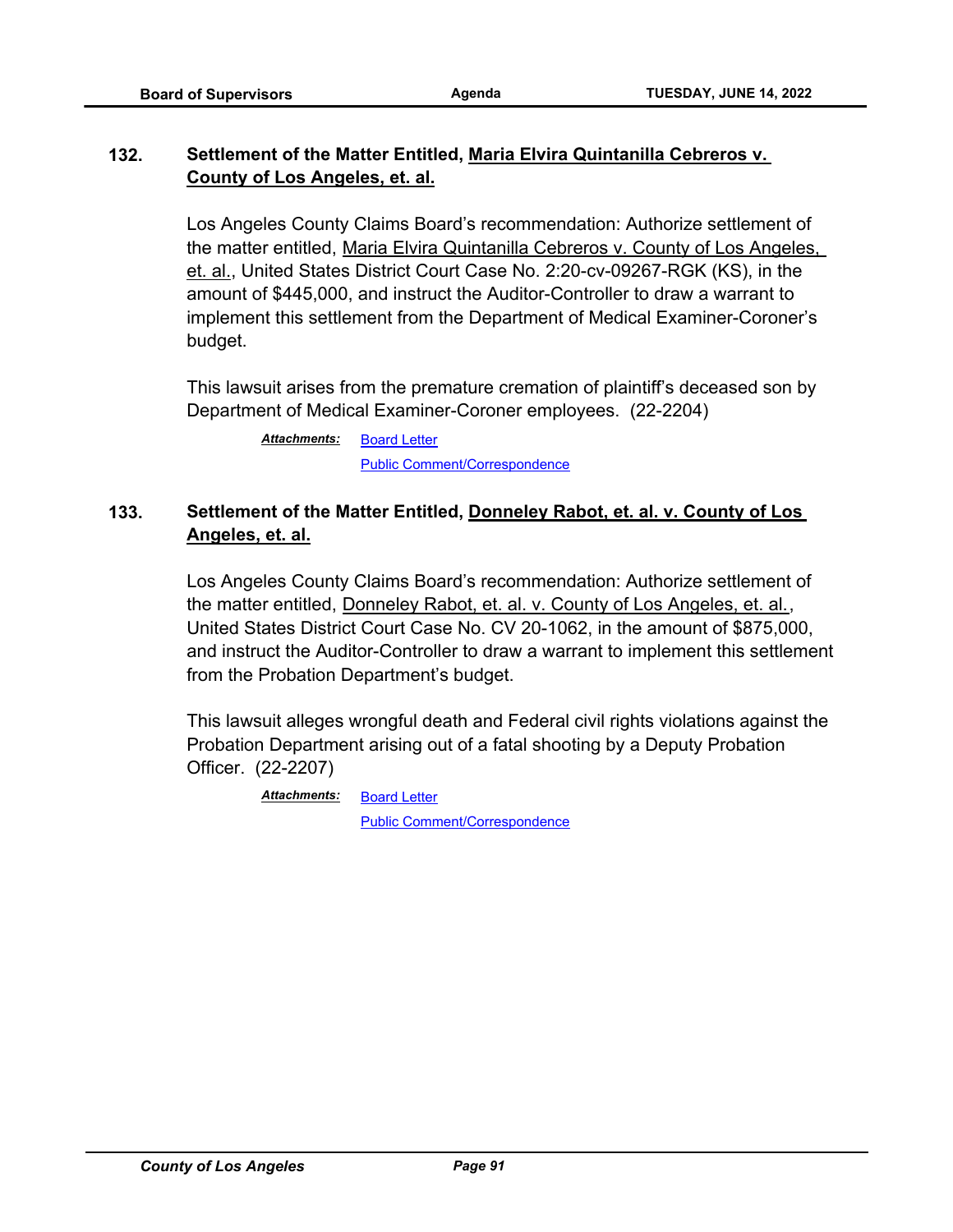### 132. Settlement of the Matter Entitled, Maria Elvira Quintanilla Cebreros v. County of Los Angeles, et. al.

Los Angeles County Claims Board's recommendation: Authorize settlement of the matter entitled, Maria Elvira Quintanilla Cebreros v. County of Los Angeles, et. al., United States District Court Case No. 2:20-cv-09267-RGK (KS), in the amount of $445,000, and instruct the Auditor-Controller to draw a warrant to implement this settlement from the Department of Medical Examiner-Coroner's budget.

This lawsuit arises from the premature cremation of plaintiff's deceased son by Department of Medical Examiner-Coroner employees. (22-2204)

***Attachments:*** Board Letter
Public Comment/Correspondence

### 133. Settlement of the Matter Entitled, Donneley Rabot, et. al. v. County of Los Angeles, et. al.

Los Angeles County Claims Board's recommendation: Authorize settlement of the matter entitled, Donneley Rabot, et. al. v. County of Los Angeles, et. al., United States District Court Case No. CV 20-1062, in the amount of $875,000, and instruct the Auditor-Controller to draw a warrant to implement this settlement from the Probation Department's budget.

This lawsuit alleges wrongful death and Federal civil rights violations against the Probation Department arising out of a fatal shooting by a Deputy Probation Officer. (22-2207)

***Attachments:*** Board Letter
Public Comment/Correspondence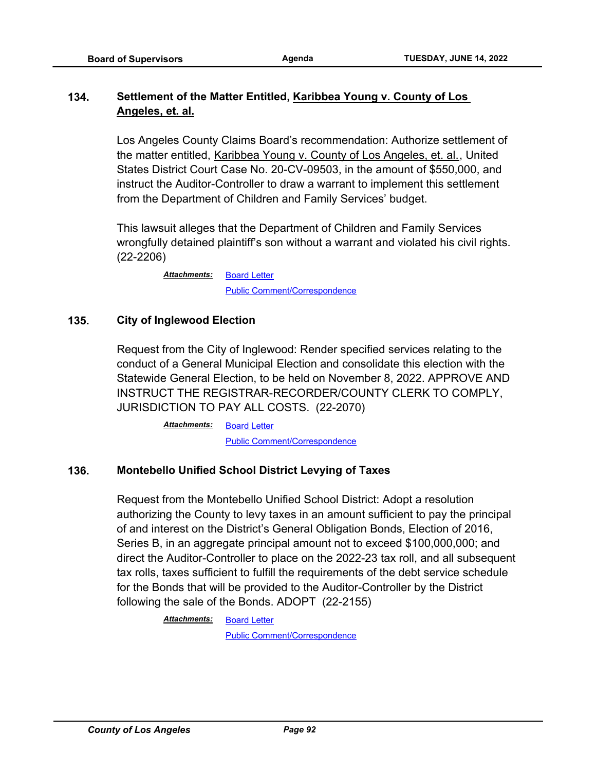### 134. Settlement of the Matter Entitled, Karibbea Young v. County of Los Angeles, et. al.

Los Angeles County Claims Board's recommendation: Authorize settlement of the matter entitled, Karibbea Young v. County of Los Angeles, et. al., United States District Court Case No. 20-CV-09503, in the amount of $550,000, and instruct the Auditor-Controller to draw a warrant to implement this settlement from the Department of Children and Family Services' budget.

This lawsuit alleges that the Department of Children and Family Services wrongfully detained plaintiff's son without a warrant and violated his civil rights. (22-2206)

*Attachments:* Board Letter
Public Comment/Correspondence

### 135. City of Inglewood Election

Request from the City of Inglewood: Render specified services relating to the conduct of a General Municipal Election and consolidate this election with the Statewide General Election, to be held on November 8, 2022. APPROVE AND INSTRUCT THE REGISTRAR-RECORDER/COUNTY CLERK TO COMPLY, JURISDICTION TO PAY ALL COSTS. (22-2070)

*Attachments:* Board Letter
Public Comment/Correspondence

### 136. Montebello Unified School District Levying of Taxes

Request from the Montebello Unified School District: Adopt a resolution authorizing the County to levy taxes in an amount sufficient to pay the principal of and interest on the District's General Obligation Bonds, Election of 2016, Series B, in an aggregate principal amount not to exceed $100,000,000; and direct the Auditor-Controller to place on the 2022-23 tax roll, and all subsequent tax rolls, taxes sufficient to fulfill the requirements of the debt service schedule for the Bonds that will be provided to the Auditor-Controller by the District following the sale of the Bonds. ADOPT (22-2155)

*Attachments:* Board Letter
Public Comment/Correspondence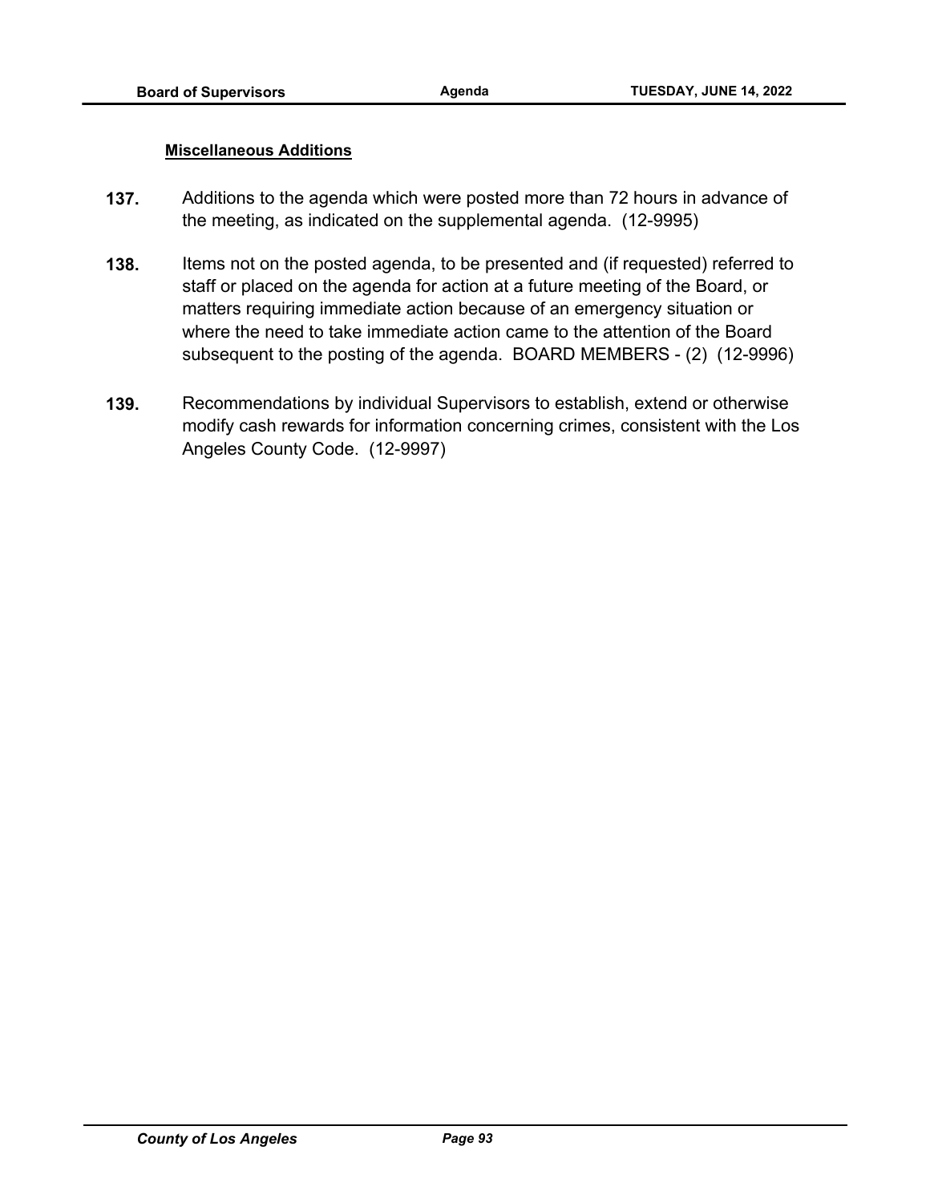**Miscellaneous Additions**

**137.** Additions to the agenda which were posted more than 72 hours in advance of the meeting, as indicated on the supplemental agenda. (12-9995)

**138.** Items not on the posted agenda, to be presented and (if requested) referred to staff or placed on the agenda for action at a future meeting of the Board, or matters requiring immediate action because of an emergency situation or where the need to take immediate action came to the attention of the Board subsequent to the posting of the agenda. BOARD MEMBERS - (2) (12-9996)

**139.** Recommendations by individual Supervisors to establish, extend or otherwise modify cash rewards for information concerning crimes, consistent with the Los Angeles County Code. (12-9997)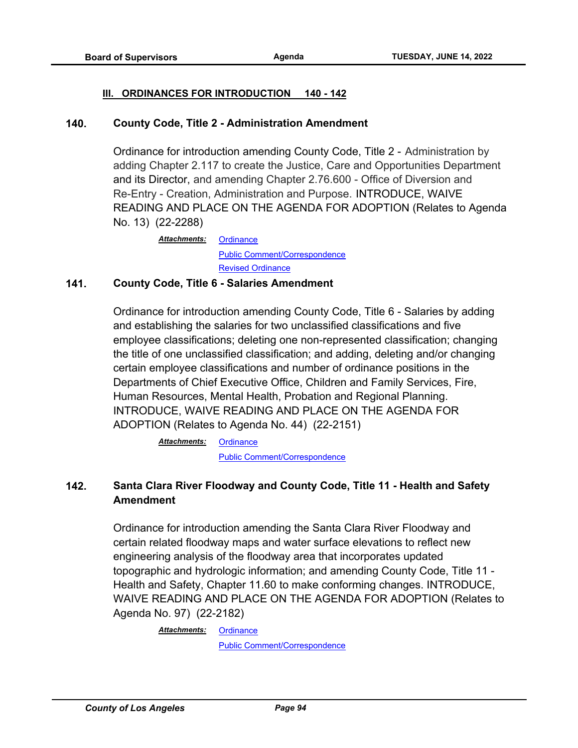### III. ORDINANCES FOR INTRODUCTION 140 - 142

**140. County Code, Title 2 - Administration Amendment**

Ordinance for introduction amending County Code, Title 2 - Administration by adding Chapter 2.117 to create the Justice, Care and Opportunities Department and its Director, and amending Chapter 2.76.600 - Office of Diversion and Re-Entry - Creation, Administration and Purpose. INTRODUCE, WAIVE READING AND PLACE ON THE AGENDA FOR ADOPTION (Relates to Agenda No. 13) (22-2288)

***Attachments:*** Ordinance
Public Comment/Correspondence
Revised Ordinance

**141. County Code, Title 6 - Salaries Amendment**

Ordinance for introduction amending County Code, Title 6 - Salaries by adding and establishing the salaries for two unclassified classifications and five employee classifications; deleting one non-represented classification; changing the title of one unclassified classification; and adding, deleting and/or changing certain employee classifications and number of ordinance positions in the Departments of Chief Executive Office, Children and Family Services, Fire, Human Resources, Mental Health, Probation and Regional Planning. INTRODUCE, WAIVE READING AND PLACE ON THE AGENDA FOR ADOPTION (Relates to Agenda No. 44) (22-2151)

***Attachments:*** Ordinance
Public Comment/Correspondence

**142. Santa Clara River Floodway and County Code, Title 11 - Health and Safety Amendment**

Ordinance for introduction amending the Santa Clara River Floodway and certain related floodway maps and water surface elevations to reflect new engineering analysis of the floodway area that incorporates updated topographic and hydrologic information; and amending County Code, Title 11 - Health and Safety, Chapter 11.60 to make conforming changes. INTRODUCE, WAIVE READING AND PLACE ON THE AGENDA FOR ADOPTION (Relates to Agenda No. 97) (22-2182)

***Attachments:*** Ordinance
Public Comment/Correspondence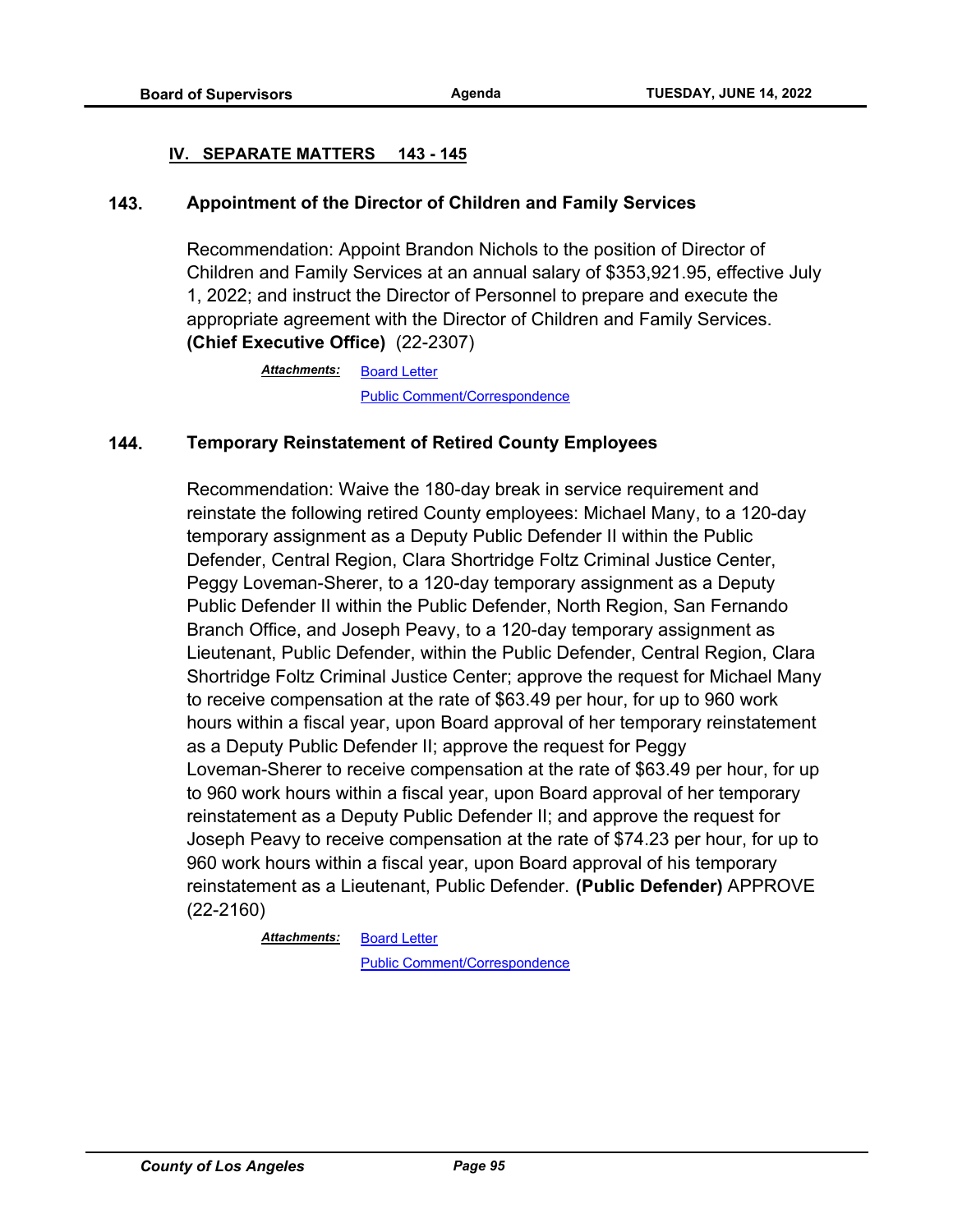## IV. SEPARATE MATTERS 143 - 145

### 143. Appointment of the Director of Children and Family Services

Recommendation: Appoint Brandon Nichols to the position of Director of Children and Family Services at an annual salary of $353,921.95, effective July 1, 2022; and instruct the Director of Personnel to prepare and execute the appropriate agreement with the Director of Children and Family Services. **(Chief Executive Office)** (22-2307)

***Attachments:*** Board Letter
Public Comment/Correspondence

### 144. Temporary Reinstatement of Retired County Employees

Recommendation: Waive the 180-day break in service requirement and reinstate the following retired County employees: Michael Many, to a 120-day temporary assignment as a Deputy Public Defender II within the Public Defender, Central Region, Clara Shortridge Foltz Criminal Justice Center, Peggy Loveman-Sherer, to a 120-day temporary assignment as a Deputy Public Defender II within the Public Defender, North Region, San Fernando Branch Office, and Joseph Peavy, to a 120-day temporary assignment as Lieutenant, Public Defender, within the Public Defender, Central Region, Clara Shortridge Foltz Criminal Justice Center; approve the request for Michael Many to receive compensation at the rate of $63.49 per hour, for up to 960 work hours within a fiscal year, upon Board approval of her temporary reinstatement as a Deputy Public Defender II; approve the request for Peggy Loveman-Sherer to receive compensation at the rate of $63.49 per hour, for up to 960 work hours within a fiscal year, upon Board approval of her temporary reinstatement as a Deputy Public Defender II; and approve the request for Joseph Peavy to receive compensation at the rate of $74.23 per hour, for up to 960 work hours within a fiscal year, upon Board approval of his temporary reinstatement as a Lieutenant, Public Defender. **(Public Defender)** APPROVE (22-2160)

***Attachments:*** Board Letter
Public Comment/Correspondence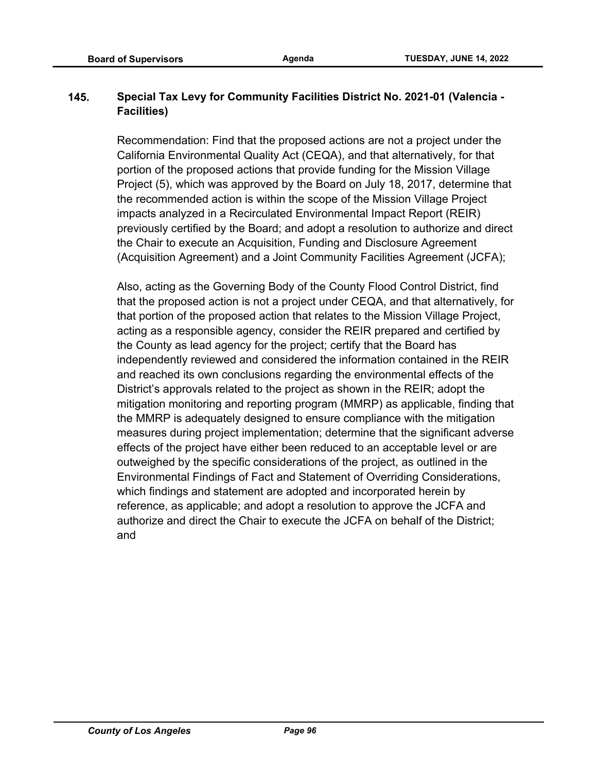**145. Special Tax Levy for Community Facilities District No. 2021-01 (Valencia - Facilities)**

Recommendation: Find that the proposed actions are not a project under the California Environmental Quality Act (CEQA), and that alternatively, for that portion of the proposed actions that provide funding for the Mission Village Project (5), which was approved by the Board on July 18, 2017, determine that the recommended action is within the scope of the Mission Village Project impacts analyzed in a Recirculated Environmental Impact Report (REIR) previously certified by the Board; and adopt a resolution to authorize and direct the Chair to execute an Acquisition, Funding and Disclosure Agreement (Acquisition Agreement) and a Joint Community Facilities Agreement (JCFA);

Also, acting as the Governing Body of the County Flood Control District, find that the proposed action is not a project under CEQA, and that alternatively, for that portion of the proposed action that relates to the Mission Village Project, acting as a responsible agency, consider the REIR prepared and certified by the County as lead agency for the project; certify that the Board has independently reviewed and considered the information contained in the REIR and reached its own conclusions regarding the environmental effects of the District's approvals related to the project as shown in the REIR; adopt the mitigation monitoring and reporting program (MMRP) as applicable, finding that the MMRP is adequately designed to ensure compliance with the mitigation measures during project implementation; determine that the significant adverse effects of the project have either been reduced to an acceptable level or are outweighed by the specific considerations of the project, as outlined in the Environmental Findings of Fact and Statement of Overriding Considerations, which findings and statement are adopted and incorporated herein by reference, as applicable; and adopt a resolution to approve the JCFA and authorize and direct the Chair to execute the JCFA on behalf of the District; and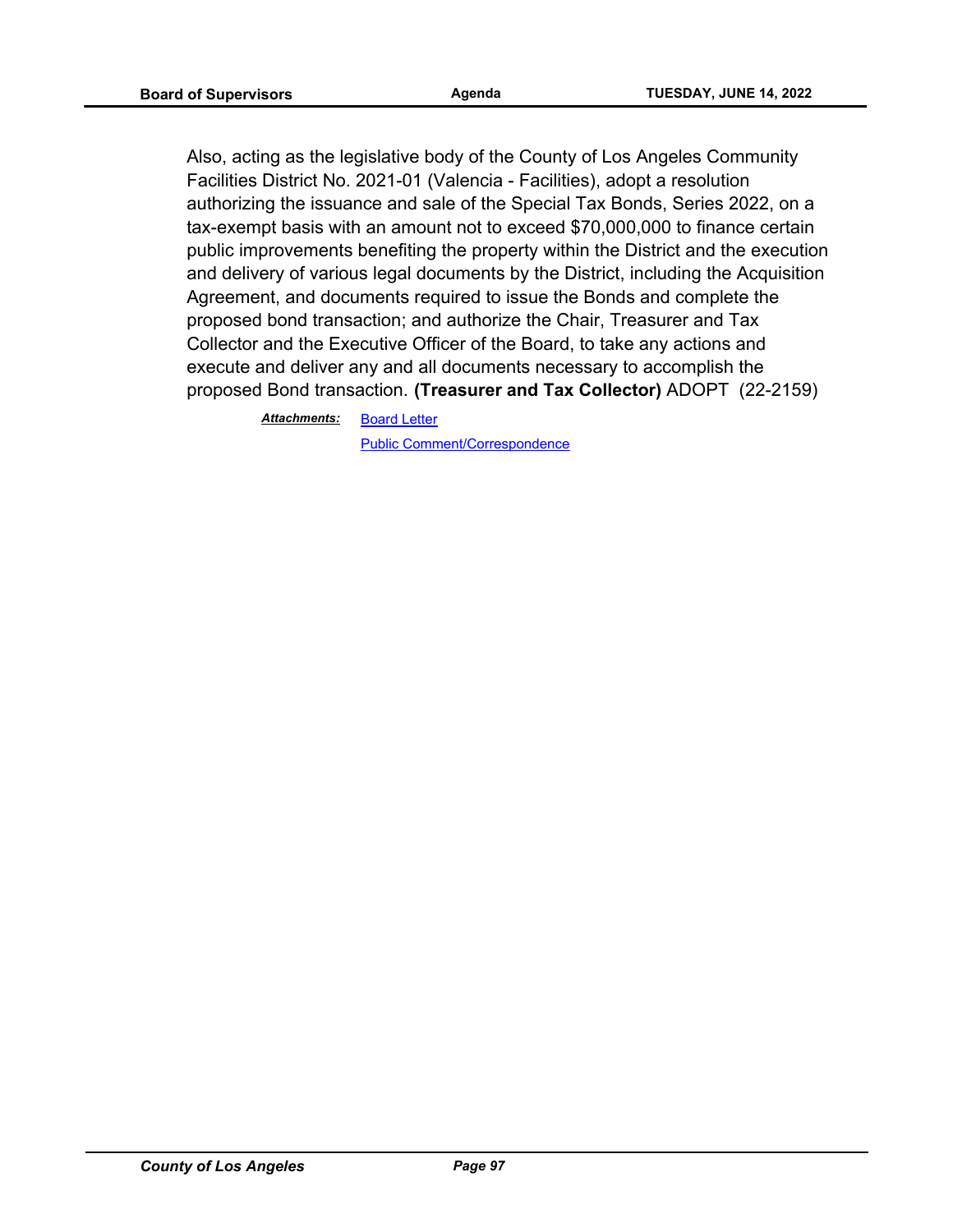Also, acting as the legislative body of the County of Los Angeles Community Facilities District No. 2021-01 (Valencia - Facilities), adopt a resolution authorizing the issuance and sale of the Special Tax Bonds, Series 2022, on a tax-exempt basis with an amount not to exceed $70,000,000 to finance certain public improvements benefiting the property within the District and the execution and delivery of various legal documents by the District, including the Acquisition Agreement, and documents required to issue the Bonds and complete the proposed bond transaction; and authorize the Chair, Treasurer and Tax Collector and the Executive Officer of the Board, to take any actions and execute and deliver any and all documents necessary to accomplish the proposed Bond transaction. **(Treasurer and Tax Collector)** ADOPT (22-2159)

***Attachments:*** Board Letter
Public Comment/Correspondence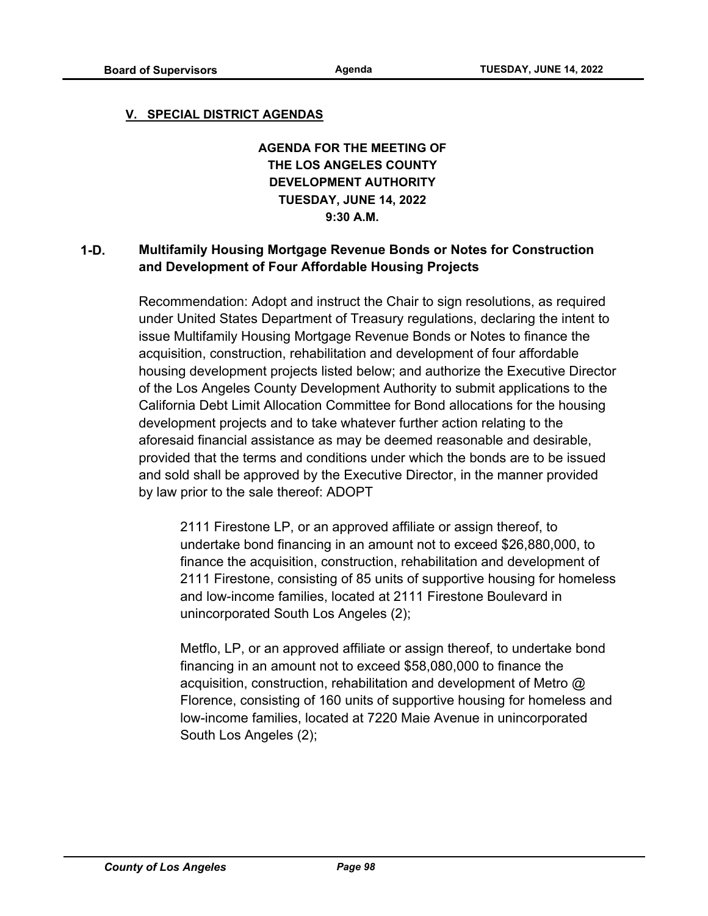## V. SPECIAL DISTRICT AGENDAS

**AGENDA FOR THE MEETING OF THE LOS ANGELES COUNTY DEVELOPMENT AUTHORITY TUESDAY, JUNE 14, 2022 9:30 A.M.**

### 1-D. Multifamily Housing Mortgage Revenue Bonds or Notes for Construction and Development of Four Affordable Housing Projects

Recommendation: Adopt and instruct the Chair to sign resolutions, as required under United States Department of Treasury regulations, declaring the intent to issue Multifamily Housing Mortgage Revenue Bonds or Notes to finance the acquisition, construction, rehabilitation and development of four affordable housing development projects listed below; and authorize the Executive Director of the Los Angeles County Development Authority to submit applications to the California Debt Limit Allocation Committee for Bond allocations for the housing development projects and to take whatever further action relating to the aforesaid financial assistance as may be deemed reasonable and desirable, provided that the terms and conditions under which the bonds are to be issued and sold shall be approved by the Executive Director, in the manner provided by law prior to the sale thereof: ADOPT

> 2111 Firestone LP, or an approved affiliate or assign thereof, to undertake bond financing in an amount not to exceed $26,880,000, to finance the acquisition, construction, rehabilitation and development of 2111 Firestone, consisting of 85 units of supportive housing for homeless and low-income families, located at 2111 Firestone Boulevard in unincorporated South Los Angeles (2);
>
> Metflo, LP, or an approved affiliate or assign thereof, to undertake bond financing in an amount not to exceed $58,080,000 to finance the acquisition, construction, rehabilitation and development of Metro @ Florence, consisting of 160 units of supportive housing for homeless and low-income families, located at 7220 Maie Avenue in unincorporated South Los Angeles (2);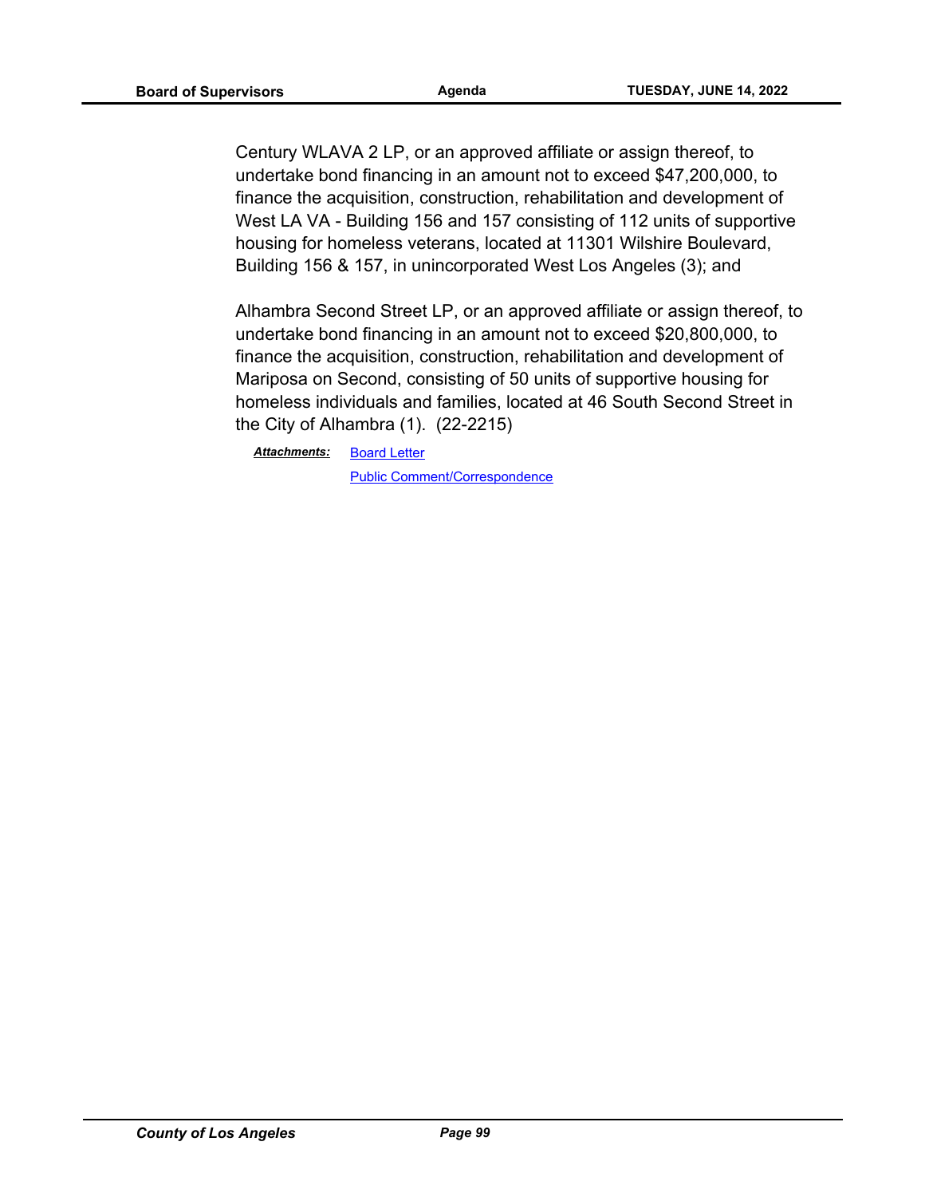Century WLAVA 2 LP, or an approved affiliate or assign thereof, to undertake bond financing in an amount not to exceed $47,200,000, to finance the acquisition, construction, rehabilitation and development of West LA VA - Building 156 and 157 consisting of 112 units of supportive housing for homeless veterans, located at 11301 Wilshire Boulevard, Building 156 & 157, in unincorporated West Los Angeles (3); and

Alhambra Second Street LP, or an approved affiliate or assign thereof, to undertake bond financing in an amount not to exceed $20,800,000, to finance the acquisition, construction, rehabilitation and development of Mariposa on Second, consisting of 50 units of supportive housing for homeless individuals and families, located at 46 South Second Street in the City of Alhambra (1). (22-2215)

***Attachments:*** Board Letter
Public Comment/Correspondence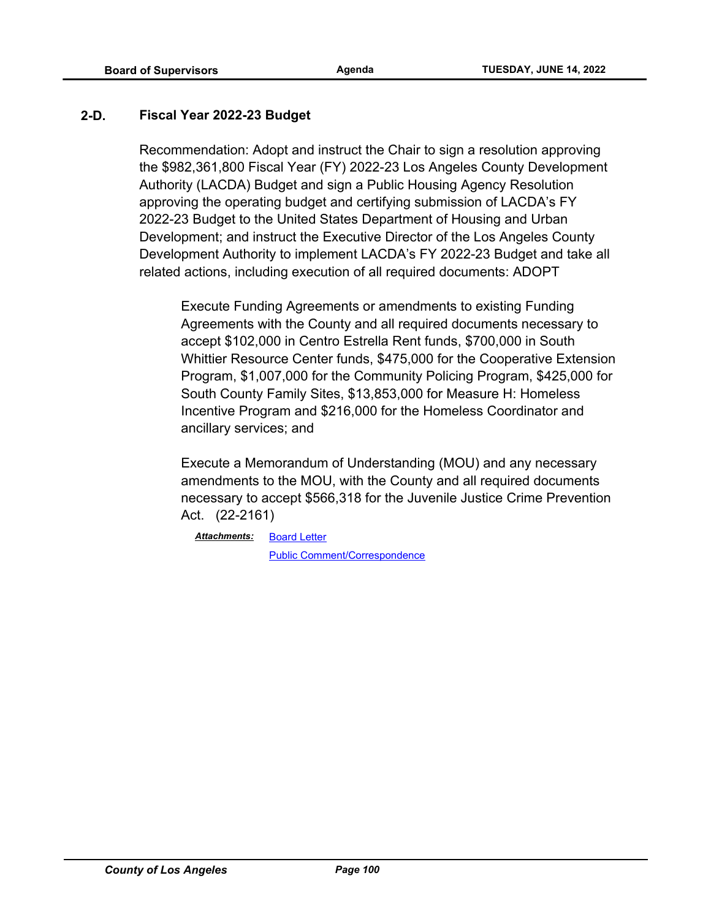**2-D. Fiscal Year 2022-23 Budget**

Recommendation: Adopt and instruct the Chair to sign a resolution approving the $982,361,800 Fiscal Year (FY) 2022-23 Los Angeles County Development Authority (LACDA) Budget and sign a Public Housing Agency Resolution approving the operating budget and certifying submission of LACDA's FY 2022-23 Budget to the United States Department of Housing and Urban Development; and instruct the Executive Director of the Los Angeles County Development Authority to implement LACDA's FY 2022-23 Budget and take all related actions, including execution of all required documents: ADOPT

> Execute Funding Agreements or amendments to existing Funding Agreements with the County and all required documents necessary to accept $102,000 in Centro Estrella Rent funds, $700,000 in South Whittier Resource Center funds, $475,000 for the Cooperative Extension Program, $1,007,000 for the Community Policing Program, $425,000 for South County Family Sites, $13,853,000 for Measure H: Homeless Incentive Program and $216,000 for the Homeless Coordinator and ancillary services; and
>
> Execute a Memorandum of Understanding (MOU) and any necessary amendments to the MOU, with the County and all required documents necessary to accept $566,318 for the Juvenile Justice Crime Prevention Act. (22-2161)

***Attachments:*** Board Letter
Public Comment/Correspondence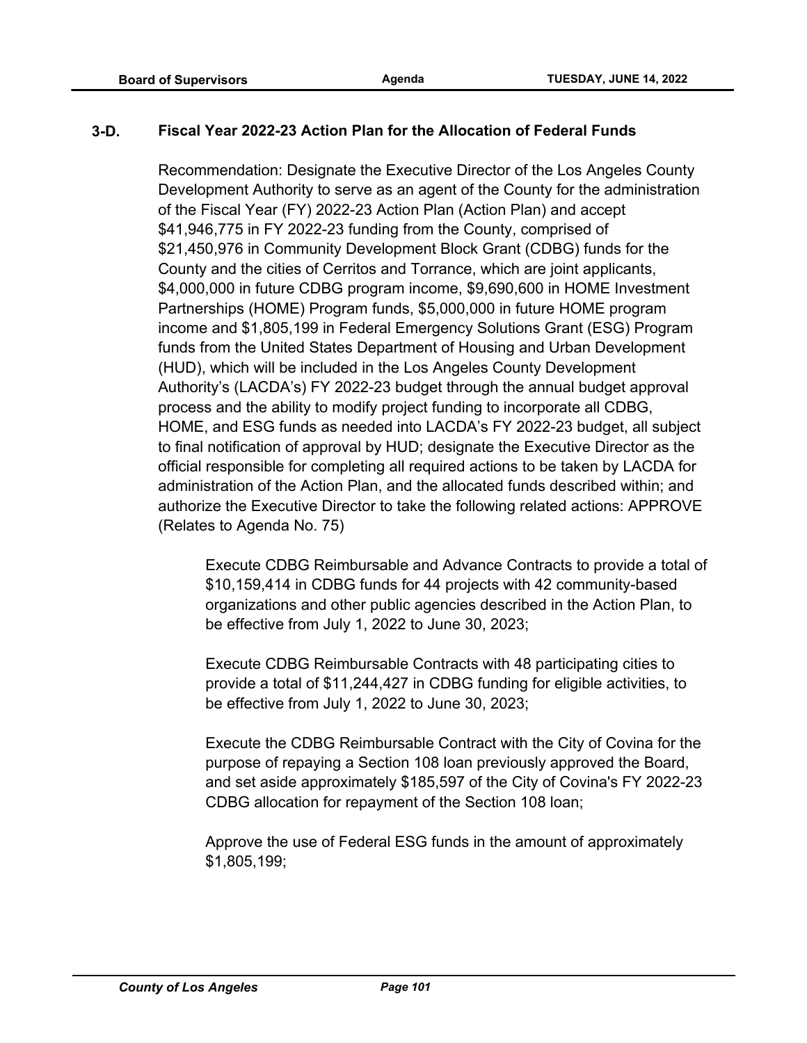**3-D. Fiscal Year 2022-23 Action Plan for the Allocation of Federal Funds**

Recommendation: Designate the Executive Director of the Los Angeles County Development Authority to serve as an agent of the County for the administration of the Fiscal Year (FY) 2022-23 Action Plan (Action Plan) and accept $41,946,775 in FY 2022-23 funding from the County, comprised of $21,450,976 in Community Development Block Grant (CDBG) funds for the County and the cities of Cerritos and Torrance, which are joint applicants, $4,000,000 in future CDBG program income, $9,690,600 in HOME Investment Partnerships (HOME) Program funds, $5,000,000 in future HOME program income and $1,805,199 in Federal Emergency Solutions Grant (ESG) Program funds from the United States Department of Housing and Urban Development (HUD), which will be included in the Los Angeles County Development Authority's (LACDA's) FY 2022-23 budget through the annual budget approval process and the ability to modify project funding to incorporate all CDBG, HOME, and ESG funds as needed into LACDA's FY 2022-23 budget, all subject to final notification of approval by HUD; designate the Executive Director as the official responsible for completing all required actions to be taken by LACDA for administration of the Action Plan, and the allocated funds described within; and authorize the Executive Director to take the following related actions: APPROVE (Relates to Agenda No. 75)

Execute CDBG Reimbursable and Advance Contracts to provide a total of $10,159,414 in CDBG funds for 44 projects with 42 community-based organizations and other public agencies described in the Action Plan, to be effective from July 1, 2022 to June 30, 2023;

Execute CDBG Reimbursable Contracts with 48 participating cities to provide a total of $11,244,427 in CDBG funding for eligible activities, to be effective from July 1, 2022 to June 30, 2023;

Execute the CDBG Reimbursable Contract with the City of Covina for the purpose of repaying a Section 108 loan previously approved the Board, and set aside approximately $185,597 of the City of Covina's FY 2022-23 CDBG allocation for repayment of the Section 108 loan;

Approve the use of Federal ESG funds in the amount of approximately $1,805,199;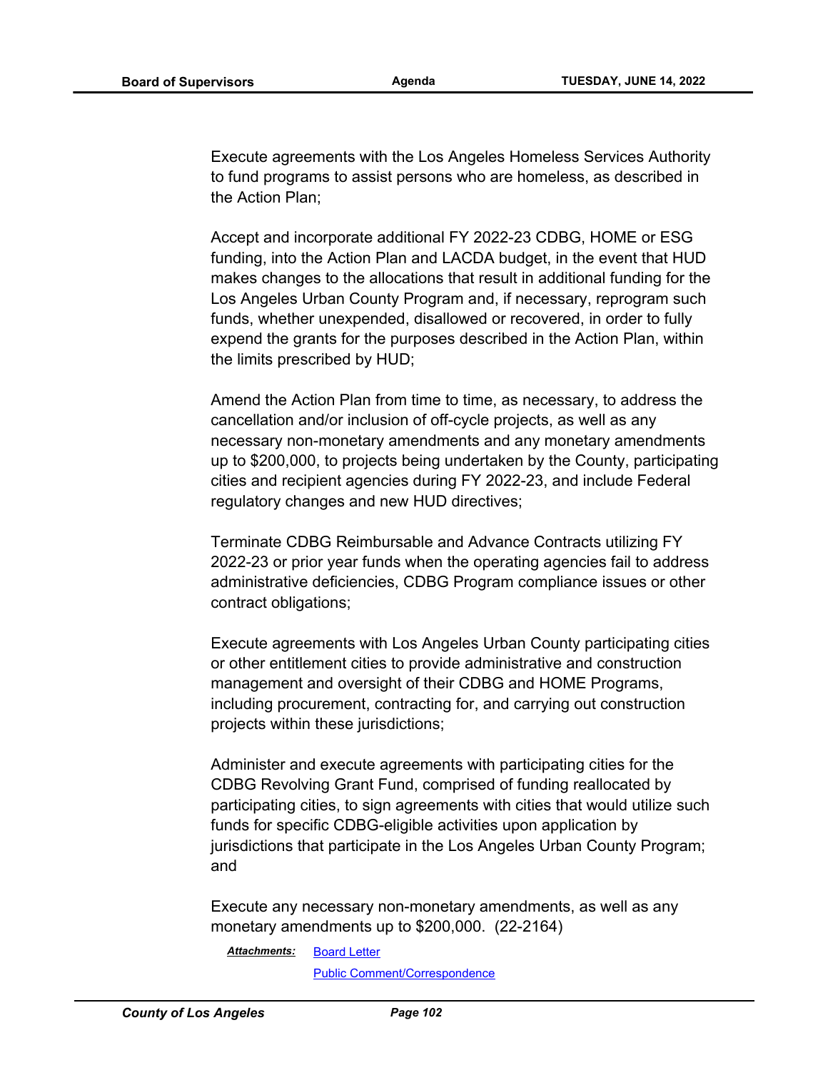Execute agreements with the Los Angeles Homeless Services Authority to fund programs to assist persons who are homeless, as described in the Action Plan;

Accept and incorporate additional FY 2022-23 CDBG, HOME or ESG funding, into the Action Plan and LACDA budget, in the event that HUD makes changes to the allocations that result in additional funding for the Los Angeles Urban County Program and, if necessary, reprogram such funds, whether unexpended, disallowed or recovered, in order to fully expend the grants for the purposes described in the Action Plan, within the limits prescribed by HUD;

Amend the Action Plan from time to time, as necessary, to address the cancellation and/or inclusion of off-cycle projects, as well as any necessary non-monetary amendments and any monetary amendments up to $200,000, to projects being undertaken by the County, participating cities and recipient agencies during FY 2022-23, and include Federal regulatory changes and new HUD directives;

Terminate CDBG Reimbursable and Advance Contracts utilizing FY 2022-23 or prior year funds when the operating agencies fail to address administrative deficiencies, CDBG Program compliance issues or other contract obligations;

Execute agreements with Los Angeles Urban County participating cities or other entitlement cities to provide administrative and construction management and oversight of their CDBG and HOME Programs, including procurement, contracting for, and carrying out construction projects within these jurisdictions;

Administer and execute agreements with participating cities for the CDBG Revolving Grant Fund, comprised of funding reallocated by participating cities, to sign agreements with cities that would utilize such funds for specific CDBG-eligible activities upon application by jurisdictions that participate in the Los Angeles Urban County Program; and

Execute any necessary non-monetary amendments, as well as any monetary amendments up to $200,000. (22-2164)

***Attachments:*** Board Letter
Public Comment/Correspondence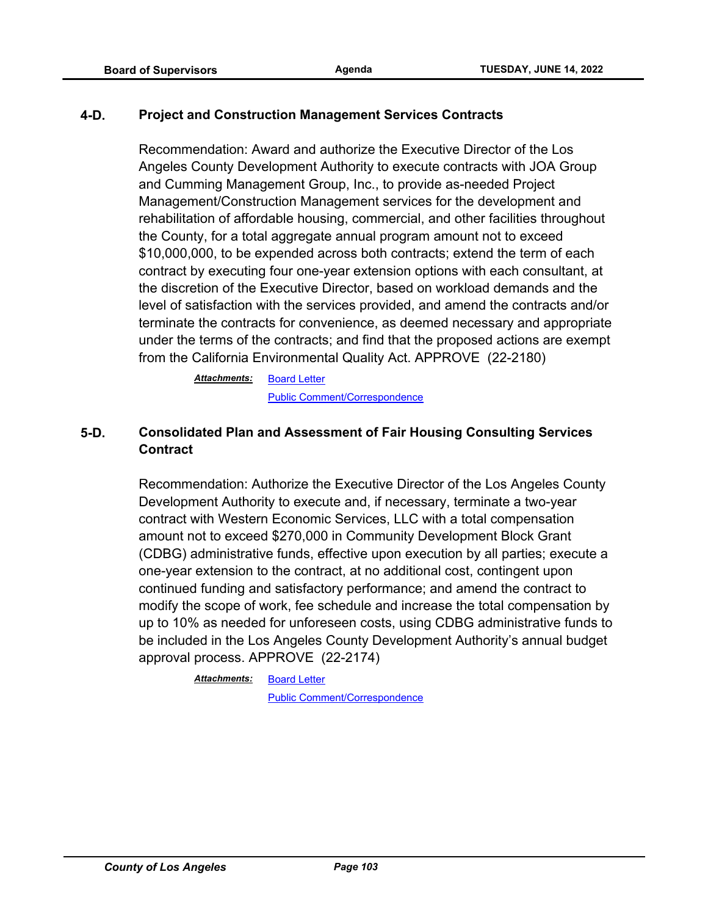### 4-D. Project and Construction Management Services Contracts

Recommendation: Award and authorize the Executive Director of the Los Angeles County Development Authority to execute contracts with JOA Group and Cumming Management Group, Inc., to provide as-needed Project Management/Construction Management services for the development and rehabilitation of affordable housing, commercial, and other facilities throughout the County, for a total aggregate annual program amount not to exceed $10,000,000, to be expended across both contracts; extend the term of each contract by executing four one-year extension options with each consultant, at the discretion of the Executive Director, based on workload demands and the level of satisfaction with the services provided, and amend the contracts and/or terminate the contracts for convenience, as deemed necessary and appropriate under the terms of the contracts; and find that the proposed actions are exempt from the California Environmental Quality Act. APPROVE (22-2180)

***Attachments:*** Board Letter
Public Comment/Correspondence

### 5-D. Consolidated Plan and Assessment of Fair Housing Consulting Services Contract

Recommendation: Authorize the Executive Director of the Los Angeles County Development Authority to execute and, if necessary, terminate a two-year contract with Western Economic Services, LLC with a total compensation amount not to exceed $270,000 in Community Development Block Grant (CDBG) administrative funds, effective upon execution by all parties; execute a one-year extension to the contract, at no additional cost, contingent upon continued funding and satisfactory performance; and amend the contract to modify the scope of work, fee schedule and increase the total compensation by up to 10% as needed for unforeseen costs, using CDBG administrative funds to be included in the Los Angeles County Development Authority's annual budget approval process. APPROVE (22-2174)

***Attachments:*** Board Letter
Public Comment/Correspondence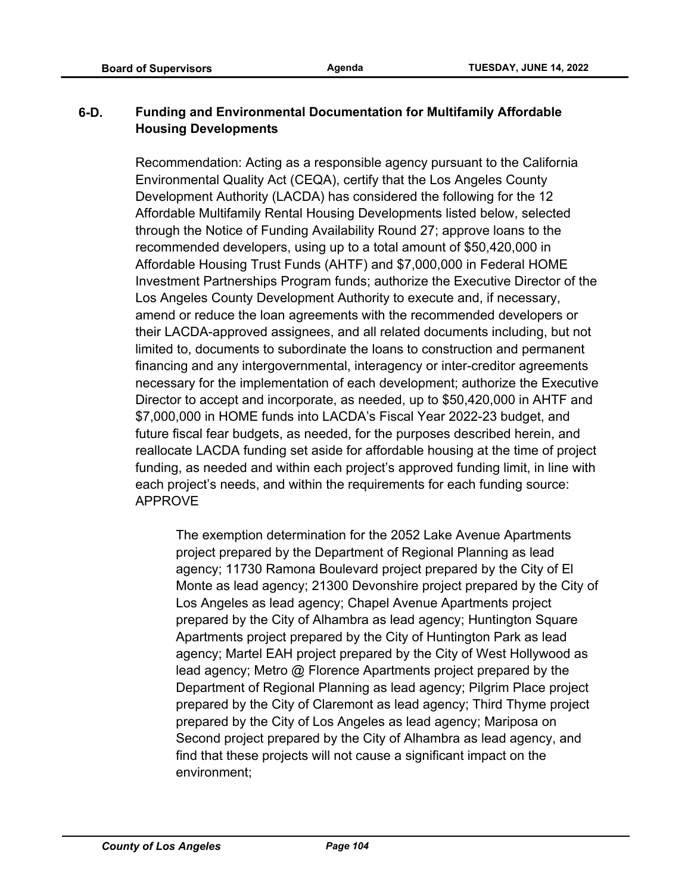**6-D.** **Funding and Environmental Documentation for Multifamily Affordable Housing Developments**

Recommendation: Acting as a responsible agency pursuant to the California Environmental Quality Act (CEQA), certify that the Los Angeles County Development Authority (LACDA) has considered the following for the 12 Affordable Multifamily Rental Housing Developments listed below, selected through the Notice of Funding Availability Round 27; approve loans to the recommended developers, using up to a total amount of $50,420,000 in Affordable Housing Trust Funds (AHTF) and $7,000,000 in Federal HOME Investment Partnerships Program funds; authorize the Executive Director of the Los Angeles County Development Authority to execute and, if necessary, amend or reduce the loan agreements with the recommended developers or their LACDA-approved assignees, and all related documents including, but not limited to, documents to subordinate the loans to construction and permanent financing and any intergovernmental, interagency or inter-creditor agreements necessary for the implementation of each development; authorize the Executive Director to accept and incorporate, as needed, up to $50,420,000 in AHTF and $7,000,000 in HOME funds into LACDA's Fiscal Year 2022-23 budget, and future fiscal fear budgets, as needed, for the purposes described herein, and reallocate LACDA funding set aside for affordable housing at the time of project funding, as needed and within each project's approved funding limit, in line with each project's needs, and within the requirements for each funding source: APPROVE

> The exemption determination for the 2052 Lake Avenue Apartments project prepared by the Department of Regional Planning as lead agency; 11730 Ramona Boulevard project prepared by the City of El Monte as lead agency; 21300 Devonshire project prepared by the City of Los Angeles as lead agency; Chapel Avenue Apartments project prepared by the City of Alhambra as lead agency; Huntington Square Apartments project prepared by the City of Huntington Park as lead agency; Martel EAH project prepared by the City of West Hollywood as lead agency; Metro @ Florence Apartments project prepared by the Department of Regional Planning as lead agency; Pilgrim Place project prepared by the City of Claremont as lead agency; Third Thyme project prepared by the City of Los Angeles as lead agency; Mariposa on Second project prepared by the City of Alhambra as lead agency, and find that these projects will not cause a significant impact on the environment;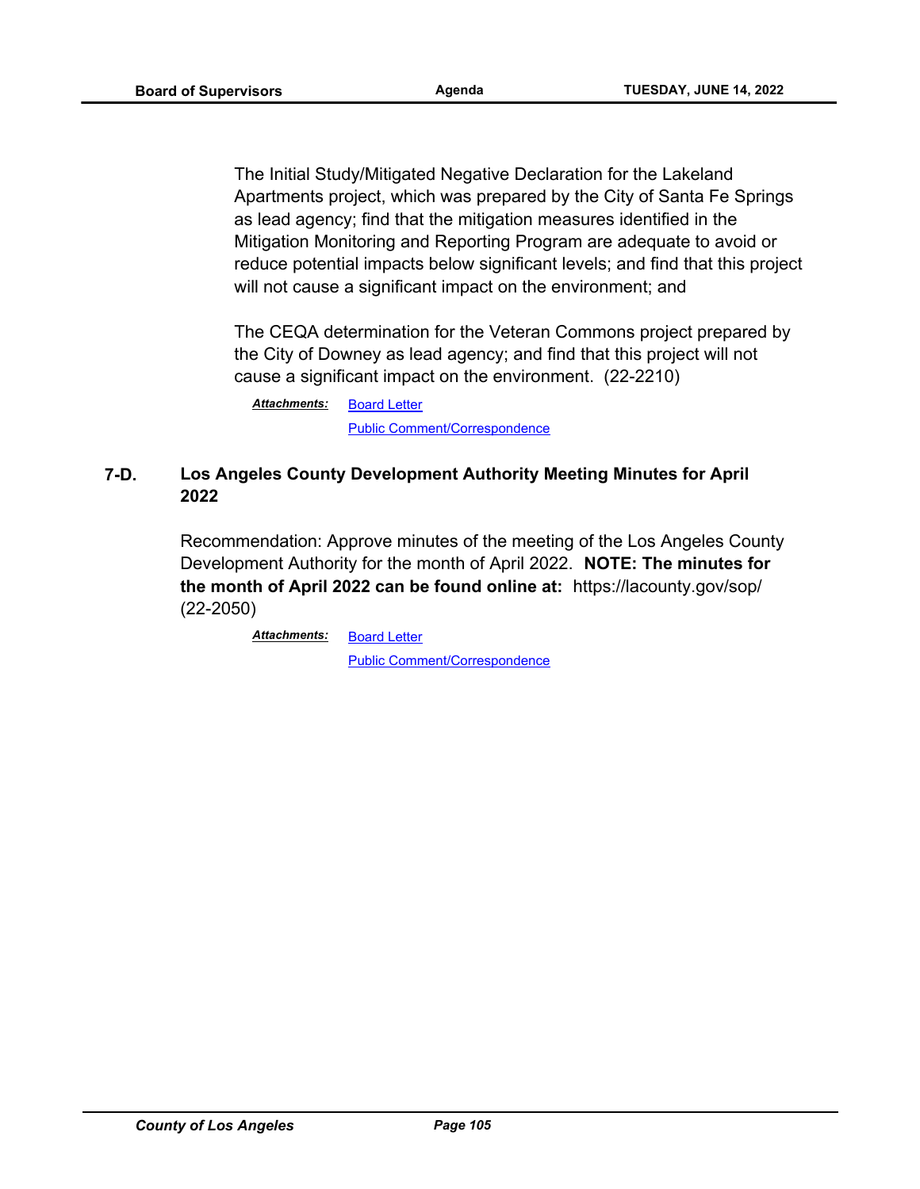The Initial Study/Mitigated Negative Declaration for the Lakeland Apartments project, which was prepared by the City of Santa Fe Springs as lead agency; find that the mitigation measures identified in the Mitigation Monitoring and Reporting Program are adequate to avoid or reduce potential impacts below significant levels; and find that this project will not cause a significant impact on the environment; and

The CEQA determination for the Veteran Commons project prepared by the City of Downey as lead agency; and find that this project will not cause a significant impact on the environment. (22-2210)

***Attachments:*** Board Letter
Public Comment/Correspondence

### 7-D. Los Angeles County Development Authority Meeting Minutes for April 2022

Recommendation: Approve minutes of the meeting of the Los Angeles County Development Authority for the month of April 2022. **NOTE: The minutes for the month of April 2022 can be found online at:** https://lacounty.gov/sop/ (22-2050)

***Attachments:*** Board Letter
Public Comment/Correspondence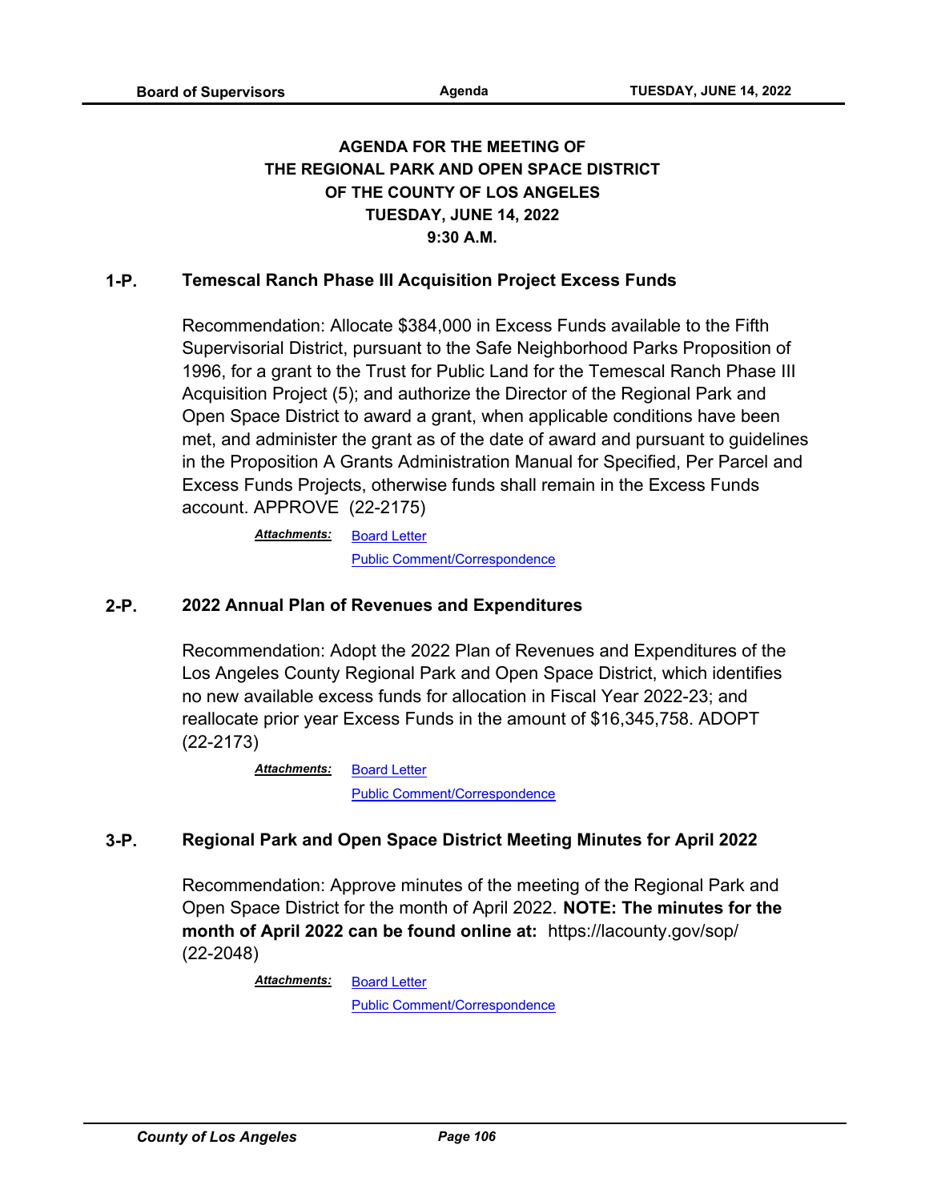## AGENDA FOR THE MEETING OF THE REGIONAL PARK AND OPEN SPACE DISTRICT OF THE COUNTY OF LOS ANGELES TUESDAY, JUNE 14, 2022 9:30 A.M.

### 1-P. Temescal Ranch Phase III Acquisition Project Excess Funds

Recommendation: Allocate $384,000 in Excess Funds available to the Fifth Supervisorial District, pursuant to the Safe Neighborhood Parks Proposition of 1996, for a grant to the Trust for Public Land for the Temescal Ranch Phase III Acquisition Project (5); and authorize the Director of the Regional Park and Open Space District to award a grant, when applicable conditions have been met, and administer the grant as of the date of award and pursuant to guidelines in the Proposition A Grants Administration Manual for Specified, Per Parcel and Excess Funds Projects, otherwise funds shall remain in the Excess Funds account. APPROVE (22-2175)

***Attachments:*** Board Letter
Public Comment/Correspondence

### 2-P. 2022 Annual Plan of Revenues and Expenditures

Recommendation: Adopt the 2022 Plan of Revenues and Expenditures of the Los Angeles County Regional Park and Open Space District, which identifies no new available excess funds for allocation in Fiscal Year 2022-23; and reallocate prior year Excess Funds in the amount of $16,345,758. ADOPT (22-2173)

***Attachments:*** Board Letter
Public Comment/Correspondence

### 3-P. Regional Park and Open Space District Meeting Minutes for April 2022

Recommendation: Approve minutes of the meeting of the Regional Park and Open Space District for the month of April 2022. **NOTE: The minutes for the month of April 2022 can be found online at:** https://lacounty.gov/sop/ (22-2048)

***Attachments:*** Board Letter
Public Comment/Correspondence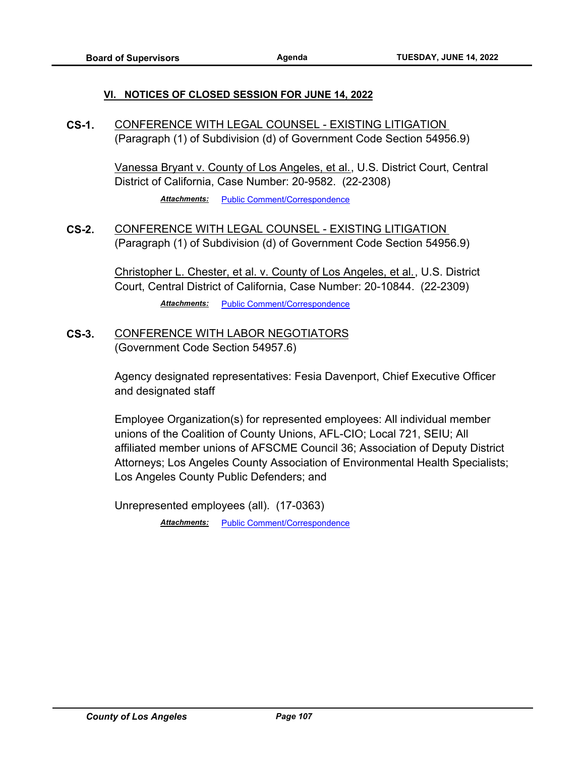## VI. NOTICES OF CLOSED SESSION FOR JUNE 14, 2022

**CS-1.** CONFERENCE WITH LEGAL COUNSEL - EXISTING LITIGATION
(Paragraph (1) of Subdivision (d) of Government Code Section 54956.9)

Vanessa Bryant v. County of Los Angeles, et al., U.S. District Court, Central District of California, Case Number: 20-9582. (22-2308)

***Attachments:*** Public Comment/Correspondence

**CS-2.** CONFERENCE WITH LEGAL COUNSEL - EXISTING LITIGATION
(Paragraph (1) of Subdivision (d) of Government Code Section 54956.9)

Christopher L. Chester, et al. v. County of Los Angeles, et al., U.S. District Court, Central District of California, Case Number: 20-10844. (22-2309)

***Attachments:*** Public Comment/Correspondence

**CS-3.** CONFERENCE WITH LABOR NEGOTIATORS
(Government Code Section 54957.6)

Agency designated representatives: Fesia Davenport, Chief Executive Officer and designated staff

Employee Organization(s) for represented employees: All individual member unions of the Coalition of County Unions, AFL-CIO; Local 721, SEIU; All affiliated member unions of AFSCME Council 36; Association of Deputy District Attorneys; Los Angeles County Association of Environmental Health Specialists; Los Angeles County Public Defenders; and

Unrepresented employees (all). (17-0363)

***Attachments:*** Public Comment/Correspondence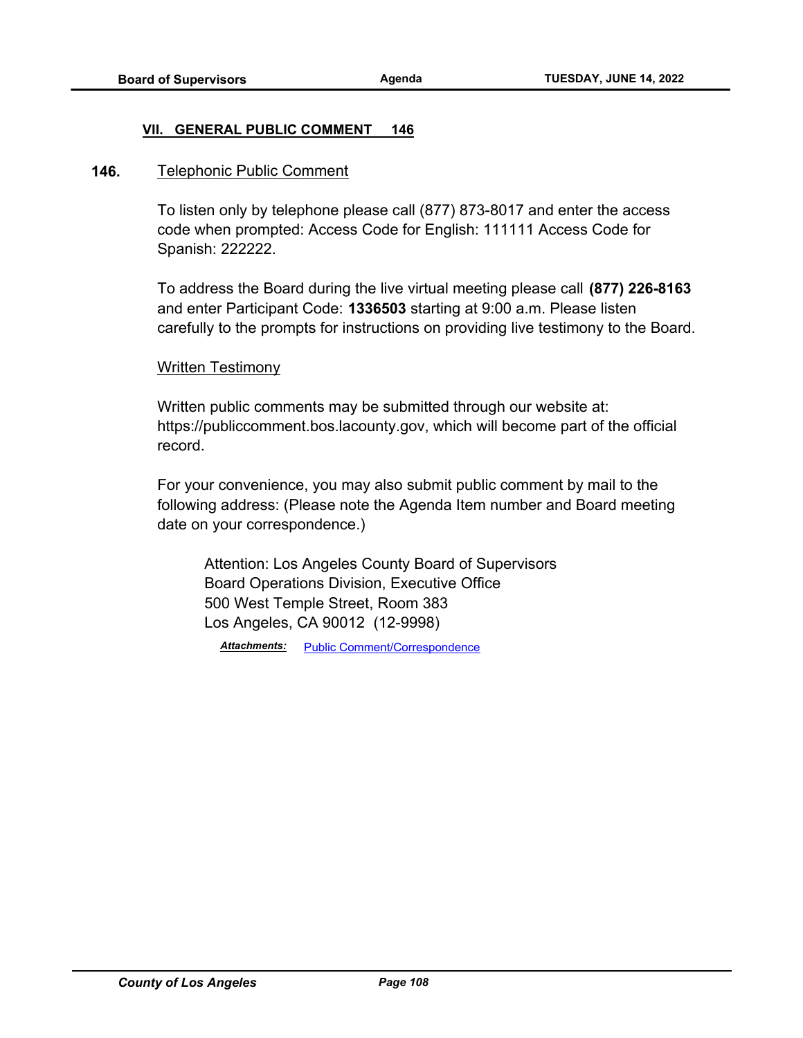## VII. GENERAL PUBLIC COMMENT 146

**146.** Telephonic Public Comment

To listen only by telephone please call (877) 873-8017 and enter the access code when prompted: Access Code for English: 111111 Access Code for Spanish: 222222.

To address the Board during the live virtual meeting please call **(877) 226-8163** and enter Participant Code: **1336503** starting at 9:00 a.m. Please listen carefully to the prompts for instructions on providing live testimony to the Board.

Written Testimony

Written public comments may be submitted through our website at: https://publiccomment.bos.lacounty.gov, which will become part of the official record.

For your convenience, you may also submit public comment by mail to the following address: (Please note the Agenda Item number and Board meeting date on your correspondence.)

Attention: Los Angeles County Board of Supervisors
Board Operations Division, Executive Office
500 West Temple Street, Room 383
Los Angeles, CA 90012 (12-9998)

***Attachments:*** Public Comment/Correspondence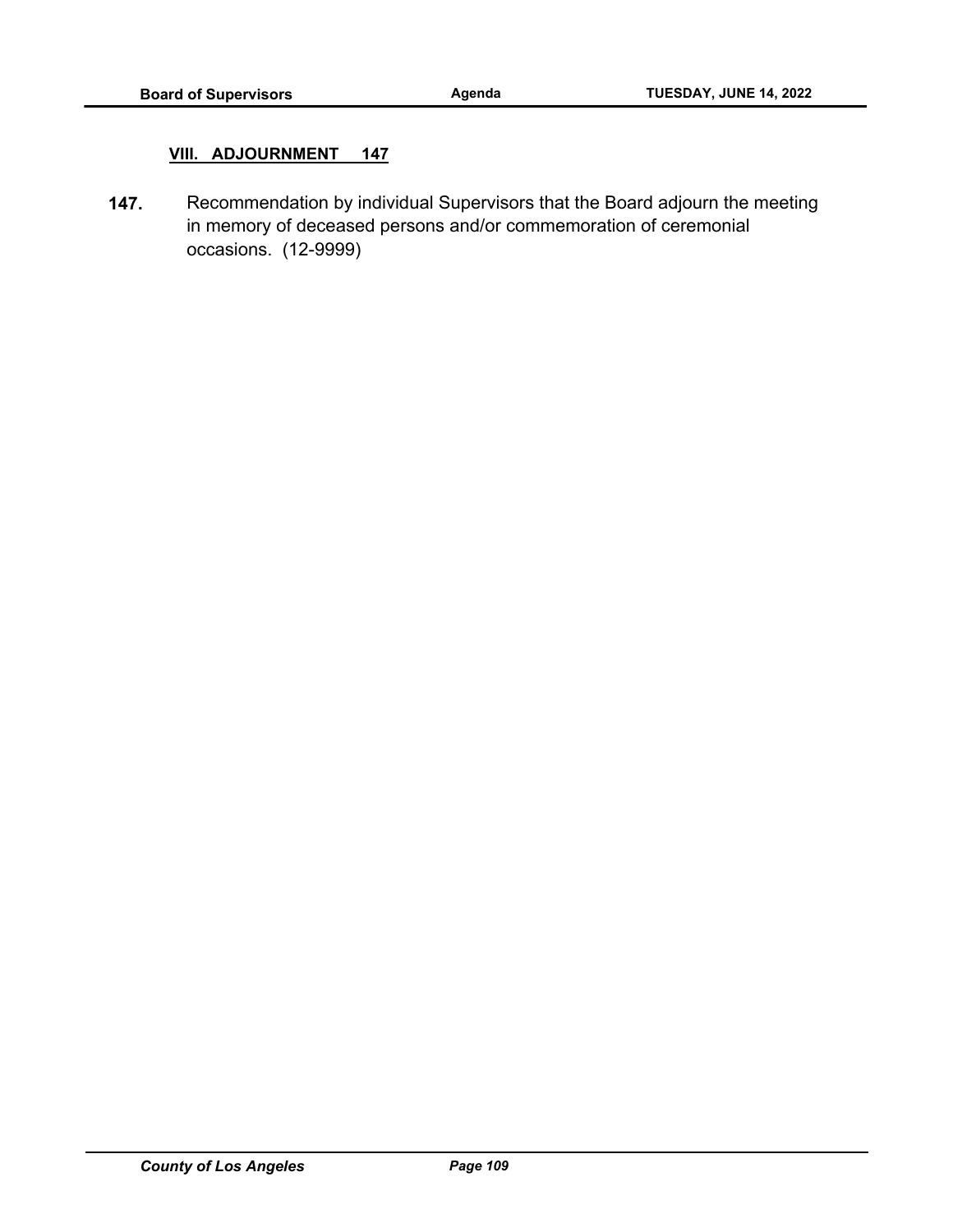## VIII. ADJOURNMENT 147

**147.** Recommendation by individual Supervisors that the Board adjourn the meeting in memory of deceased persons and/or commemoration of ceremonial occasions. (12-9999)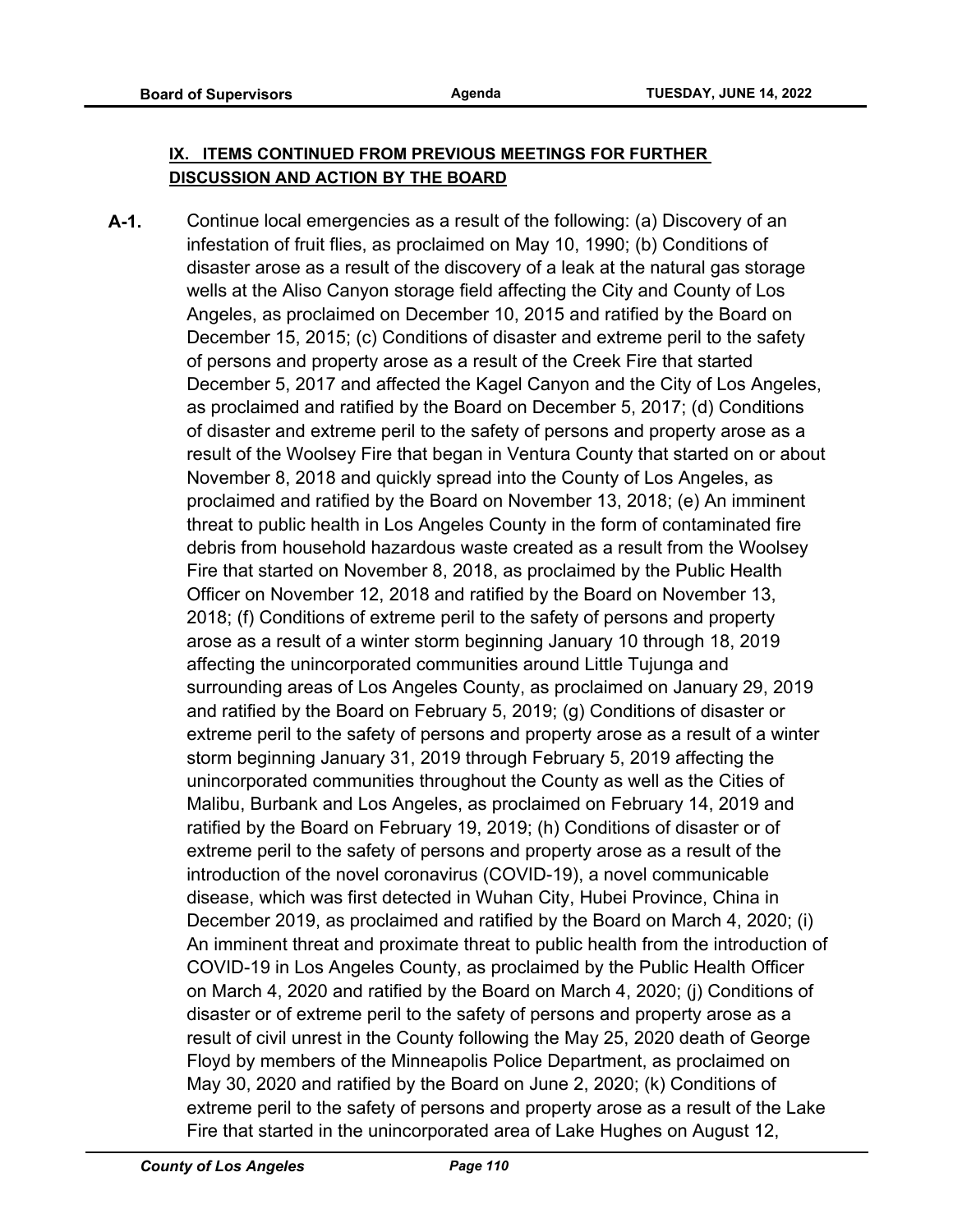## IX. ITEMS CONTINUED FROM PREVIOUS MEETINGS FOR FURTHER DISCUSSION AND ACTION BY THE BOARD

**A-1.** Continue local emergencies as a result of the following: (a) Discovery of an infestation of fruit flies, as proclaimed on May 10, 1990; (b) Conditions of disaster arose as a result of the discovery of a leak at the natural gas storage wells at the Aliso Canyon storage field affecting the City and County of Los Angeles, as proclaimed on December 10, 2015 and ratified by the Board on December 15, 2015; (c) Conditions of disaster and extreme peril to the safety of persons and property arose as a result of the Creek Fire that started December 5, 2017 and affected the Kagel Canyon and the City of Los Angeles, as proclaimed and ratified by the Board on December 5, 2017; (d) Conditions of disaster and extreme peril to the safety of persons and property arose as a result of the Woolsey Fire that began in Ventura County that started on or about November 8, 2018 and quickly spread into the County of Los Angeles, as proclaimed and ratified by the Board on November 13, 2018; (e) An imminent threat to public health in Los Angeles County in the form of contaminated fire debris from household hazardous waste created as a result from the Woolsey Fire that started on November 8, 2018, as proclaimed by the Public Health Officer on November 12, 2018 and ratified by the Board on November 13, 2018; (f) Conditions of extreme peril to the safety of persons and property arose as a result of a winter storm beginning January 10 through 18, 2019 affecting the unincorporated communities around Little Tujunga and surrounding areas of Los Angeles County, as proclaimed on January 29, 2019 and ratified by the Board on February 5, 2019; (g) Conditions of disaster or extreme peril to the safety of persons and property arose as a result of a winter storm beginning January 31, 2019 through February 5, 2019 affecting the unincorporated communities throughout the County as well as the Cities of Malibu, Burbank and Los Angeles, as proclaimed on February 14, 2019 and ratified by the Board on February 19, 2019; (h) Conditions of disaster or of extreme peril to the safety of persons and property arose as a result of the introduction of the novel coronavirus (COVID-19), a novel communicable disease, which was first detected in Wuhan City, Hubei Province, China in December 2019, as proclaimed and ratified by the Board on March 4, 2020; (i) An imminent threat and proximate threat to public health from the introduction of COVID-19 in Los Angeles County, as proclaimed by the Public Health Officer on March 4, 2020 and ratified by the Board on March 4, 2020; (j) Conditions of disaster or of extreme peril to the safety of persons and property arose as a result of civil unrest in the County following the May 25, 2020 death of George Floyd by members of the Minneapolis Police Department, as proclaimed on May 30, 2020 and ratified by the Board on June 2, 2020; (k) Conditions of extreme peril to the safety of persons and property arose as a result of the Lake Fire that started in the unincorporated area of Lake Hughes on August 12,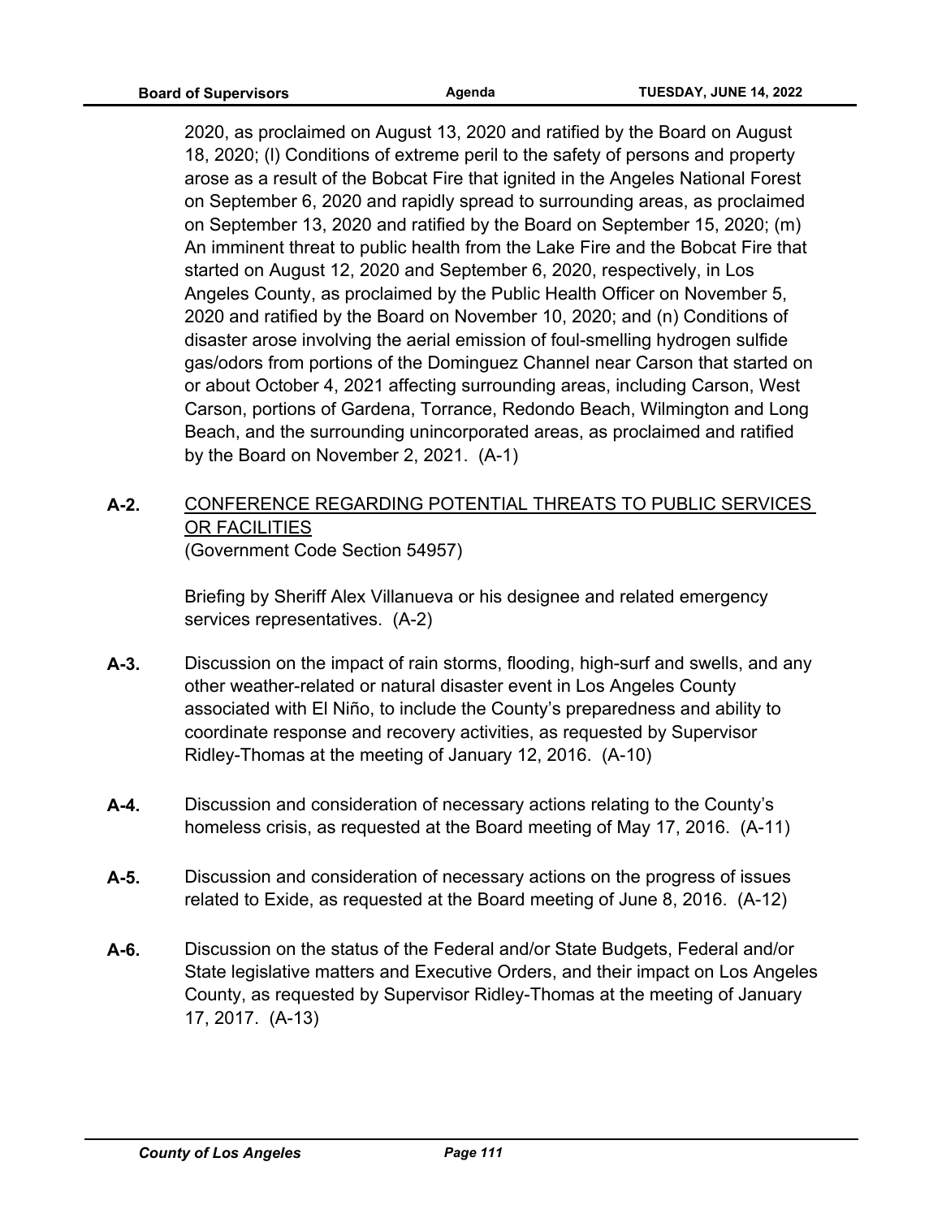2020, as proclaimed on August 13, 2020 and ratified by the Board on August 18, 2020; (l) Conditions of extreme peril to the safety of persons and property arose as a result of the Bobcat Fire that ignited in the Angeles National Forest on September 6, 2020 and rapidly spread to surrounding areas, as proclaimed on September 13, 2020 and ratified by the Board on September 15, 2020; (m) An imminent threat to public health from the Lake Fire and the Bobcat Fire that started on August 12, 2020 and September 6, 2020, respectively, in Los Angeles County, as proclaimed by the Public Health Officer on November 5, 2020 and ratified by the Board on November 10, 2020; and (n) Conditions of disaster arose involving the aerial emission of foul-smelling hydrogen sulfide gas/odors from portions of the Dominguez Channel near Carson that started on or about October 4, 2021 affecting surrounding areas, including Carson, West Carson, portions of Gardena, Torrance, Redondo Beach, Wilmington and Long Beach, and the surrounding unincorporated areas, as proclaimed and ratified by the Board on November 2, 2021. (A-1)

**A-2.** CONFERENCE REGARDING POTENTIAL THREATS TO PUBLIC SERVICES OR FACILITIES
(Government Code Section 54957)

Briefing by Sheriff Alex Villanueva or his designee and related emergency services representatives. (A-2)

**A-3.** Discussion on the impact of rain storms, flooding, high-surf and swells, and any other weather-related or natural disaster event in Los Angeles County associated with El Niño, to include the County's preparedness and ability to coordinate response and recovery activities, as requested by Supervisor Ridley-Thomas at the meeting of January 12, 2016. (A-10)

**A-4.** Discussion and consideration of necessary actions relating to the County's homeless crisis, as requested at the Board meeting of May 17, 2016. (A-11)

**A-5.** Discussion and consideration of necessary actions on the progress of issues related to Exide, as requested at the Board meeting of June 8, 2016. (A-12)

**A-6.** Discussion on the status of the Federal and/or State Budgets, Federal and/or State legislative matters and Executive Orders, and their impact on Los Angeles County, as requested by Supervisor Ridley-Thomas at the meeting of January 17, 2017. (A-13)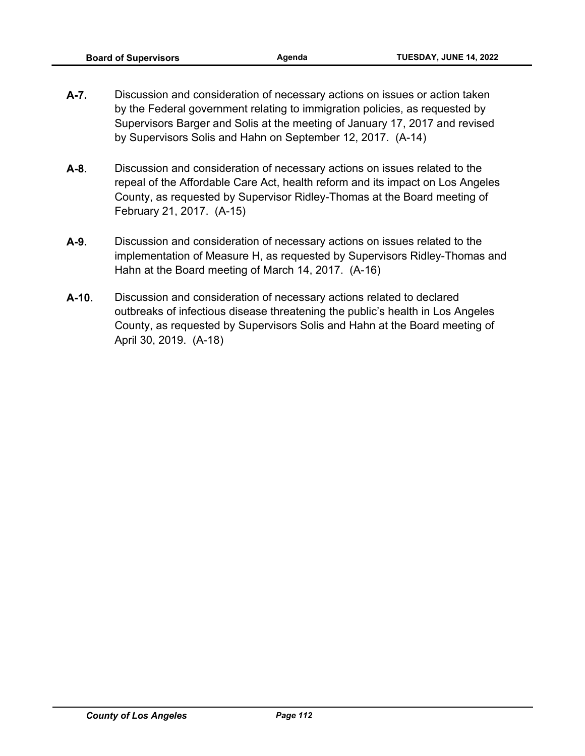**A-7.** Discussion and consideration of necessary actions on issues or action taken by the Federal government relating to immigration policies, as requested by Supervisors Barger and Solis at the meeting of January 17, 2017 and revised by Supervisors Solis and Hahn on September 12, 2017. (A-14)

**A-8.** Discussion and consideration of necessary actions on issues related to the repeal of the Affordable Care Act, health reform and its impact on Los Angeles County, as requested by Supervisor Ridley-Thomas at the Board meeting of February 21, 2017. (A-15)

**A-9.** Discussion and consideration of necessary actions on issues related to the implementation of Measure H, as requested by Supervisors Ridley-Thomas and Hahn at the Board meeting of March 14, 2017. (A-16)

**A-10.** Discussion and consideration of necessary actions related to declared outbreaks of infectious disease threatening the public's health in Los Angeles County, as requested by Supervisors Solis and Hahn at the Board meeting of April 30, 2019. (A-18)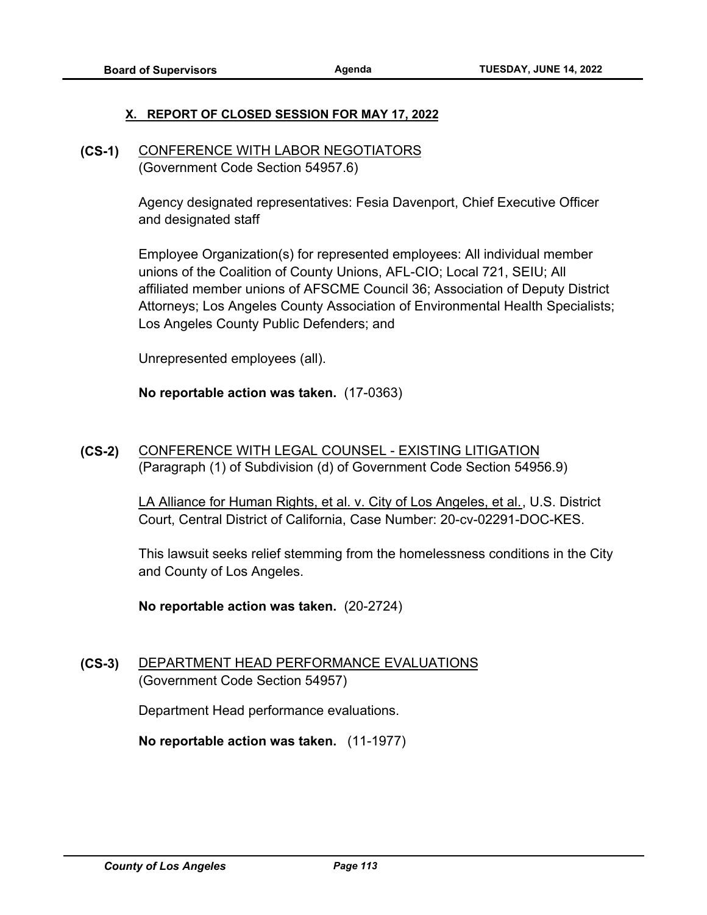## X. REPORT OF CLOSED SESSION FOR MAY 17, 2022

**(CS-1)** CONFERENCE WITH LABOR NEGOTIATORS
(Government Code Section 54957.6)

Agency designated representatives: Fesia Davenport, Chief Executive Officer and designated staff

Employee Organization(s) for represented employees: All individual member unions of the Coalition of County Unions, AFL-CIO; Local 721, SEIU; All affiliated member unions of AFSCME Council 36; Association of Deputy District Attorneys; Los Angeles County Association of Environmental Health Specialists; Los Angeles County Public Defenders; and

Unrepresented employees (all).

**No reportable action was taken.** (17-0363)

**(CS-2)** CONFERENCE WITH LEGAL COUNSEL - EXISTING LITIGATION
(Paragraph (1) of Subdivision (d) of Government Code Section 54956.9)

LA Alliance for Human Rights, et al. v. City of Los Angeles, et al., U.S. District Court, Central District of California, Case Number: 20-cv-02291-DOC-KES.

This lawsuit seeks relief stemming from the homelessness conditions in the City and County of Los Angeles.

**No reportable action was taken.** (20-2724)

**(CS-3)** DEPARTMENT HEAD PERFORMANCE EVALUATIONS
(Government Code Section 54957)

Department Head performance evaluations.

**No reportable action was taken.** (11-1977)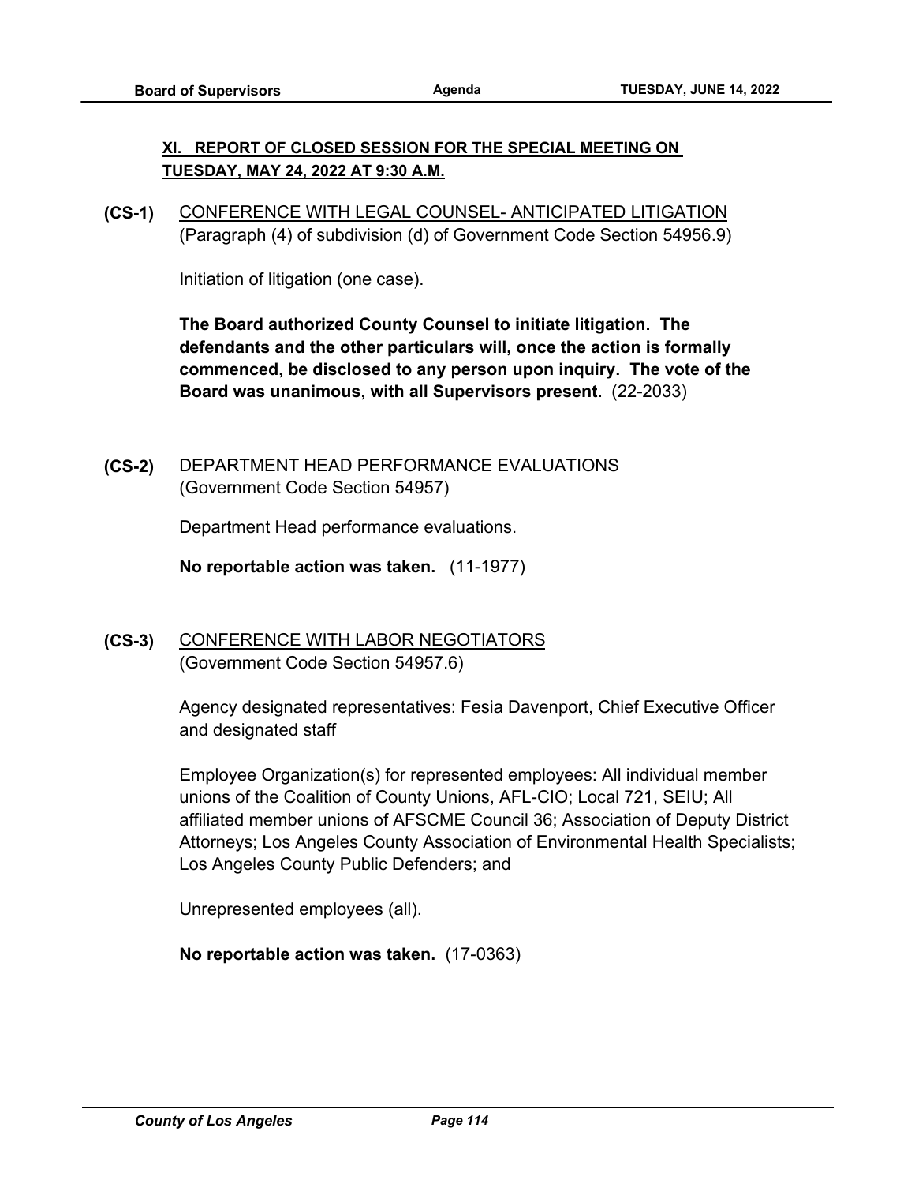## XI. REPORT OF CLOSED SESSION FOR THE SPECIAL MEETING ON TUESDAY, MAY 24, 2022 AT 9:30 A.M.

**(CS-1)** CONFERENCE WITH LEGAL COUNSEL- ANTICIPATED LITIGATION
(Paragraph (4) of subdivision (d) of Government Code Section 54956.9)

Initiation of litigation (one case).

**The Board authorized County Counsel to initiate litigation. The defendants and the other particulars will, once the action is formally commenced, be disclosed to any person upon inquiry. The vote of the Board was unanimous, with all Supervisors present.** (22-2033)

**(CS-2)** DEPARTMENT HEAD PERFORMANCE EVALUATIONS
(Government Code Section 54957)

Department Head performance evaluations.

**No reportable action was taken.** (11-1977)

**(CS-3)** CONFERENCE WITH LABOR NEGOTIATORS
(Government Code Section 54957.6)

Agency designated representatives: Fesia Davenport, Chief Executive Officer and designated staff

Employee Organization(s) for represented employees: All individual member unions of the Coalition of County Unions, AFL-CIO; Local 721, SEIU; All affiliated member unions of AFSCME Council 36; Association of Deputy District Attorneys; Los Angeles County Association of Environmental Health Specialists; Los Angeles County Public Defenders; and

Unrepresented employees (all).

**No reportable action was taken.** (17-0363)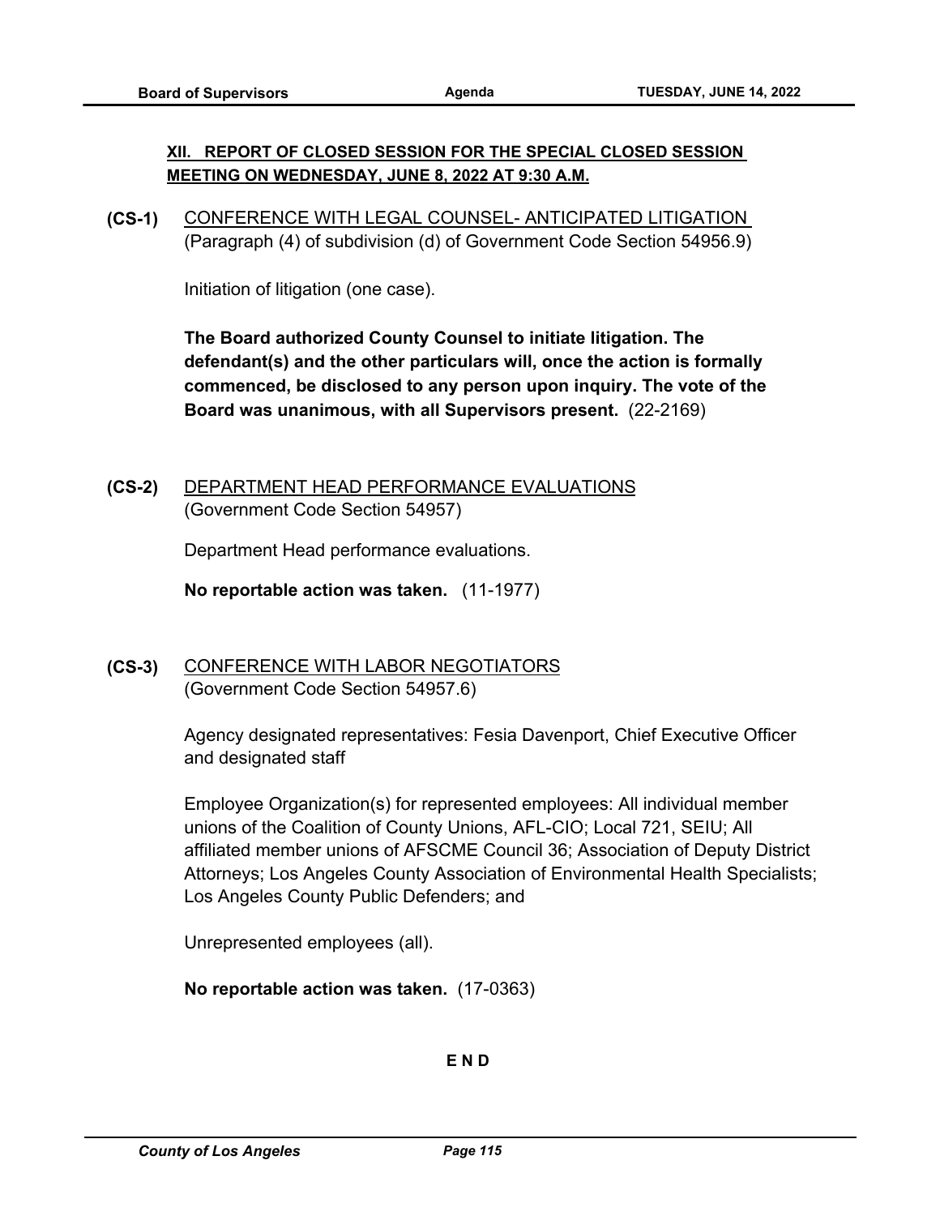## XII. REPORT OF CLOSED SESSION FOR THE SPECIAL CLOSED SESSION MEETING ON WEDNESDAY, JUNE 8, 2022 AT 9:30 A.M.

**(CS-1)** CONFERENCE WITH LEGAL COUNSEL- ANTICIPATED LITIGATION
(Paragraph (4) of subdivision (d) of Government Code Section 54956.9)

Initiation of litigation (one case).

**The Board authorized County Counsel to initiate litigation. The defendant(s) and the other particulars will, once the action is formally commenced, be disclosed to any person upon inquiry. The vote of the Board was unanimous, with all Supervisors present.** (22-2169)

**(CS-2)** DEPARTMENT HEAD PERFORMANCE EVALUATIONS
(Government Code Section 54957)

Department Head performance evaluations.

**No reportable action was taken.** (11-1977)

**(CS-3)** CONFERENCE WITH LABOR NEGOTIATORS
(Government Code Section 54957.6)

Agency designated representatives: Fesia Davenport, Chief Executive Officer and designated staff

Employee Organization(s) for represented employees: All individual member unions of the Coalition of County Unions, AFL-CIO; Local 721, SEIU; All affiliated member unions of AFSCME Council 36; Association of Deputy District Attorneys; Los Angeles County Association of Environmental Health Specialists; Los Angeles County Public Defenders; and

Unrepresented employees (all).

**No reportable action was taken.** (17-0363)

**E N D**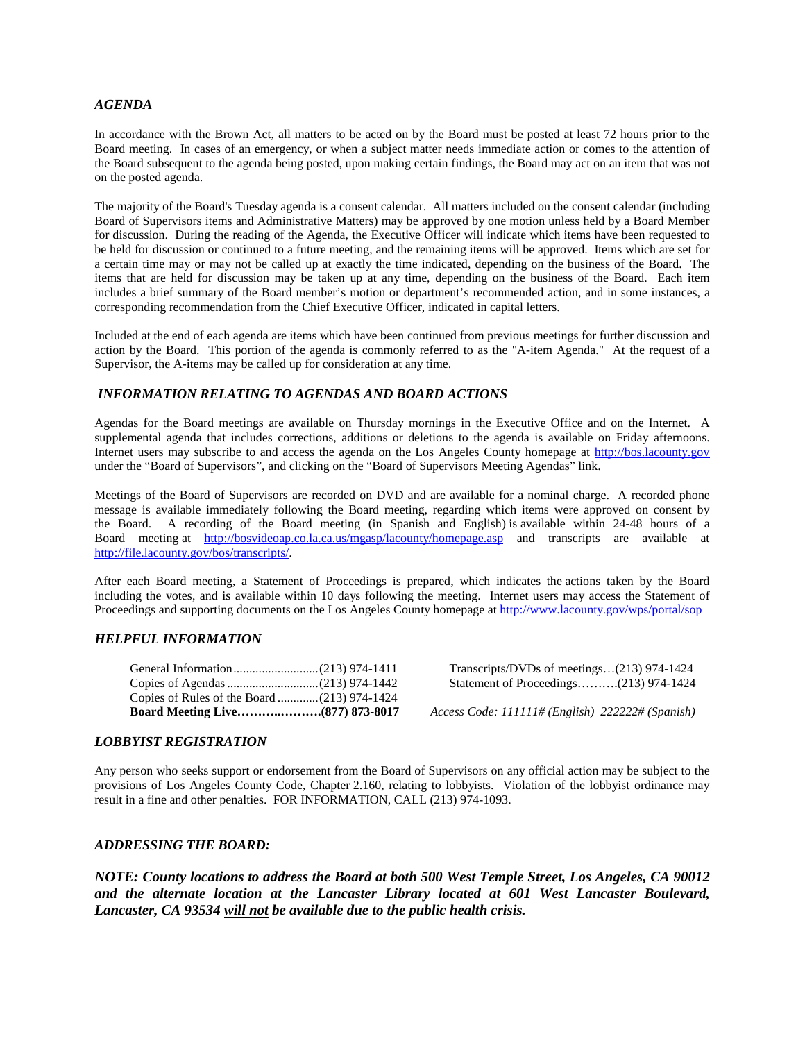### *AGENDA*

In accordance with the Brown Act, all matters to be acted on by the Board must be posted at least 72 hours prior to the Board meeting. In cases of an emergency, or when a subject matter needs immediate action or comes to the attention of the Board subsequent to the agenda being posted, upon making certain findings, the Board may act on an item that was not on the posted agenda.

The majority of the Board's Tuesday agenda is a consent calendar. All matters included on the consent calendar (including Board of Supervisors items and Administrative Matters) may be approved by one motion unless held by a Board Member for discussion. During the reading of the Agenda, the Executive Officer will indicate which items have been requested to be held for discussion or continued to a future meeting, and the remaining items will be approved. Items which are set for a certain time may or may not be called up at exactly the time indicated, depending on the business of the Board. The items that are held for discussion may be taken up at any time, depending on the business of the Board. Each item includes a brief summary of the Board member's motion or department's recommended action, and in some instances, a corresponding recommendation from the Chief Executive Officer, indicated in capital letters.

Included at the end of each agenda are items which have been continued from previous meetings for further discussion and action by the Board. This portion of the agenda is commonly referred to as the "A-item Agenda." At the request of a Supervisor, the A-items may be called up for consideration at any time.

### *INFORMATION RELATING TO AGENDAS AND BOARD ACTIONS*

Agendas for the Board meetings are available on Thursday mornings in the Executive Office and on the Internet. A supplemental agenda that includes corrections, additions or deletions to the agenda is available on Friday afternoons. Internet users may subscribe to and access the agenda on the Los Angeles County homepage at http://bos.lacounty.gov under the "Board of Supervisors", and clicking on the "Board of Supervisors Meeting Agendas" link.

Meetings of the Board of Supervisors are recorded on DVD and are available for a nominal charge. A recorded phone message is available immediately following the Board meeting, regarding which items were approved on consent by the Board. A recording of the Board meeting (in Spanish and English) is available within 24-48 hours of a Board meeting at http://bosvideoap.co.la.ca.us/mgasp/lacounty/homepage.asp and transcripts are available at http://file.lacounty.gov/bos/transcripts/.

After each Board meeting, a Statement of Proceedings is prepared, which indicates the actions taken by the Board including the votes, and is available within 10 days following the meeting. Internet users may access the Statement of Proceedings and supporting documents on the Los Angeles County homepage at http://www.lacounty.gov/wps/portal/sop

### *HELPFUL INFORMATION*

| | |
|---|---|
| General Information..........................(213) 974-1411 | Transcripts/DVDs of meetings…(213) 974-1424 |
| Copies of Agendas............................(213) 974-1442 | Statement of Proceedings……….(213) 974-1424 |
| Copies of Rules of the Board............(213) 974-1424 | |
| **Board Meeting Live………..……….(877) 873-8017** | *Access Code: 111111# (English) 222222# (Spanish)* |

### *LOBBYIST REGISTRATION*

Any person who seeks support or endorsement from the Board of Supervisors on any official action may be subject to the provisions of Los Angeles County Code, Chapter 2.160, relating to lobbyists. Violation of the lobbyist ordinance may result in a fine and other penalties. FOR INFORMATION, CALL (213) 974-1093.

### *ADDRESSING THE BOARD:*

***NOTE: County locations to address the Board at both 500 West Temple Street, Los Angeles, CA 90012 and the alternate location at the Lancaster Library located at 601 West Lancaster Boulevard, Lancaster, CA 93534 will not be available due to the public health crisis.***